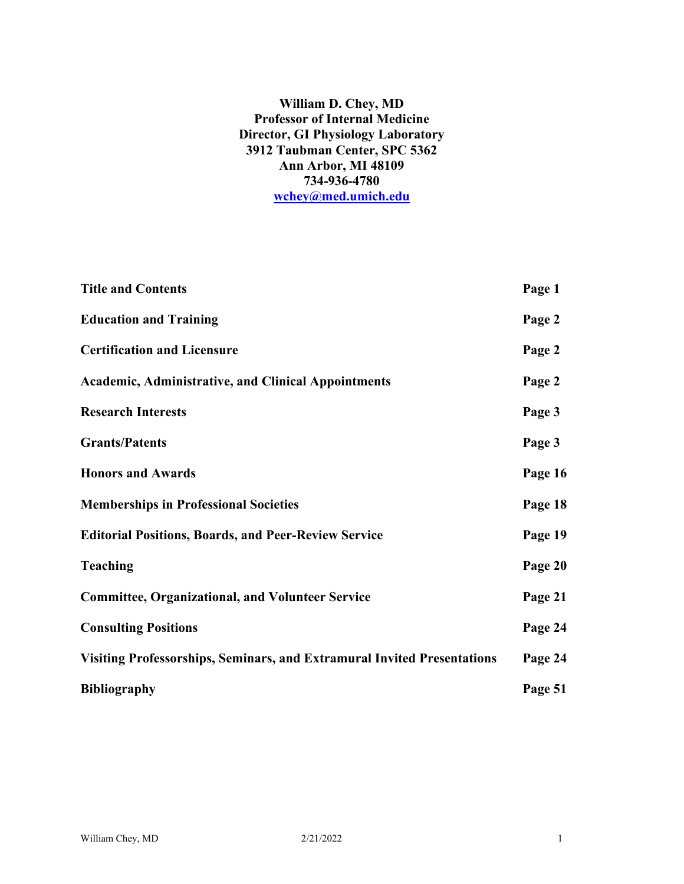**William D. Chey, MD**
**Professor of Internal Medicine**
**Director, GI Physiology Laboratory**
**3912 Taubman Center, SPC 5362**
**Ann Arbor, MI 48109**
**734-936-4780**
**wchey@med.umich.edu**

| | |
|---|---|
| **Title and Contents** | **Page 1** |
| **Education and Training** | **Page 2** |
| **Certification and Licensure** | **Page 2** |
| **Academic, Administrative, and Clinical Appointments** | **Page 2** |
| **Research Interests** | **Page 3** |
| **Grants/Patents** | **Page 3** |
| **Honors and Awards** | **Page 16** |
| **Memberships in Professional Societies** | **Page 18** |
| **Editorial Positions, Boards, and Peer-Review Service** | **Page 19** |
| **Teaching** | **Page 20** |
| **Committee, Organizational, and Volunteer Service** | **Page 21** |
| **Consulting Positions** | **Page 24** |
| **Visiting Professorships, Seminars, and Extramural Invited Presentations** | **Page 24** |
| **Bibliography** | **Page 51** |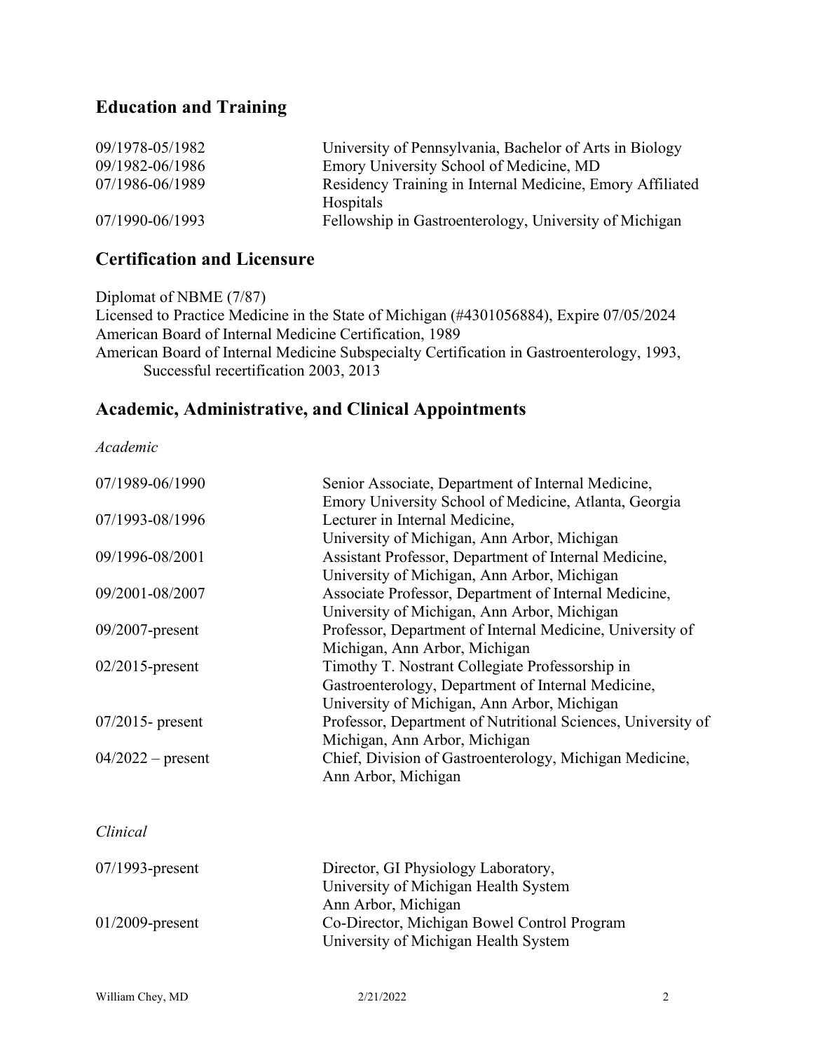## Education and Training

| | |
|---|---|
| 09/1978-05/1982 | University of Pennsylvania, Bachelor of Arts in Biology |
| 09/1982-06/1986 | Emory University School of Medicine, MD |
| 07/1986-06/1989 | Residency Training in Internal Medicine, Emory Affiliated Hospitals |
| 07/1990-06/1993 | Fellowship in Gastroenterology, University of Michigan |

## Certification and Licensure

Diplomat of NBME (7/87)
Licensed to Practice Medicine in the State of Michigan (#4301056884), Expire 07/05/2024
American Board of Internal Medicine Certification, 1989
American Board of Internal Medicine Subspecialty Certification in Gastroenterology, 1993, Successful recertification 2003, 2013

## Academic, Administrative, and Clinical Appointments

*Academic*

| | |
|---|---|
| 07/1989-06/1990 | Senior Associate, Department of Internal Medicine, Emory University School of Medicine, Atlanta, Georgia |
| 07/1993-08/1996 | Lecturer in Internal Medicine, University of Michigan, Ann Arbor, Michigan |
| 09/1996-08/2001 | Assistant Professor, Department of Internal Medicine, University of Michigan, Ann Arbor, Michigan |
| 09/2001-08/2007 | Associate Professor, Department of Internal Medicine, University of Michigan, Ann Arbor, Michigan |
| 09/2007-present | Professor, Department of Internal Medicine, University of Michigan, Ann Arbor, Michigan |
| 02/2015-present | Timothy T. Nostrant Collegiate Professorship in Gastroenterology, Department of Internal Medicine, University of Michigan, Ann Arbor, Michigan |
| 07/2015- present | Professor, Department of Nutritional Sciences, University of Michigan, Ann Arbor, Michigan |
| 04/2022 – present | Chief, Division of Gastroenterology, Michigan Medicine, Ann Arbor, Michigan |

*Clinical*

| | |
|---|---|
| 07/1993-present | Director, GI Physiology Laboratory, University of Michigan Health System Ann Arbor, Michigan |
| 01/2009-present | Co-Director, Michigan Bowel Control Program University of Michigan Health System |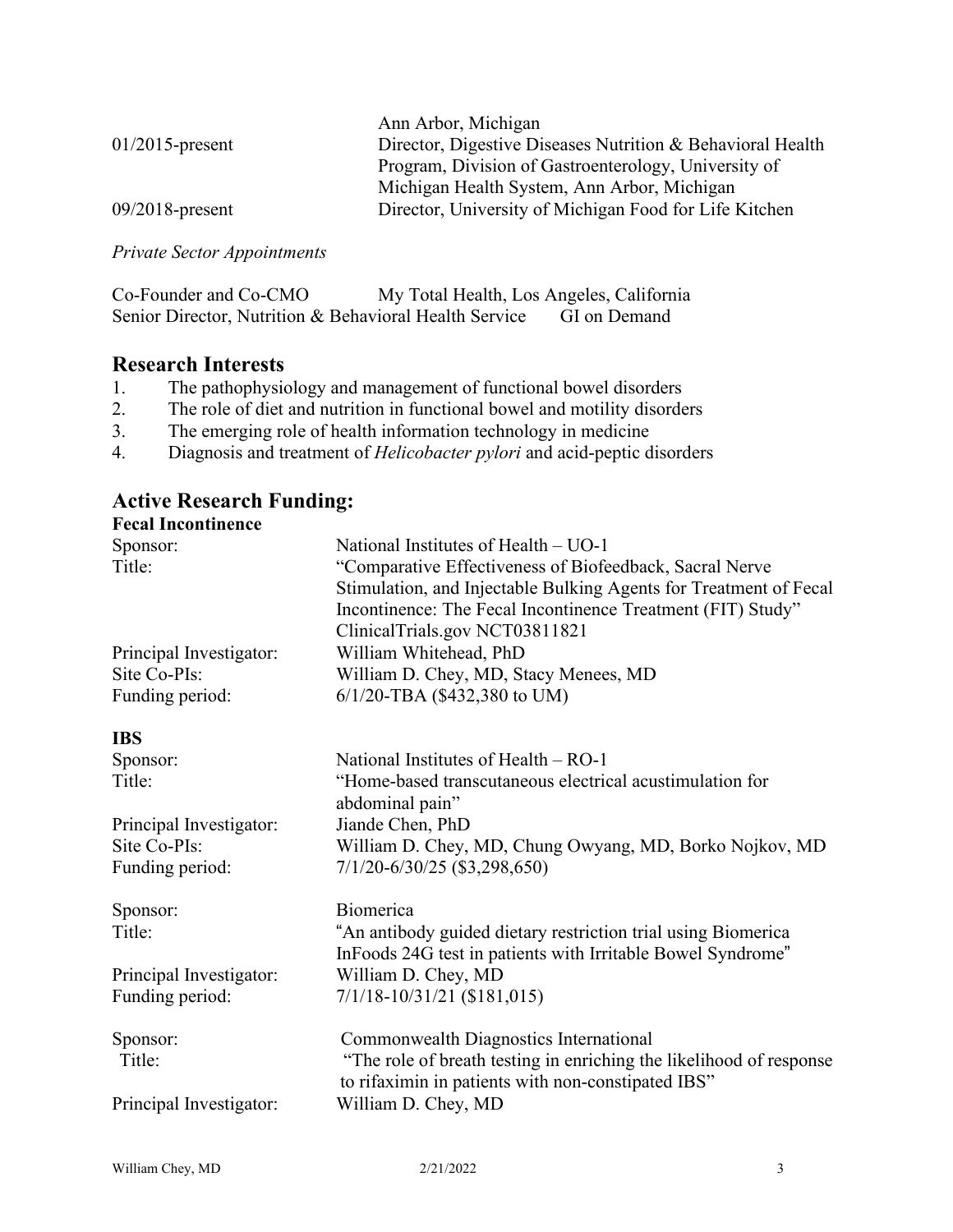| | |
|---|---|
| | Ann Arbor, Michigan |
| 01/2015-present | Director, Digestive Diseases Nutrition & Behavioral Health Program, Division of Gastroenterology, University of Michigan Health System, Ann Arbor, Michigan |
| 09/2018-present | Director, University of Michigan Food for Life Kitchen |

*Private Sector Appointments*

| | |
|---|---|
| Co-Founder and Co-CMO | My Total Health, Los Angeles, California |
| Senior Director, Nutrition & Behavioral Health Service | GI on Demand |

## Research Interests

1. The pathophysiology and management of functional bowel disorders
2. The role of diet and nutrition in functional bowel and motility disorders
3. The emerging role of health information technology in medicine
4. Diagnosis and treatment of *Helicobacter pylori* and acid-peptic disorders

## Active Research Funding:

**Fecal Incontinence**

| | |
|---|---|
| Sponsor: | National Institutes of Health – UO-1 |
| Title: | "Comparative Effectiveness of Biofeedback, Sacral Nerve Stimulation, and Injectable Bulking Agents for Treatment of Fecal Incontinence: The Fecal Incontinence Treatment (FIT) Study" ClinicalTrials.gov NCT03811821 |
| Principal Investigator: | William Whitehead, PhD |
| Site Co-PIs: | William D. Chey, MD, Stacy Menees, MD |
| Funding period: | 6/1/20-TBA ($432,380 to UM) |

**IBS**

| | |
|---|---|
| Sponsor: | National Institutes of Health – RO-1 |
| Title: | "Home-based transcutaneous electrical acustimulation for abdominal pain" |
| Principal Investigator: | Jiande Chen, PhD |
| Site Co-PIs: | William D. Chey, MD, Chung Owyang, MD, Borko Nojkov, MD |
| Funding period: | 7/1/20-6/30/25 ($3,298,650) |

| | |
|---|---|
| Sponsor: | Biomerica |
| Title: | "An antibody guided dietary restriction trial using Biomerica InFoods 24G test in patients with Irritable Bowel Syndrome" |
| Principal Investigator: | William D. Chey, MD |
| Funding period: | 7/1/18-10/31/21 ($181,015) |

| | |
|---|---|
| Sponsor: | Commonwealth Diagnostics International |
| Title: | "The role of breath testing in enriching the likelihood of response to rifaximin in patients with non-constipated IBS" |
| Principal Investigator: | William D. Chey, MD |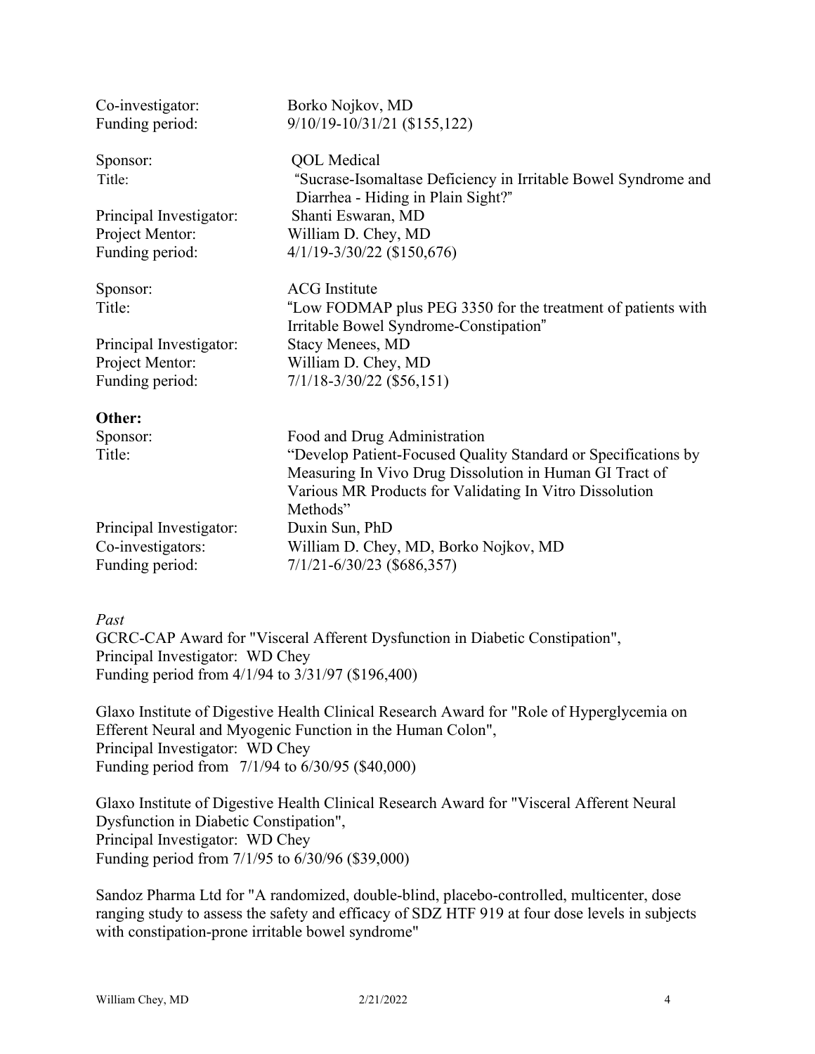Co-investigator: Borko Nojkov, MD
Funding period: 9/10/19-10/31/21 ($155,122)

Sponsor: QOL Medical
Title: "Sucrase-Isomaltase Deficiency in Irritable Bowel Syndrome and Diarrhea - Hiding in Plain Sight?"
Principal Investigator: Shanti Eswaran, MD
Project Mentor: William D. Chey, MD
Funding period: 4/1/19-3/30/22 ($150,676)

Sponsor: ACG Institute
Title: "Low FODMAP plus PEG 3350 for the treatment of patients with Irritable Bowel Syndrome-Constipation"
Principal Investigator: Stacy Menees, MD
Project Mentor: William D. Chey, MD
Funding period: 7/1/18-3/30/22 ($56,151)

**Other:**

Sponsor: Food and Drug Administration
Title: "Develop Patient-Focused Quality Standard or Specifications by Measuring In Vivo Drug Dissolution in Human GI Tract of Various MR Products for Validating In Vitro Dissolution Methods"
Principal Investigator: Duxin Sun, PhD
Co-investigators: William D. Chey, MD, Borko Nojkov, MD
Funding period: 7/1/21-6/30/23 ($686,357)

*Past*

GCRC-CAP Award for "Visceral Afferent Dysfunction in Diabetic Constipation",
Principal Investigator: WD Chey
Funding period from 4/1/94 to 3/31/97 ($196,400)

Glaxo Institute of Digestive Health Clinical Research Award for "Role of Hyperglycemia on Efferent Neural and Myogenic Function in the Human Colon",
Principal Investigator: WD Chey
Funding period from 7/1/94 to 6/30/95 ($40,000)

Glaxo Institute of Digestive Health Clinical Research Award for "Visceral Afferent Neural Dysfunction in Diabetic Constipation",
Principal Investigator: WD Chey
Funding period from 7/1/95 to 6/30/96 ($39,000)

Sandoz Pharma Ltd for "A randomized, double-blind, placebo-controlled, multicenter, dose ranging study to assess the safety and efficacy of SDZ HTF 919 at four dose levels in subjects with constipation-prone irritable bowel syndrome"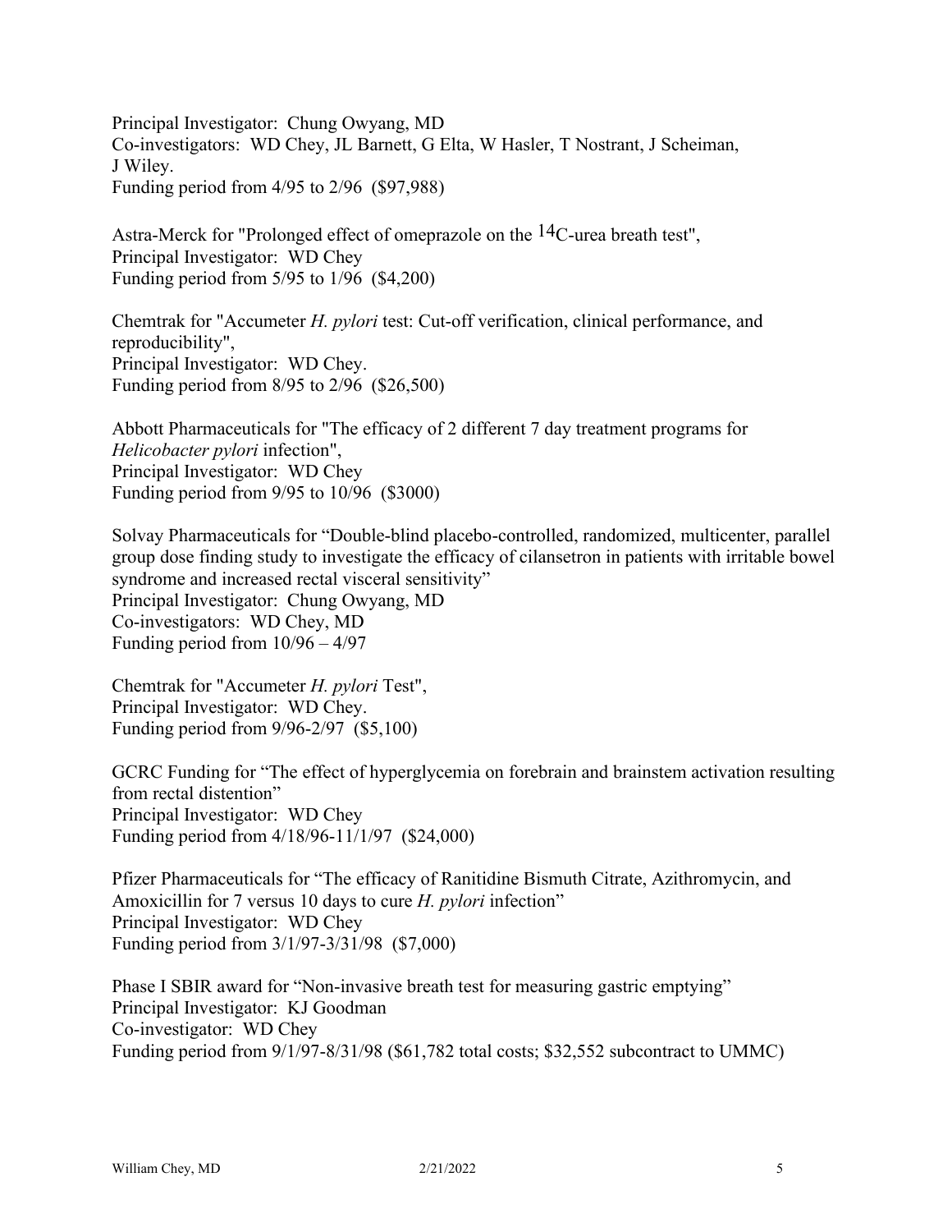Principal Investigator: Chung Owyang, MD
Co-investigators: WD Chey, JL Barnett, G Elta, W Hasler, T Nostrant, J Scheiman, J Wiley.
Funding period from 4/95 to 2/96 ($97,988)

Astra-Merck for "Prolonged effect of omeprazole on the $^{14}C$-urea breath test",
Principal Investigator: WD Chey
Funding period from 5/95 to 1/96 ($4,200)

Chemtrak for "Accumeter *H. pylori* test: Cut-off verification, clinical performance, and reproducibility",
Principal Investigator: WD Chey.
Funding period from 8/95 to 2/96 ($26,500)

Abbott Pharmaceuticals for "The efficacy of 2 different 7 day treatment programs for *Helicobacter pylori* infection",
Principal Investigator: WD Chey
Funding period from 9/95 to 10/96 ($3000)

Solvay Pharmaceuticals for "Double-blind placebo-controlled, randomized, multicenter, parallel group dose finding study to investigate the efficacy of cilansetron in patients with irritable bowel syndrome and increased rectal visceral sensitivity"
Principal Investigator: Chung Owyang, MD
Co-investigators: WD Chey, MD
Funding period from 10/96 – 4/97

Chemtrak for "Accumeter *H. pylori* Test",
Principal Investigator: WD Chey.
Funding period from 9/96-2/97 ($5,100)

GCRC Funding for "The effect of hyperglycemia on forebrain and brainstem activation resulting from rectal distention"
Principal Investigator: WD Chey
Funding period from 4/18/96-11/1/97 ($24,000)

Pfizer Pharmaceuticals for "The efficacy of Ranitidine Bismuth Citrate, Azithromycin, and Amoxicillin for 7 versus 10 days to cure *H. pylori* infection"
Principal Investigator: WD Chey
Funding period from 3/1/97-3/31/98 ($7,000)

Phase I SBIR award for "Non-invasive breath test for measuring gastric emptying"
Principal Investigator: KJ Goodman
Co-investigator: WD Chey
Funding period from 9/1/97-8/31/98 ($61,782 total costs; $32,552 subcontract to UMMC)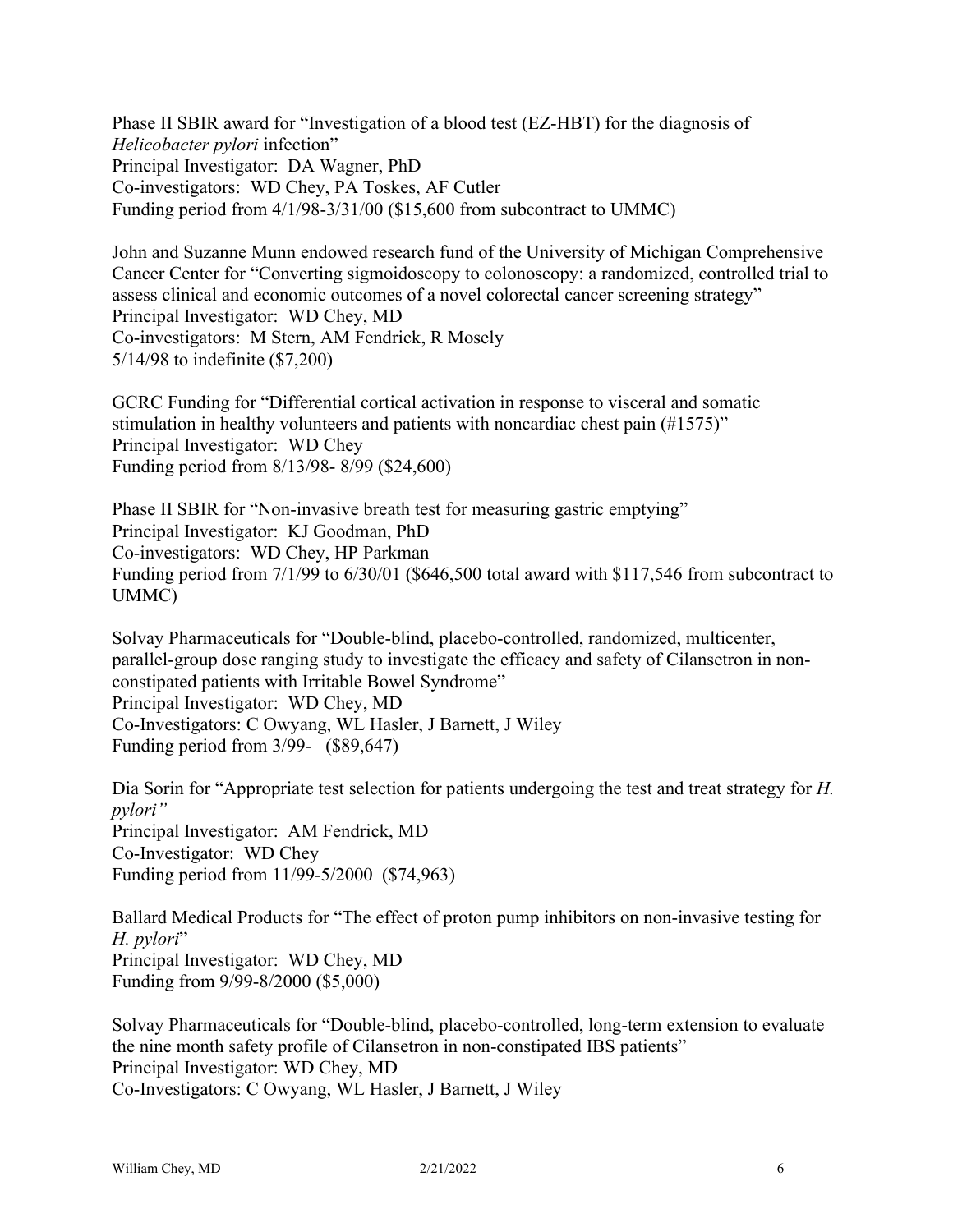Phase II SBIR award for "Investigation of a blood test (EZ-HBT) for the diagnosis of *Helicobacter pylori* infection"
Principal Investigator: DA Wagner, PhD
Co-investigators: WD Chey, PA Toskes, AF Cutler
Funding period from 4/1/98-3/31/00 ($15,600 from subcontract to UMMC)

John and Suzanne Munn endowed research fund of the University of Michigan Comprehensive Cancer Center for "Converting sigmoidoscopy to colonoscopy: a randomized, controlled trial to assess clinical and economic outcomes of a novel colorectal cancer screening strategy"
Principal Investigator: WD Chey, MD
Co-investigators: M Stern, AM Fendrick, R Mosely
5/14/98 to indefinite ($7,200)

GCRC Funding for "Differential cortical activation in response to visceral and somatic stimulation in healthy volunteers and patients with noncardiac chest pain (#1575)"
Principal Investigator: WD Chey
Funding period from 8/13/98- 8/99 ($24,600)

Phase II SBIR for "Non-invasive breath test for measuring gastric emptying"
Principal Investigator: KJ Goodman, PhD
Co-investigators: WD Chey, HP Parkman
Funding period from 7/1/99 to 6/30/01 ($646,500 total award with $117,546 from subcontract to UMMC)

Solvay Pharmaceuticals for "Double-blind, placebo-controlled, randomized, multicenter, parallel-group dose ranging study to investigate the efficacy and safety of Cilansetron in non-constipated patients with Irritable Bowel Syndrome"
Principal Investigator: WD Chey, MD
Co-Investigators: C Owyang, WL Hasler, J Barnett, J Wiley
Funding period from 3/99- ($89,647)

Dia Sorin for "Appropriate test selection for patients undergoing the test and treat strategy for *H. pylori"*
Principal Investigator: AM Fendrick, MD
Co-Investigator: WD Chey
Funding period from 11/99-5/2000 ($74,963)

Ballard Medical Products for "The effect of proton pump inhibitors on non-invasive testing for *H. pylori*"
Principal Investigator: WD Chey, MD
Funding from 9/99-8/2000 ($5,000)

Solvay Pharmaceuticals for "Double-blind, placebo-controlled, long-term extension to evaluate the nine month safety profile of Cilansetron in non-constipated IBS patients"
Principal Investigator: WD Chey, MD
Co-Investigators: C Owyang, WL Hasler, J Barnett, J Wiley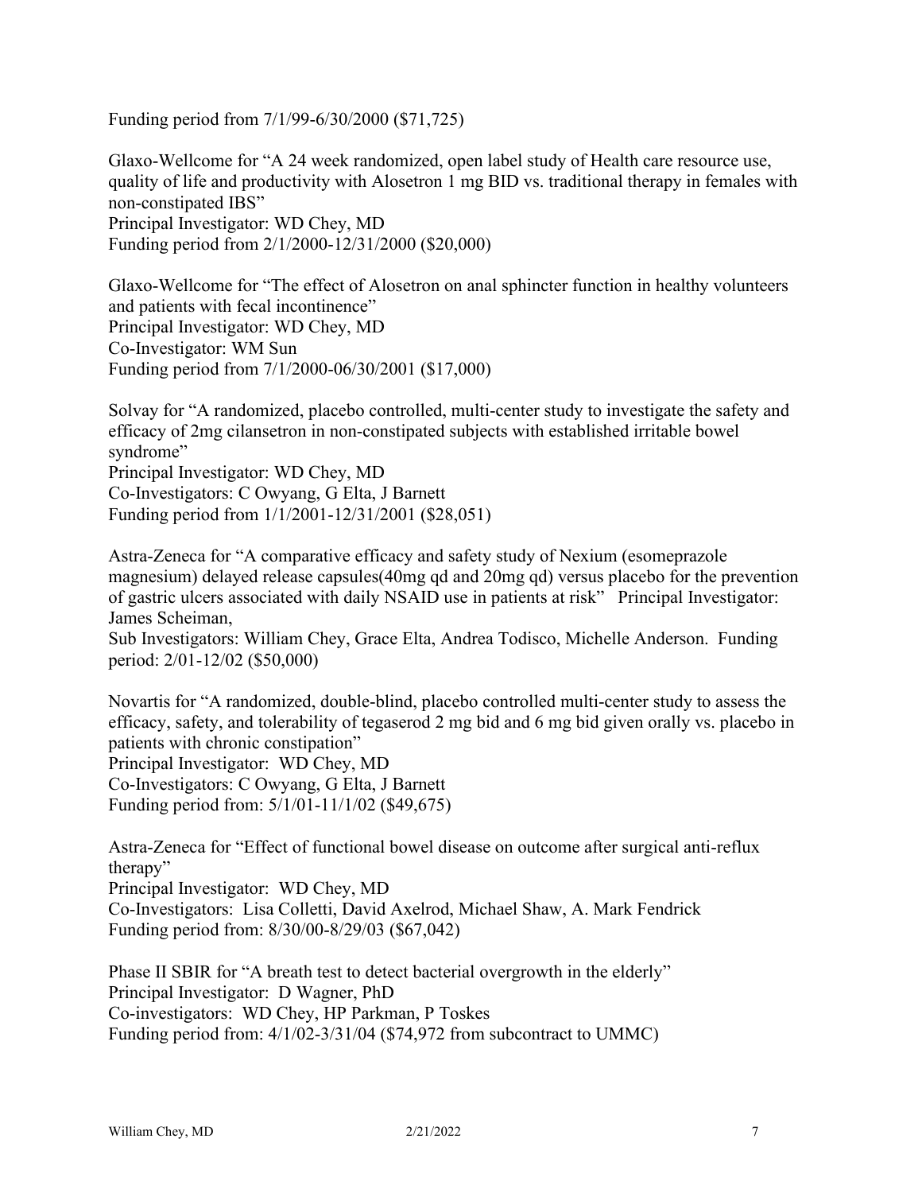Funding period from 7/1/99-6/30/2000 ($71,725)

Glaxo-Wellcome for "A 24 week randomized, open label study of Health care resource use, quality of life and productivity with Alosetron 1 mg BID vs. traditional therapy in females with non-constipated IBS"
Principal Investigator: WD Chey, MD
Funding period from 2/1/2000-12/31/2000 ($20,000)

Glaxo-Wellcome for "The effect of Alosetron on anal sphincter function in healthy volunteers and patients with fecal incontinence"
Principal Investigator: WD Chey, MD
Co-Investigator: WM Sun
Funding period from 7/1/2000-06/30/2001 ($17,000)

Solvay for "A randomized, placebo controlled, multi-center study to investigate the safety and efficacy of 2mg cilansetron in non-constipated subjects with established irritable bowel syndrome"
Principal Investigator: WD Chey, MD
Co-Investigators: C Owyang, G Elta, J Barnett
Funding period from 1/1/2001-12/31/2001 ($28,051)

Astra-Zeneca for "A comparative efficacy and safety study of Nexium (esomeprazole magnesium) delayed release capsules(40mg qd and 20mg qd) versus placebo for the prevention of gastric ulcers associated with daily NSAID use in patients at risk" Principal Investigator: James Scheiman,
Sub Investigators: William Chey, Grace Elta, Andrea Todisco, Michelle Anderson. Funding period: 2/01-12/02 ($50,000)

Novartis for "A randomized, double-blind, placebo controlled multi-center study to assess the efficacy, safety, and tolerability of tegaserod 2 mg bid and 6 mg bid given orally vs. placebo in patients with chronic constipation"
Principal Investigator: WD Chey, MD
Co-Investigators: C Owyang, G Elta, J Barnett
Funding period from: 5/1/01-11/1/02 ($49,675)

Astra-Zeneca for "Effect of functional bowel disease on outcome after surgical anti-reflux therapy"
Principal Investigator: WD Chey, MD
Co-Investigators: Lisa Colletti, David Axelrod, Michael Shaw, A. Mark Fendrick
Funding period from: 8/30/00-8/29/03 ($67,042)

Phase II SBIR for "A breath test to detect bacterial overgrowth in the elderly"
Principal Investigator: D Wagner, PhD
Co-investigators: WD Chey, HP Parkman, P Toskes
Funding period from: 4/1/02-3/31/04 ($74,972 from subcontract to UMMC)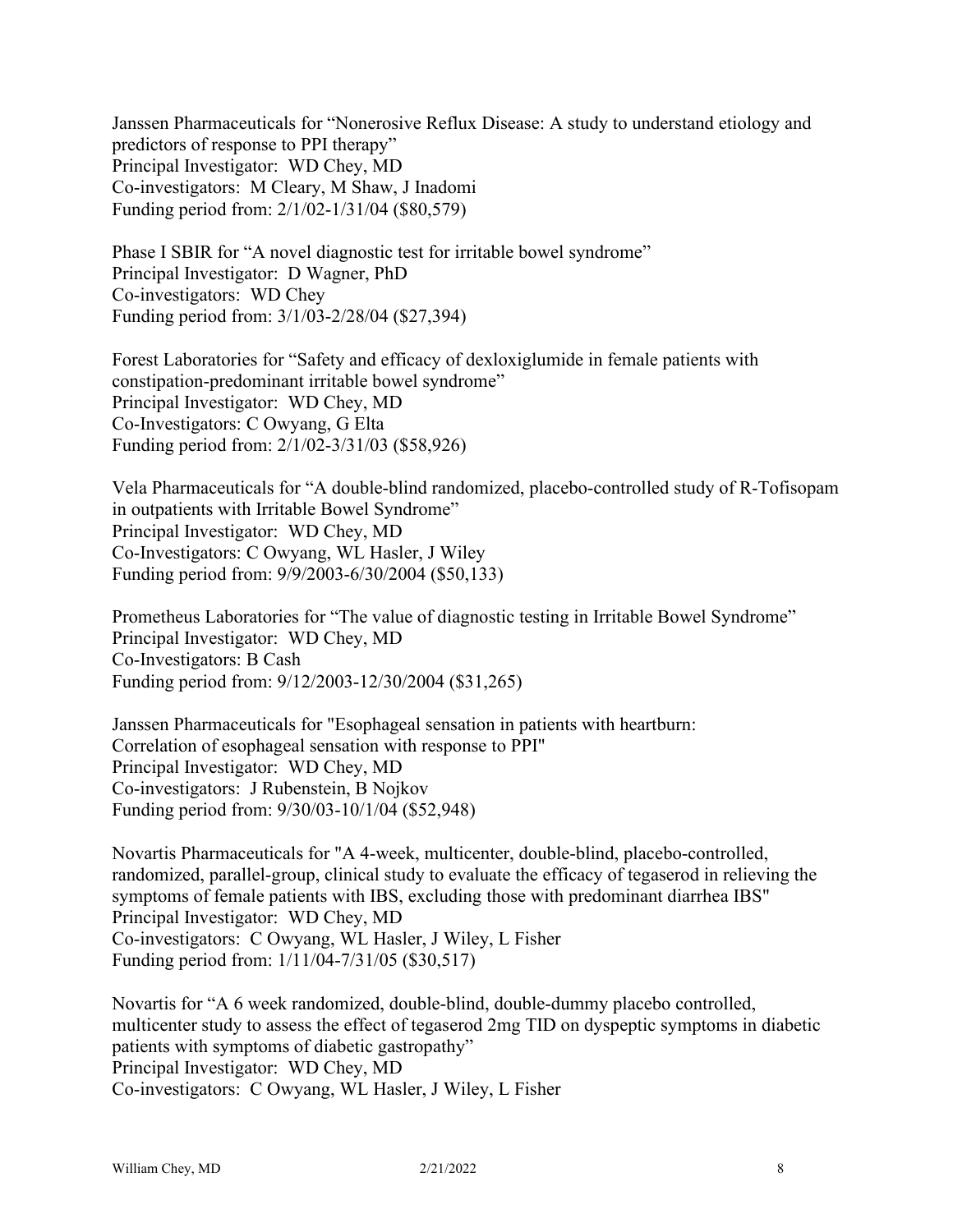Janssen Pharmaceuticals for “Nonerosive Reflux Disease: A study to understand etiology and predictors of response to PPI therapy”
Principal Investigator: WD Chey, MD
Co-investigators: M Cleary, M Shaw, J Inadomi
Funding period from: 2/1/02-1/31/04 ($80,579)

Phase I SBIR for “A novel diagnostic test for irritable bowel syndrome”
Principal Investigator: D Wagner, PhD
Co-investigators: WD Chey
Funding period from: 3/1/03-2/28/04 ($27,394)

Forest Laboratories for “Safety and efficacy of dexloxiglumide in female patients with constipation-predominant irritable bowel syndrome”
Principal Investigator: WD Chey, MD
Co-Investigators: C Owyang, G Elta
Funding period from: 2/1/02-3/31/03 ($58,926)

Vela Pharmaceuticals for “A double-blind randomized, placebo-controlled study of R-Tofisopam in outpatients with Irritable Bowel Syndrome”
Principal Investigator: WD Chey, MD
Co-Investigators: C Owyang, WL Hasler, J Wiley
Funding period from: 9/9/2003-6/30/2004 ($50,133)

Prometheus Laboratories for “The value of diagnostic testing in Irritable Bowel Syndrome”
Principal Investigator: WD Chey, MD
Co-Investigators: B Cash
Funding period from: 9/12/2003-12/30/2004 ($31,265)

Janssen Pharmaceuticals for "Esophageal sensation in patients with heartburn: Correlation of esophageal sensation with response to PPI"
Principal Investigator: WD Chey, MD
Co-investigators: J Rubenstein, B Nojkov
Funding period from: 9/30/03-10/1/04 ($52,948)

Novartis Pharmaceuticals for "A 4-week, multicenter, double-blind, placebo-controlled, randomized, parallel-group, clinical study to evaluate the efficacy of tegaserod in relieving the symptoms of female patients with IBS, excluding those with predominant diarrhea IBS"
Principal Investigator: WD Chey, MD
Co-investigators: C Owyang, WL Hasler, J Wiley, L Fisher
Funding period from: 1/11/04-7/31/05 ($30,517)

Novartis for “A 6 week randomized, double-blind, double-dummy placebo controlled, multicenter study to assess the effect of tegaserod 2mg TID on dyspeptic symptoms in diabetic patients with symptoms of diabetic gastropathy”
Principal Investigator: WD Chey, MD
Co-investigators: C Owyang, WL Hasler, J Wiley, L Fisher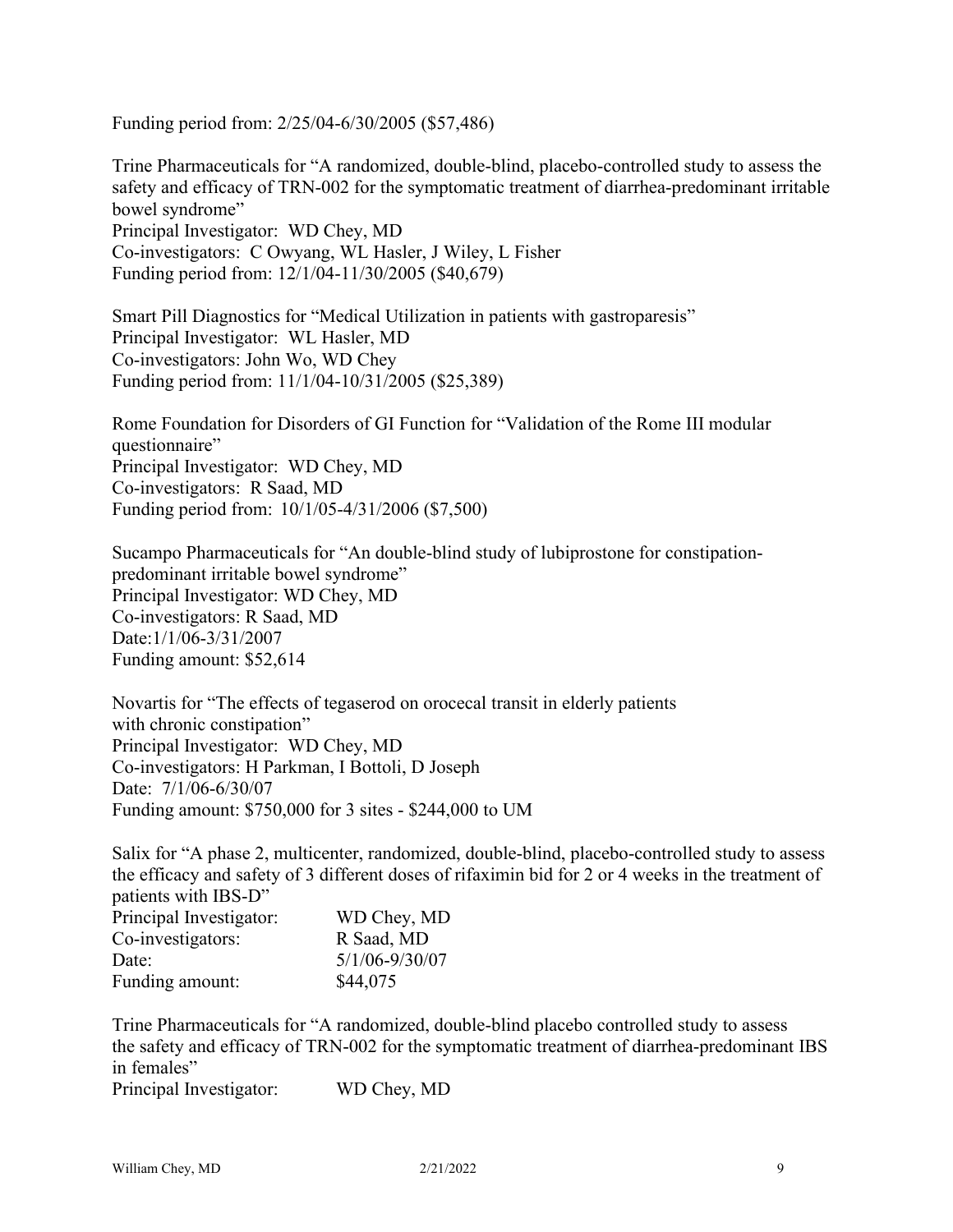Funding period from: 2/25/04-6/30/2005 ($57,486)

Trine Pharmaceuticals for "A randomized, double-blind, placebo-controlled study to assess the safety and efficacy of TRN-002 for the symptomatic treatment of diarrhea-predominant irritable bowel syndrome"
Principal Investigator: WD Chey, MD
Co-investigators: C Owyang, WL Hasler, J Wiley, L Fisher
Funding period from: 12/1/04-11/30/2005 ($40,679)

Smart Pill Diagnostics for "Medical Utilization in patients with gastroparesis"
Principal Investigator: WL Hasler, MD
Co-investigators: John Wo, WD Chey
Funding period from: 11/1/04-10/31/2005 ($25,389)

Rome Foundation for Disorders of GI Function for "Validation of the Rome III modular questionnaire"
Principal Investigator: WD Chey, MD
Co-investigators: R Saad, MD
Funding period from: 10/1/05-4/31/2006 ($7,500)

Sucampo Pharmaceuticals for "An double-blind study of lubiprostone for constipation-predominant irritable bowel syndrome"
Principal Investigator: WD Chey, MD
Co-investigators: R Saad, MD
Date:1/1/06-3/31/2007
Funding amount: $52,614

Novartis for "The effects of tegaserod on orocecal transit in elderly patients with chronic constipation"
Principal Investigator: WD Chey, MD
Co-investigators: H Parkman, I Bottoli, D Joseph
Date: 7/1/06-6/30/07
Funding amount: $750,000 for 3 sites - $244,000 to UM

Salix for "A phase 2, multicenter, randomized, double-blind, placebo-controlled study to assess the efficacy and safety of 3 different doses of rifaximin bid for 2 or 4 weeks in the treatment of patients with IBS-D"
Principal Investigator: WD Chey, MD
Co-investigators: R Saad, MD
Date: 5/1/06-9/30/07
Funding amount: $44,075

Trine Pharmaceuticals for "A randomized, double-blind placebo controlled study to assess the safety and efficacy of TRN-002 for the symptomatic treatment of diarrhea-predominant IBS in females"
Principal Investigator: WD Chey, MD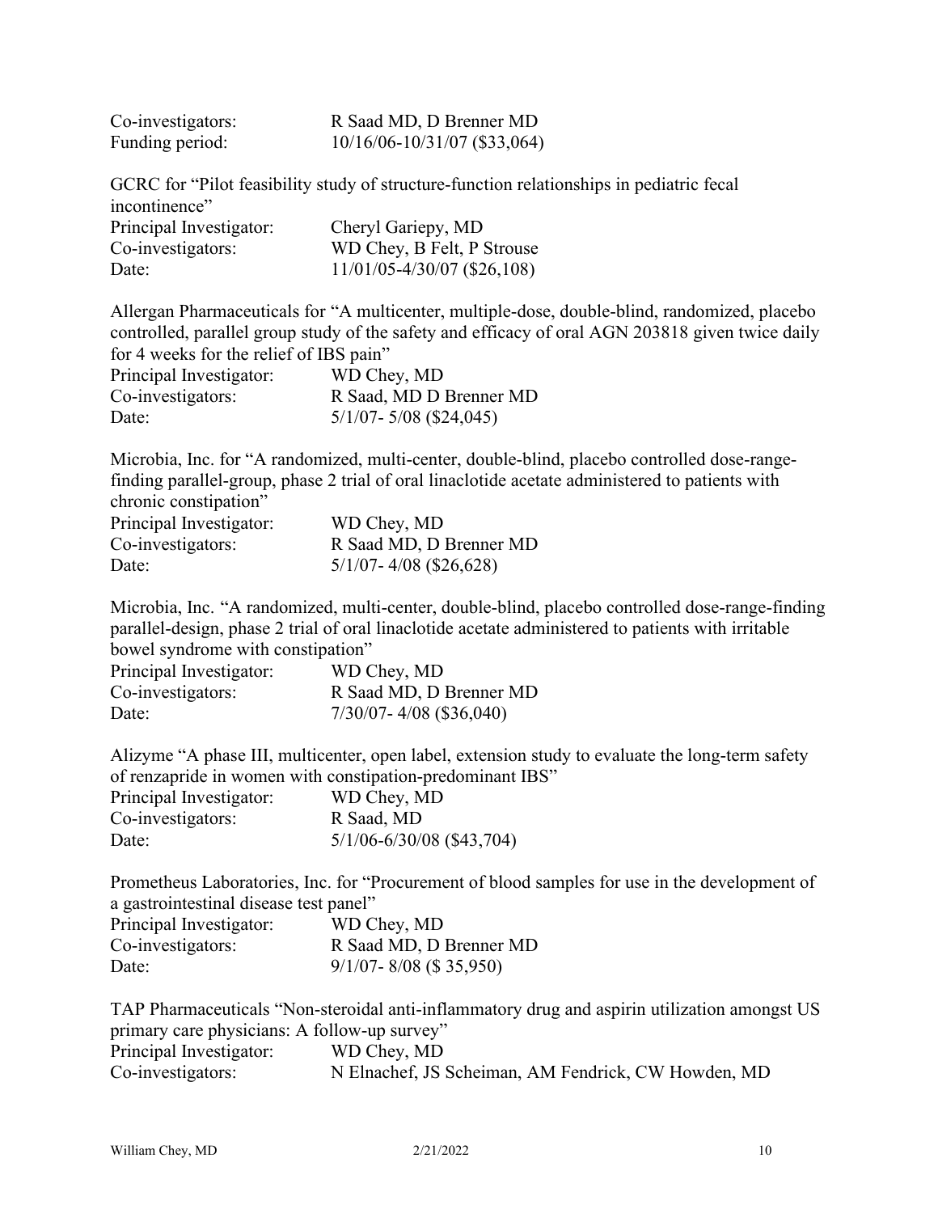Co-investigators: R Saad MD, D Brenner MD
Funding period: 10/16/06-10/31/07 ($33,064)

GCRC for "Pilot feasibility study of structure-function relationships in pediatric fecal incontinence"
Principal Investigator: Cheryl Gariepy, MD
Co-investigators: WD Chey, B Felt, P Strouse
Date: 11/01/05-4/30/07 ($26,108)

Allergan Pharmaceuticals for "A multicenter, multiple-dose, double-blind, randomized, placebo controlled, parallel group study of the safety and efficacy of oral AGN 203818 given twice daily for 4 weeks for the relief of IBS pain"
Principal Investigator: WD Chey, MD
Co-investigators: R Saad, MD D Brenner MD
Date: 5/1/07- 5/08 ($24,045)

Microbia, Inc. for "A randomized, multi-center, double-blind, placebo controlled dose-range-finding parallel-group, phase 2 trial of oral linaclotide acetate administered to patients with chronic constipation"
Principal Investigator: WD Chey, MD
Co-investigators: R Saad MD, D Brenner MD
Date: 5/1/07- 4/08 ($26,628)

Microbia, Inc. "A randomized, multi-center, double-blind, placebo controlled dose-range-finding parallel-design, phase 2 trial of oral linaclotide acetate administered to patients with irritable bowel syndrome with constipation"
Principal Investigator: WD Chey, MD
Co-investigators: R Saad MD, D Brenner MD
Date: 7/30/07- 4/08 ($36,040)

Alizyme "A phase III, multicenter, open label, extension study to evaluate the long-term safety of renzapride in women with constipation-predominant IBS"
Principal Investigator: WD Chey, MD
Co-investigators: R Saad, MD
Date: 5/1/06-6/30/08 ($43,704)

Prometheus Laboratories, Inc. for "Procurement of blood samples for use in the development of a gastrointestinal disease test panel"
Principal Investigator: WD Chey, MD
Co-investigators: R Saad MD, D Brenner MD
Date: 9/1/07- 8/08 ($ 35,950)

TAP Pharmaceuticals "Non-steroidal anti-inflammatory drug and aspirin utilization amongst US primary care physicians: A follow-up survey"
Principal Investigator: WD Chey, MD
Co-investigators: N Elnachef, JS Scheiman, AM Fendrick, CW Howden, MD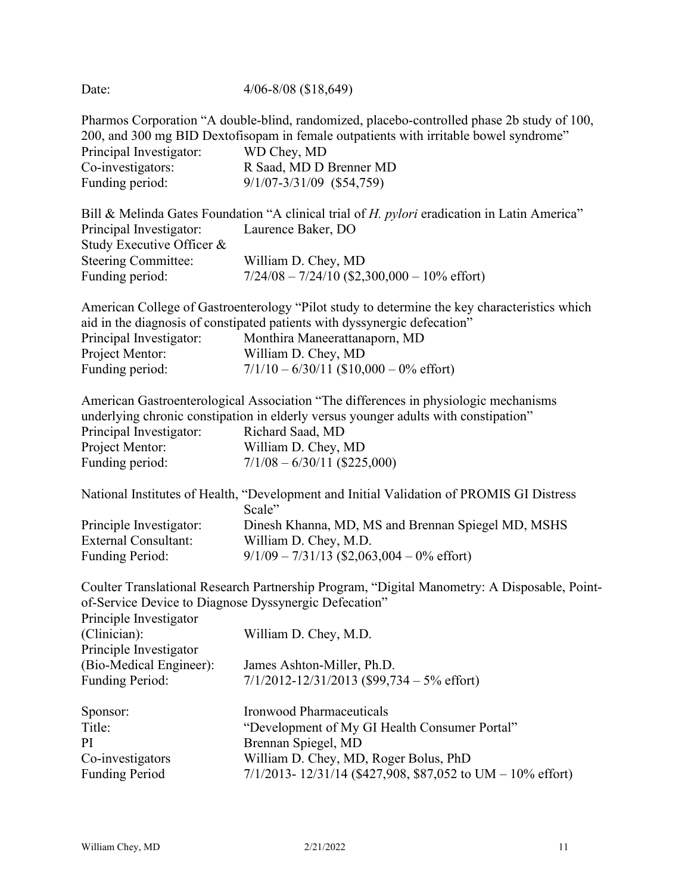Date: 4/06-8/08 ($18,649)

Pharmos Corporation "A double-blind, randomized, placebo-controlled phase 2b study of 100, 200, and 300 mg BID Dextofisopam in female outpatients with irritable bowel syndrome"

| | |
|---|---|
| Principal Investigator: | WD Chey, MD |
| Co-investigators: | R Saad, MD D Brenner MD |
| Funding period: | 9/1/07-3/31/09 ($54,759) |

Bill & Melinda Gates Foundation "A clinical trial of *H. pylori* eradication in Latin America"

| | |
|---|---|
| Principal Investigator: | Laurence Baker, DO |
| Study Executive Officer & Steering Committee: | William D. Chey, MD |
| Funding period: | 7/24/08 – 7/24/10 ($2,300,000 – 10% effort) |

American College of Gastroenterology "Pilot study to determine the key characteristics which aid in the diagnosis of constipated patients with dyssynergic defecation"

| | |
|---|---|
| Principal Investigator: | Monthira Maneerattanaporn, MD |
| Project Mentor: | William D. Chey, MD |
| Funding period: | 7/1/10 – 6/30/11 ($10,000 – 0% effort) |

American Gastroenterological Association "The differences in physiologic mechanisms underlying chronic constipation in elderly versus younger adults with constipation"

| | |
|---|---|
| Principal Investigator: | Richard Saad, MD |
| Project Mentor: | William D. Chey, MD |
| Funding period: | 7/1/08 – 6/30/11 ($225,000) |

National Institutes of Health, "Development and Initial Validation of PROMIS GI Distress Scale"

| | |
|---|---|
| Principle Investigator: | Dinesh Khanna, MD, MS and Brennan Spiegel MD, MSHS |
| External Consultant: | William D. Chey, M.D. |
| Funding Period: | 9/1/09 – 7/31/13 ($2,063,004 – 0% effort) |

Coulter Translational Research Partnership Program, "Digital Manometry: A Disposable, Point-of-Service Device to Diagnose Dyssynergic Defecation"

| | |
|---|---|
| Principle Investigator (Clinician): | William D. Chey, M.D. |
| Principle Investigator (Bio-Medical Engineer): | James Ashton-Miller, Ph.D. |
| Funding Period: | 7/1/2012-12/31/2013 ($99,734 – 5% effort) |

| | |
|---|---|
| Sponsor: | Ironwood Pharmaceuticals |
| Title: | "Development of My GI Health Consumer Portal" |
| PI | Brennan Spiegel, MD |
| Co-investigators | William D. Chey, MD, Roger Bolus, PhD |
| Funding Period | 7/1/2013- 12/31/14 ($427,908, $87,052 to UM – 10% effort) |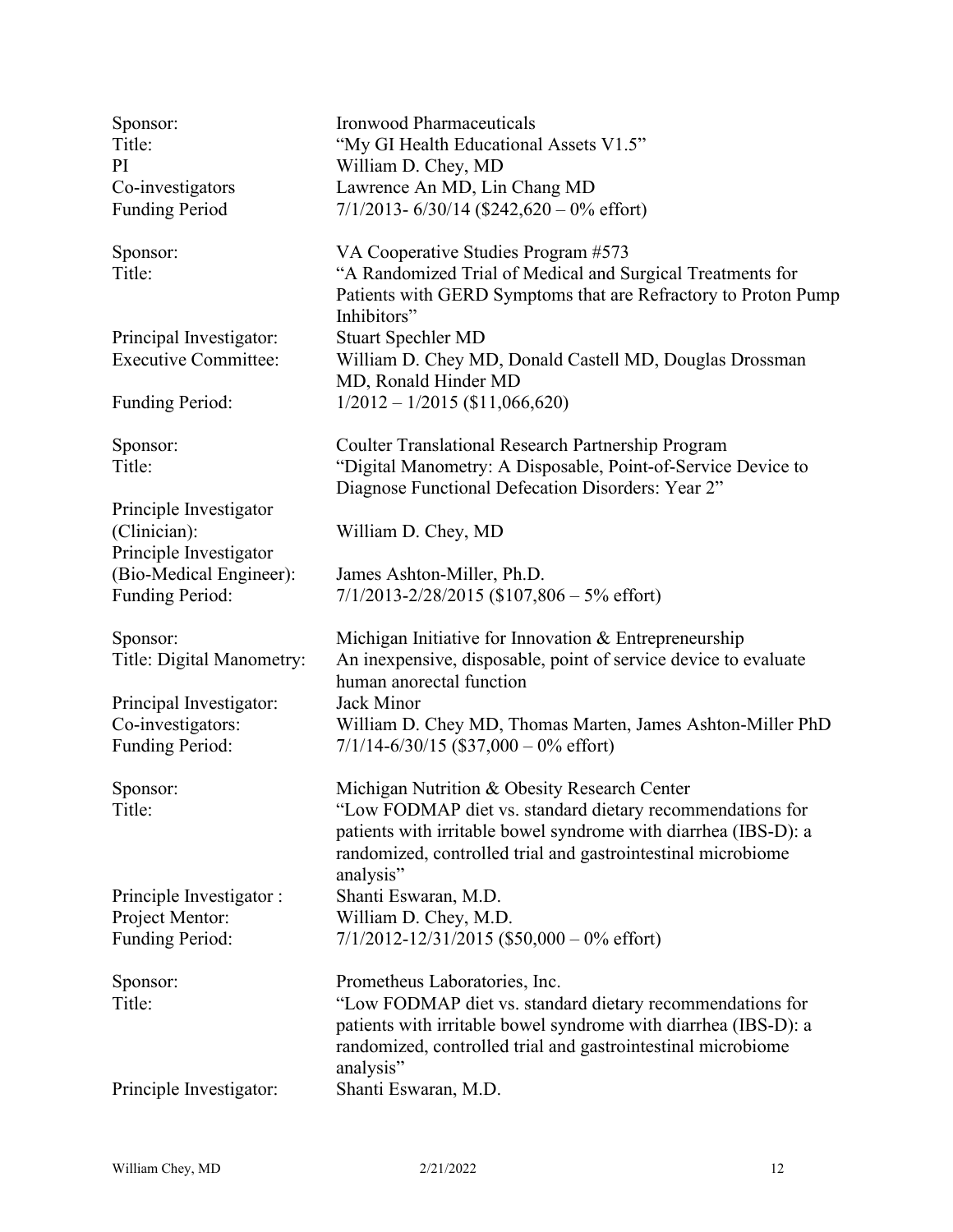Sponsor: Ironwood Pharmaceuticals
Title: "My GI Health Educational Assets V1.5"
PI William D. Chey, MD
Co-investigators Lawrence An MD, Lin Chang MD
Funding Period 7/1/2013- 6/30/14 ($242,620 – 0% effort)

Sponsor: VA Cooperative Studies Program #573
Title: "A Randomized Trial of Medical and Surgical Treatments for Patients with GERD Symptoms that are Refractory to Proton Pump Inhibitors"
Principal Investigator: Stuart Spechler MD
Executive Committee: William D. Chey MD, Donald Castell MD, Douglas Drossman MD, Ronald Hinder MD
Funding Period: 1/2012 – 1/2015 ($11,066,620)

Sponsor: Coulter Translational Research Partnership Program
Title: "Digital Manometry: A Disposable, Point-of-Service Device to Diagnose Functional Defecation Disorders: Year 2"
Principle Investigator (Clinician): William D. Chey, MD
Principle Investigator (Bio-Medical Engineer): James Ashton-Miller, Ph.D.
Funding Period: 7/1/2013-2/28/2015 ($107,806 – 5% effort)

Sponsor: Michigan Initiative for Innovation & Entrepreneurship
Title: Digital Manometry: An inexpensive, disposable, point of service device to evaluate human anorectal function
Principal Investigator: Jack Minor
Co-investigators: William D. Chey MD, Thomas Marten, James Ashton-Miller PhD
Funding Period: 7/1/14-6/30/15 ($37,000 – 0% effort)

Sponsor: Michigan Nutrition & Obesity Research Center
Title: "Low FODMAP diet vs. standard dietary recommendations for patients with irritable bowel syndrome with diarrhea (IBS-D): a randomized, controlled trial and gastrointestinal microbiome analysis"
Principle Investigator : Shanti Eswaran, M.D.
Project Mentor: William D. Chey, M.D.
Funding Period: 7/1/2012-12/31/2015 ($50,000 – 0% effort)

Sponsor: Prometheus Laboratories, Inc.
Title: "Low FODMAP diet vs. standard dietary recommendations for patients with irritable bowel syndrome with diarrhea (IBS-D): a randomized, controlled trial and gastrointestinal microbiome analysis"
Principle Investigator: Shanti Eswaran, M.D.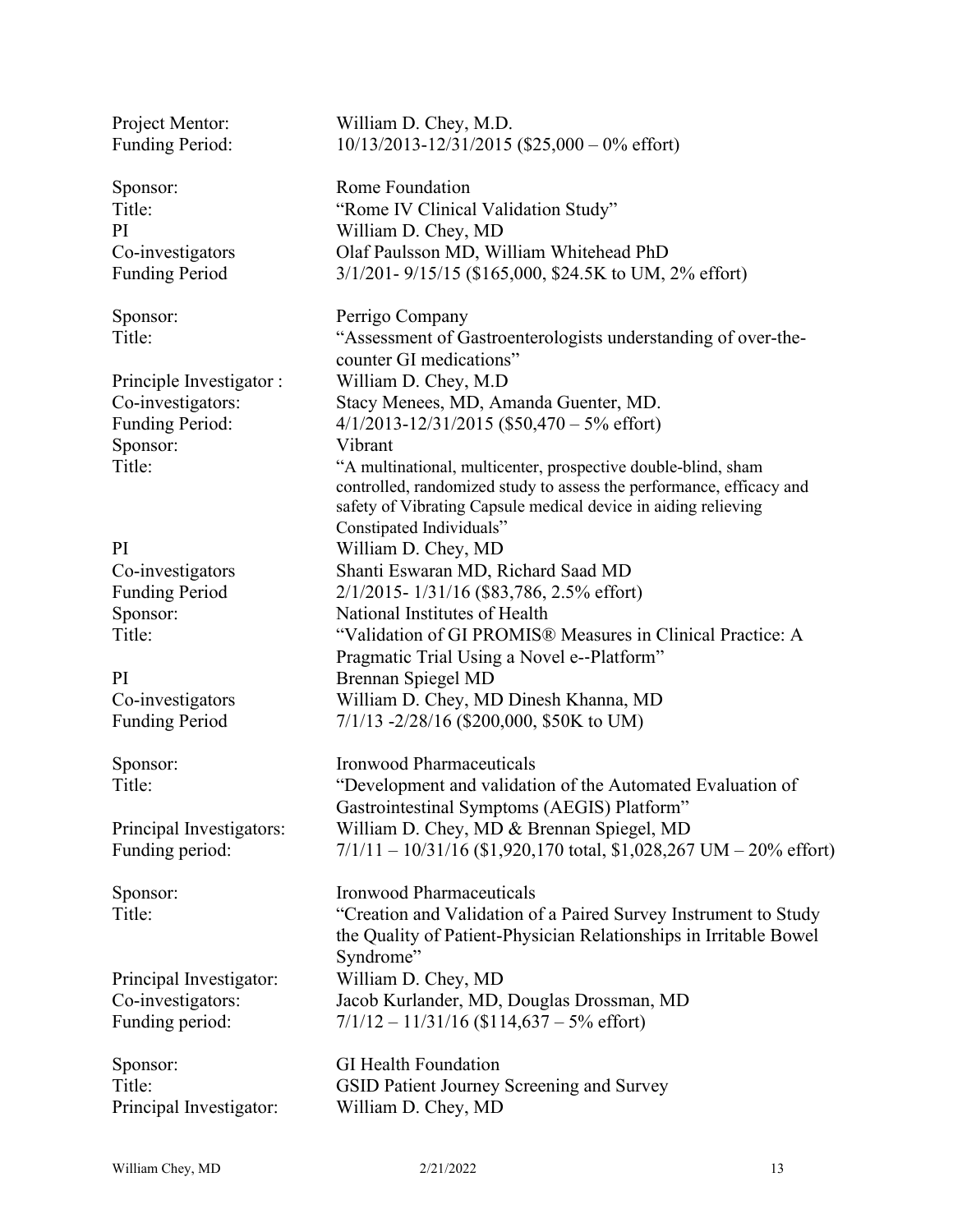Project Mentor: William D. Chey, M.D.
Funding Period: 10/13/2013-12/31/2015 ($25,000 – 0% effort)

Sponsor: Rome Foundation
Title: "Rome IV Clinical Validation Study"
PI William D. Chey, MD
Co-investigators Olaf Paulsson MD, William Whitehead PhD
Funding Period 3/1/201- 9/15/15 ($165,000, $24.5K to UM, 2% effort)

Sponsor: Perrigo Company
Title: "Assessment of Gastroenterologists understanding of over-the-counter GI medications"
Principle Investigator : William D. Chey, M.D
Co-investigators: Stacy Menees, MD, Amanda Guenter, MD.
Funding Period: 4/1/2013-12/31/2015 ($50,470 – 5% effort)
Sponsor: Vibrant
Title: "A multinational, multicenter, prospective double-blind, sham controlled, randomized study to assess the performance, efficacy and safety of Vibrating Capsule medical device in aiding relieving Constipated Individuals"
PI William D. Chey, MD
Co-investigators Shanti Eswaran MD, Richard Saad MD
Funding Period 2/1/2015- 1/31/16 ($83,786, 2.5% effort)
Sponsor: National Institutes of Health
Title: "Validation of GI PROMIS® Measures in Clinical Practice: A Pragmatic Trial Using a Novel e--Platform"
PI Brennan Spiegel MD
Co-investigators William D. Chey, MD Dinesh Khanna, MD
Funding Period 7/1/13 -2/28/16 ($200,000, $50K to UM)

Sponsor: Ironwood Pharmaceuticals
Title: "Development and validation of the Automated Evaluation of Gastrointestinal Symptoms (AEGIS) Platform"
Principal Investigators: William D. Chey, MD & Brennan Spiegel, MD
Funding period: 7/1/11 – 10/31/16 ($1,920,170 total, $1,028,267 UM – 20% effort)

Sponsor: Ironwood Pharmaceuticals
Title: "Creation and Validation of a Paired Survey Instrument to Study the Quality of Patient-Physician Relationships in Irritable Bowel Syndrome"
Principal Investigator: William D. Chey, MD
Co-investigators: Jacob Kurlander, MD, Douglas Drossman, MD
Funding period: 7/1/12 – 11/31/16 ($114,637 – 5% effort)

Sponsor: GI Health Foundation
Title: GSID Patient Journey Screening and Survey
Principal Investigator: William D. Chey, MD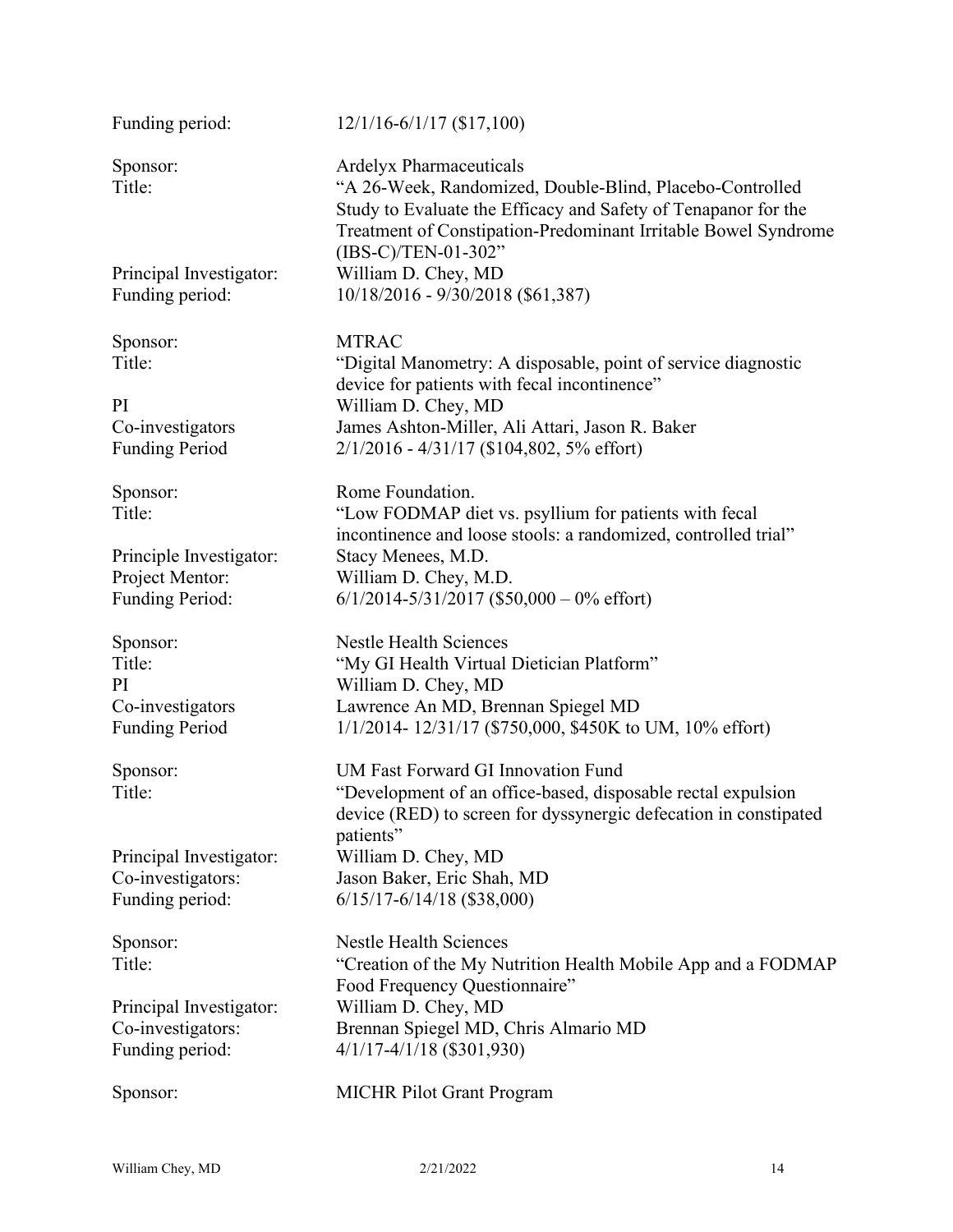Funding period: 12/1/16-6/1/17 ($17,100)

Sponsor: Ardelyx Pharmaceuticals
Title: "A 26-Week, Randomized, Double-Blind, Placebo-Controlled Study to Evaluate the Efficacy and Safety of Tenapanor for the Treatment of Constipation-Predominant Irritable Bowel Syndrome (IBS-C)/TEN-01-302"
Principal Investigator: William D. Chey, MD
Funding period: 10/18/2016 - 9/30/2018 ($61,387)

Sponsor: MTRAC
Title: "Digital Manometry: A disposable, point of service diagnostic device for patients with fecal incontinence"
PI William D. Chey, MD
Co-investigators James Ashton-Miller, Ali Attari, Jason R. Baker
Funding Period 2/1/2016 - 4/31/17 ($104,802, 5% effort)

Sponsor: Rome Foundation.
Title: "Low FODMAP diet vs. psyllium for patients with fecal incontinence and loose stools: a randomized, controlled trial"
Principle Investigator: Stacy Menees, M.D.
Project Mentor: William D. Chey, M.D.
Funding Period: 6/1/2014-5/31/2017 ($50,000 – 0% effort)

Sponsor: Nestle Health Sciences
Title: "My GI Health Virtual Dietician Platform"
PI William D. Chey, MD
Co-investigators Lawrence An MD, Brennan Spiegel MD
Funding Period 1/1/2014- 12/31/17 ($750,000, $450K to UM, 10% effort)

Sponsor: UM Fast Forward GI Innovation Fund
Title: "Development of an office-based, disposable rectal expulsion device (RED) to screen for dyssynergic defecation in constipated patients"
Principal Investigator: William D. Chey, MD
Co-investigators: Jason Baker, Eric Shah, MD
Funding period: 6/15/17-6/14/18 ($38,000)

Sponsor: Nestle Health Sciences
Title: "Creation of the My Nutrition Health Mobile App and a FODMAP Food Frequency Questionnaire"
Principal Investigator: William D. Chey, MD
Co-investigators: Brennan Spiegel MD, Chris Almario MD
Funding period: 4/1/17-4/1/18 ($301,930)

Sponsor: MICHR Pilot Grant Program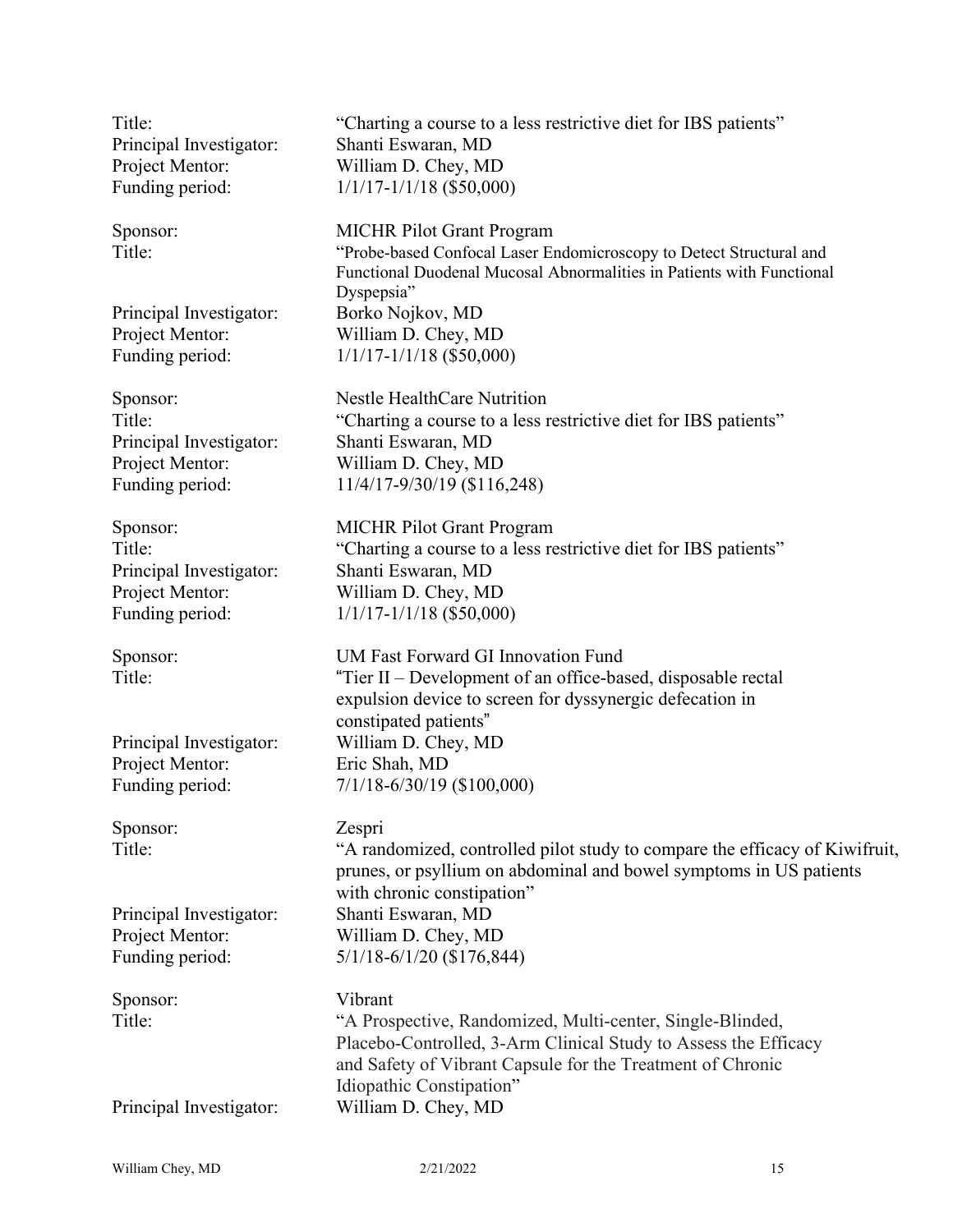Title: "Charting a course to a less restrictive diet for IBS patients"
Principal Investigator: Shanti Eswaran, MD
Project Mentor: William D. Chey, MD
Funding period: 1/1/17-1/1/18 ($50,000)

Sponsor: MICHR Pilot Grant Program
Title: "Probe-based Confocal Laser Endomicroscopy to Detect Structural and Functional Duodenal Mucosal Abnormalities in Patients with Functional Dyspepsia"
Principal Investigator: Borko Nojkov, MD
Project Mentor: William D. Chey, MD
Funding period: 1/1/17-1/1/18 ($50,000)

Sponsor: Nestle HealthCare Nutrition
Title: "Charting a course to a less restrictive diet for IBS patients"
Principal Investigator: Shanti Eswaran, MD
Project Mentor: William D. Chey, MD
Funding period: 11/4/17-9/30/19 ($116,248)

Sponsor: MICHR Pilot Grant Program
Title: "Charting a course to a less restrictive diet for IBS patients"
Principal Investigator: Shanti Eswaran, MD
Project Mentor: William D. Chey, MD
Funding period: 1/1/17-1/1/18 ($50,000)

Sponsor: UM Fast Forward GI Innovation Fund
Title: "Tier II – Development of an office-based, disposable rectal expulsion device to screen for dyssynergic defecation in constipated patients"
Principal Investigator: William D. Chey, MD
Project Mentor: Eric Shah, MD
Funding period: 7/1/18-6/30/19 ($100,000)

Sponsor: Zespri
Title: "A randomized, controlled pilot study to compare the efficacy of Kiwifruit, prunes, or psyllium on abdominal and bowel symptoms in US patients with chronic constipation"
Principal Investigator: Shanti Eswaran, MD
Project Mentor: William D. Chey, MD
Funding period: 5/1/18-6/1/20 ($176,844)

Sponsor: Vibrant
Title: "A Prospective, Randomized, Multi-center, Single-Blinded, Placebo-Controlled, 3-Arm Clinical Study to Assess the Efficacy and Safety of Vibrant Capsule for the Treatment of Chronic Idiopathic Constipation"
Principal Investigator: William D. Chey, MD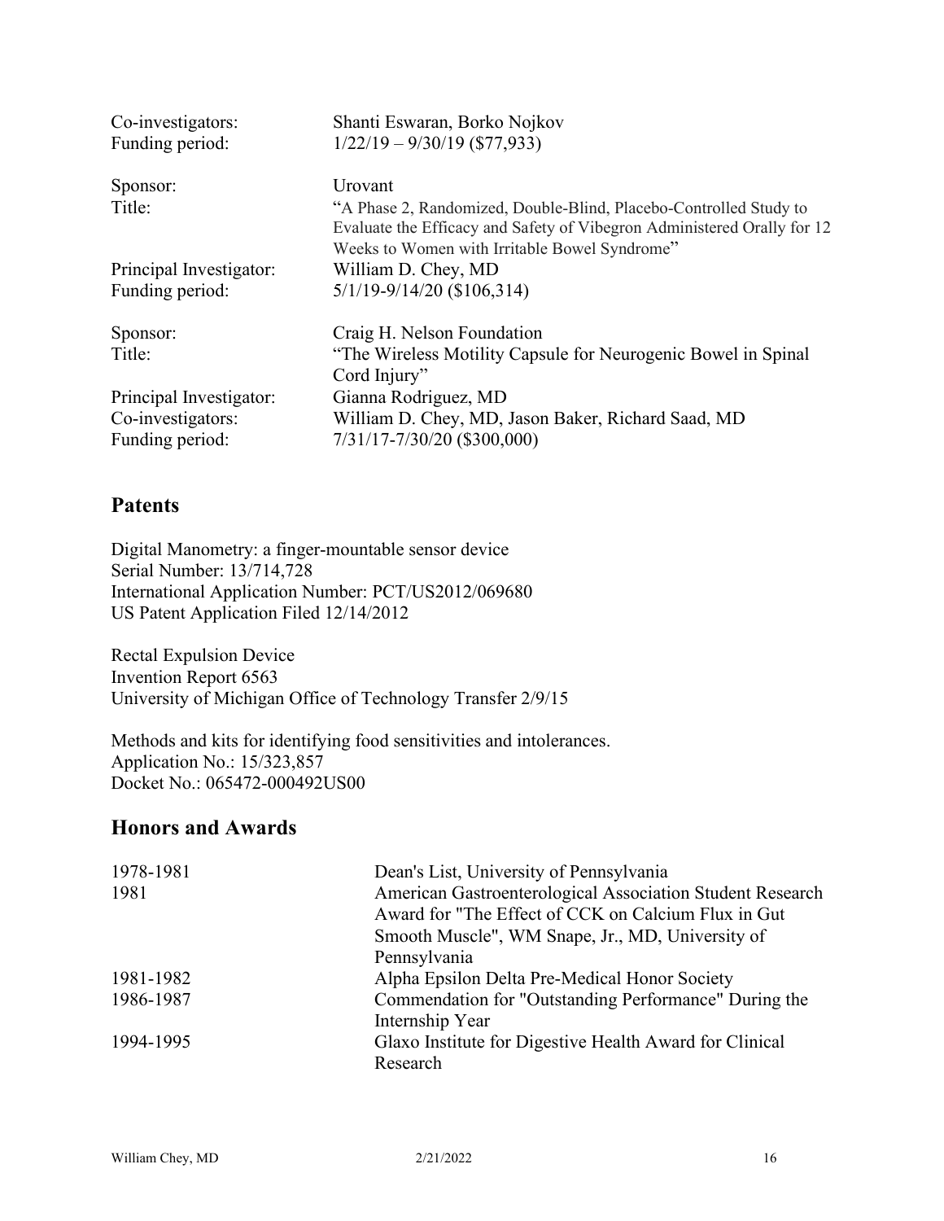Co-investigators: Shanti Eswaran, Borko Nojkov
Funding period: 1/22/19 – 9/30/19 ($77,933)

Sponsor: Urovant
Title: "A Phase 2, Randomized, Double-Blind, Placebo-Controlled Study to Evaluate the Efficacy and Safety of Vibegron Administered Orally for 12 Weeks to Women with Irritable Bowel Syndrome"
Principal Investigator: William D. Chey, MD
Funding period: 5/1/19-9/14/20 ($106,314)

Sponsor: Craig H. Nelson Foundation
Title: "The Wireless Motility Capsule for Neurogenic Bowel in Spinal Cord Injury"
Principal Investigator: Gianna Rodriguez, MD
Co-investigators: William D. Chey, MD, Jason Baker, Richard Saad, MD
Funding period: 7/31/17-7/30/20 ($300,000)

## Patents

Digital Manometry: a finger-mountable sensor device
Serial Number: 13/714,728
International Application Number: PCT/US2012/069680
US Patent Application Filed 12/14/2012

Rectal Expulsion Device
Invention Report 6563
University of Michigan Office of Technology Transfer 2/9/15

Methods and kits for identifying food sensitivities and intolerances.
Application No.: 15/323,857
Docket No.: 065472-000492US00

## Honors and Awards

| | |
|---|---|
| 1978-1981 | Dean's List, University of Pennsylvania |
| 1981 | American Gastroenterological Association Student Research Award for "The Effect of CCK on Calcium Flux in Gut Smooth Muscle", WM Snape, Jr., MD, University of Pennsylvania |
| 1981-1982 | Alpha Epsilon Delta Pre-Medical Honor Society |
| 1986-1987 | Commendation for "Outstanding Performance" During the Internship Year |
| 1994-1995 | Glaxo Institute for Digestive Health Award for Clinical Research |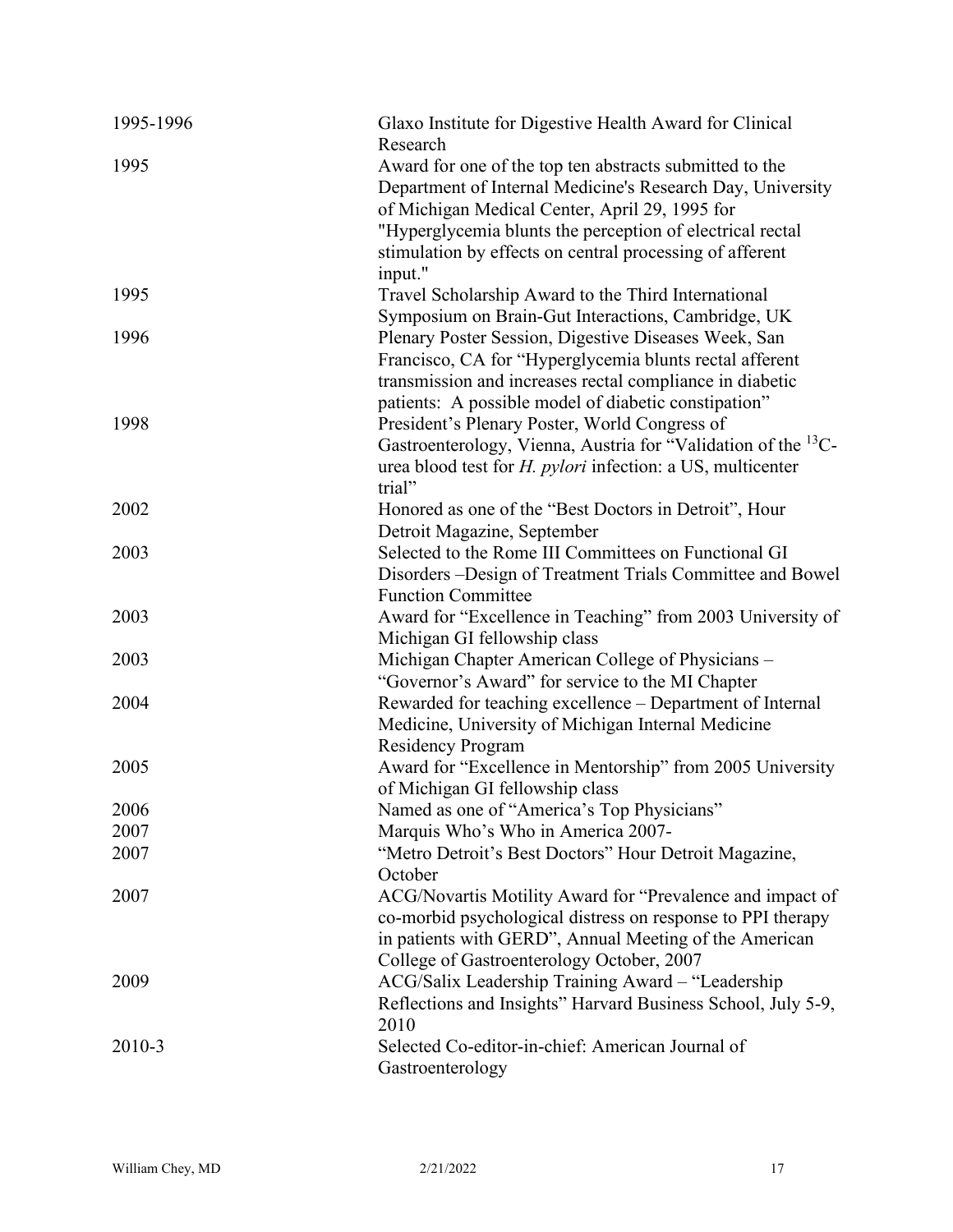| | |
|---|---|
| 1995-1996 | Glaxo Institute for Digestive Health Award for Clinical Research |
| 1995 | Award for one of the top ten abstracts submitted to the Department of Internal Medicine's Research Day, University of Michigan Medical Center, April 29, 1995 for "Hyperglycemia blunts the perception of electrical rectal stimulation by effects on central processing of afferent input." |
| 1995 | Travel Scholarship Award to the Third International Symposium on Brain-Gut Interactions, Cambridge, UK |
| 1996 | Plenary Poster Session, Digestive Diseases Week, San Francisco, CA for "Hyperglycemia blunts rectal afferent transmission and increases rectal compliance in diabetic patients: A possible model of diabetic constipation" |
| 1998 | President's Plenary Poster, World Congress of Gastroenterology, Vienna, Austria for "Validation of the $^{13}$C-urea blood test for *H. pylori* infection: a US, multicenter trial" |
| 2002 | Honored as one of the "Best Doctors in Detroit", Hour Detroit Magazine, September |
| 2003 | Selected to the Rome III Committees on Functional GI Disorders –Design of Treatment Trials Committee and Bowel Function Committee |
| 2003 | Award for "Excellence in Teaching" from 2003 University of Michigan GI fellowship class |
| 2003 | Michigan Chapter American College of Physicians – "Governor's Award" for service to the MI Chapter |
| 2004 | Rewarded for teaching excellence – Department of Internal Medicine, University of Michigan Internal Medicine Residency Program |
| 2005 | Award for "Excellence in Mentorship" from 2005 University of Michigan GI fellowship class |
| 2006 | Named as one of "America's Top Physicians" |
| 2007 | Marquis Who's Who in America 2007- |
| 2007 | "Metro Detroit's Best Doctors" Hour Detroit Magazine, October |
| 2007 | ACG/Novartis Motility Award for "Prevalence and impact of co-morbid psychological distress on response to PPI therapy in patients with GERD", Annual Meeting of the American College of Gastroenterology October, 2007 |
| 2009 | ACG/Salix Leadership Training Award – "Leadership Reflections and Insights" Harvard Business School, July 5-9, 2010 |
| 2010-3 | Selected Co-editor-in-chief: American Journal of Gastroenterology |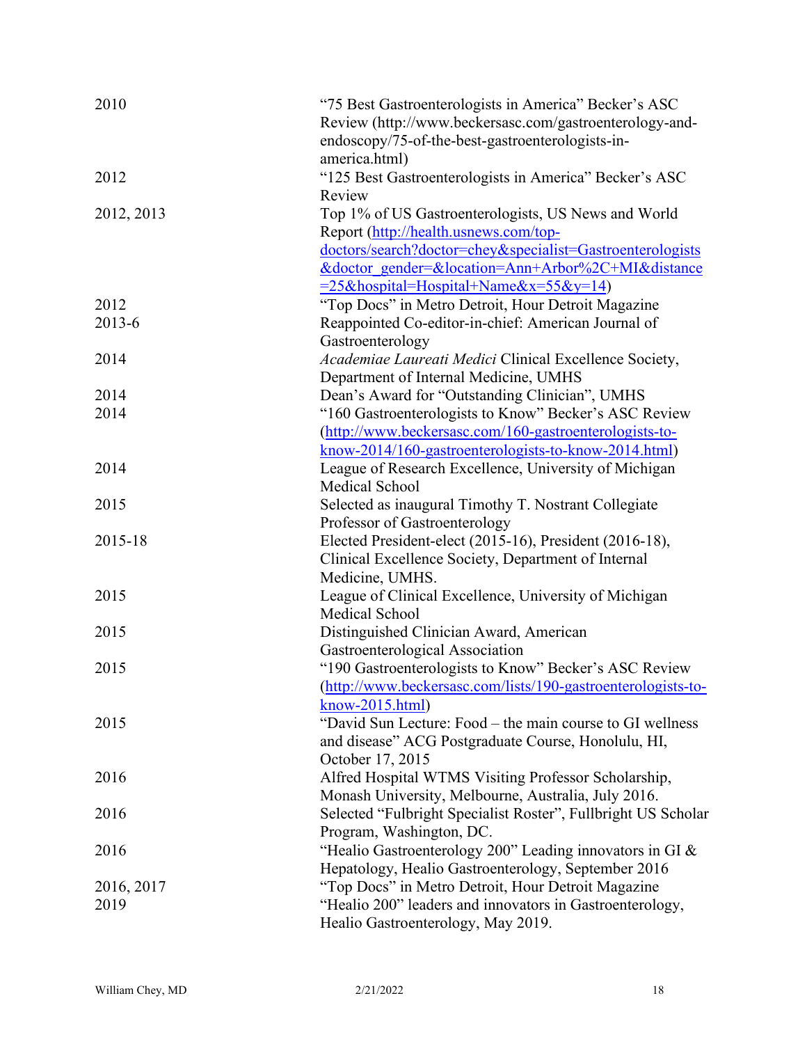| | |
|---|---|
| 2010 | "75 Best Gastroenterologists in America" Becker's ASC Review (http://www.beckersasc.com/gastroenterology-and-endoscopy/75-of-the-best-gastroenterologists-in-america.html) |
| 2012 | "125 Best Gastroenterologists in America" Becker's ASC Review |
| 2012, 2013 | Top 1% of US Gastroenterologists, US News and World Report (http://health.usnews.com/top-doctors/search?doctor=chey&specialist=Gastroenterologists&doctor_gender=&location=Ann+Arbor%2C+MI&distance=25&hospital=Hospital+Name&x=55&y=14) |
| 2012 | "Top Docs" in Metro Detroit, Hour Detroit Magazine |
| 2013-6 | Reappointed Co-editor-in-chief: American Journal of Gastroenterology |
| 2014 | *Academiae Laureati Medici* Clinical Excellence Society, Department of Internal Medicine, UMHS |
| 2014 | Dean's Award for "Outstanding Clinician", UMHS |
| 2014 | "160 Gastroenterologists to Know" Becker's ASC Review (http://www.beckersasc.com/160-gastroenterologists-to-know-2014/160-gastroenterologists-to-know-2014.html) |
| 2014 | League of Research Excellence, University of Michigan Medical School |
| 2015 | Selected as inaugural Timothy T. Nostrant Collegiate Professor of Gastroenterology |
| 2015-18 | Elected President-elect (2015-16), President (2016-18), Clinical Excellence Society, Department of Internal Medicine, UMHS. |
| 2015 | League of Clinical Excellence, University of Michigan Medical School |
| 2015 | Distinguished Clinician Award, American Gastroenterological Association |
| 2015 | "190 Gastroenterologists to Know" Becker's ASC Review (http://www.beckersasc.com/lists/190-gastroenterologists-to-know-2015.html) |
| 2015 | "David Sun Lecture: Food – the main course to GI wellness and disease" ACG Postgraduate Course, Honolulu, HI, October 17, 2015 |
| 2016 | Alfred Hospital WTMS Visiting Professor Scholarship, Monash University, Melbourne, Australia, July 2016. |
| 2016 | Selected "Fulbright Specialist Roster", Fullbright US Scholar Program, Washington, DC. |
| 2016 | "Healio Gastroenterology 200" Leading innovators in GI & Hepatology, Healio Gastroenterology, September 2016 |
| 2016, 2017 | "Top Docs" in Metro Detroit, Hour Detroit Magazine |
| 2019 | "Healio 200" leaders and innovators in Gastroenterology, Healio Gastroenterology, May 2019. |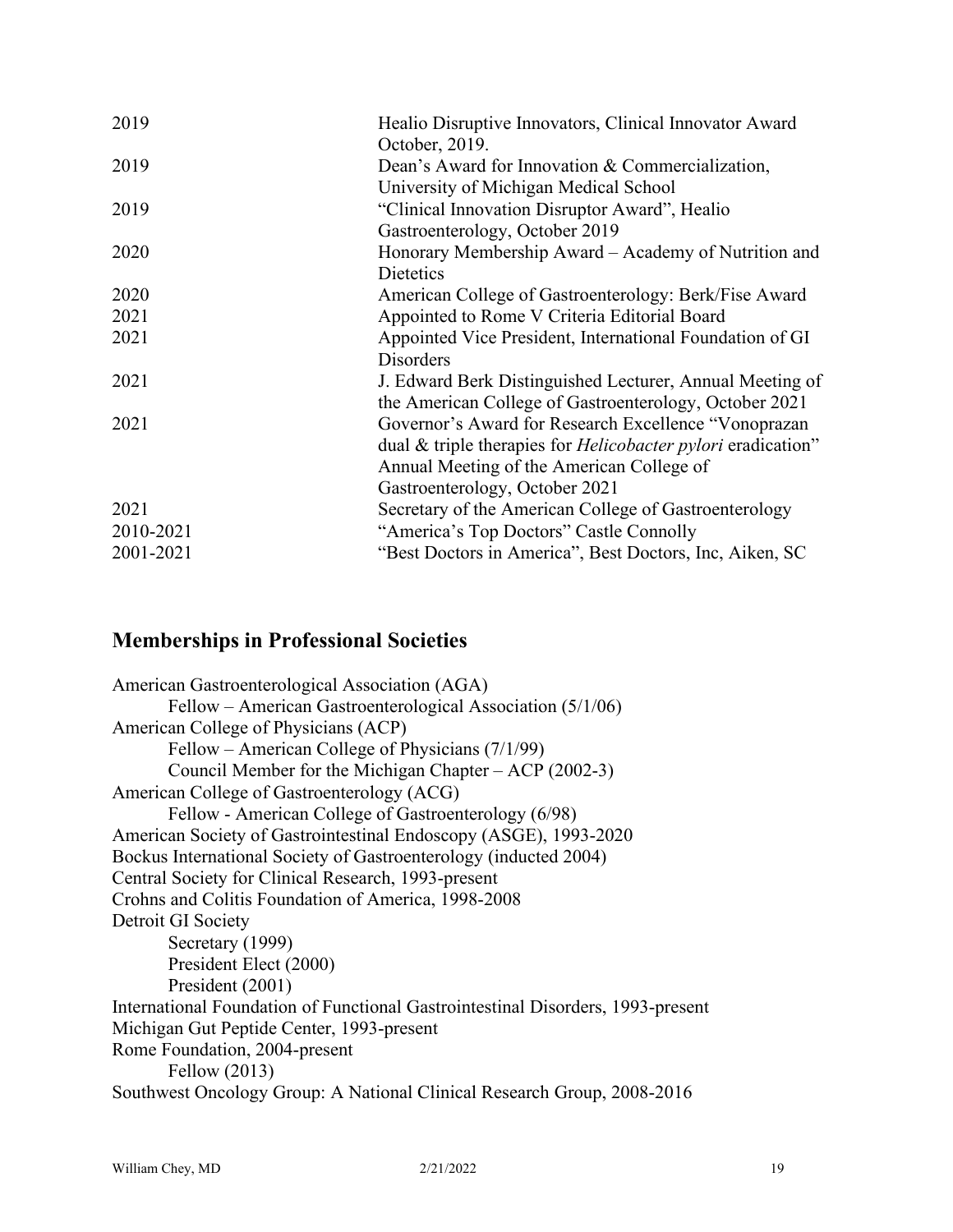| | |
|---|---|
| 2019 | Healio Disruptive Innovators, Clinical Innovator Award October, 2019. |
| 2019 | Dean's Award for Innovation & Commercialization, University of Michigan Medical School |
| 2019 | "Clinical Innovation Disruptor Award", Healio Gastroenterology, October 2019 |
| 2020 | Honorary Membership Award – Academy of Nutrition and Dietetics |
| 2020 | American College of Gastroenterology: Berk/Fise Award |
| 2021 | Appointed to Rome V Criteria Editorial Board |
| 2021 | Appointed Vice President, International Foundation of GI Disorders |
| 2021 | J. Edward Berk Distinguished Lecturer, Annual Meeting of the American College of Gastroenterology, October 2021 |
| 2021 | Governor's Award for Research Excellence "Vonoprazan dual & triple therapies for *Helicobacter pylori* eradication" Annual Meeting of the American College of Gastroenterology, October 2021 |
| 2021 | Secretary of the American College of Gastroenterology |
| 2010-2021 | "America's Top Doctors" Castle Connolly |
| 2001-2021 | "Best Doctors in America", Best Doctors, Inc, Aiken, SC |

## Memberships in Professional Societies

American Gastroenterological Association (AGA)
- Fellow – American Gastroenterological Association (5/1/06)

American College of Physicians (ACP)
- Fellow – American College of Physicians (7/1/99)
- Council Member for the Michigan Chapter – ACP (2002-3)

American College of Gastroenterology (ACG)
- Fellow - American College of Gastroenterology (6/98)

American Society of Gastrointestinal Endoscopy (ASGE), 1993-2020

Bockus International Society of Gastroenterology (inducted 2004)

Central Society for Clinical Research, 1993-present

Crohns and Colitis Foundation of America, 1998-2008

Detroit GI Society
- Secretary (1999)
- President Elect (2000)
- President (2001)

International Foundation of Functional Gastrointestinal Disorders, 1993-present

Michigan Gut Peptide Center, 1993-present

Rome Foundation, 2004-present
- Fellow (2013)

Southwest Oncology Group: A National Clinical Research Group, 2008-2016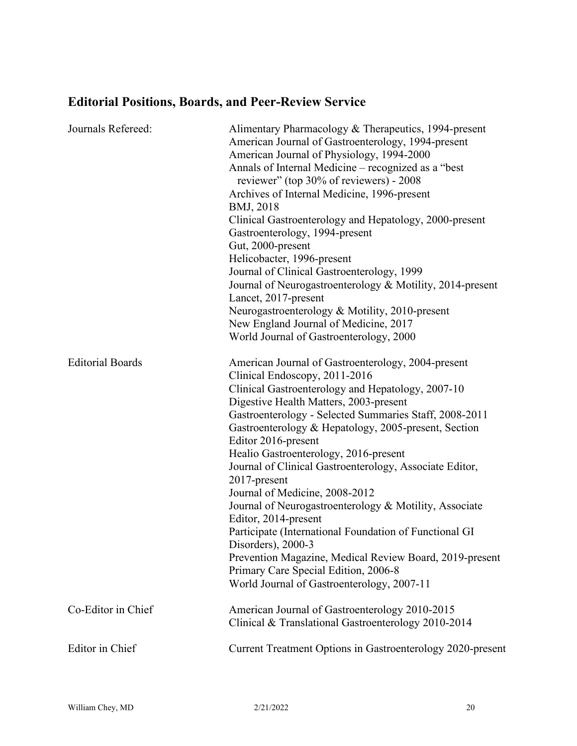## Editorial Positions, Boards, and Peer-Review Service

| | |
|---|---|
| Journals Refereed: | Alimentary Pharmacology & Therapeutics, 1994-present<br>American Journal of Gastroenterology, 1994-present<br>American Journal of Physiology, 1994-2000<br>Annals of Internal Medicine – recognized as a "best reviewer" (top 30% of reviewers) - 2008<br>Archives of Internal Medicine, 1996-present<br>BMJ, 2018<br>Clinical Gastroenterology and Hepatology, 2000-present<br>Gastroenterology, 1994-present<br>Gut, 2000-present<br>Helicobacter, 1996-present<br>Journal of Clinical Gastroenterology, 1999<br>Journal of Neurogastroenterology & Motility, 2014-present<br>Lancet, 2017-present<br>Neurogastroenterology & Motility, 2010-present<br>New England Journal of Medicine, 2017<br>World Journal of Gastroenterology, 2000 |
| Editorial Boards | American Journal of Gastroenterology, 2004-present<br>Clinical Endoscopy, 2011-2016<br>Clinical Gastroenterology and Hepatology, 2007-10<br>Digestive Health Matters, 2003-present<br>Gastroenterology - Selected Summaries Staff, 2008-2011<br>Gastroenterology & Hepatology, 2005-present, Section Editor 2016-present<br>Healio Gastroenterology, 2016-present<br>Journal of Clinical Gastroenterology, Associate Editor, 2017-present<br>Journal of Medicine, 2008-2012<br>Journal of Neurogastroenterology & Motility, Associate Editor, 2014-present<br>Participate (International Foundation of Functional GI Disorders), 2000-3<br>Prevention Magazine, Medical Review Board, 2019-present<br>Primary Care Special Edition, 2006-8<br>World Journal of Gastroenterology, 2007-11 |
| Co-Editor in Chief | American Journal of Gastroenterology 2010-2015<br>Clinical & Translational Gastroenterology 2010-2014 |
| Editor in Chief | Current Treatment Options in Gastroenterology 2020-present |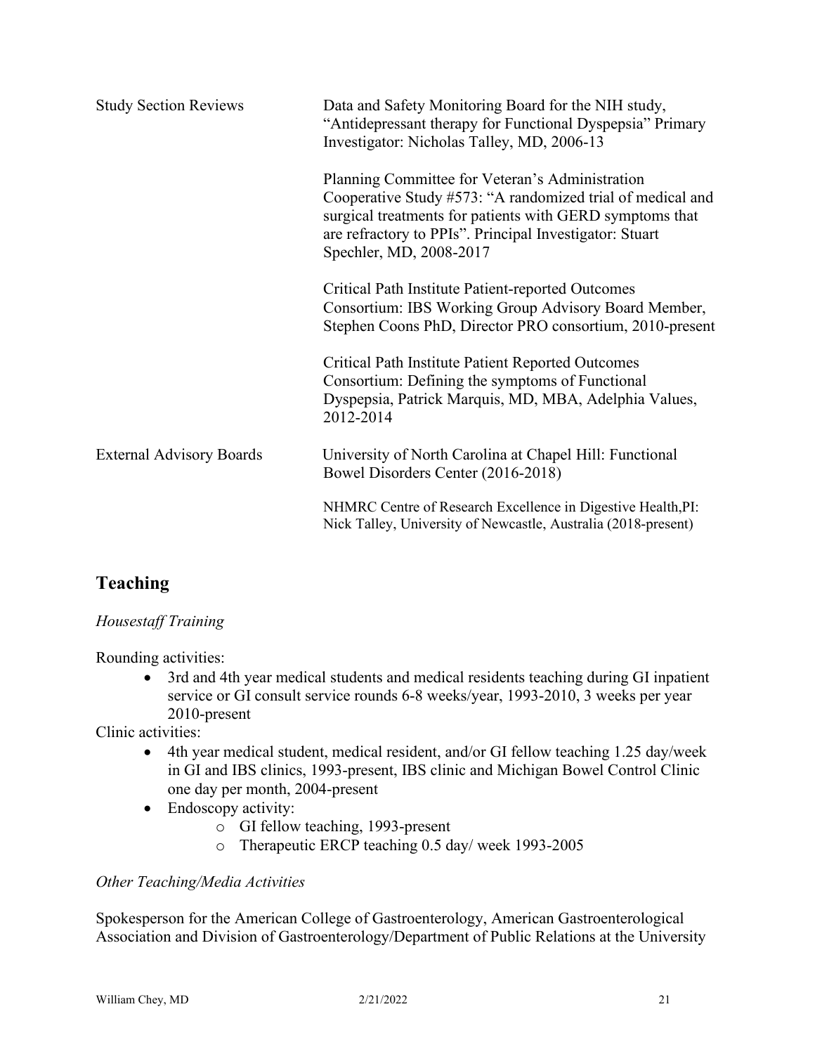| | |
|---|---|
| Study Section Reviews | Data and Safety Monitoring Board for the NIH study, "Antidepressant therapy for Functional Dyspepsia" Primary Investigator: Nicholas Talley, MD, 2006-13 |
| | Planning Committee for Veteran's Administration Cooperative Study #573: "A randomized trial of medical and surgical treatments for patients with GERD symptoms that are refractory to PPIs". Principal Investigator: Stuart Spechler, MD, 2008-2017 |
| | Critical Path Institute Patient-reported Outcomes Consortium: IBS Working Group Advisory Board Member, Stephen Coons PhD, Director PRO consortium, 2010-present |
| | Critical Path Institute Patient Reported Outcomes Consortium: Defining the symptoms of Functional Dyspepsia, Patrick Marquis, MD, MBA, Adelphia Values, 2012-2014 |
| External Advisory Boards | University of North Carolina at Chapel Hill: Functional Bowel Disorders Center (2016-2018) |
| | NHMRC Centre of Research Excellence in Digestive Health,PI: Nick Talley, University of Newcastle, Australia (2018-present) |

## Teaching

*Housestaff Training*

Rounding activities:

- 3rd and 4th year medical students and medical residents teaching during GI inpatient service or GI consult service rounds 6-8 weeks/year, 1993-2010, 3 weeks per year 2010-present

Clinic activities:

- 4th year medical student, medical resident, and/or GI fellow teaching 1.25 day/week in GI and IBS clinics, 1993-present, IBS clinic and Michigan Bowel Control Clinic one day per month, 2004-present
- Endoscopy activity:
    - GI fellow teaching, 1993-present
    - Therapeutic ERCP teaching 0.5 day/ week 1993-2005

*Other Teaching/Media Activities*

Spokesperson for the American College of Gastroenterology, American Gastroenterological Association and Division of Gastroenterology/Department of Public Relations at the University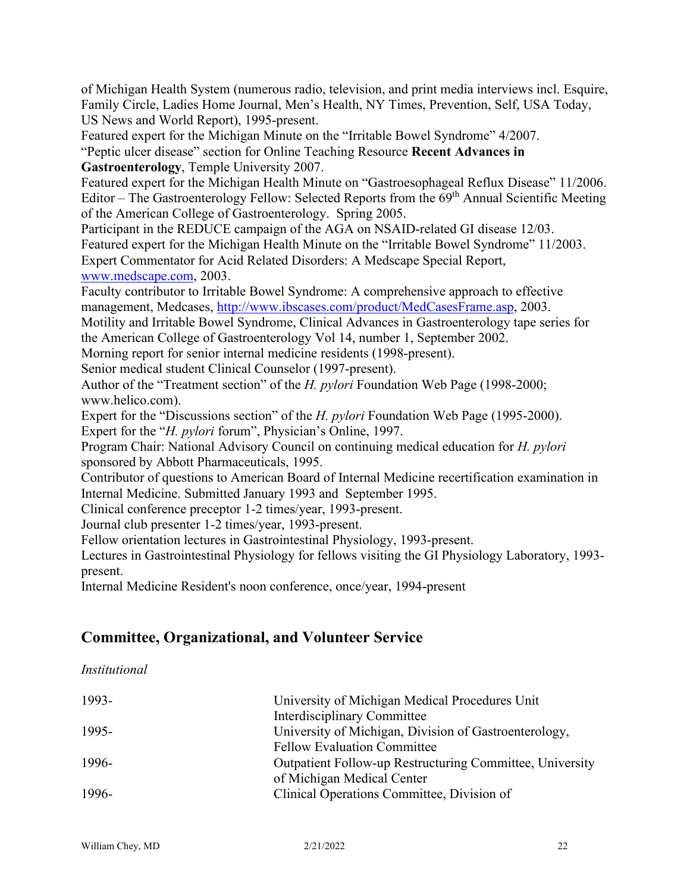of Michigan Health System (numerous radio, television, and print media interviews incl. Esquire, Family Circle, Ladies Home Journal, Men's Health, NY Times, Prevention, Self, USA Today, US News and World Report), 1995-present.

Featured expert for the Michigan Minute on the "Irritable Bowel Syndrome" 4/2007.

"Peptic ulcer disease" section for Online Teaching Resource **Recent Advances in Gastroenterology**, Temple University 2007.

Featured expert for the Michigan Health Minute on "Gastroesophageal Reflux Disease" 11/2006.

Editor – The Gastroenterology Fellow: Selected Reports from the 69th Annual Scientific Meeting of the American College of Gastroenterology. Spring 2005.

Participant in the REDUCE campaign of the AGA on NSAID-related GI disease 12/03.

Featured expert for the Michigan Health Minute on the "Irritable Bowel Syndrome" 11/2003.

Expert Commentator for Acid Related Disorders: A Medscape Special Report, www.medscape.com, 2003.

Faculty contributor to Irritable Bowel Syndrome: A comprehensive approach to effective management, Medcases, http://www.ibscases.com/product/MedCasesFrame.asp, 2003.

Motility and Irritable Bowel Syndrome, Clinical Advances in Gastroenterology tape series for the American College of Gastroenterology Vol 14, number 1, September 2002.

Morning report for senior internal medicine residents (1998-present).

Senior medical student Clinical Counselor (1997-present).

Author of the "Treatment section" of the *H. pylori* Foundation Web Page (1998-2000; www.helico.com).

Expert for the "Discussions section" of the *H. pylori* Foundation Web Page (1995-2000).

Expert for the "*H. pylori* forum", Physician's Online, 1997.

Program Chair: National Advisory Council on continuing medical education for *H. pylori* sponsored by Abbott Pharmaceuticals, 1995.

Contributor of questions to American Board of Internal Medicine recertification examination in Internal Medicine. Submitted January 1993 and September 1995.

Clinical conference preceptor 1-2 times/year, 1993-present.

Journal club presenter 1-2 times/year, 1993-present.

Fellow orientation lectures in Gastrointestinal Physiology, 1993-present.

Lectures in Gastrointestinal Physiology for fellows visiting the GI Physiology Laboratory, 1993-present.

Internal Medicine Resident's noon conference, once/year, 1994-present

## Committee, Organizational, and Volunteer Service

*Institutional*

| | |
|---|---|
| 1993- | University of Michigan Medical Procedures Unit Interdisciplinary Committee |
| 1995- | University of Michigan, Division of Gastroenterology, Fellow Evaluation Committee |
| 1996- | Outpatient Follow-up Restructuring Committee, University of Michigan Medical Center |
| 1996- | Clinical Operations Committee, Division of |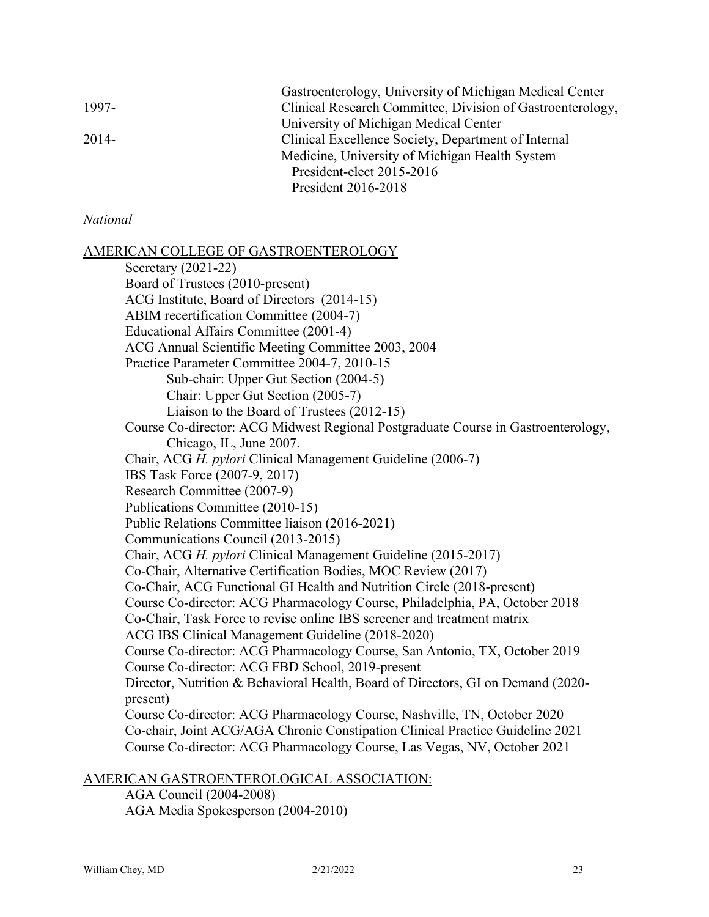| | |
|---|---|
| | Gastroenterology, University of Michigan Medical Center |
| 1997- | Clinical Research Committee, Division of Gastroenterology, University of Michigan Medical Center |
| 2014- | Clinical Excellence Society, Department of Internal Medicine, University of Michigan Health System<br>President-elect 2015-2016<br>President 2016-2018 |

*National*

AMERICAN COLLEGE OF GASTROENTEROLOGY

- Secretary (2021-22)
- Board of Trustees (2010-present)
- ACG Institute, Board of Directors (2014-15)
- ABIM recertification Committee (2004-7)
- Educational Affairs Committee (2001-4)
- ACG Annual Scientific Meeting Committee 2003, 2004
- Practice Parameter Committee 2004-7, 2010-15
  - Sub-chair: Upper Gut Section (2004-5)
  - Chair: Upper Gut Section (2005-7)
  - Liaison to the Board of Trustees (2012-15)
- Course Co-director: ACG Midwest Regional Postgraduate Course in Gastroenterology, Chicago, IL, June 2007.
- Chair, ACG *H. pylori* Clinical Management Guideline (2006-7)
- IBS Task Force (2007-9, 2017)
- Research Committee (2007-9)
- Publications Committee (2010-15)
- Public Relations Committee liaison (2016-2021)
- Communications Council (2013-2015)
- Chair, ACG *H. pylori* Clinical Management Guideline (2015-2017)
- Co-Chair, Alternative Certification Bodies, MOC Review (2017)
- Co-Chair, ACG Functional GI Health and Nutrition Circle (2018-present)
- Course Co-director: ACG Pharmacology Course, Philadelphia, PA, October 2018
- Co-Chair, Task Force to revise online IBS screener and treatment matrix
- ACG IBS Clinical Management Guideline (2018-2020)
- Course Co-director: ACG Pharmacology Course, San Antonio, TX, October 2019
- Course Co-director: ACG FBD School, 2019-present
- Director, Nutrition & Behavioral Health, Board of Directors, GI on Demand (2020-present)
- Course Co-director: ACG Pharmacology Course, Nashville, TN, October 2020
- Co-chair, Joint ACG/AGA Chronic Constipation Clinical Practice Guideline 2021
- Course Co-director: ACG Pharmacology Course, Las Vegas, NV, October 2021

AMERICAN GASTROENTEROLOGICAL ASSOCIATION:

- AGA Council (2004-2008)
- AGA Media Spokesperson (2004-2010)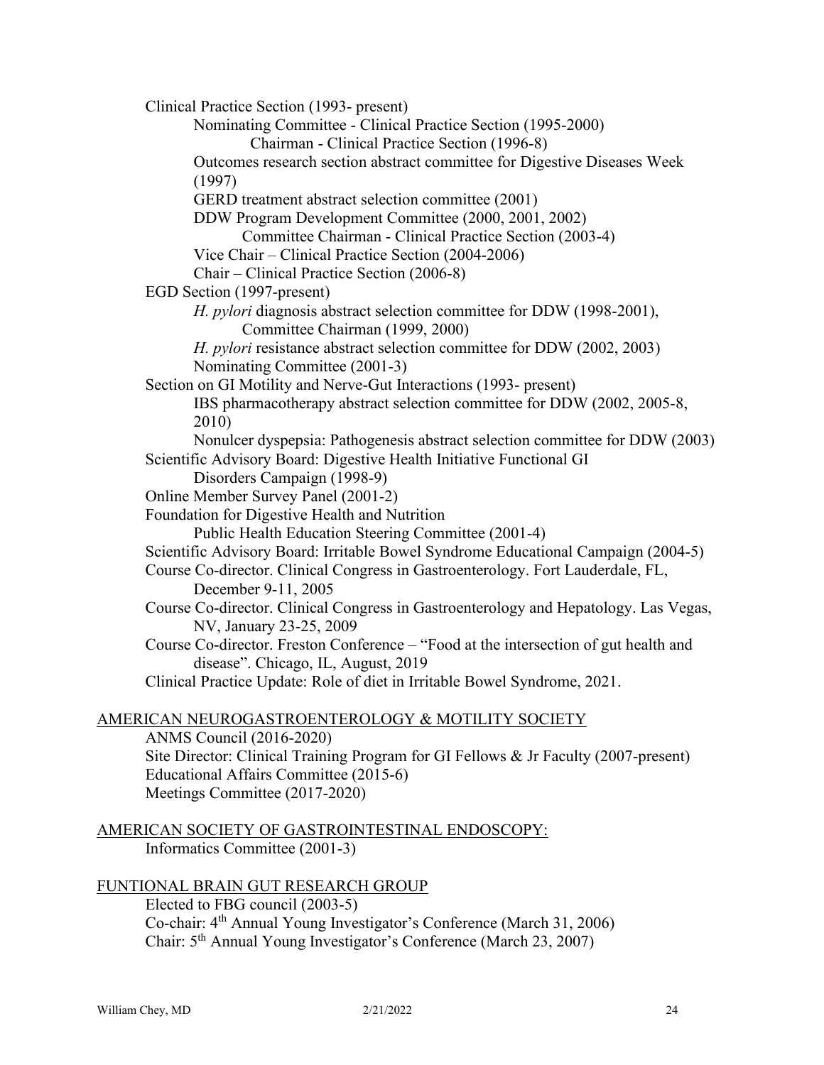Clinical Practice Section (1993- present)
  - Nominating Committee - Clinical Practice Section (1995-2000)
    - Chairman - Clinical Practice Section (1996-8)
  - Outcomes research section abstract committee for Digestive Diseases Week (1997)
  - GERD treatment abstract selection committee (2001)
  - DDW Program Development Committee (2000, 2001, 2002)
    - Committee Chairman - Clinical Practice Section (2003-4)
  - Vice Chair – Clinical Practice Section (2004-2006)
  - Chair – Clinical Practice Section (2006-8)

EGD Section (1997-present)
  - *H. pylori* diagnosis abstract selection committee for DDW (1998-2001), Committee Chairman (1999, 2000)
  - *H. pylori* resistance abstract selection committee for DDW (2002, 2003)
  - Nominating Committee (2001-3)

Section on GI Motility and Nerve-Gut Interactions (1993- present)
  - IBS pharmacotherapy abstract selection committee for DDW (2002, 2005-8, 2010)
  - Nonulcer dyspepsia: Pathogenesis abstract selection committee for DDW (2003)

Scientific Advisory Board: Digestive Health Initiative Functional GI Disorders Campaign (1998-9)

Online Member Survey Panel (2001-2)

Foundation for Digestive Health and Nutrition
  - Public Health Education Steering Committee (2001-4)

Scientific Advisory Board: Irritable Bowel Syndrome Educational Campaign (2004-5)

Course Co-director. Clinical Congress in Gastroenterology. Fort Lauderdale, FL, December 9-11, 2005

Course Co-director. Clinical Congress in Gastroenterology and Hepatology. Las Vegas, NV, January 23-25, 2009

Course Co-director. Freston Conference – "Food at the intersection of gut health and disease". Chicago, IL, August, 2019

Clinical Practice Update: Role of diet in Irritable Bowel Syndrome, 2021.

AMERICAN NEUROGASTROENTEROLOGY & MOTILITY SOCIETY

ANMS Council (2016-2020)
Site Director: Clinical Training Program for GI Fellows & Jr Faculty (2007-present)
Educational Affairs Committee (2015-6)
Meetings Committee (2017-2020)

AMERICAN SOCIETY OF GASTROINTESTINAL ENDOSCOPY:

Informatics Committee (2001-3)

FUNTIONAL BRAIN GUT RESEARCH GROUP

Elected to FBG council (2003-5)
Co-chair: 4th Annual Young Investigator's Conference (March 31, 2006)
Chair: 5th Annual Young Investigator's Conference (March 23, 2007)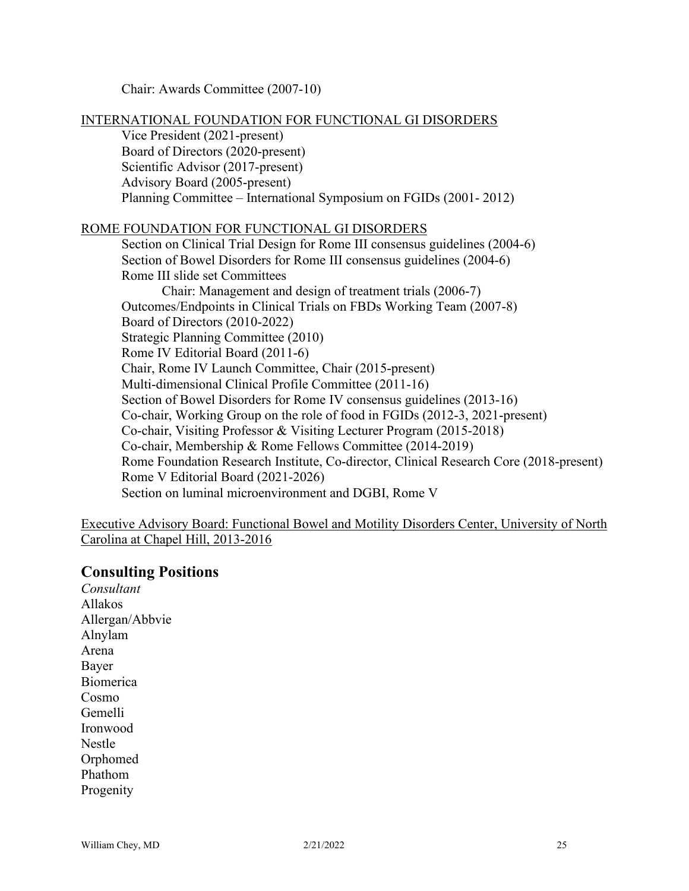Chair: Awards Committee (2007-10)

<u>INTERNATIONAL FOUNDATION FOR FUNCTIONAL GI DISORDERS</u>

Vice President (2021-present)
Board of Directors (2020-present)
Scientific Advisor (2017-present)
Advisory Board (2005-present)
Planning Committee – International Symposium on FGIDs (2001- 2012)

<u>ROME FOUNDATION FOR FUNCTIONAL GI DISORDERS</u>

Section on Clinical Trial Design for Rome III consensus guidelines (2004-6)
Section of Bowel Disorders for Rome III consensus guidelines (2004-6)
Rome III slide set Committees
    Chair: Management and design of treatment trials (2006-7)
Outcomes/Endpoints in Clinical Trials on FBDs Working Team (2007-8)
Board of Directors (2010-2022)
Strategic Planning Committee (2010)
Rome IV Editorial Board (2011-6)
Chair, Rome IV Launch Committee, Chair (2015-present)
Multi-dimensional Clinical Profile Committee (2011-16)
Section of Bowel Disorders for Rome IV consensus guidelines (2013-16)
Co-chair, Working Group on the role of food in FGIDs (2012-3, 2021-present)
Co-chair, Visiting Professor & Visiting Lecturer Program (2015-2018)
Co-chair, Membership & Rome Fellows Committee (2014-2019)
Rome Foundation Research Institute, Co-director, Clinical Research Core (2018-present)
Rome V Editorial Board (2021-2026)
Section on luminal microenvironment and DGBI, Rome V

<u>Executive Advisory Board: Functional Bowel and Motility Disorders Center, University of North Carolina at Chapel Hill, 2013-2016</u>

## Consulting Positions

*Consultant*
Allakos
Allergan/Abbvie
Alnylam
Arena
Bayer
Biomerica
Cosmo
Gemelli
Ironwood
Nestle
Orphomed
Phathom
Progenity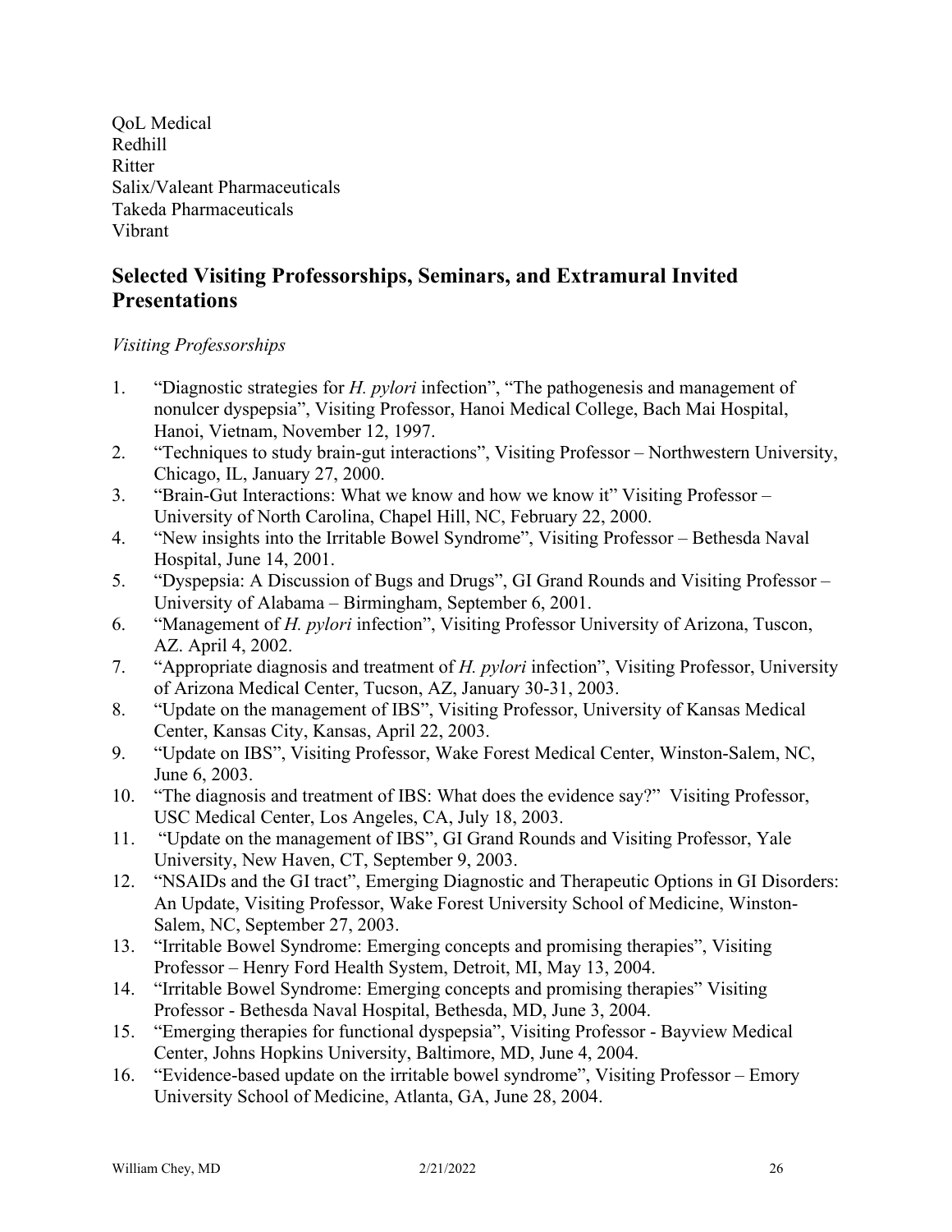QoL Medical
Redhill
Ritter
Salix/Valeant Pharmaceuticals
Takeda Pharmaceuticals
Vibrant

## Selected Visiting Professorships, Seminars, and Extramural Invited Presentations

*Visiting Professorships*

1. "Diagnostic strategies for *H. pylori* infection", "The pathogenesis and management of nonulcer dyspepsia", Visiting Professor, Hanoi Medical College, Bach Mai Hospital, Hanoi, Vietnam, November 12, 1997.
2. "Techniques to study brain-gut interactions", Visiting Professor – Northwestern University, Chicago, IL, January 27, 2000.
3. "Brain-Gut Interactions: What we know and how we know it" Visiting Professor – University of North Carolina, Chapel Hill, NC, February 22, 2000.
4. "New insights into the Irritable Bowel Syndrome", Visiting Professor – Bethesda Naval Hospital, June 14, 2001.
5. "Dyspepsia: A Discussion of Bugs and Drugs", GI Grand Rounds and Visiting Professor – University of Alabama – Birmingham, September 6, 2001.
6. "Management of *H. pylori* infection", Visiting Professor University of Arizona, Tuscon, AZ. April 4, 2002.
7. "Appropriate diagnosis and treatment of *H. pylori* infection", Visiting Professor, University of Arizona Medical Center, Tucson, AZ, January 30-31, 2003.
8. "Update on the management of IBS", Visiting Professor, University of Kansas Medical Center, Kansas City, Kansas, April 22, 2003.
9. "Update on IBS", Visiting Professor, Wake Forest Medical Center, Winston-Salem, NC, June 6, 2003.
10. "The diagnosis and treatment of IBS: What does the evidence say?" Visiting Professor, USC Medical Center, Los Angeles, CA, July 18, 2003.
11. "Update on the management of IBS", GI Grand Rounds and Visiting Professor, Yale University, New Haven, CT, September 9, 2003.
12. "NSAIDs and the GI tract", Emerging Diagnostic and Therapeutic Options in GI Disorders: An Update, Visiting Professor, Wake Forest University School of Medicine, Winston-Salem, NC, September 27, 2003.
13. "Irritable Bowel Syndrome: Emerging concepts and promising therapies", Visiting Professor – Henry Ford Health System, Detroit, MI, May 13, 2004.
14. "Irritable Bowel Syndrome: Emerging concepts and promising therapies" Visiting Professor - Bethesda Naval Hospital, Bethesda, MD, June 3, 2004.
15. "Emerging therapies for functional dyspepsia", Visiting Professor - Bayview Medical Center, Johns Hopkins University, Baltimore, MD, June 4, 2004.
16. "Evidence-based update on the irritable bowel syndrome", Visiting Professor – Emory University School of Medicine, Atlanta, GA, June 28, 2004.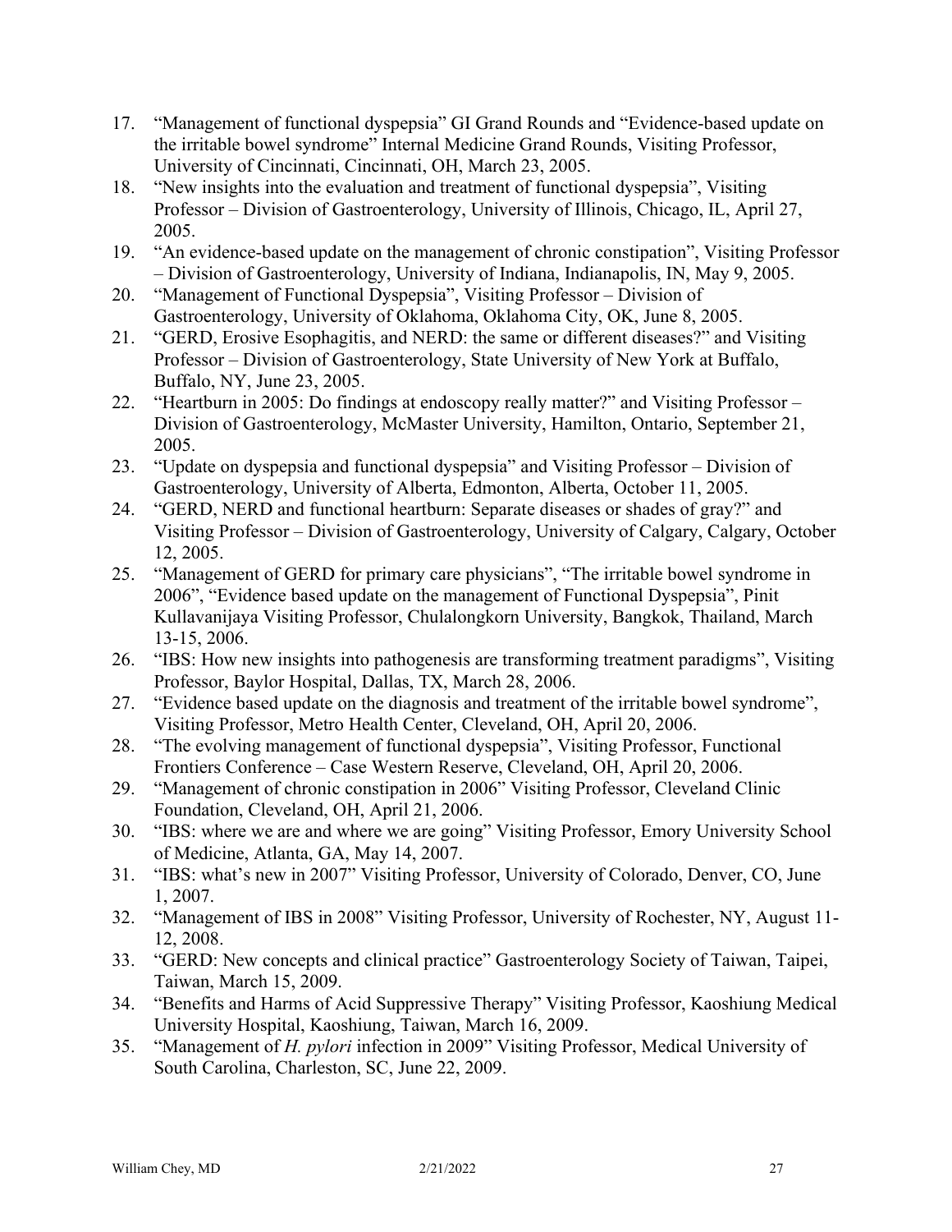17. "Management of functional dyspepsia" GI Grand Rounds and "Evidence-based update on the irritable bowel syndrome" Internal Medicine Grand Rounds, Visiting Professor, University of Cincinnati, Cincinnati, OH, March 23, 2005.
18. "New insights into the evaluation and treatment of functional dyspepsia", Visiting Professor – Division of Gastroenterology, University of Illinois, Chicago, IL, April 27, 2005.
19. "An evidence-based update on the management of chronic constipation", Visiting Professor – Division of Gastroenterology, University of Indiana, Indianapolis, IN, May 9, 2005.
20. "Management of Functional Dyspepsia", Visiting Professor – Division of Gastroenterology, University of Oklahoma, Oklahoma City, OK, June 8, 2005.
21. "GERD, Erosive Esophagitis, and NERD: the same or different diseases?" and Visiting Professor – Division of Gastroenterology, State University of New York at Buffalo, Buffalo, NY, June 23, 2005.
22. "Heartburn in 2005: Do findings at endoscopy really matter?" and Visiting Professor – Division of Gastroenterology, McMaster University, Hamilton, Ontario, September 21, 2005.
23. "Update on dyspepsia and functional dyspepsia" and Visiting Professor – Division of Gastroenterology, University of Alberta, Edmonton, Alberta, October 11, 2005.
24. "GERD, NERD and functional heartburn: Separate diseases or shades of gray?" and Visiting Professor – Division of Gastroenterology, University of Calgary, Calgary, October 12, 2005.
25. "Management of GERD for primary care physicians", "The irritable bowel syndrome in 2006", "Evidence based update on the management of Functional Dyspepsia", Pinit Kullavanijaya Visiting Professor, Chulalongkorn University, Bangkok, Thailand, March 13-15, 2006.
26. "IBS: How new insights into pathogenesis are transforming treatment paradigms", Visiting Professor, Baylor Hospital, Dallas, TX, March 28, 2006.
27. "Evidence based update on the diagnosis and treatment of the irritable bowel syndrome", Visiting Professor, Metro Health Center, Cleveland, OH, April 20, 2006.
28. "The evolving management of functional dyspepsia", Visiting Professor, Functional Frontiers Conference – Case Western Reserve, Cleveland, OH, April 20, 2006.
29. "Management of chronic constipation in 2006" Visiting Professor, Cleveland Clinic Foundation, Cleveland, OH, April 21, 2006.
30. "IBS: where we are and where we are going" Visiting Professor, Emory University School of Medicine, Atlanta, GA, May 14, 2007.
31. "IBS: what's new in 2007" Visiting Professor, University of Colorado, Denver, CO, June 1, 2007.
32. "Management of IBS in 2008" Visiting Professor, University of Rochester, NY, August 11-12, 2008.
33. "GERD: New concepts and clinical practice" Gastroenterology Society of Taiwan, Taipei, Taiwan, March 15, 2009.
34. "Benefits and Harms of Acid Suppressive Therapy" Visiting Professor, Kaoshiung Medical University Hospital, Kaoshiung, Taiwan, March 16, 2009.
35. "Management of *H. pylori* infection in 2009" Visiting Professor, Medical University of South Carolina, Charleston, SC, June 22, 2009.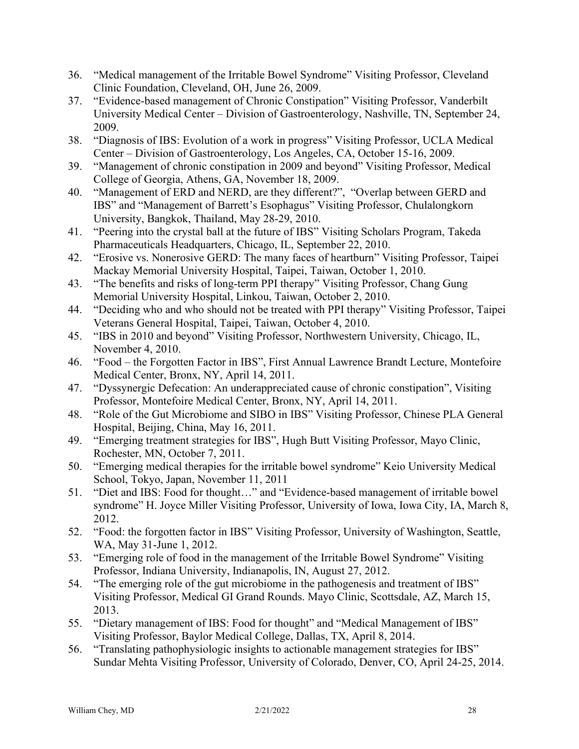36. "Medical management of the Irritable Bowel Syndrome" Visiting Professor, Cleveland Clinic Foundation, Cleveland, OH, June 26, 2009.
37. "Evidence-based management of Chronic Constipation" Visiting Professor, Vanderbilt University Medical Center – Division of Gastroenterology, Nashville, TN, September 24, 2009.
38. "Diagnosis of IBS: Evolution of a work in progress" Visiting Professor, UCLA Medical Center – Division of Gastroenterology, Los Angeles, CA, October 15-16, 2009.
39. "Management of chronic constipation in 2009 and beyond" Visiting Professor, Medical College of Georgia, Athens, GA, November 18, 2009.
40. "Management of ERD and NERD, are they different?", "Overlap between GERD and IBS" and "Management of Barrett's Esophagus" Visiting Professor, Chulalongkorn University, Bangkok, Thailand, May 28-29, 2010.
41. "Peering into the crystal ball at the future of IBS" Visiting Scholars Program, Takeda Pharmaceuticals Headquarters, Chicago, IL, September 22, 2010.
42. "Erosive vs. Nonerosive GERD: The many faces of heartburn" Visiting Professor, Taipei Mackay Memorial University Hospital, Taipei, Taiwan, October 1, 2010.
43. "The benefits and risks of long-term PPI therapy" Visiting Professor, Chang Gung Memorial University Hospital, Linkou, Taiwan, October 2, 2010.
44. "Deciding who and who should not be treated with PPI therapy" Visiting Professor, Taipei Veterans General Hospital, Taipei, Taiwan, October 4, 2010.
45. "IBS in 2010 and beyond" Visiting Professor, Northwestern University, Chicago, IL, November 4, 2010.
46. "Food – the Forgotten Factor in IBS", First Annual Lawrence Brandt Lecture, Montefoire Medical Center, Bronx, NY, April 14, 2011.
47. "Dyssynergic Defecation: An underappreciated cause of chronic constipation", Visiting Professor, Montefoire Medical Center, Bronx, NY, April 14, 2011.
48. "Role of the Gut Microbiome and SIBO in IBS" Visiting Professor, Chinese PLA General Hospital, Beijing, China, May 16, 2011.
49. "Emerging treatment strategies for IBS", Hugh Butt Visiting Professor, Mayo Clinic, Rochester, MN, October 7, 2011.
50. "Emerging medical therapies for the irritable bowel syndrome" Keio University Medical School, Tokyo, Japan, November 11, 2011
51. "Diet and IBS: Food for thought…" and "Evidence-based management of irritable bowel syndrome" H. Joyce Miller Visiting Professor, University of Iowa, Iowa City, IA, March 8, 2012.
52. "Food: the forgotten factor in IBS" Visiting Professor, University of Washington, Seattle, WA, May 31-June 1, 2012.
53. "Emerging role of food in the management of the Irritable Bowel Syndrome" Visiting Professor, Indiana University, Indianapolis, IN, August 27, 2012.
54. "The emerging role of the gut microbiome in the pathogenesis and treatment of IBS" Visiting Professor, Medical GI Grand Rounds. Mayo Clinic, Scottsdale, AZ, March 15, 2013.
55. "Dietary management of IBS: Food for thought" and "Medical Management of IBS" Visiting Professor, Baylor Medical College, Dallas, TX, April 8, 2014.
56. "Translating pathophysiologic insights to actionable management strategies for IBS" Sundar Mehta Visiting Professor, University of Colorado, Denver, CO, April 24-25, 2014.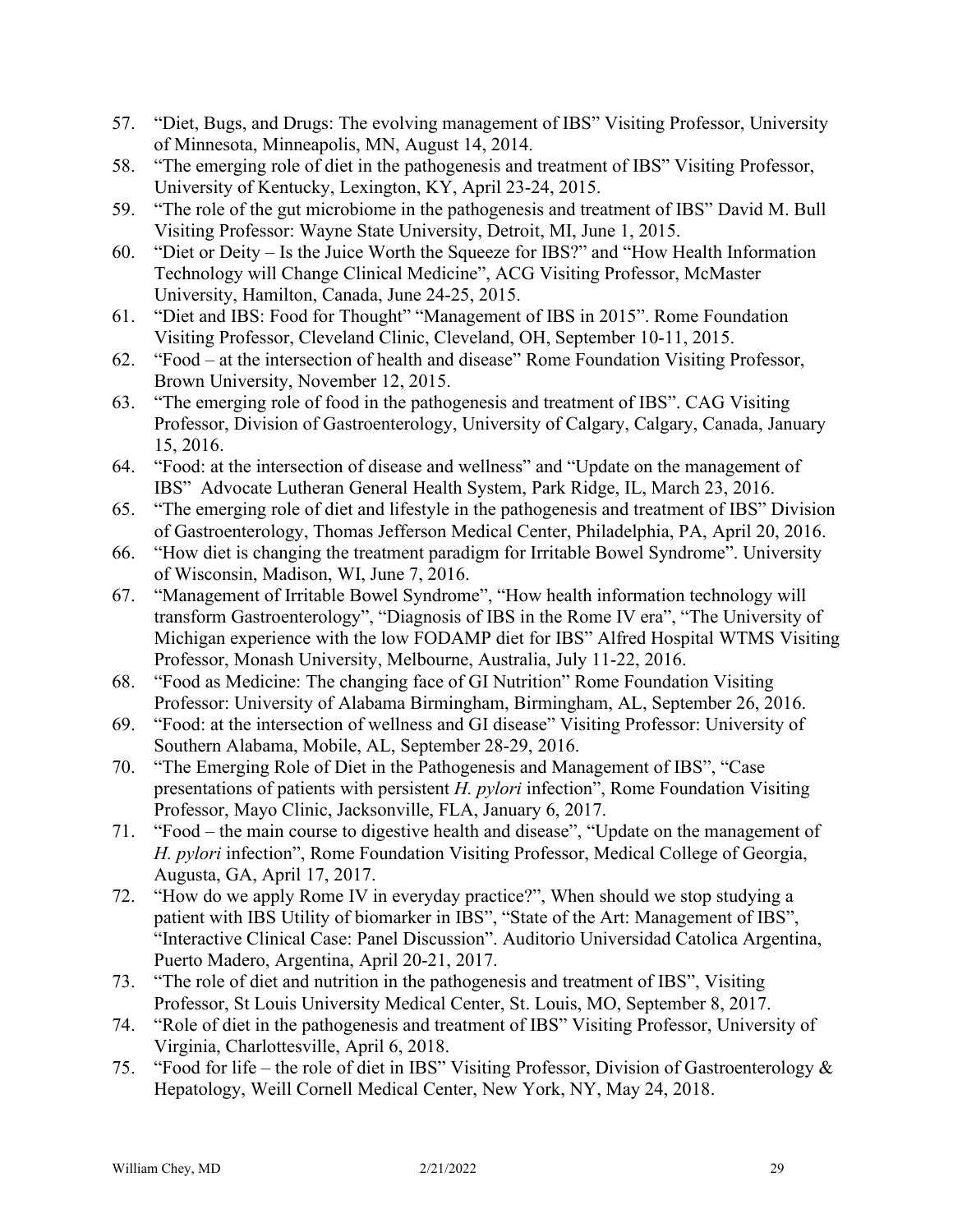57. “Diet, Bugs, and Drugs: The evolving management of IBS” Visiting Professor, University of Minnesota, Minneapolis, MN, August 14, 2014.
58. “The emerging role of diet in the pathogenesis and treatment of IBS” Visiting Professor, University of Kentucky, Lexington, KY, April 23-24, 2015.
59. “The role of the gut microbiome in the pathogenesis and treatment of IBS” David M. Bull Visiting Professor: Wayne State University, Detroit, MI, June 1, 2015.
60. “Diet or Deity – Is the Juice Worth the Squeeze for IBS?” and “How Health Information Technology will Change Clinical Medicine”, ACG Visiting Professor, McMaster University, Hamilton, Canada, June 24-25, 2015.
61. “Diet and IBS: Food for Thought” “Management of IBS in 2015”. Rome Foundation Visiting Professor, Cleveland Clinic, Cleveland, OH, September 10-11, 2015.
62. “Food – at the intersection of health and disease” Rome Foundation Visiting Professor, Brown University, November 12, 2015.
63. “The emerging role of food in the pathogenesis and treatment of IBS”. CAG Visiting Professor, Division of Gastroenterology, University of Calgary, Calgary, Canada, January 15, 2016.
64. “Food: at the intersection of disease and wellness” and “Update on the management of IBS” Advocate Lutheran General Health System, Park Ridge, IL, March 23, 2016.
65. “The emerging role of diet and lifestyle in the pathogenesis and treatment of IBS” Division of Gastroenterology, Thomas Jefferson Medical Center, Philadelphia, PA, April 20, 2016.
66. “How diet is changing the treatment paradigm for Irritable Bowel Syndrome”. University of Wisconsin, Madison, WI, June 7, 2016.
67. “Management of Irritable Bowel Syndrome”, “How health information technology will transform Gastroenterology”, “Diagnosis of IBS in the Rome IV era”, “The University of Michigan experience with the low FODAMP diet for IBS” Alfred Hospital WTMS Visiting Professor, Monash University, Melbourne, Australia, July 11-22, 2016.
68. “Food as Medicine: The changing face of GI Nutrition” Rome Foundation Visiting Professor: University of Alabama Birmingham, Birmingham, AL, September 26, 2016.
69. “Food: at the intersection of wellness and GI disease” Visiting Professor: University of Southern Alabama, Mobile, AL, September 28-29, 2016.
70. “The Emerging Role of Diet in the Pathogenesis and Management of IBS”, “Case presentations of patients with persistent *H. pylori* infection”, Rome Foundation Visiting Professor, Mayo Clinic, Jacksonville, FLA, January 6, 2017.
71. “Food – the main course to digestive health and disease”, “Update on the management of *H. pylori* infection”, Rome Foundation Visiting Professor, Medical College of Georgia, Augusta, GA, April 17, 2017.
72. “How do we apply Rome IV in everyday practice?”, When should we stop studying a patient with IBS Utility of biomarker in IBS”, “State of the Art: Management of IBS”, “Interactive Clinical Case: Panel Discussion”. Auditorio Universidad Catolica Argentina, Puerto Madero, Argentina, April 20-21, 2017.
73. “The role of diet and nutrition in the pathogenesis and treatment of IBS”, Visiting Professor, St Louis University Medical Center, St. Louis, MO, September 8, 2017.
74. “Role of diet in the pathogenesis and treatment of IBS” Visiting Professor, University of Virginia, Charlottesville, April 6, 2018.
75. “Food for life – the role of diet in IBS” Visiting Professor, Division of Gastroenterology & Hepatology, Weill Cornell Medical Center, New York, NY, May 24, 2018.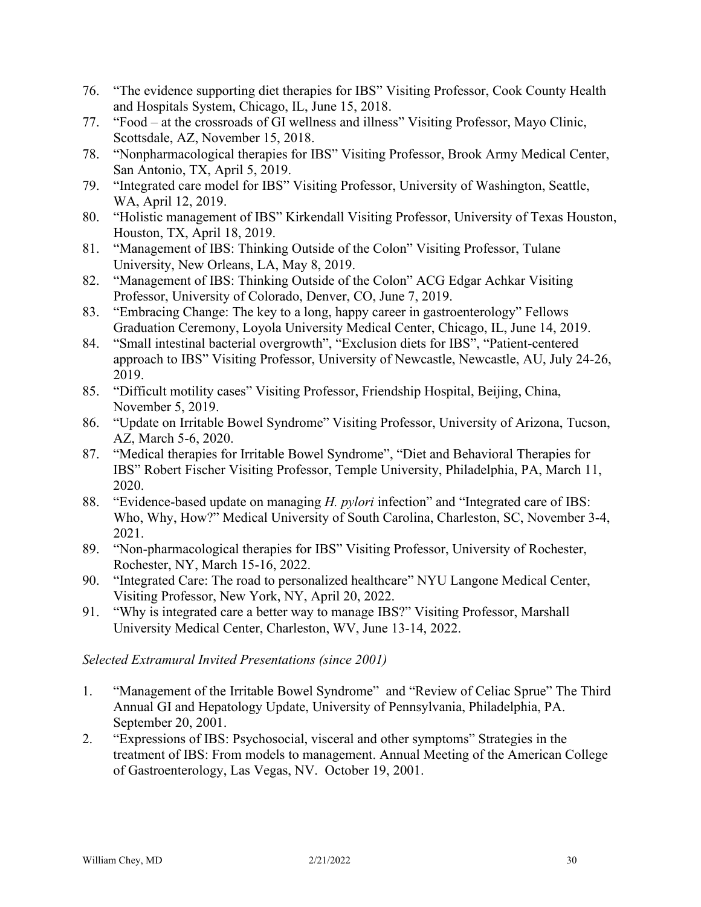76. "The evidence supporting diet therapies for IBS" Visiting Professor, Cook County Health and Hospitals System, Chicago, IL, June 15, 2018.
77. "Food – at the crossroads of GI wellness and illness" Visiting Professor, Mayo Clinic, Scottsdale, AZ, November 15, 2018.
78. "Nonpharmacological therapies for IBS" Visiting Professor, Brook Army Medical Center, San Antonio, TX, April 5, 2019.
79. "Integrated care model for IBS" Visiting Professor, University of Washington, Seattle, WA, April 12, 2019.
80. "Holistic management of IBS" Kirkendall Visiting Professor, University of Texas Houston, Houston, TX, April 18, 2019.
81. "Management of IBS: Thinking Outside of the Colon" Visiting Professor, Tulane University, New Orleans, LA, May 8, 2019.
82. "Management of IBS: Thinking Outside of the Colon" ACG Edgar Achkar Visiting Professor, University of Colorado, Denver, CO, June 7, 2019.
83. "Embracing Change: The key to a long, happy career in gastroenterology" Fellows Graduation Ceremony, Loyola University Medical Center, Chicago, IL, June 14, 2019.
84. "Small intestinal bacterial overgrowth", "Exclusion diets for IBS", "Patient-centered approach to IBS" Visiting Professor, University of Newcastle, Newcastle, AU, July 24-26, 2019.
85. "Difficult motility cases" Visiting Professor, Friendship Hospital, Beijing, China, November 5, 2019.
86. "Update on Irritable Bowel Syndrome" Visiting Professor, University of Arizona, Tucson, AZ, March 5-6, 2020.
87. "Medical therapies for Irritable Bowel Syndrome", "Diet and Behavioral Therapies for IBS" Robert Fischer Visiting Professor, Temple University, Philadelphia, PA, March 11, 2020.
88. "Evidence-based update on managing *H. pylori* infection" and "Integrated care of IBS: Who, Why, How?" Medical University of South Carolina, Charleston, SC, November 3-4, 2021.
89. "Non-pharmacological therapies for IBS" Visiting Professor, University of Rochester, Rochester, NY, March 15-16, 2022.
90. "Integrated Care: The road to personalized healthcare" NYU Langone Medical Center, Visiting Professor, New York, NY, April 20, 2022.
91. "Why is integrated care a better way to manage IBS?" Visiting Professor, Marshall University Medical Center, Charleston, WV, June 13-14, 2022.

*Selected Extramural Invited Presentations (since 2001)*

1. "Management of the Irritable Bowel Syndrome" and "Review of Celiac Sprue" The Third Annual GI and Hepatology Update, University of Pennsylvania, Philadelphia, PA. September 20, 2001.
2. "Expressions of IBS: Psychosocial, visceral and other symptoms" Strategies in the treatment of IBS: From models to management. Annual Meeting of the American College of Gastroenterology, Las Vegas, NV. October 19, 2001.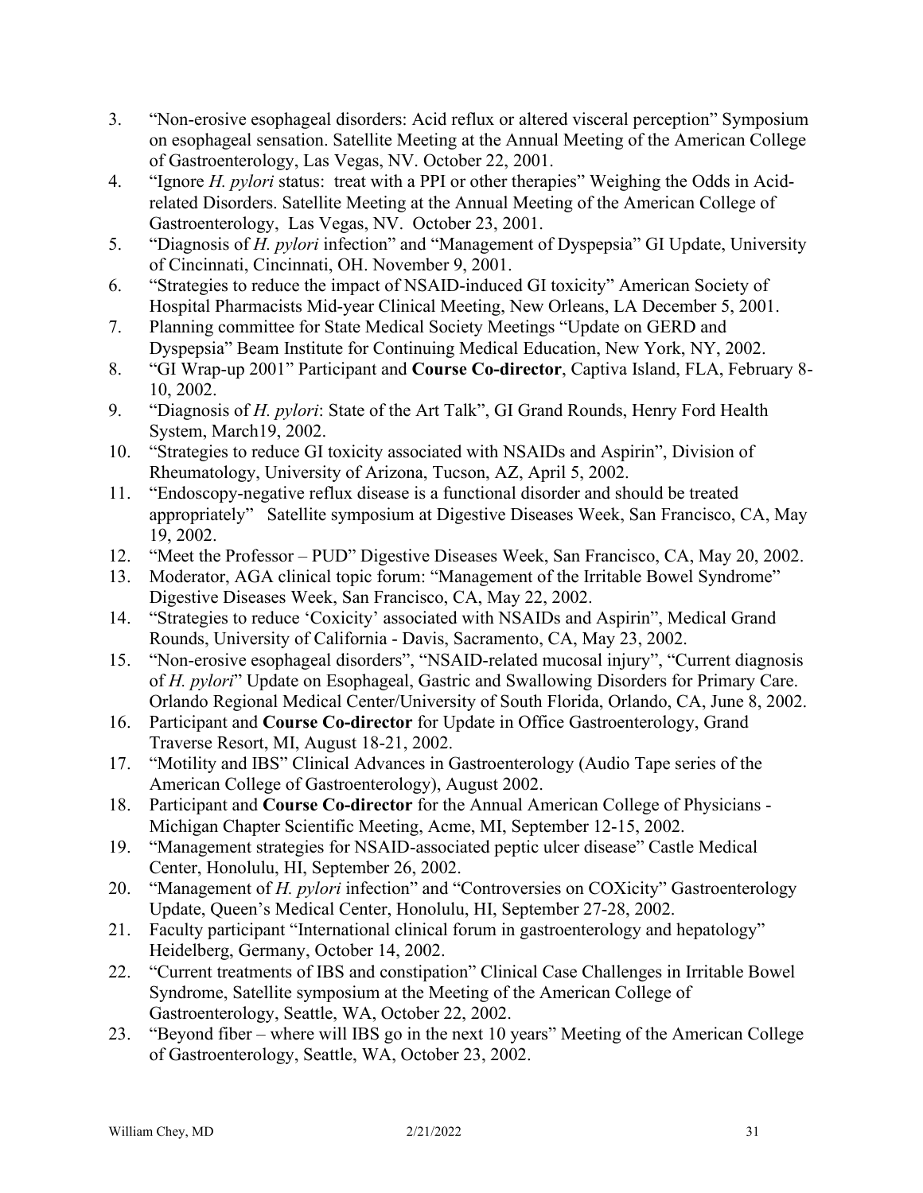3. "Non-erosive esophageal disorders: Acid reflux or altered visceral perception" Symposium on esophageal sensation. Satellite Meeting at the Annual Meeting of the American College of Gastroenterology, Las Vegas, NV. October 22, 2001.
4. "Ignore *H. pylori* status: treat with a PPI or other therapies" Weighing the Odds in Acid-related Disorders. Satellite Meeting at the Annual Meeting of the American College of Gastroenterology, Las Vegas, NV. October 23, 2001.
5. "Diagnosis of *H. pylori* infection" and "Management of Dyspepsia" GI Update, University of Cincinnati, Cincinnati, OH. November 9, 2001.
6. "Strategies to reduce the impact of NSAID-induced GI toxicity" American Society of Hospital Pharmacists Mid-year Clinical Meeting, New Orleans, LA December 5, 2001.
7. Planning committee for State Medical Society Meetings "Update on GERD and Dyspepsia" Beam Institute for Continuing Medical Education, New York, NY, 2002.
8. "GI Wrap-up 2001" Participant and **Course Co-director**, Captiva Island, FLA, February 8-10, 2002.
9. "Diagnosis of *H. pylori*: State of the Art Talk", GI Grand Rounds, Henry Ford Health System, March19, 2002.
10. "Strategies to reduce GI toxicity associated with NSAIDs and Aspirin", Division of Rheumatology, University of Arizona, Tucson, AZ, April 5, 2002.
11. "Endoscopy-negative reflux disease is a functional disorder and should be treated appropriately" Satellite symposium at Digestive Diseases Week, San Francisco, CA, May 19, 2002.
12. "Meet the Professor – PUD" Digestive Diseases Week, San Francisco, CA, May 20, 2002.
13. Moderator, AGA clinical topic forum: "Management of the Irritable Bowel Syndrome" Digestive Diseases Week, San Francisco, CA, May 22, 2002.
14. "Strategies to reduce 'Coxicity' associated with NSAIDs and Aspirin", Medical Grand Rounds, University of California - Davis, Sacramento, CA, May 23, 2002.
15. "Non-erosive esophageal disorders", "NSAID-related mucosal injury", "Current diagnosis of *H. pylori*" Update on Esophageal, Gastric and Swallowing Disorders for Primary Care. Orlando Regional Medical Center/University of South Florida, Orlando, CA, June 8, 2002.
16. Participant and **Course Co-director** for Update in Office Gastroenterology, Grand Traverse Resort, MI, August 18-21, 2002.
17. "Motility and IBS" Clinical Advances in Gastroenterology (Audio Tape series of the American College of Gastroenterology), August 2002.
18. Participant and **Course Co-director** for the Annual American College of Physicians - Michigan Chapter Scientific Meeting, Acme, MI, September 12-15, 2002.
19. "Management strategies for NSAID-associated peptic ulcer disease" Castle Medical Center, Honolulu, HI, September 26, 2002.
20. "Management of *H. pylori* infection" and "Controversies on COXicity" Gastroenterology Update, Queen's Medical Center, Honolulu, HI, September 27-28, 2002.
21. Faculty participant "International clinical forum in gastroenterology and hepatology" Heidelberg, Germany, October 14, 2002.
22. "Current treatments of IBS and constipation" Clinical Case Challenges in Irritable Bowel Syndrome, Satellite symposium at the Meeting of the American College of Gastroenterology, Seattle, WA, October 22, 2002.
23. "Beyond fiber – where will IBS go in the next 10 years" Meeting of the American College of Gastroenterology, Seattle, WA, October 23, 2002.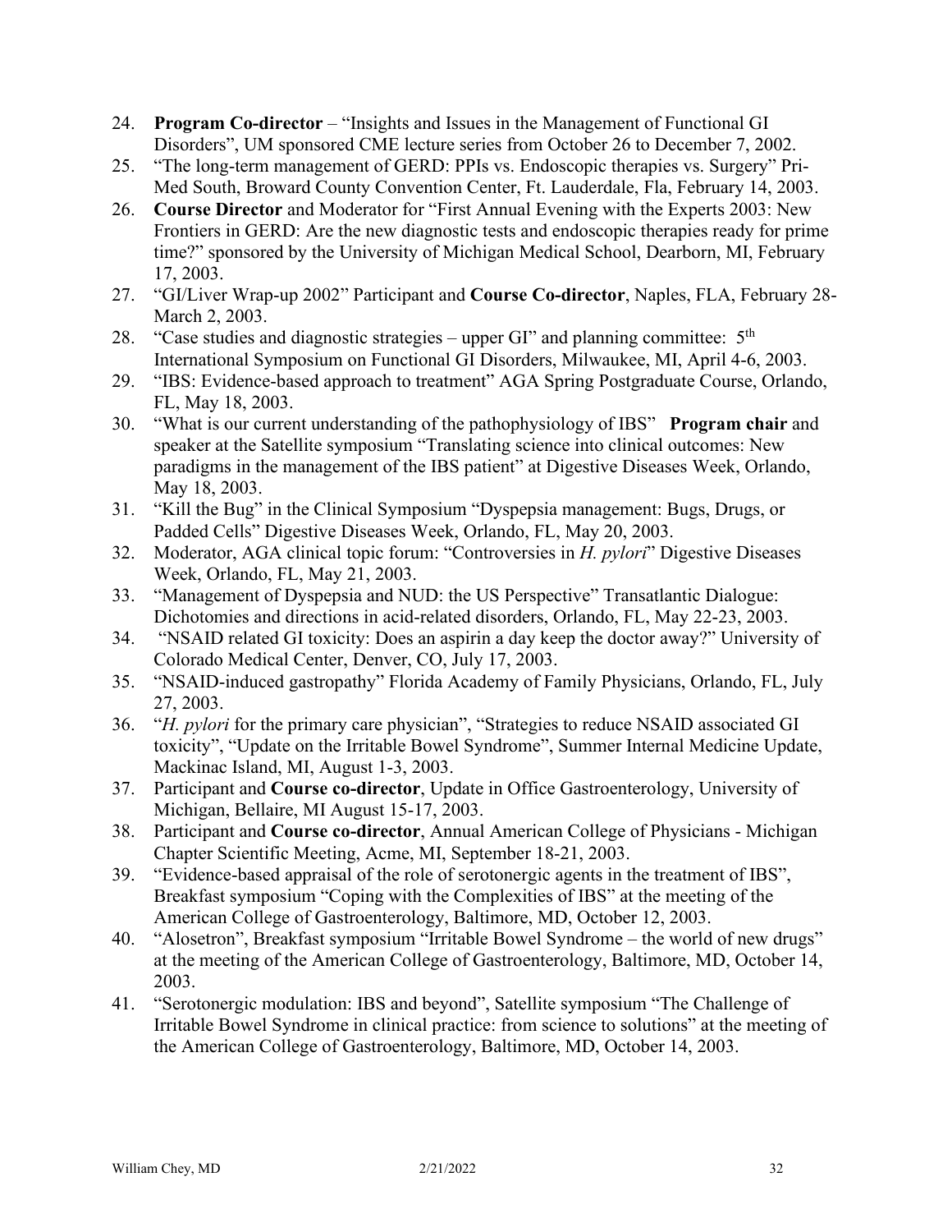24. **Program Co-director** – "Insights and Issues in the Management of Functional GI Disorders", UM sponsored CME lecture series from October 26 to December 7, 2002.
25. "The long-term management of GERD: PPIs vs. Endoscopic therapies vs. Surgery" Pri-Med South, Broward County Convention Center, Ft. Lauderdale, Fla, February 14, 2003.
26. **Course Director** and Moderator for "First Annual Evening with the Experts 2003: New Frontiers in GERD: Are the new diagnostic tests and endoscopic therapies ready for prime time?" sponsored by the University of Michigan Medical School, Dearborn, MI, February 17, 2003.
27. "GI/Liver Wrap-up 2002" Participant and **Course Co-director**, Naples, FLA, February 28-March 2, 2003.
28. "Case studies and diagnostic strategies – upper GI" and planning committee: 5th International Symposium on Functional GI Disorders, Milwaukee, MI, April 4-6, 2003.
29. "IBS: Evidence-based approach to treatment" AGA Spring Postgraduate Course, Orlando, FL, May 18, 2003.
30. "What is our current understanding of the pathophysiology of IBS" **Program chair** and speaker at the Satellite symposium "Translating science into clinical outcomes: New paradigms in the management of the IBS patient" at Digestive Diseases Week, Orlando, May 18, 2003.
31. "Kill the Bug" in the Clinical Symposium "Dyspepsia management: Bugs, Drugs, or Padded Cells" Digestive Diseases Week, Orlando, FL, May 20, 2003.
32. Moderator, AGA clinical topic forum: "Controversies in *H. pylori*" Digestive Diseases Week, Orlando, FL, May 21, 2003.
33. "Management of Dyspepsia and NUD: the US Perspective" Transatlantic Dialogue: Dichotomies and directions in acid-related disorders, Orlando, FL, May 22-23, 2003.
34. "NSAID related GI toxicity: Does an aspirin a day keep the doctor away?" University of Colorado Medical Center, Denver, CO, July 17, 2003.
35. "NSAID-induced gastropathy" Florida Academy of Family Physicians, Orlando, FL, July 27, 2003.
36. "*H. pylori* for the primary care physician", "Strategies to reduce NSAID associated GI toxicity", "Update on the Irritable Bowel Syndrome", Summer Internal Medicine Update, Mackinac Island, MI, August 1-3, 2003.
37. Participant and **Course co-director**, Update in Office Gastroenterology, University of Michigan, Bellaire, MI August 15-17, 2003.
38. Participant and **Course co-director**, Annual American College of Physicians - Michigan Chapter Scientific Meeting, Acme, MI, September 18-21, 2003.
39. "Evidence-based appraisal of the role of serotonergic agents in the treatment of IBS", Breakfast symposium "Coping with the Complexities of IBS" at the meeting of the American College of Gastroenterology, Baltimore, MD, October 12, 2003.
40. "Alosetron", Breakfast symposium "Irritable Bowel Syndrome – the world of new drugs" at the meeting of the American College of Gastroenterology, Baltimore, MD, October 14, 2003.
41. "Serotonergic modulation: IBS and beyond", Satellite symposium "The Challenge of Irritable Bowel Syndrome in clinical practice: from science to solutions" at the meeting of the American College of Gastroenterology, Baltimore, MD, October 14, 2003.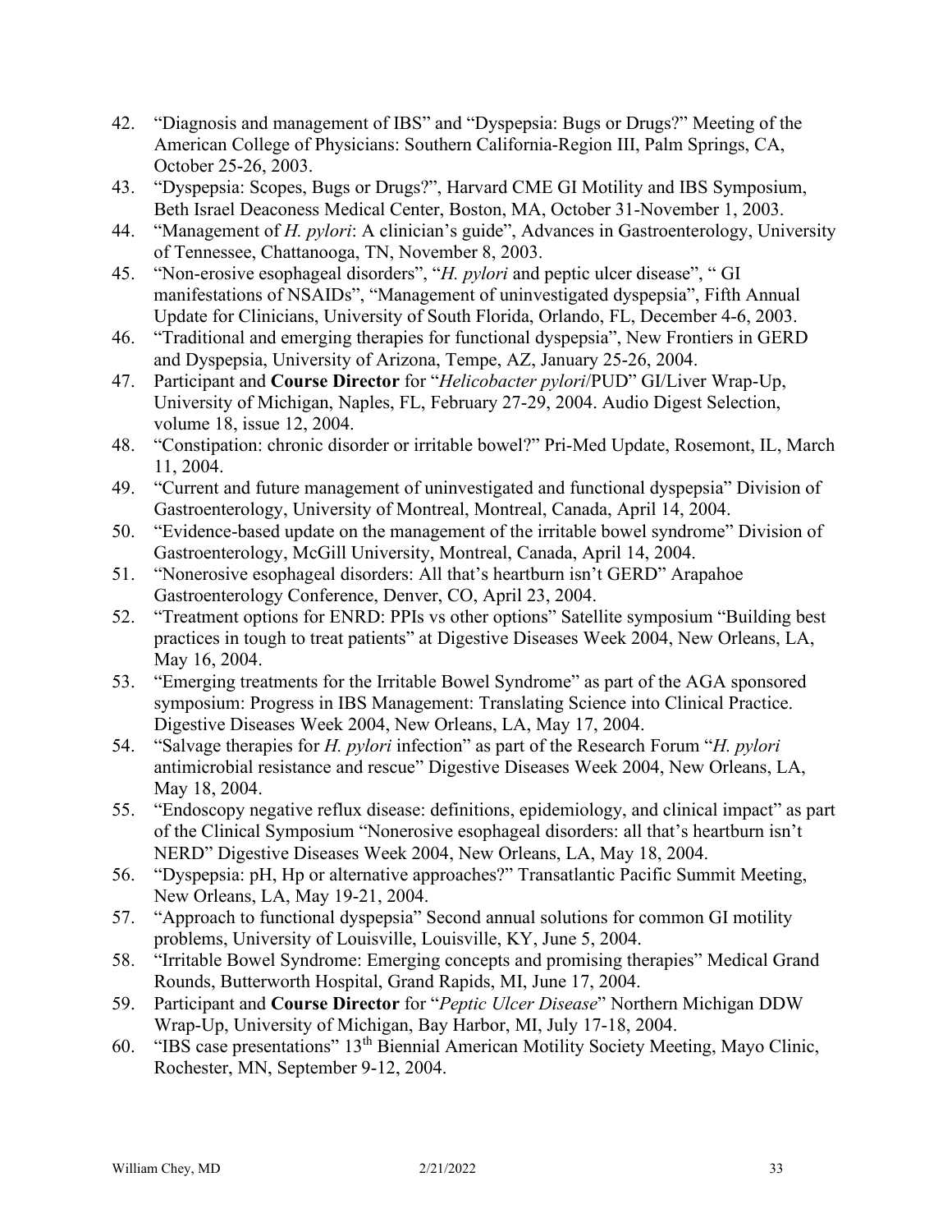42. "Diagnosis and management of IBS" and "Dyspepsia: Bugs or Drugs?" Meeting of the American College of Physicians: Southern California-Region III, Palm Springs, CA, October 25-26, 2003.
43. "Dyspepsia: Scopes, Bugs or Drugs?", Harvard CME GI Motility and IBS Symposium, Beth Israel Deaconess Medical Center, Boston, MA, October 31-November 1, 2003.
44. "Management of *H. pylori*: A clinician's guide", Advances in Gastroenterology, University of Tennessee, Chattanooga, TN, November 8, 2003.
45. "Non-erosive esophageal disorders", "*H. pylori* and peptic ulcer disease", " GI manifestations of NSAIDs", "Management of uninvestigated dyspepsia", Fifth Annual Update for Clinicians, University of South Florida, Orlando, FL, December 4-6, 2003.
46. "Traditional and emerging therapies for functional dyspepsia", New Frontiers in GERD and Dyspepsia, University of Arizona, Tempe, AZ, January 25-26, 2004.
47. Participant and **Course Director** for "*Helicobacter pylori*/PUD" GI/Liver Wrap-Up, University of Michigan, Naples, FL, February 27-29, 2004. Audio Digest Selection, volume 18, issue 12, 2004.
48. "Constipation: chronic disorder or irritable bowel?" Pri-Med Update, Rosemont, IL, March 11, 2004.
49. "Current and future management of uninvestigated and functional dyspepsia" Division of Gastroenterology, University of Montreal, Montreal, Canada, April 14, 2004.
50. "Evidence-based update on the management of the irritable bowel syndrome" Division of Gastroenterology, McGill University, Montreal, Canada, April 14, 2004.
51. "Nonerosive esophageal disorders: All that's heartburn isn't GERD" Arapahoe Gastroenterology Conference, Denver, CO, April 23, 2004.
52. "Treatment options for ENRD: PPIs vs other options" Satellite symposium "Building best practices in tough to treat patients" at Digestive Diseases Week 2004, New Orleans, LA, May 16, 2004.
53. "Emerging treatments for the Irritable Bowel Syndrome" as part of the AGA sponsored symposium: Progress in IBS Management: Translating Science into Clinical Practice. Digestive Diseases Week 2004, New Orleans, LA, May 17, 2004.
54. "Salvage therapies for *H. pylori* infection" as part of the Research Forum "*H. pylori* antimicrobial resistance and rescue" Digestive Diseases Week 2004, New Orleans, LA, May 18, 2004.
55. "Endoscopy negative reflux disease: definitions, epidemiology, and clinical impact" as part of the Clinical Symposium "Nonerosive esophageal disorders: all that's heartburn isn't NERD" Digestive Diseases Week 2004, New Orleans, LA, May 18, 2004.
56. "Dyspepsia: pH, Hp or alternative approaches?" Transatlantic Pacific Summit Meeting, New Orleans, LA, May 19-21, 2004.
57. "Approach to functional dyspepsia" Second annual solutions for common GI motility problems, University of Louisville, Louisville, KY, June 5, 2004.
58. "Irritable Bowel Syndrome: Emerging concepts and promising therapies" Medical Grand Rounds, Butterworth Hospital, Grand Rapids, MI, June 17, 2004.
59. Participant and **Course Director** for "*Peptic Ulcer Disease*" Northern Michigan DDW Wrap-Up, University of Michigan, Bay Harbor, MI, July 17-18, 2004.
60. "IBS case presentations" 13th Biennial American Motility Society Meeting, Mayo Clinic, Rochester, MN, September 9-12, 2004.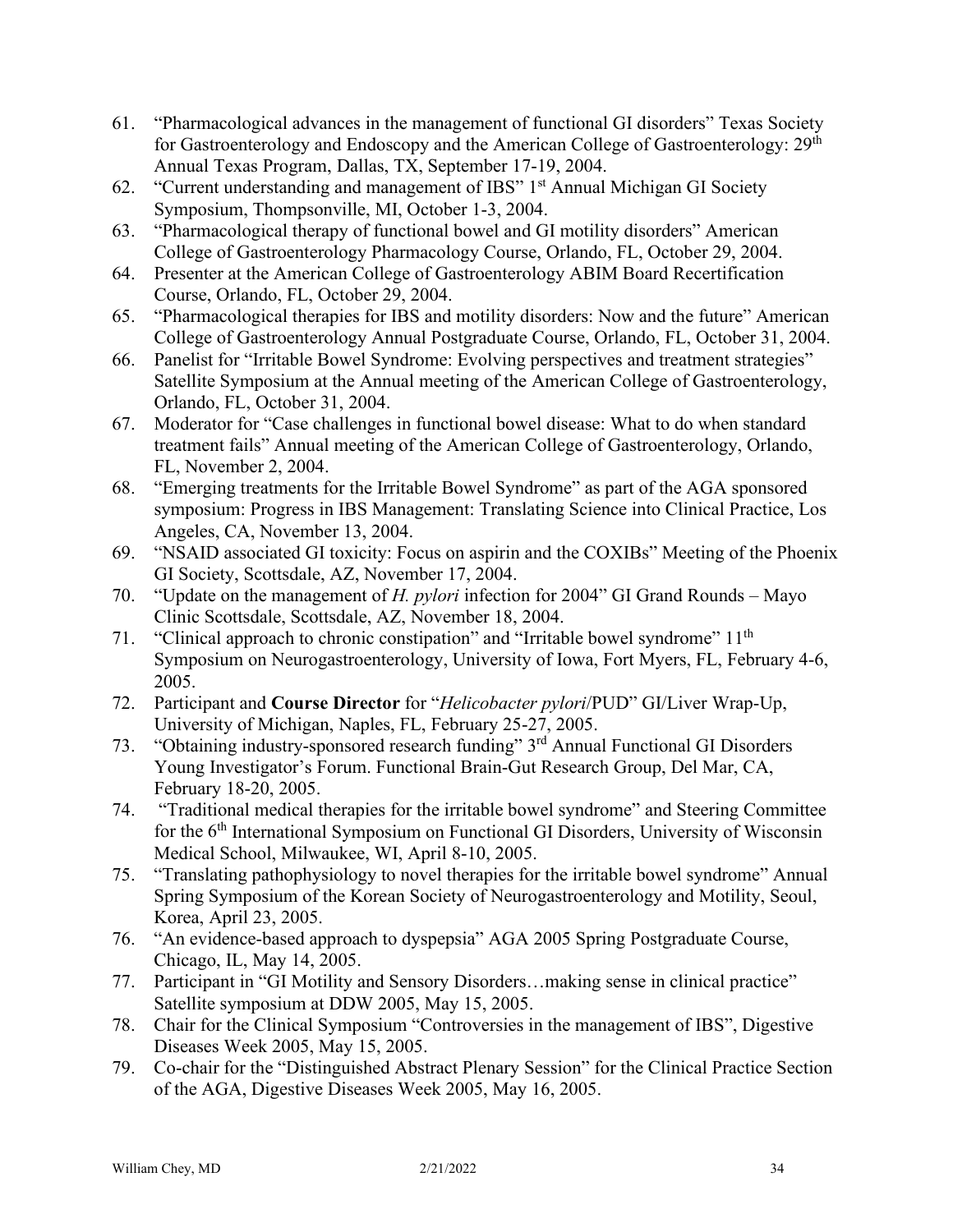61. "Pharmacological advances in the management of functional GI disorders" Texas Society for Gastroenterology and Endoscopy and the American College of Gastroenterology: 29th Annual Texas Program, Dallas, TX, September 17-19, 2004.
62. "Current understanding and management of IBS" 1st Annual Michigan GI Society Symposium, Thompsonville, MI, October 1-3, 2004.
63. "Pharmacological therapy of functional bowel and GI motility disorders" American College of Gastroenterology Pharmacology Course, Orlando, FL, October 29, 2004.
64. Presenter at the American College of Gastroenterology ABIM Board Recertification Course, Orlando, FL, October 29, 2004.
65. "Pharmacological therapies for IBS and motility disorders: Now and the future" American College of Gastroenterology Annual Postgraduate Course, Orlando, FL, October 31, 2004.
66. Panelist for "Irritable Bowel Syndrome: Evolving perspectives and treatment strategies" Satellite Symposium at the Annual meeting of the American College of Gastroenterology, Orlando, FL, October 31, 2004.
67. Moderator for "Case challenges in functional bowel disease: What to do when standard treatment fails" Annual meeting of the American College of Gastroenterology, Orlando, FL, November 2, 2004.
68. "Emerging treatments for the Irritable Bowel Syndrome" as part of the AGA sponsored symposium: Progress in IBS Management: Translating Science into Clinical Practice, Los Angeles, CA, November 13, 2004.
69. "NSAID associated GI toxicity: Focus on aspirin and the COXIBs" Meeting of the Phoenix GI Society, Scottsdale, AZ, November 17, 2004.
70. "Update on the management of *H. pylori* infection for 2004" GI Grand Rounds – Mayo Clinic Scottsdale, Scottsdale, AZ, November 18, 2004.
71. "Clinical approach to chronic constipation" and "Irritable bowel syndrome" 11th Symposium on Neurogastroenterology, University of Iowa, Fort Myers, FL, February 4-6, 2005.
72. Participant and **Course Director** for "*Helicobacter pylori*/PUD" GI/Liver Wrap-Up, University of Michigan, Naples, FL, February 25-27, 2005.
73. "Obtaining industry-sponsored research funding" 3rd Annual Functional GI Disorders Young Investigator's Forum. Functional Brain-Gut Research Group, Del Mar, CA, February 18-20, 2005.
74. "Traditional medical therapies for the irritable bowel syndrome" and Steering Committee for the 6th International Symposium on Functional GI Disorders, University of Wisconsin Medical School, Milwaukee, WI, April 8-10, 2005.
75. "Translating pathophysiology to novel therapies for the irritable bowel syndrome" Annual Spring Symposium of the Korean Society of Neurogastroenterology and Motility, Seoul, Korea, April 23, 2005.
76. "An evidence-based approach to dyspepsia" AGA 2005 Spring Postgraduate Course, Chicago, IL, May 14, 2005.
77. Participant in "GI Motility and Sensory Disorders…making sense in clinical practice" Satellite symposium at DDW 2005, May 15, 2005.
78. Chair for the Clinical Symposium "Controversies in the management of IBS", Digestive Diseases Week 2005, May 15, 2005.
79. Co-chair for the "Distinguished Abstract Plenary Session" for the Clinical Practice Section of the AGA, Digestive Diseases Week 2005, May 16, 2005.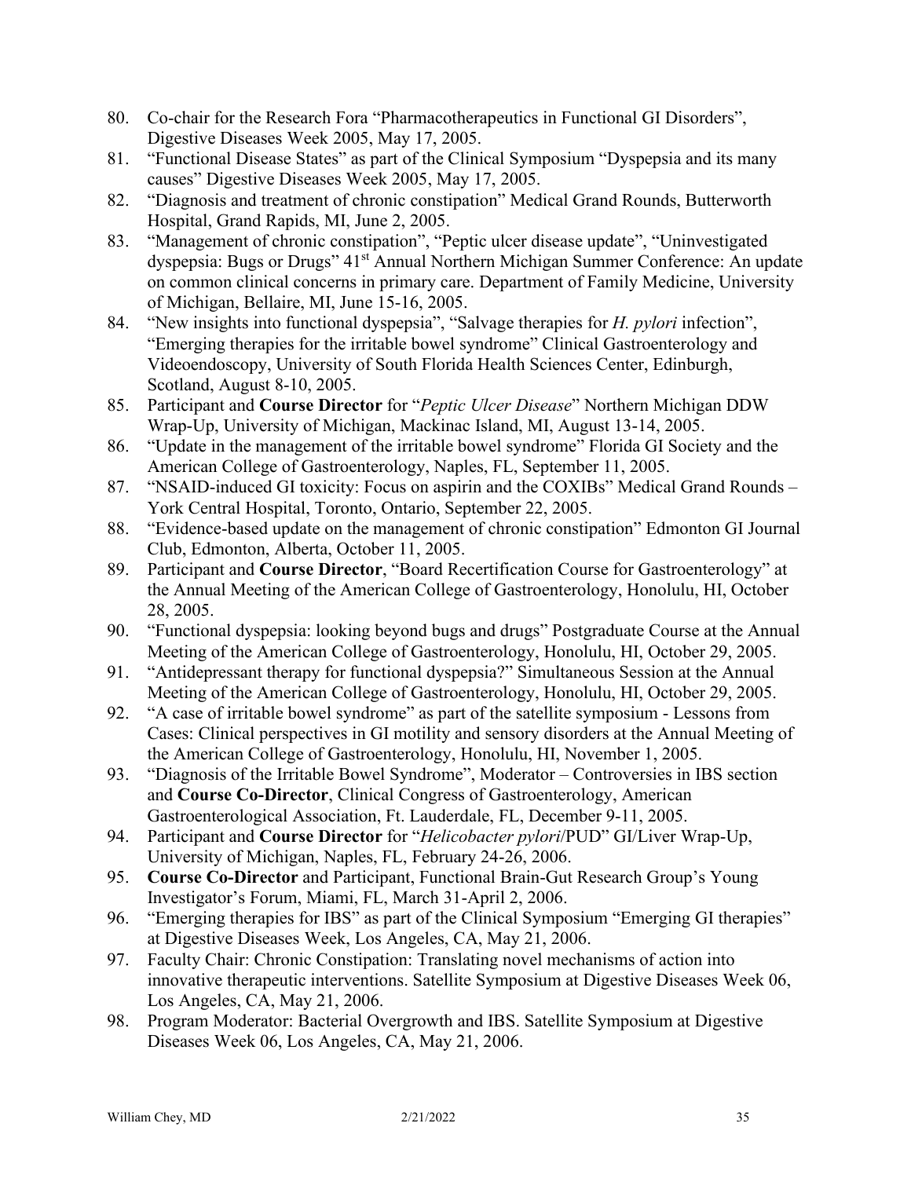80. Co-chair for the Research Fora “Pharmacotherapeutics in Functional GI Disorders”, Digestive Diseases Week 2005, May 17, 2005.
81. “Functional Disease States” as part of the Clinical Symposium “Dyspepsia and its many causes” Digestive Diseases Week 2005, May 17, 2005.
82. “Diagnosis and treatment of chronic constipation” Medical Grand Rounds, Butterworth Hospital, Grand Rapids, MI, June 2, 2005.
83. “Management of chronic constipation”, “Peptic ulcer disease update”, “Uninvestigated dyspepsia: Bugs or Drugs” 41st Annual Northern Michigan Summer Conference: An update on common clinical concerns in primary care. Department of Family Medicine, University of Michigan, Bellaire, MI, June 15-16, 2005.
84. “New insights into functional dyspepsia”, “Salvage therapies for *H. pylori* infection”, “Emerging therapies for the irritable bowel syndrome” Clinical Gastroenterology and Videoendoscopy, University of South Florida Health Sciences Center, Edinburgh, Scotland, August 8-10, 2005.
85. Participant and **Course Director** for “*Peptic Ulcer Disease*” Northern Michigan DDW Wrap-Up, University of Michigan, Mackinac Island, MI, August 13-14, 2005.
86. “Update in the management of the irritable bowel syndrome” Florida GI Society and the American College of Gastroenterology, Naples, FL, September 11, 2005.
87. “NSAID-induced GI toxicity: Focus on aspirin and the COXIBs” Medical Grand Rounds – York Central Hospital, Toronto, Ontario, September 22, 2005.
88. “Evidence-based update on the management of chronic constipation” Edmonton GI Journal Club, Edmonton, Alberta, October 11, 2005.
89. Participant and **Course Director**, “Board Recertification Course for Gastroenterology” at the Annual Meeting of the American College of Gastroenterology, Honolulu, HI, October 28, 2005.
90. “Functional dyspepsia: looking beyond bugs and drugs” Postgraduate Course at the Annual Meeting of the American College of Gastroenterology, Honolulu, HI, October 29, 2005.
91. “Antidepressant therapy for functional dyspepsia?” Simultaneous Session at the Annual Meeting of the American College of Gastroenterology, Honolulu, HI, October 29, 2005.
92. “A case of irritable bowel syndrome” as part of the satellite symposium - Lessons from Cases: Clinical perspectives in GI motility and sensory disorders at the Annual Meeting of the American College of Gastroenterology, Honolulu, HI, November 1, 2005.
93. “Diagnosis of the Irritable Bowel Syndrome”, Moderator – Controversies in IBS section and **Course Co-Director**, Clinical Congress of Gastroenterology, American Gastroenterological Association, Ft. Lauderdale, FL, December 9-11, 2005.
94. Participant and **Course Director** for “*Helicobacter pylori*/PUD” GI/Liver Wrap-Up, University of Michigan, Naples, FL, February 24-26, 2006.
95. **Course Co-Director** and Participant, Functional Brain-Gut Research Group’s Young Investigator’s Forum, Miami, FL, March 31-April 2, 2006.
96. “Emerging therapies for IBS” as part of the Clinical Symposium “Emerging GI therapies” at Digestive Diseases Week, Los Angeles, CA, May 21, 2006.
97. Faculty Chair: Chronic Constipation: Translating novel mechanisms of action into innovative therapeutic interventions. Satellite Symposium at Digestive Diseases Week 06, Los Angeles, CA, May 21, 2006.
98. Program Moderator: Bacterial Overgrowth and IBS. Satellite Symposium at Digestive Diseases Week 06, Los Angeles, CA, May 21, 2006.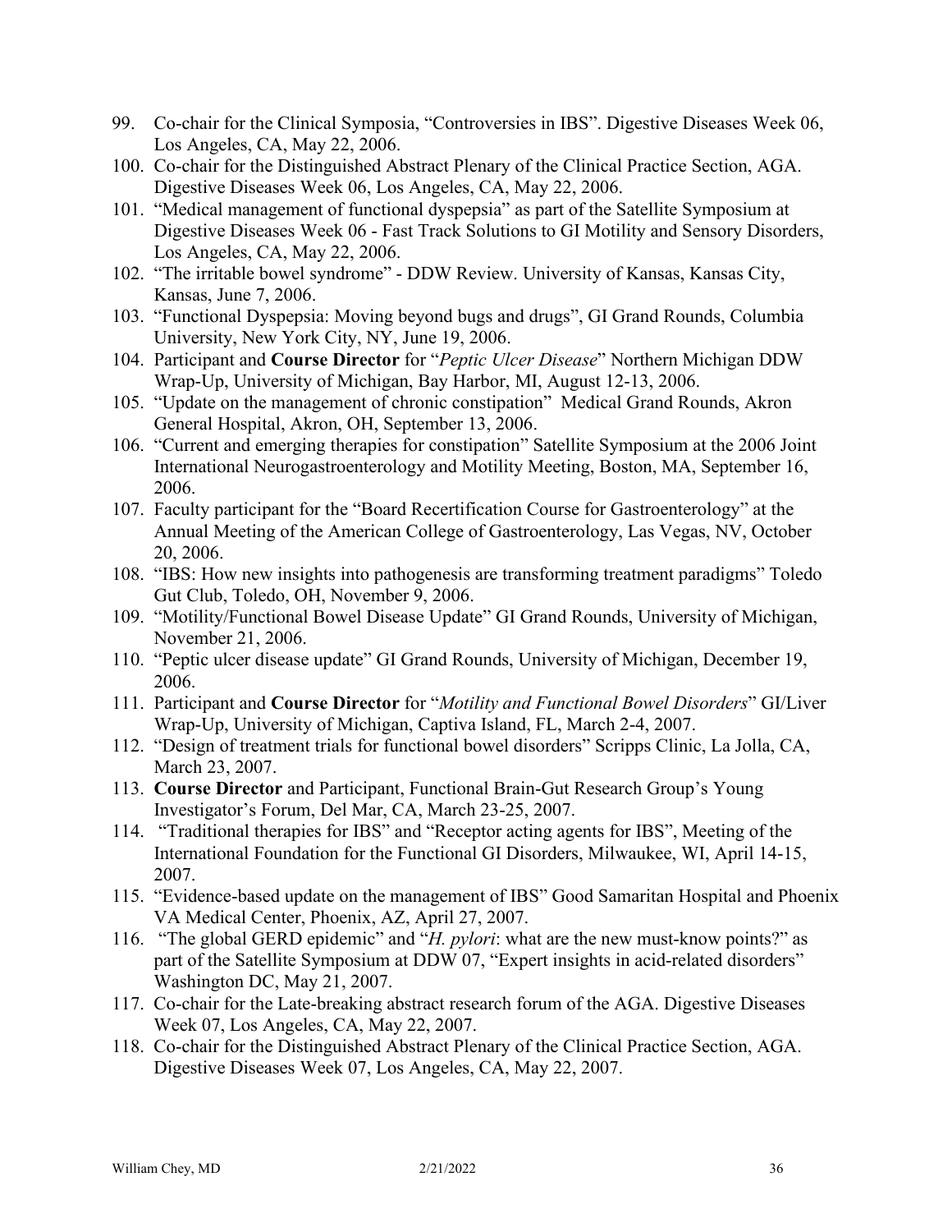99. Co-chair for the Clinical Symposia, "Controversies in IBS". Digestive Diseases Week 06, Los Angeles, CA, May 22, 2006.
100. Co-chair for the Distinguished Abstract Plenary of the Clinical Practice Section, AGA. Digestive Diseases Week 06, Los Angeles, CA, May 22, 2006.
101. "Medical management of functional dyspepsia" as part of the Satellite Symposium at Digestive Diseases Week 06 - Fast Track Solutions to GI Motility and Sensory Disorders, Los Angeles, CA, May 22, 2006.
102. "The irritable bowel syndrome" - DDW Review. University of Kansas, Kansas City, Kansas, June 7, 2006.
103. "Functional Dyspepsia: Moving beyond bugs and drugs", GI Grand Rounds, Columbia University, New York City, NY, June 19, 2006.
104. Participant and **Course Director** for "*Peptic Ulcer Disease*" Northern Michigan DDW Wrap-Up, University of Michigan, Bay Harbor, MI, August 12-13, 2006.
105. "Update on the management of chronic constipation" Medical Grand Rounds, Akron General Hospital, Akron, OH, September 13, 2006.
106. "Current and emerging therapies for constipation" Satellite Symposium at the 2006 Joint International Neurogastroenterology and Motility Meeting, Boston, MA, September 16, 2006.
107. Faculty participant for the "Board Recertification Course for Gastroenterology" at the Annual Meeting of the American College of Gastroenterology, Las Vegas, NV, October 20, 2006.
108. "IBS: How new insights into pathogenesis are transforming treatment paradigms" Toledo Gut Club, Toledo, OH, November 9, 2006.
109. "Motility/Functional Bowel Disease Update" GI Grand Rounds, University of Michigan, November 21, 2006.
110. "Peptic ulcer disease update" GI Grand Rounds, University of Michigan, December 19, 2006.
111. Participant and **Course Director** for "*Motility and Functional Bowel Disorders*" GI/Liver Wrap-Up, University of Michigan, Captiva Island, FL, March 2-4, 2007.
112. "Design of treatment trials for functional bowel disorders" Scripps Clinic, La Jolla, CA, March 23, 2007.
113. **Course Director** and Participant, Functional Brain-Gut Research Group's Young Investigator's Forum, Del Mar, CA, March 23-25, 2007.
114. "Traditional therapies for IBS" and "Receptor acting agents for IBS", Meeting of the International Foundation for the Functional GI Disorders, Milwaukee, WI, April 14-15, 2007.
115. "Evidence-based update on the management of IBS" Good Samaritan Hospital and Phoenix VA Medical Center, Phoenix, AZ, April 27, 2007.
116. "The global GERD epidemic" and "*H. pylori*: what are the new must-know points?" as part of the Satellite Symposium at DDW 07, "Expert insights in acid-related disorders" Washington DC, May 21, 2007.
117. Co-chair for the Late-breaking abstract research forum of the AGA. Digestive Diseases Week 07, Los Angeles, CA, May 22, 2007.
118. Co-chair for the Distinguished Abstract Plenary of the Clinical Practice Section, AGA. Digestive Diseases Week 07, Los Angeles, CA, May 22, 2007.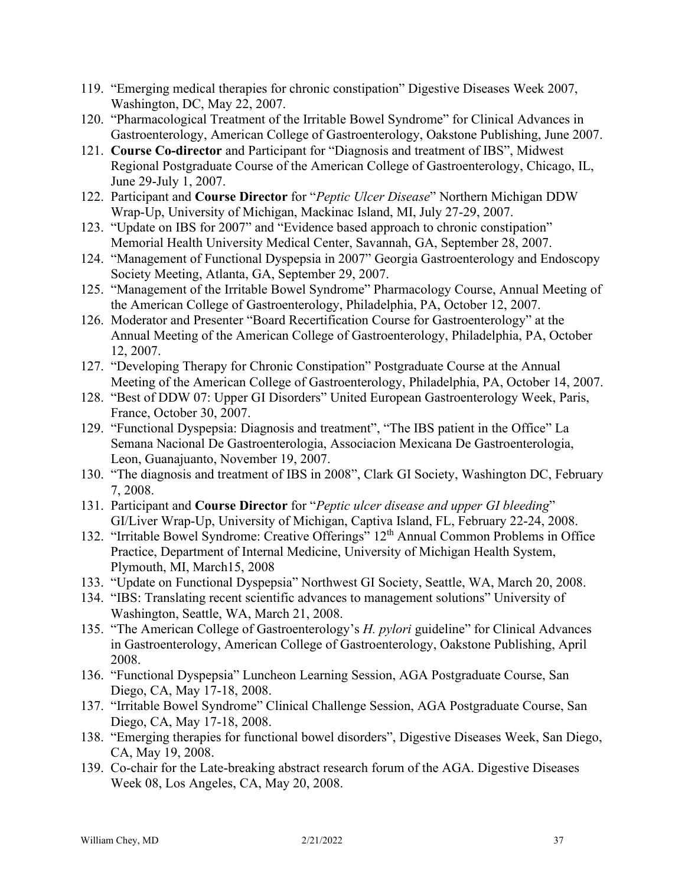119. "Emerging medical therapies for chronic constipation" Digestive Diseases Week 2007, Washington, DC, May 22, 2007.
120. "Pharmacological Treatment of the Irritable Bowel Syndrome" for Clinical Advances in Gastroenterology, American College of Gastroenterology, Oakstone Publishing, June 2007.
121. **Course Co-director** and Participant for "Diagnosis and treatment of IBS", Midwest Regional Postgraduate Course of the American College of Gastroenterology, Chicago, IL, June 29-July 1, 2007.
122. Participant and **Course Director** for "*Peptic Ulcer Disease*" Northern Michigan DDW Wrap-Up, University of Michigan, Mackinac Island, MI, July 27-29, 2007.
123. "Update on IBS for 2007" and "Evidence based approach to chronic constipation" Memorial Health University Medical Center, Savannah, GA, September 28, 2007.
124. "Management of Functional Dyspepsia in 2007" Georgia Gastroenterology and Endoscopy Society Meeting, Atlanta, GA, September 29, 2007.
125. "Management of the Irritable Bowel Syndrome" Pharmacology Course, Annual Meeting of the American College of Gastroenterology, Philadelphia, PA, October 12, 2007.
126. Moderator and Presenter "Board Recertification Course for Gastroenterology" at the Annual Meeting of the American College of Gastroenterology, Philadelphia, PA, October 12, 2007.
127. "Developing Therapy for Chronic Constipation" Postgraduate Course at the Annual Meeting of the American College of Gastroenterology, Philadelphia, PA, October 14, 2007.
128. "Best of DDW 07: Upper GI Disorders" United European Gastroenterology Week, Paris, France, October 30, 2007.
129. "Functional Dyspepsia: Diagnosis and treatment", "The IBS patient in the Office" La Semana Nacional De Gastroenterologia, Associacion Mexicana De Gastroenterologia, Leon, Guanajuanto, November 19, 2007.
130. "The diagnosis and treatment of IBS in 2008", Clark GI Society, Washington DC, February 7, 2008.
131. Participant and **Course Director** for "*Peptic ulcer disease and upper GI bleeding*" GI/Liver Wrap-Up, University of Michigan, Captiva Island, FL, February 22-24, 2008.
132. "Irritable Bowel Syndrome: Creative Offerings" 12th Annual Common Problems in Office Practice, Department of Internal Medicine, University of Michigan Health System, Plymouth, MI, March15, 2008
133. "Update on Functional Dyspepsia" Northwest GI Society, Seattle, WA, March 20, 2008.
134. "IBS: Translating recent scientific advances to management solutions" University of Washington, Seattle, WA, March 21, 2008.
135. "The American College of Gastroenterology's *H. pylori* guideline" for Clinical Advances in Gastroenterology, American College of Gastroenterology, Oakstone Publishing, April 2008.
136. "Functional Dyspepsia" Luncheon Learning Session, AGA Postgraduate Course, San Diego, CA, May 17-18, 2008.
137. "Irritable Bowel Syndrome" Clinical Challenge Session, AGA Postgraduate Course, San Diego, CA, May 17-18, 2008.
138. "Emerging therapies for functional bowel disorders", Digestive Diseases Week, San Diego, CA, May 19, 2008.
139. Co-chair for the Late-breaking abstract research forum of the AGA. Digestive Diseases Week 08, Los Angeles, CA, May 20, 2008.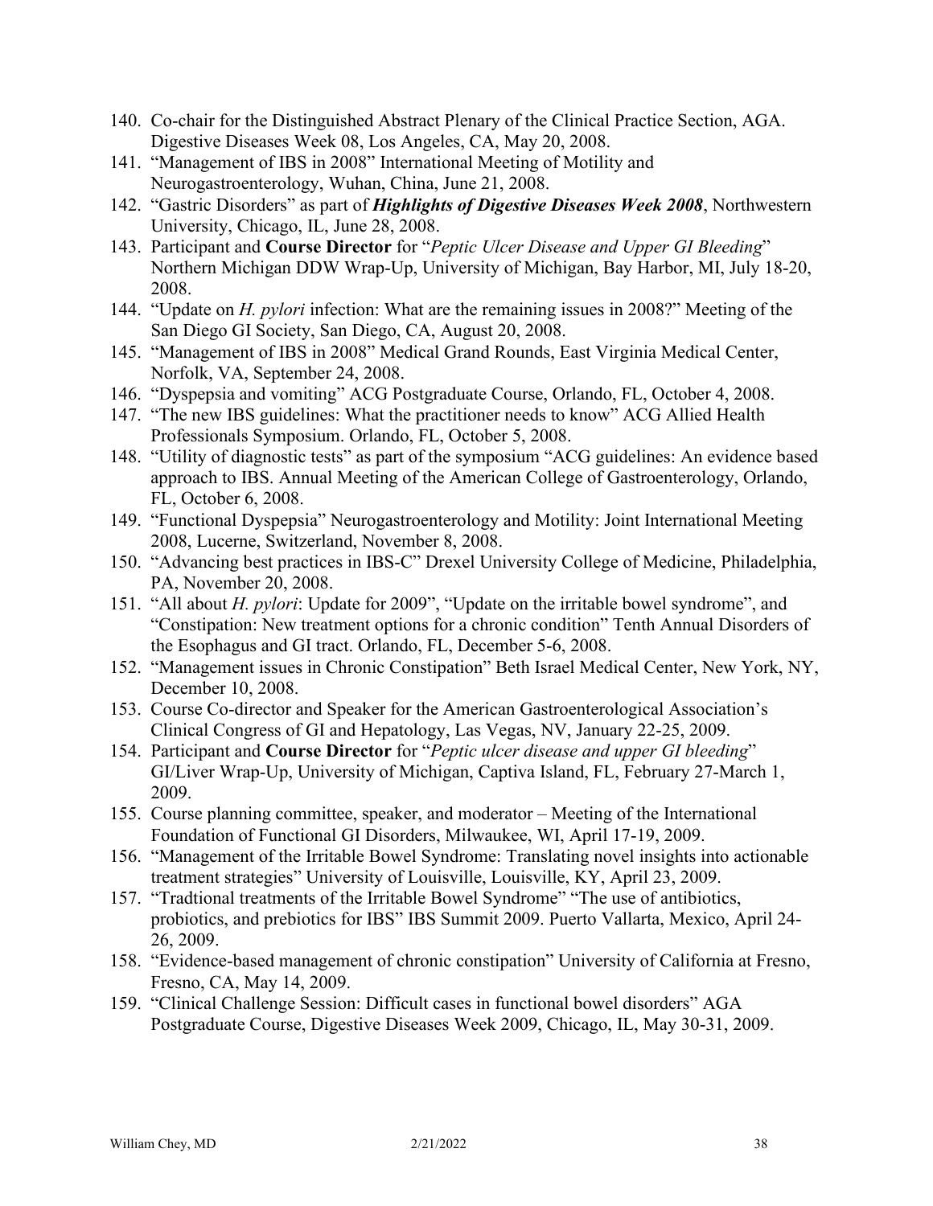140. Co-chair for the Distinguished Abstract Plenary of the Clinical Practice Section, AGA. Digestive Diseases Week 08, Los Angeles, CA, May 20, 2008.
141. "Management of IBS in 2008" International Meeting of Motility and Neurogastroenterology, Wuhan, China, June 21, 2008.
142. "Gastric Disorders" as part of ***Highlights of Digestive Diseases Week 2008***, Northwestern University, Chicago, IL, June 28, 2008.
143. Participant and **Course Director** for "*Peptic Ulcer Disease and Upper GI Bleeding*" Northern Michigan DDW Wrap-Up, University of Michigan, Bay Harbor, MI, July 18-20, 2008.
144. "Update on *H. pylori* infection: What are the remaining issues in 2008?" Meeting of the San Diego GI Society, San Diego, CA, August 20, 2008.
145. "Management of IBS in 2008" Medical Grand Rounds, East Virginia Medical Center, Norfolk, VA, September 24, 2008.
146. "Dyspepsia and vomiting" ACG Postgraduate Course, Orlando, FL, October 4, 2008.
147. "The new IBS guidelines: What the practitioner needs to know" ACG Allied Health Professionals Symposium. Orlando, FL, October 5, 2008.
148. "Utility of diagnostic tests" as part of the symposium "ACG guidelines: An evidence based approach to IBS. Annual Meeting of the American College of Gastroenterology, Orlando, FL, October 6, 2008.
149. "Functional Dyspepsia" Neurogastroenterology and Motility: Joint International Meeting 2008, Lucerne, Switzerland, November 8, 2008.
150. "Advancing best practices in IBS-C" Drexel University College of Medicine, Philadelphia, PA, November 20, 2008.
151. "All about *H. pylori*: Update for 2009", "Update on the irritable bowel syndrome", and "Constipation: New treatment options for a chronic condition" Tenth Annual Disorders of the Esophagus and GI tract. Orlando, FL, December 5-6, 2008.
152. "Management issues in Chronic Constipation" Beth Israel Medical Center, New York, NY, December 10, 2008.
153. Course Co-director and Speaker for the American Gastroenterological Association's Clinical Congress of GI and Hepatology, Las Vegas, NV, January 22-25, 2009.
154. Participant and **Course Director** for "*Peptic ulcer disease and upper GI bleeding*" GI/Liver Wrap-Up, University of Michigan, Captiva Island, FL, February 27-March 1, 2009.
155. Course planning committee, speaker, and moderator – Meeting of the International Foundation of Functional GI Disorders, Milwaukee, WI, April 17-19, 2009.
156. "Management of the Irritable Bowel Syndrome: Translating novel insights into actionable treatment strategies" University of Louisville, Louisville, KY, April 23, 2009.
157. "Tradtional treatments of the Irritable Bowel Syndrome" "The use of antibiotics, probiotics, and prebiotics for IBS" IBS Summit 2009. Puerto Vallarta, Mexico, April 24-26, 2009.
158. "Evidence-based management of chronic constipation" University of California at Fresno, Fresno, CA, May 14, 2009.
159. "Clinical Challenge Session: Difficult cases in functional bowel disorders" AGA Postgraduate Course, Digestive Diseases Week 2009, Chicago, IL, May 30-31, 2009.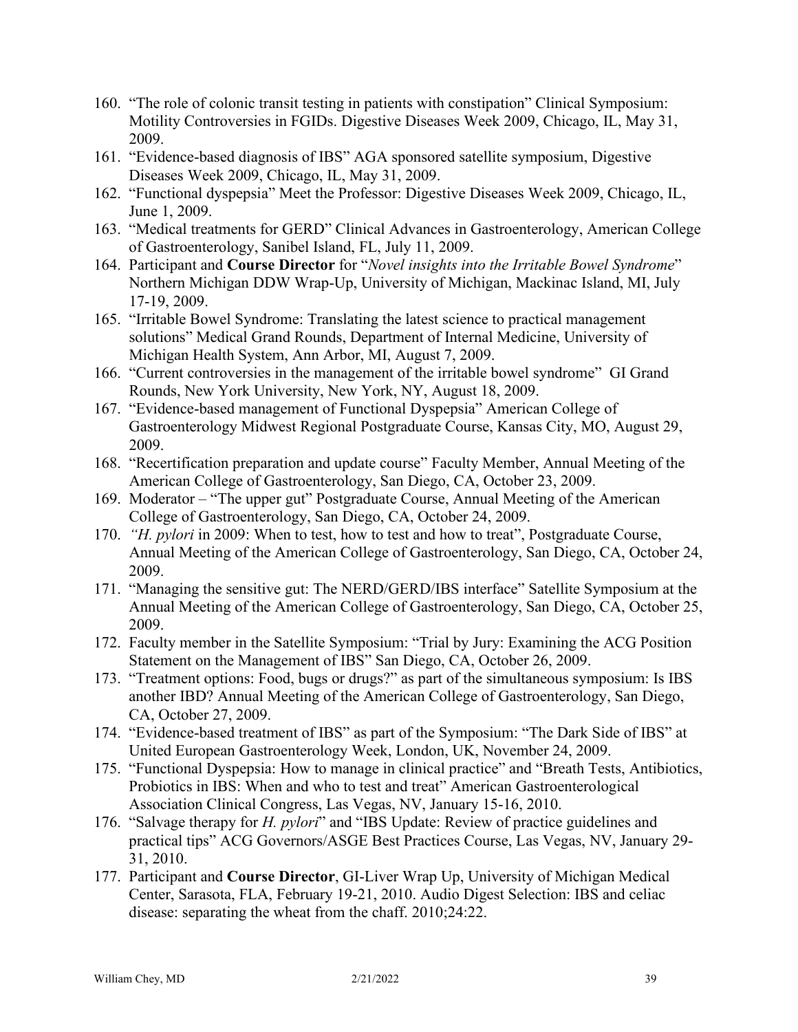160. "The role of colonic transit testing in patients with constipation" Clinical Symposium: Motility Controversies in FGIDs. Digestive Diseases Week 2009, Chicago, IL, May 31, 2009.
161. "Evidence-based diagnosis of IBS" AGA sponsored satellite symposium, Digestive Diseases Week 2009, Chicago, IL, May 31, 2009.
162. "Functional dyspepsia" Meet the Professor: Digestive Diseases Week 2009, Chicago, IL, June 1, 2009.
163. "Medical treatments for GERD" Clinical Advances in Gastroenterology, American College of Gastroenterology, Sanibel Island, FL, July 11, 2009.
164. Participant and **Course Director** for "*Novel insights into the Irritable Bowel Syndrome*" Northern Michigan DDW Wrap-Up, University of Michigan, Mackinac Island, MI, July 17-19, 2009.
165. "Irritable Bowel Syndrome: Translating the latest science to practical management solutions" Medical Grand Rounds, Department of Internal Medicine, University of Michigan Health System, Ann Arbor, MI, August 7, 2009.
166. "Current controversies in the management of the irritable bowel syndrome" GI Grand Rounds, New York University, New York, NY, August 18, 2009.
167. "Evidence-based management of Functional Dyspepsia" American College of Gastroenterology Midwest Regional Postgraduate Course, Kansas City, MO, August 29, 2009.
168. "Recertification preparation and update course" Faculty Member, Annual Meeting of the American College of Gastroenterology, San Diego, CA, October 23, 2009.
169. Moderator – "The upper gut" Postgraduate Course, Annual Meeting of the American College of Gastroenterology, San Diego, CA, October 24, 2009.
170. *"H. pylori* in 2009: When to test, how to test and how to treat", Postgraduate Course, Annual Meeting of the American College of Gastroenterology, San Diego, CA, October 24, 2009.
171. "Managing the sensitive gut: The NERD/GERD/IBS interface" Satellite Symposium at the Annual Meeting of the American College of Gastroenterology, San Diego, CA, October 25, 2009.
172. Faculty member in the Satellite Symposium: "Trial by Jury: Examining the ACG Position Statement on the Management of IBS" San Diego, CA, October 26, 2009.
173. "Treatment options: Food, bugs or drugs?" as part of the simultaneous symposium: Is IBS another IBD? Annual Meeting of the American College of Gastroenterology, San Diego, CA, October 27, 2009.
174. "Evidence-based treatment of IBS" as part of the Symposium: "The Dark Side of IBS" at United European Gastroenterology Week, London, UK, November 24, 2009.
175. "Functional Dyspepsia: How to manage in clinical practice" and "Breath Tests, Antibiotics, Probiotics in IBS: When and who to test and treat" American Gastroenterological Association Clinical Congress, Las Vegas, NV, January 15-16, 2010.
176. "Salvage therapy for *H. pylori*" and "IBS Update: Review of practice guidelines and practical tips" ACG Governors/ASGE Best Practices Course, Las Vegas, NV, January 29-31, 2010.
177. Participant and **Course Director**, GI-Liver Wrap Up, University of Michigan Medical Center, Sarasota, FLA, February 19-21, 2010. Audio Digest Selection: IBS and celiac disease: separating the wheat from the chaff. 2010;24:22.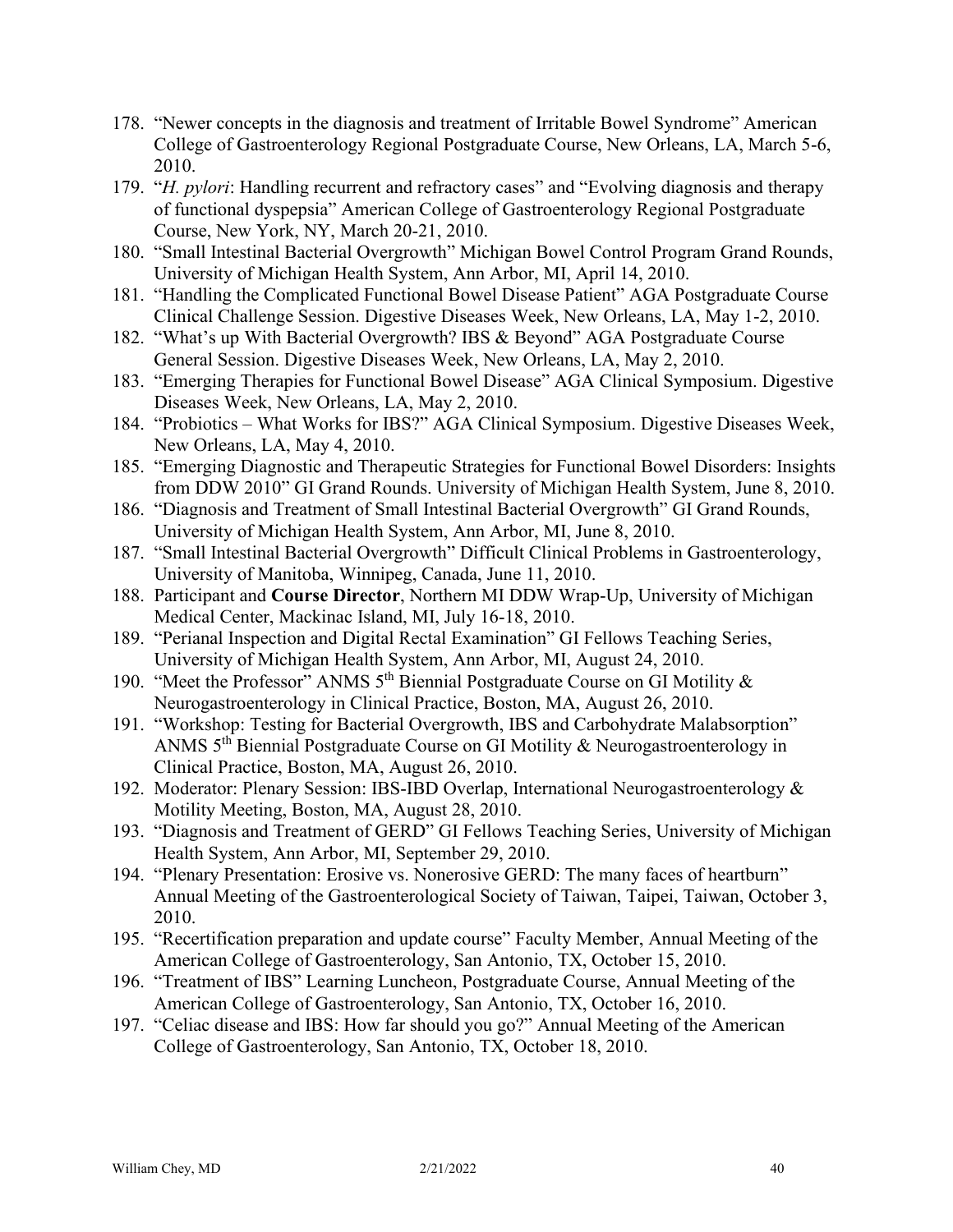178. "Newer concepts in the diagnosis and treatment of Irritable Bowel Syndrome" American College of Gastroenterology Regional Postgraduate Course, New Orleans, LA, March 5-6, 2010.
179. "*H. pylori*: Handling recurrent and refractory cases" and "Evolving diagnosis and therapy of functional dyspepsia" American College of Gastroenterology Regional Postgraduate Course, New York, NY, March 20-21, 2010.
180. "Small Intestinal Bacterial Overgrowth" Michigan Bowel Control Program Grand Rounds, University of Michigan Health System, Ann Arbor, MI, April 14, 2010.
181. "Handling the Complicated Functional Bowel Disease Patient" AGA Postgraduate Course Clinical Challenge Session. Digestive Diseases Week, New Orleans, LA, May 1-2, 2010.
182. "What's up With Bacterial Overgrowth? IBS & Beyond" AGA Postgraduate Course General Session. Digestive Diseases Week, New Orleans, LA, May 2, 2010.
183. "Emerging Therapies for Functional Bowel Disease" AGA Clinical Symposium. Digestive Diseases Week, New Orleans, LA, May 2, 2010.
184. "Probiotics – What Works for IBS?" AGA Clinical Symposium. Digestive Diseases Week, New Orleans, LA, May 4, 2010.
185. "Emerging Diagnostic and Therapeutic Strategies for Functional Bowel Disorders: Insights from DDW 2010" GI Grand Rounds. University of Michigan Health System, June 8, 2010.
186. "Diagnosis and Treatment of Small Intestinal Bacterial Overgrowth" GI Grand Rounds, University of Michigan Health System, Ann Arbor, MI, June 8, 2010.
187. "Small Intestinal Bacterial Overgrowth" Difficult Clinical Problems in Gastroenterology, University of Manitoba, Winnipeg, Canada, June 11, 2010.
188. Participant and **Course Director**, Northern MI DDW Wrap-Up, University of Michigan Medical Center, Mackinac Island, MI, July 16-18, 2010.
189. "Perianal Inspection and Digital Rectal Examination" GI Fellows Teaching Series, University of Michigan Health System, Ann Arbor, MI, August 24, 2010.
190. "Meet the Professor" ANMS 5th Biennial Postgraduate Course on GI Motility & Neurogastroenterology in Clinical Practice, Boston, MA, August 26, 2010.
191. "Workshop: Testing for Bacterial Overgrowth, IBS and Carbohydrate Malabsorption" ANMS 5th Biennial Postgraduate Course on GI Motility & Neurogastroenterology in Clinical Practice, Boston, MA, August 26, 2010.
192. Moderator: Plenary Session: IBS-IBD Overlap, International Neurogastroenterology & Motility Meeting, Boston, MA, August 28, 2010.
193. "Diagnosis and Treatment of GERD" GI Fellows Teaching Series, University of Michigan Health System, Ann Arbor, MI, September 29, 2010.
194. "Plenary Presentation: Erosive vs. Nonerosive GERD: The many faces of heartburn" Annual Meeting of the Gastroenterological Society of Taiwan, Taipei, Taiwan, October 3, 2010.
195. "Recertification preparation and update course" Faculty Member, Annual Meeting of the American College of Gastroenterology, San Antonio, TX, October 15, 2010.
196. "Treatment of IBS" Learning Luncheon, Postgraduate Course, Annual Meeting of the American College of Gastroenterology, San Antonio, TX, October 16, 2010.
197. "Celiac disease and IBS: How far should you go?" Annual Meeting of the American College of Gastroenterology, San Antonio, TX, October 18, 2010.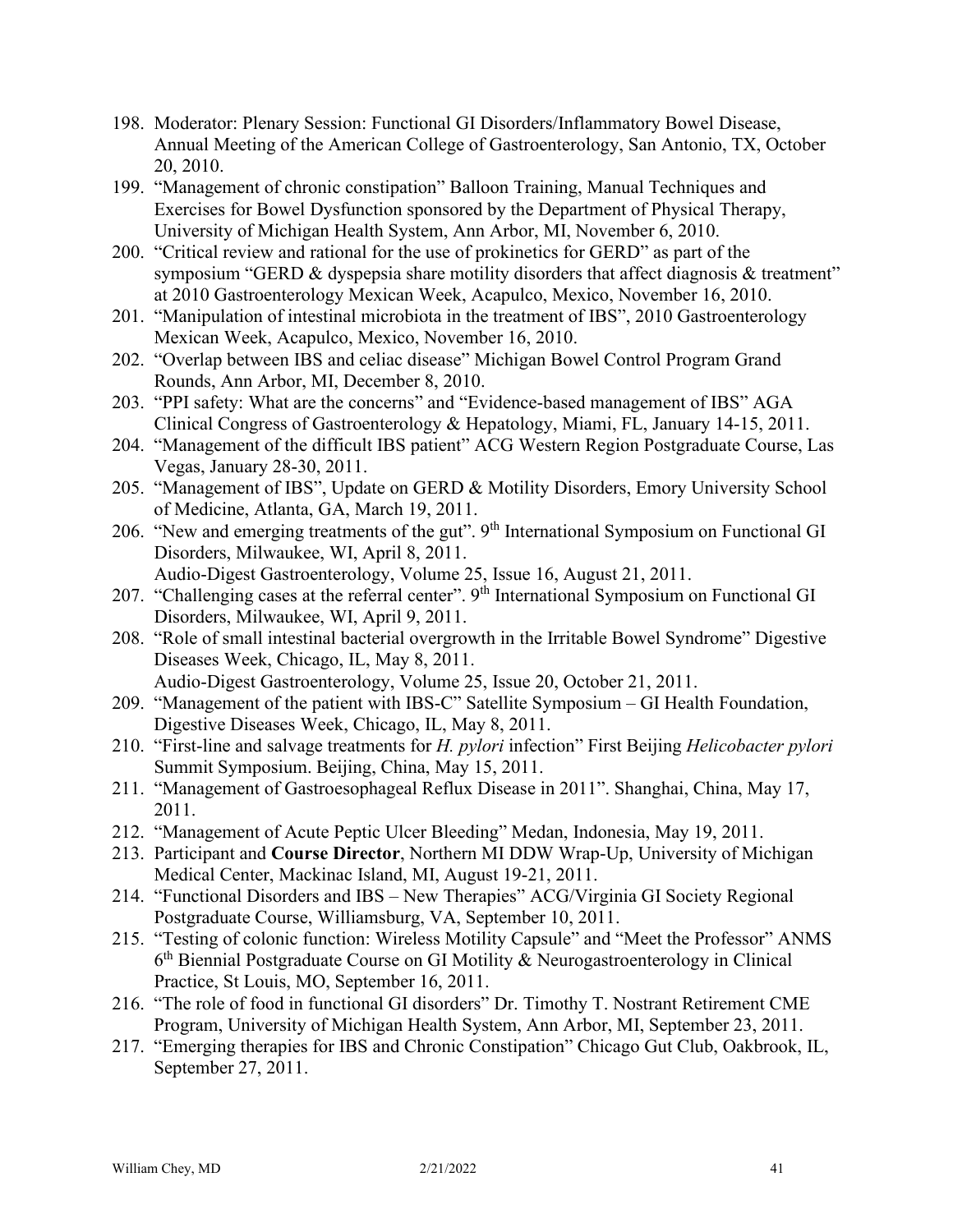198. Moderator: Plenary Session: Functional GI Disorders/Inflammatory Bowel Disease, Annual Meeting of the American College of Gastroenterology, San Antonio, TX, October 20, 2010.
199. "Management of chronic constipation" Balloon Training, Manual Techniques and Exercises for Bowel Dysfunction sponsored by the Department of Physical Therapy, University of Michigan Health System, Ann Arbor, MI, November 6, 2010.
200. "Critical review and rational for the use of prokinetics for GERD" as part of the symposium "GERD & dyspepsia share motility disorders that affect diagnosis & treatment" at 2010 Gastroenterology Mexican Week, Acapulco, Mexico, November 16, 2010.
201. "Manipulation of intestinal microbiota in the treatment of IBS", 2010 Gastroenterology Mexican Week, Acapulco, Mexico, November 16, 2010.
202. "Overlap between IBS and celiac disease" Michigan Bowel Control Program Grand Rounds, Ann Arbor, MI, December 8, 2010.
203. "PPI safety: What are the concerns" and "Evidence-based management of IBS" AGA Clinical Congress of Gastroenterology & Hepatology, Miami, FL, January 14-15, 2011.
204. "Management of the difficult IBS patient" ACG Western Region Postgraduate Course, Las Vegas, January 28-30, 2011.
205. "Management of IBS", Update on GERD & Motility Disorders, Emory University School of Medicine, Atlanta, GA, March 19, 2011.
206. "New and emerging treatments of the gut". 9th International Symposium on Functional GI Disorders, Milwaukee, WI, April 8, 2011.
    Audio-Digest Gastroenterology, Volume 25, Issue 16, August 21, 2011.
207. "Challenging cases at the referral center". 9th International Symposium on Functional GI Disorders, Milwaukee, WI, April 9, 2011.
208. "Role of small intestinal bacterial overgrowth in the Irritable Bowel Syndrome" Digestive Diseases Week, Chicago, IL, May 8, 2011.
    Audio-Digest Gastroenterology, Volume 25, Issue 20, October 21, 2011.
209. "Management of the patient with IBS-C" Satellite Symposium – GI Health Foundation, Digestive Diseases Week, Chicago, IL, May 8, 2011.
210. "First-line and salvage treatments for *H. pylori* infection" First Beijing *Helicobacter pylori* Summit Symposium. Beijing, China, May 15, 2011.
211. "Management of Gastroesophageal Reflux Disease in 2011". Shanghai, China, May 17, 2011.
212. "Management of Acute Peptic Ulcer Bleeding" Medan, Indonesia, May 19, 2011.
213. Participant and **Course Director**, Northern MI DDW Wrap-Up, University of Michigan Medical Center, Mackinac Island, MI, August 19-21, 2011.
214. "Functional Disorders and IBS – New Therapies" ACG/Virginia GI Society Regional Postgraduate Course, Williamsburg, VA, September 10, 2011.
215. "Testing of colonic function: Wireless Motility Capsule" and "Meet the Professor" ANMS 6th Biennial Postgraduate Course on GI Motility & Neurogastroenterology in Clinical Practice, St Louis, MO, September 16, 2011.
216. "The role of food in functional GI disorders" Dr. Timothy T. Nostrant Retirement CME Program, University of Michigan Health System, Ann Arbor, MI, September 23, 2011.
217. "Emerging therapies for IBS and Chronic Constipation" Chicago Gut Club, Oakbrook, IL, September 27, 2011.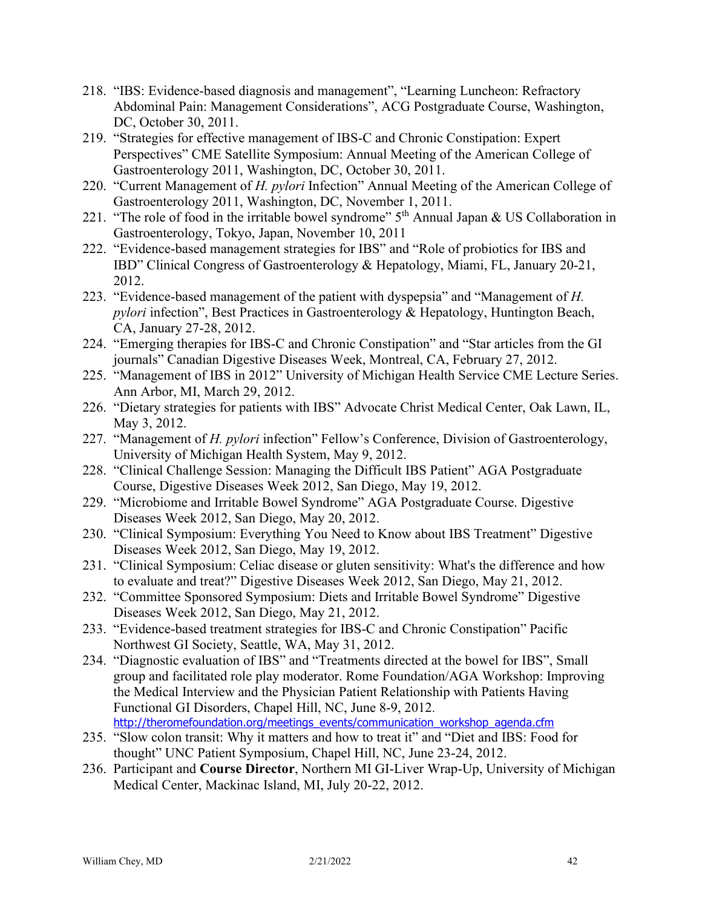218. "IBS: Evidence-based diagnosis and management", "Learning Luncheon: Refractory Abdominal Pain: Management Considerations", ACG Postgraduate Course, Washington, DC, October 30, 2011.
219. "Strategies for effective management of IBS-C and Chronic Constipation: Expert Perspectives" CME Satellite Symposium: Annual Meeting of the American College of Gastroenterology 2011, Washington, DC, October 30, 2011.
220. "Current Management of *H. pylori* Infection" Annual Meeting of the American College of Gastroenterology 2011, Washington, DC, November 1, 2011.
221. "The role of food in the irritable bowel syndrome" 5th Annual Japan & US Collaboration in Gastroenterology, Tokyo, Japan, November 10, 2011
222. "Evidence-based management strategies for IBS" and "Role of probiotics for IBS and IBD" Clinical Congress of Gastroenterology & Hepatology, Miami, FL, January 20-21, 2012.
223. "Evidence-based management of the patient with dyspepsia" and "Management of *H. pylori* infection", Best Practices in Gastroenterology & Hepatology, Huntington Beach, CA, January 27-28, 2012.
224. "Emerging therapies for IBS-C and Chronic Constipation" and "Star articles from the GI journals" Canadian Digestive Diseases Week, Montreal, CA, February 27, 2012.
225. "Management of IBS in 2012" University of Michigan Health Service CME Lecture Series. Ann Arbor, MI, March 29, 2012.
226. "Dietary strategies for patients with IBS" Advocate Christ Medical Center, Oak Lawn, IL, May 3, 2012.
227. "Management of *H. pylori* infection" Fellow's Conference, Division of Gastroenterology, University of Michigan Health System, May 9, 2012.
228. "Clinical Challenge Session: Managing the Difficult IBS Patient" AGA Postgraduate Course, Digestive Diseases Week 2012, San Diego, May 19, 2012.
229. "Microbiome and Irritable Bowel Syndrome" AGA Postgraduate Course. Digestive Diseases Week 2012, San Diego, May 20, 2012.
230. "Clinical Symposium: Everything You Need to Know about IBS Treatment" Digestive Diseases Week 2012, San Diego, May 19, 2012.
231. "Clinical Symposium: Celiac disease or gluten sensitivity: What's the difference and how to evaluate and treat?" Digestive Diseases Week 2012, San Diego, May 21, 2012.
232. "Committee Sponsored Symposium: Diets and Irritable Bowel Syndrome" Digestive Diseases Week 2012, San Diego, May 21, 2012.
233. "Evidence-based treatment strategies for IBS-C and Chronic Constipation" Pacific Northwest GI Society, Seattle, WA, May 31, 2012.
234. "Diagnostic evaluation of IBS" and "Treatments directed at the bowel for IBS", Small group and facilitated role play moderator. Rome Foundation/AGA Workshop: Improving the Medical Interview and the Physician Patient Relationship with Patients Having Functional GI Disorders, Chapel Hill, NC, June 8-9, 2012. http://theromefoundation.org/meetings_events/communication_workshop_agenda.cfm
235. "Slow colon transit: Why it matters and how to treat it" and "Diet and IBS: Food for thought" UNC Patient Symposium, Chapel Hill, NC, June 23-24, 2012.
236. Participant and **Course Director**, Northern MI GI-Liver Wrap-Up, University of Michigan Medical Center, Mackinac Island, MI, July 20-22, 2012.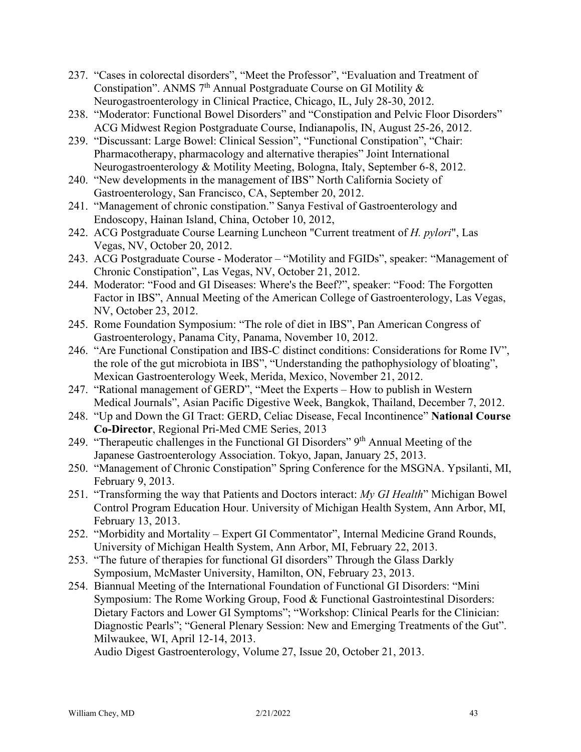237. “Cases in colorectal disorders”, “Meet the Professor”, “Evaluation and Treatment of Constipation”. ANMS 7th Annual Postgraduate Course on GI Motility & Neurogastroenterology in Clinical Practice, Chicago, IL, July 28-30, 2012.
238. “Moderator: Functional Bowel Disorders” and “Constipation and Pelvic Floor Disorders” ACG Midwest Region Postgraduate Course, Indianapolis, IN, August 25-26, 2012.
239. “Discussant: Large Bowel: Clinical Session”, “Functional Constipation”, “Chair: Pharmacotherapy, pharmacology and alternative therapies” Joint International Neurogastroenterology & Motility Meeting, Bologna, Italy, September 6-8, 2012.
240. “New developments in the management of IBS” North California Society of Gastroenterology, San Francisco, CA, September 20, 2012.
241. “Management of chronic constipation.” Sanya Festival of Gastroenterology and Endoscopy, Hainan Island, China, October 10, 2012,
242. ACG Postgraduate Course Learning Luncheon "Current treatment of *H. pylori*", Las Vegas, NV, October 20, 2012.
243. ACG Postgraduate Course - Moderator – “Motility and FGIDs”, speaker: “Management of Chronic Constipation”, Las Vegas, NV, October 21, 2012.
244. Moderator: “Food and GI Diseases: Where's the Beef?”, speaker: “Food: The Forgotten Factor in IBS”, Annual Meeting of the American College of Gastroenterology, Las Vegas, NV, October 23, 2012.
245. Rome Foundation Symposium: “The role of diet in IBS”, Pan American Congress of Gastroenterology, Panama City, Panama, November 10, 2012.
246. “Are Functional Constipation and IBS-C distinct conditions: Considerations for Rome IV”, the role of the gut microbiota in IBS”, “Understanding the pathophysiology of bloating”, Mexican Gastroenterology Week, Merida, Mexico, November 21, 2012.
247. “Rational management of GERD”, “Meet the Experts – How to publish in Western Medical Journals”, Asian Pacific Digestive Week, Bangkok, Thailand, December 7, 2012.
248. “Up and Down the GI Tract: GERD, Celiac Disease, Fecal Incontinence” **National Course Co-Director**, Regional Pri-Med CME Series, 2013
249. “Therapeutic challenges in the Functional GI Disorders” 9th Annual Meeting of the Japanese Gastroenterology Association. Tokyo, Japan, January 25, 2013.
250. “Management of Chronic Constipation” Spring Conference for the MSGNA. Ypsilanti, MI, February 9, 2013.
251. “Transforming the way that Patients and Doctors interact: *My GI Health*” Michigan Bowel Control Program Education Hour. University of Michigan Health System, Ann Arbor, MI, February 13, 2013.
252. “Morbidity and Mortality – Expert GI Commentator”, Internal Medicine Grand Rounds, University of Michigan Health System, Ann Arbor, MI, February 22, 2013.
253. “The future of therapies for functional GI disorders” Through the Glass Darkly Symposium, McMaster University, Hamilton, ON, February 23, 2013.
254. Biannual Meeting of the International Foundation of Functional GI Disorders: “Mini Symposium: The Rome Working Group, Food & Functional Gastrointestinal Disorders: Dietary Factors and Lower GI Symptoms”; “Workshop: Clinical Pearls for the Clinician: Diagnostic Pearls”; “General Plenary Session: New and Emerging Treatments of the Gut”. Milwaukee, WI, April 12-14, 2013.
Audio Digest Gastroenterology, Volume 27, Issue 20, October 21, 2013.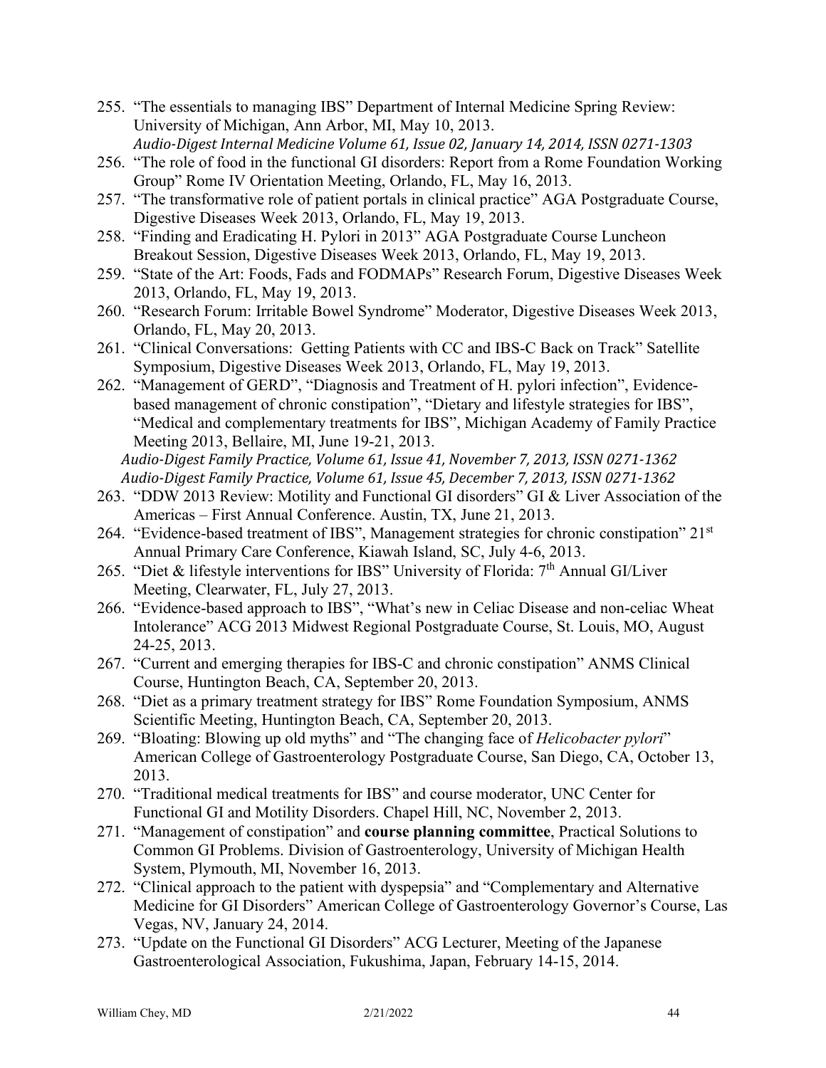255. "The essentials to managing IBS" Department of Internal Medicine Spring Review: University of Michigan, Ann Arbor, MI, May 10, 2013.
*Audio-Digest Internal Medicine Volume 61, Issue 02, January 14, 2014, ISSN 0271-1303*
256. "The role of food in the functional GI disorders: Report from a Rome Foundation Working Group" Rome IV Orientation Meeting, Orlando, FL, May 16, 2013.
257. "The transformative role of patient portals in clinical practice" AGA Postgraduate Course, Digestive Diseases Week 2013, Orlando, FL, May 19, 2013.
258. "Finding and Eradicating H. Pylori in 2013" AGA Postgraduate Course Luncheon Breakout Session, Digestive Diseases Week 2013, Orlando, FL, May 19, 2013.
259. "State of the Art: Foods, Fads and FODMAPs" Research Forum, Digestive Diseases Week 2013, Orlando, FL, May 19, 2013.
260. "Research Forum: Irritable Bowel Syndrome" Moderator, Digestive Diseases Week 2013, Orlando, FL, May 20, 2013.
261. "Clinical Conversations: Getting Patients with CC and IBS-C Back on Track" Satellite Symposium, Digestive Diseases Week 2013, Orlando, FL, May 19, 2013.
262. "Management of GERD", "Diagnosis and Treatment of H. pylori infection", Evidence-based management of chronic constipation", "Dietary and lifestyle strategies for IBS", "Medical and complementary treatments for IBS", Michigan Academy of Family Practice Meeting 2013, Bellaire, MI, June 19-21, 2013.
*Audio-Digest Family Practice, Volume 61, Issue 41, November 7, 2013, ISSN 0271-1362*
*Audio-Digest Family Practice, Volume 61, Issue 45, December 7, 2013, ISSN 0271-1362*
263. "DDW 2013 Review: Motility and Functional GI disorders" GI & Liver Association of the Americas – First Annual Conference. Austin, TX, June 21, 2013.
264. "Evidence-based treatment of IBS", Management strategies for chronic constipation" 21st Annual Primary Care Conference, Kiawah Island, SC, July 4-6, 2013.
265. "Diet & lifestyle interventions for IBS" University of Florida: 7th Annual GI/Liver Meeting, Clearwater, FL, July 27, 2013.
266. "Evidence-based approach to IBS", "What's new in Celiac Disease and non-celiac Wheat Intolerance" ACG 2013 Midwest Regional Postgraduate Course, St. Louis, MO, August 24-25, 2013.
267. "Current and emerging therapies for IBS-C and chronic constipation" ANMS Clinical Course, Huntington Beach, CA, September 20, 2013.
268. "Diet as a primary treatment strategy for IBS" Rome Foundation Symposium, ANMS Scientific Meeting, Huntington Beach, CA, September 20, 2013.
269. "Bloating: Blowing up old myths" and "The changing face of *Helicobacter pylori*" American College of Gastroenterology Postgraduate Course, San Diego, CA, October 13, 2013.
270. "Traditional medical treatments for IBS" and course moderator, UNC Center for Functional GI and Motility Disorders. Chapel Hill, NC, November 2, 2013.
271. "Management of constipation" and **course planning committee**, Practical Solutions to Common GI Problems. Division of Gastroenterology, University of Michigan Health System, Plymouth, MI, November 16, 2013.
272. "Clinical approach to the patient with dyspepsia" and "Complementary and Alternative Medicine for GI Disorders" American College of Gastroenterology Governor's Course, Las Vegas, NV, January 24, 2014.
273. "Update on the Functional GI Disorders" ACG Lecturer, Meeting of the Japanese Gastroenterological Association, Fukushima, Japan, February 14-15, 2014.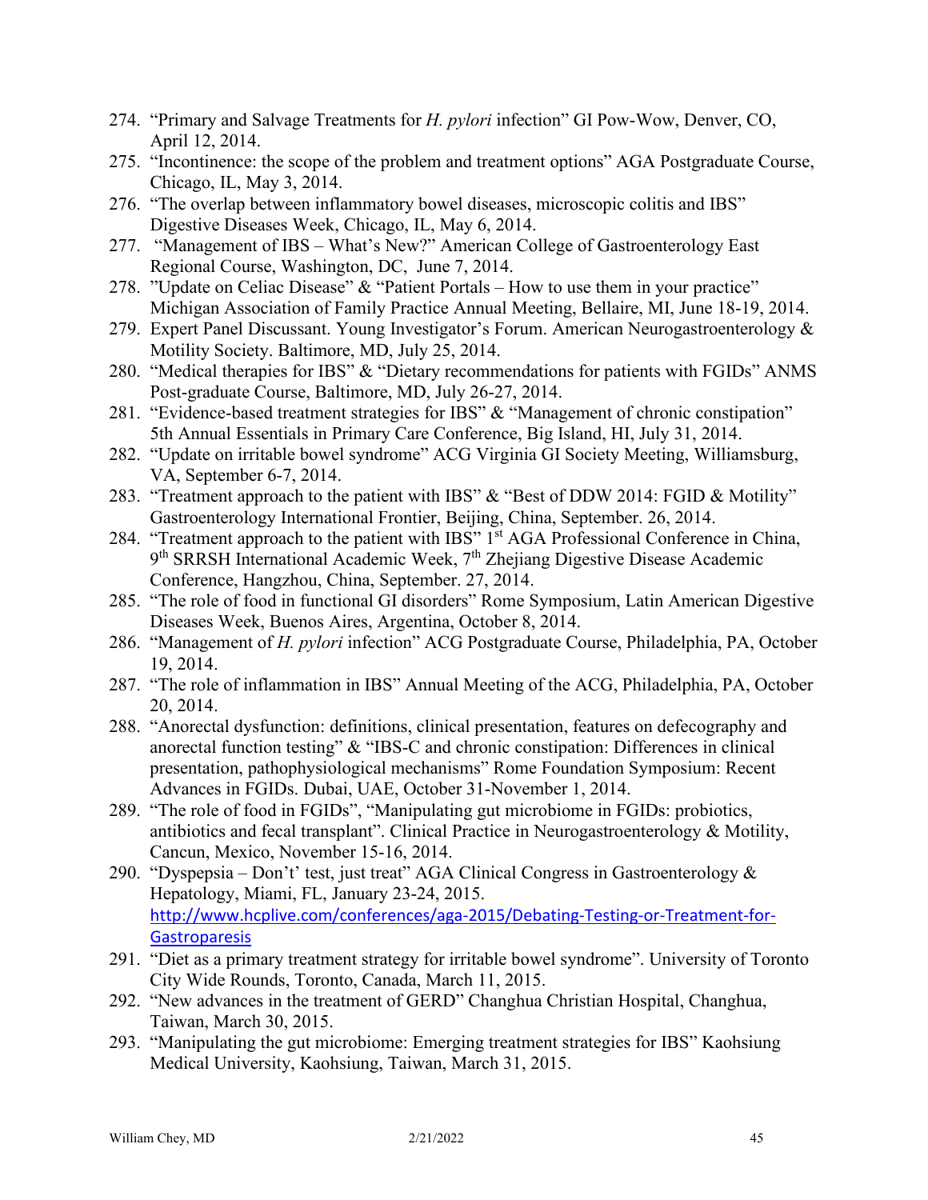274. "Primary and Salvage Treatments for *H. pylori* infection" GI Pow-Wow, Denver, CO, April 12, 2014.
275. "Incontinence: the scope of the problem and treatment options" AGA Postgraduate Course, Chicago, IL, May 3, 2014.
276. "The overlap between inflammatory bowel diseases, microscopic colitis and IBS" Digestive Diseases Week, Chicago, IL, May 6, 2014.
277. "Management of IBS – What's New?" American College of Gastroenterology East Regional Course, Washington, DC, June 7, 2014.
278. "Update on Celiac Disease" & "Patient Portals – How to use them in your practice" Michigan Association of Family Practice Annual Meeting, Bellaire, MI, June 18-19, 2014.
279. Expert Panel Discussant. Young Investigator's Forum. American Neurogastroenterology & Motility Society. Baltimore, MD, July 25, 2014.
280. "Medical therapies for IBS" & "Dietary recommendations for patients with FGIDs" ANMS Post-graduate Course, Baltimore, MD, July 26-27, 2014.
281. "Evidence-based treatment strategies for IBS" & "Management of chronic constipation" 5th Annual Essentials in Primary Care Conference, Big Island, HI, July 31, 2014.
282. "Update on irritable bowel syndrome" ACG Virginia GI Society Meeting, Williamsburg, VA, September 6-7, 2014.
283. "Treatment approach to the patient with IBS" & "Best of DDW 2014: FGID & Motility" Gastroenterology International Frontier, Beijing, China, September. 26, 2014.
284. "Treatment approach to the patient with IBS" 1st AGA Professional Conference in China, 9th SRRSH International Academic Week, 7th Zhejiang Digestive Disease Academic Conference, Hangzhou, China, September. 27, 2014.
285. "The role of food in functional GI disorders" Rome Symposium, Latin American Digestive Diseases Week, Buenos Aires, Argentina, October 8, 2014.
286. "Management of *H. pylori* infection" ACG Postgraduate Course, Philadelphia, PA, October 19, 2014.
287. "The role of inflammation in IBS" Annual Meeting of the ACG, Philadelphia, PA, October 20, 2014.
288. "Anorectal dysfunction: definitions, clinical presentation, features on defecography and anorectal function testing" & "IBS-C and chronic constipation: Differences in clinical presentation, pathophysiological mechanisms" Rome Foundation Symposium: Recent Advances in FGIDs. Dubai, UAE, October 31-November 1, 2014.
289. "The role of food in FGIDs", "Manipulating gut microbiome in FGIDs: probiotics, antibiotics and fecal transplant". Clinical Practice in Neurogastroenterology & Motility, Cancun, Mexico, November 15-16, 2014.
290. "Dyspepsia – Don't' test, just treat" AGA Clinical Congress in Gastroenterology & Hepatology, Miami, FL, January 23-24, 2015. http://www.hcplive.com/conferences/aga-2015/Debating-Testing-or-Treatment-for-Gastroparesis
291. "Diet as a primary treatment strategy for irritable bowel syndrome". University of Toronto City Wide Rounds, Toronto, Canada, March 11, 2015.
292. "New advances in the treatment of GERD" Changhua Christian Hospital, Changhua, Taiwan, March 30, 2015.
293. "Manipulating the gut microbiome: Emerging treatment strategies for IBS" Kaohsiung Medical University, Kaohsiung, Taiwan, March 31, 2015.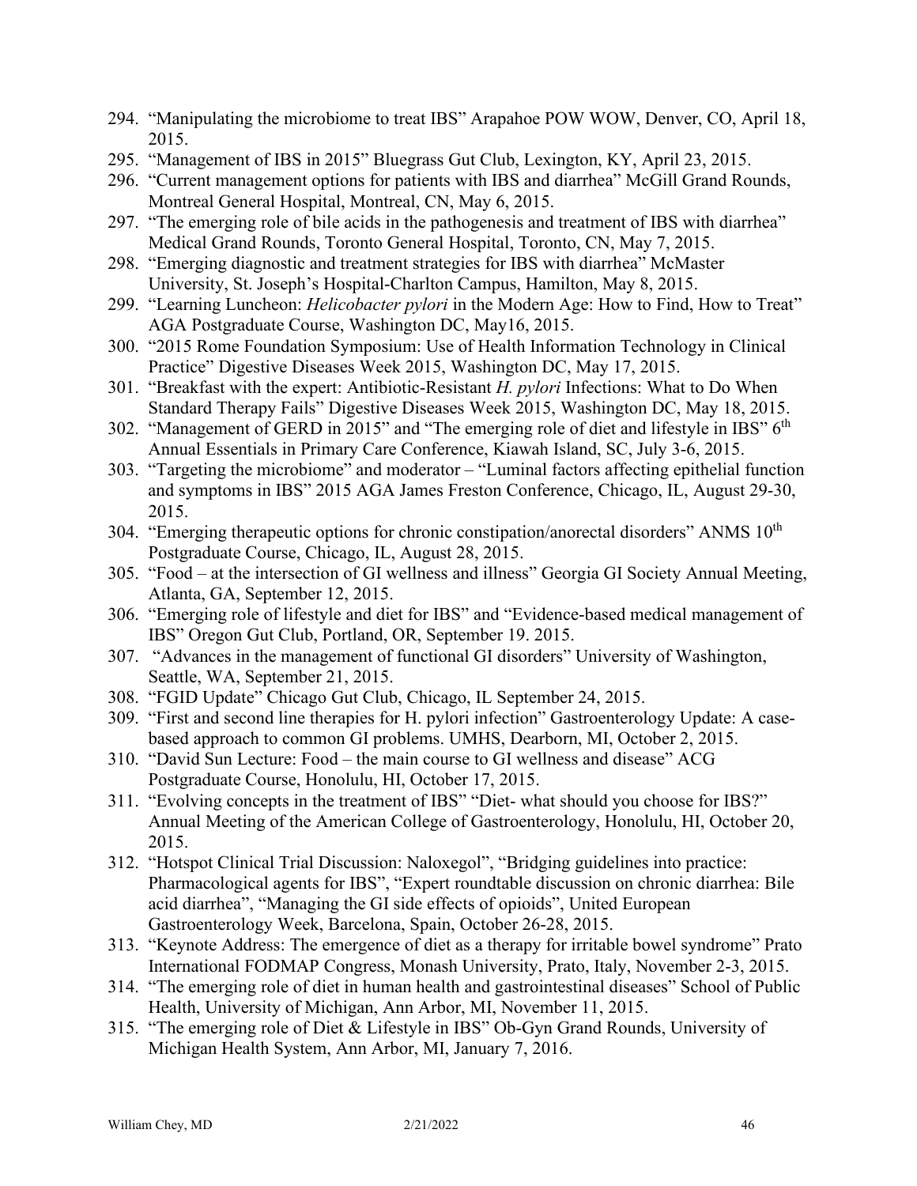294. "Manipulating the microbiome to treat IBS" Arapahoe POW WOW, Denver, CO, April 18, 2015.
295. "Management of IBS in 2015" Bluegrass Gut Club, Lexington, KY, April 23, 2015.
296. "Current management options for patients with IBS and diarrhea" McGill Grand Rounds, Montreal General Hospital, Montreal, CN, May 6, 2015.
297. "The emerging role of bile acids in the pathogenesis and treatment of IBS with diarrhea" Medical Grand Rounds, Toronto General Hospital, Toronto, CN, May 7, 2015.
298. "Emerging diagnostic and treatment strategies for IBS with diarrhea" McMaster University, St. Joseph's Hospital-Charlton Campus, Hamilton, May 8, 2015.
299. "Learning Luncheon: *Helicobacter pylori* in the Modern Age: How to Find, How to Treat" AGA Postgraduate Course, Washington DC, May16, 2015.
300. "2015 Rome Foundation Symposium: Use of Health Information Technology in Clinical Practice" Digestive Diseases Week 2015, Washington DC, May 17, 2015.
301. "Breakfast with the expert: Antibiotic-Resistant *H. pylori* Infections: What to Do When Standard Therapy Fails" Digestive Diseases Week 2015, Washington DC, May 18, 2015.
302. "Management of GERD in 2015" and "The emerging role of diet and lifestyle in IBS" 6th Annual Essentials in Primary Care Conference, Kiawah Island, SC, July 3-6, 2015.
303. "Targeting the microbiome" and moderator – "Luminal factors affecting epithelial function and symptoms in IBS" 2015 AGA James Freston Conference, Chicago, IL, August 29-30, 2015.
304. "Emerging therapeutic options for chronic constipation/anorectal disorders" ANMS 10th Postgraduate Course, Chicago, IL, August 28, 2015.
305. "Food – at the intersection of GI wellness and illness" Georgia GI Society Annual Meeting, Atlanta, GA, September 12, 2015.
306. "Emerging role of lifestyle and diet for IBS" and "Evidence-based medical management of IBS" Oregon Gut Club, Portland, OR, September 19. 2015.
307. "Advances in the management of functional GI disorders" University of Washington, Seattle, WA, September 21, 2015.
308. "FGID Update" Chicago Gut Club, Chicago, IL September 24, 2015.
309. "First and second line therapies for H. pylori infection" Gastroenterology Update: A case-based approach to common GI problems. UMHS, Dearborn, MI, October 2, 2015.
310. "David Sun Lecture: Food – the main course to GI wellness and disease" ACG Postgraduate Course, Honolulu, HI, October 17, 2015.
311. "Evolving concepts in the treatment of IBS" "Diet- what should you choose for IBS?" Annual Meeting of the American College of Gastroenterology, Honolulu, HI, October 20, 2015.
312. "Hotspot Clinical Trial Discussion: Naloxegol", "Bridging guidelines into practice: Pharmacological agents for IBS", "Expert roundtable discussion on chronic diarrhea: Bile acid diarrhea", "Managing the GI side effects of opioids", United European Gastroenterology Week, Barcelona, Spain, October 26-28, 2015.
313. "Keynote Address: The emergence of diet as a therapy for irritable bowel syndrome" Prato International FODMAP Congress, Monash University, Prato, Italy, November 2-3, 2015.
314. "The emerging role of diet in human health and gastrointestinal diseases" School of Public Health, University of Michigan, Ann Arbor, MI, November 11, 2015.
315. "The emerging role of Diet & Lifestyle in IBS" Ob-Gyn Grand Rounds, University of Michigan Health System, Ann Arbor, MI, January 7, 2016.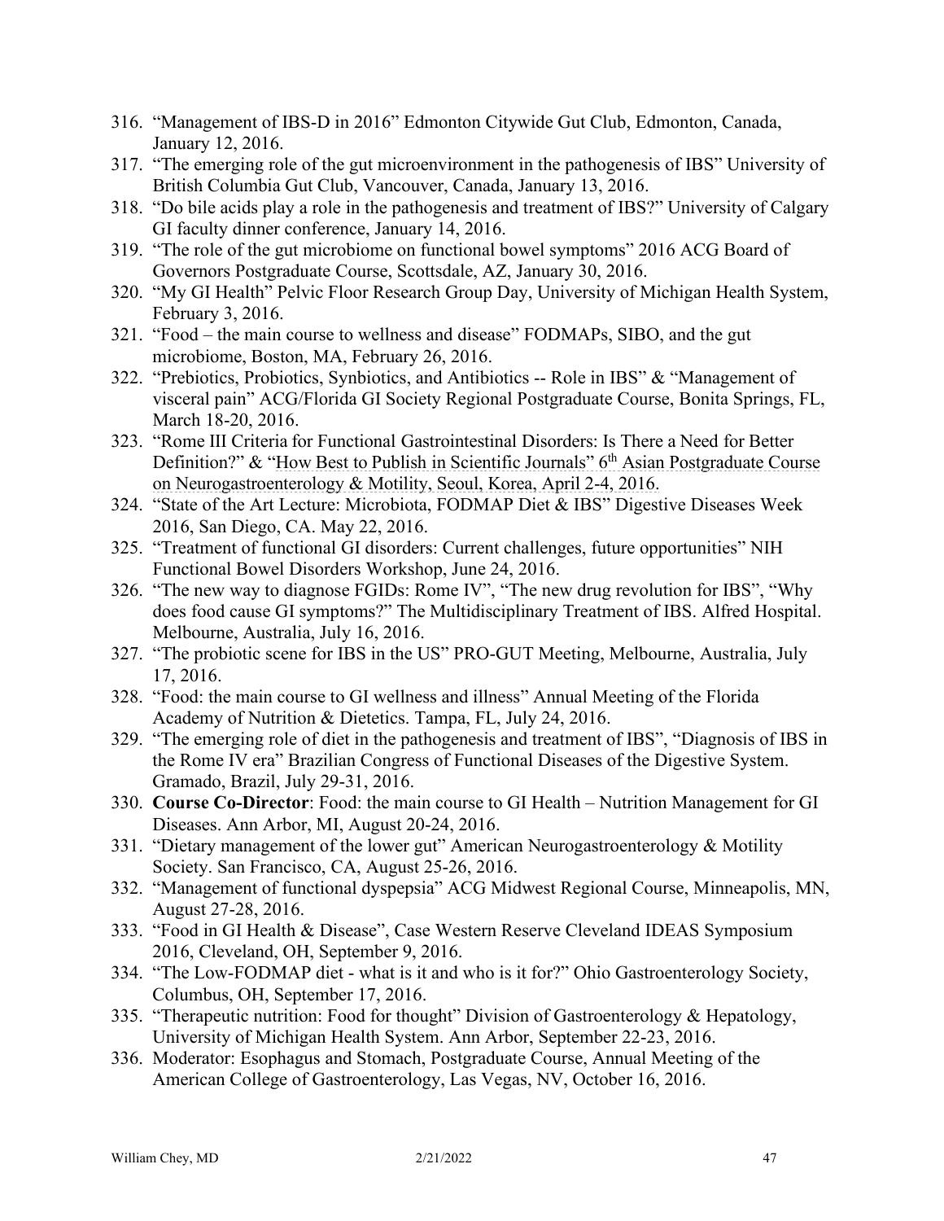316. "Management of IBS-D in 2016" Edmonton Citywide Gut Club, Edmonton, Canada, January 12, 2016.
317. "The emerging role of the gut microenvironment in the pathogenesis of IBS" University of British Columbia Gut Club, Vancouver, Canada, January 13, 2016.
318. "Do bile acids play a role in the pathogenesis and treatment of IBS?" University of Calgary GI faculty dinner conference, January 14, 2016.
319. "The role of the gut microbiome on functional bowel symptoms" 2016 ACG Board of Governors Postgraduate Course, Scottsdale, AZ, January 30, 2016.
320. "My GI Health" Pelvic Floor Research Group Day, University of Michigan Health System, February 3, 2016.
321. "Food – the main course to wellness and disease" FODMAPs, SIBO, and the gut microbiome, Boston, MA, February 26, 2016.
322. "Prebiotics, Probiotics, Synbiotics, and Antibiotics -- Role in IBS" & "Management of visceral pain" ACG/Florida GI Society Regional Postgraduate Course, Bonita Springs, FL, March 18-20, 2016.
323. "Rome III Criteria for Functional Gastrointestinal Disorders: Is There a Need for Better Definition?" & "How Best to Publish in Scientific Journals" 6th Asian Postgraduate Course on Neurogastroenterology & Motility, Seoul, Korea, April 2-4, 2016.
324. "State of the Art Lecture: Microbiota, FODMAP Diet & IBS" Digestive Diseases Week 2016, San Diego, CA. May 22, 2016.
325. "Treatment of functional GI disorders: Current challenges, future opportunities" NIH Functional Bowel Disorders Workshop, June 24, 2016.
326. "The new way to diagnose FGIDs: Rome IV", "The new drug revolution for IBS", "Why does food cause GI symptoms?" The Multidisciplinary Treatment of IBS. Alfred Hospital. Melbourne, Australia, July 16, 2016.
327. "The probiotic scene for IBS in the US" PRO-GUT Meeting, Melbourne, Australia, July 17, 2016.
328. "Food: the main course to GI wellness and illness" Annual Meeting of the Florida Academy of Nutrition & Dietetics. Tampa, FL, July 24, 2016.
329. "The emerging role of diet in the pathogenesis and treatment of IBS", "Diagnosis of IBS in the Rome IV era" Brazilian Congress of Functional Diseases of the Digestive System. Gramado, Brazil, July 29-31, 2016.
330. **Course Co-Director**: Food: the main course to GI Health – Nutrition Management for GI Diseases. Ann Arbor, MI, August 20-24, 2016.
331. "Dietary management of the lower gut" American Neurogastroenterology & Motility Society. San Francisco, CA, August 25-26, 2016.
332. "Management of functional dyspepsia" ACG Midwest Regional Course, Minneapolis, MN, August 27-28, 2016.
333. "Food in GI Health & Disease", Case Western Reserve Cleveland IDEAS Symposium 2016, Cleveland, OH, September 9, 2016.
334. "The Low-FODMAP diet - what is it and who is it for?" Ohio Gastroenterology Society, Columbus, OH, September 17, 2016.
335. "Therapeutic nutrition: Food for thought" Division of Gastroenterology & Hepatology, University of Michigan Health System. Ann Arbor, September 22-23, 2016.
336. Moderator: Esophagus and Stomach, Postgraduate Course, Annual Meeting of the American College of Gastroenterology, Las Vegas, NV, October 16, 2016.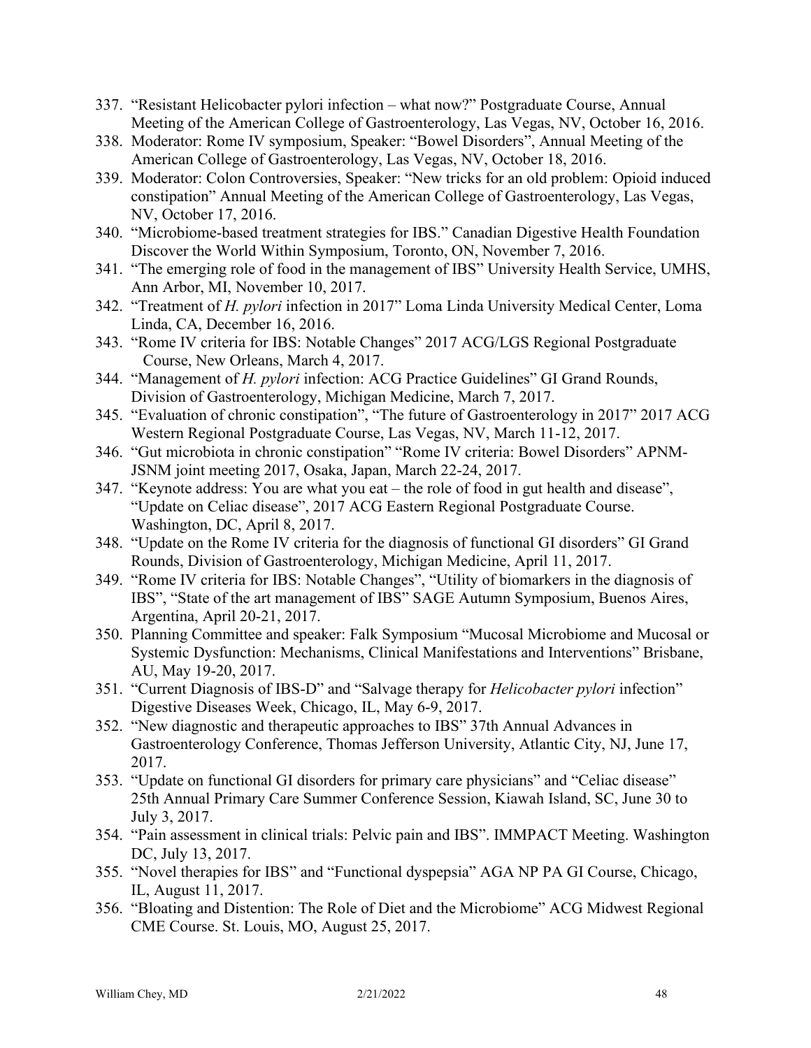337. “Resistant Helicobacter pylori infection – what now?” Postgraduate Course, Annual Meeting of the American College of Gastroenterology, Las Vegas, NV, October 16, 2016.
338. Moderator: Rome IV symposium, Speaker: “Bowel Disorders”, Annual Meeting of the American College of Gastroenterology, Las Vegas, NV, October 18, 2016.
339. Moderator: Colon Controversies, Speaker: “New tricks for an old problem: Opioid induced constipation” Annual Meeting of the American College of Gastroenterology, Las Vegas, NV, October 17, 2016.
340. “Microbiome-based treatment strategies for IBS.” Canadian Digestive Health Foundation Discover the World Within Symposium, Toronto, ON, November 7, 2016.
341. “The emerging role of food in the management of IBS” University Health Service, UMHS, Ann Arbor, MI, November 10, 2017.
342. “Treatment of *H. pylori* infection in 2017” Loma Linda University Medical Center, Loma Linda, CA, December 16, 2016.
343. “Rome IV criteria for IBS: Notable Changes” 2017 ACG/LGS Regional Postgraduate Course, New Orleans, March 4, 2017.
344. “Management of *H. pylori* infection: ACG Practice Guidelines” GI Grand Rounds, Division of Gastroenterology, Michigan Medicine, March 7, 2017.
345. “Evaluation of chronic constipation”, “The future of Gastroenterology in 2017” 2017 ACG Western Regional Postgraduate Course, Las Vegas, NV, March 11-12, 2017.
346. “Gut microbiota in chronic constipation” “Rome IV criteria: Bowel Disorders” APNM-JSNM joint meeting 2017, Osaka, Japan, March 22-24, 2017.
347. “Keynote address: You are what you eat – the role of food in gut health and disease”, “Update on Celiac disease”, 2017 ACG Eastern Regional Postgraduate Course. Washington, DC, April 8, 2017.
348. “Update on the Rome IV criteria for the diagnosis of functional GI disorders” GI Grand Rounds, Division of Gastroenterology, Michigan Medicine, April 11, 2017.
349. “Rome IV criteria for IBS: Notable Changes”, “Utility of biomarkers in the diagnosis of IBS”, “State of the art management of IBS” SAGE Autumn Symposium, Buenos Aires, Argentina, April 20-21, 2017.
350. Planning Committee and speaker: Falk Symposium “Mucosal Microbiome and Mucosal or Systemic Dysfunction: Mechanisms, Clinical Manifestations and Interventions” Brisbane, AU, May 19-20, 2017.
351. “Current Diagnosis of IBS-D” and “Salvage therapy for *Helicobacter pylori* infection” Digestive Diseases Week, Chicago, IL, May 6-9, 2017.
352. “New diagnostic and therapeutic approaches to IBS” 37th Annual Advances in Gastroenterology Conference, Thomas Jefferson University, Atlantic City, NJ, June 17, 2017.
353. “Update on functional GI disorders for primary care physicians” and “Celiac disease” 25th Annual Primary Care Summer Conference Session, Kiawah Island, SC, June 30 to July 3, 2017.
354. “Pain assessment in clinical trials: Pelvic pain and IBS”. IMMPACT Meeting. Washington DC, July 13, 2017.
355. “Novel therapies for IBS” and “Functional dyspepsia” AGA NP PA GI Course, Chicago, IL, August 11, 2017.
356. “Bloating and Distention: The Role of Diet and the Microbiome” ACG Midwest Regional CME Course. St. Louis, MO, August 25, 2017.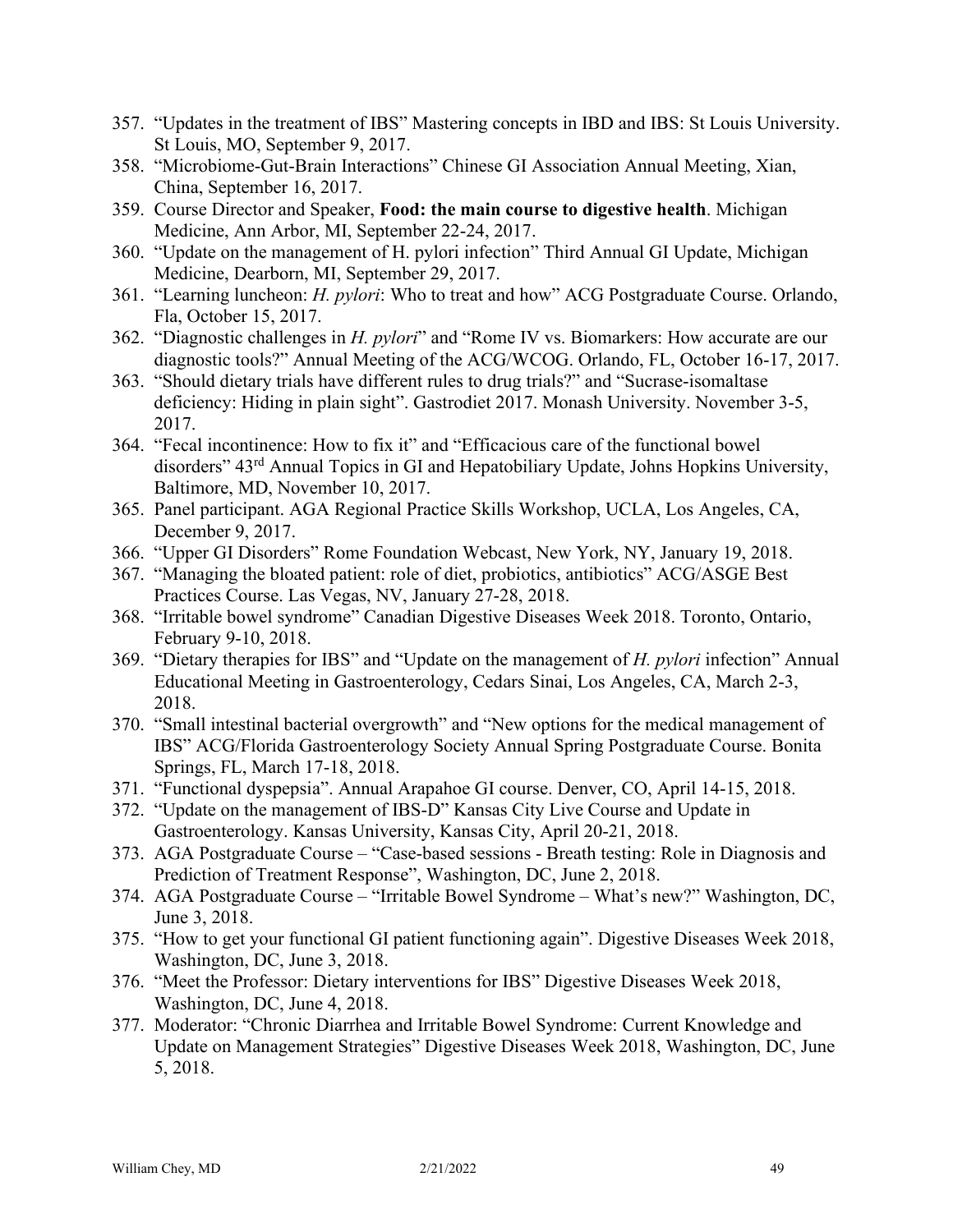357. "Updates in the treatment of IBS" Mastering concepts in IBD and IBS: St Louis University. St Louis, MO, September 9, 2017.
358. "Microbiome-Gut-Brain Interactions" Chinese GI Association Annual Meeting, Xian, China, September 16, 2017.
359. Course Director and Speaker, **Food: the main course to digestive health**. Michigan Medicine, Ann Arbor, MI, September 22-24, 2017.
360. "Update on the management of H. pylori infection" Third Annual GI Update, Michigan Medicine, Dearborn, MI, September 29, 2017.
361. "Learning luncheon: *H. pylori*: Who to treat and how" ACG Postgraduate Course. Orlando, Fla, October 15, 2017.
362. "Diagnostic challenges in *H. pylori*" and "Rome IV vs. Biomarkers: How accurate are our diagnostic tools?" Annual Meeting of the ACG/WCOG. Orlando, FL, October 16-17, 2017.
363. "Should dietary trials have different rules to drug trials?" and "Sucrase-isomaltase deficiency: Hiding in plain sight". Gastrodiet 2017. Monash University. November 3-5, 2017.
364. "Fecal incontinence: How to fix it" and "Efficacious care of the functional bowel disorders" 43rd Annual Topics in GI and Hepatobiliary Update, Johns Hopkins University, Baltimore, MD, November 10, 2017.
365. Panel participant. AGA Regional Practice Skills Workshop, UCLA, Los Angeles, CA, December 9, 2017.
366. "Upper GI Disorders" Rome Foundation Webcast, New York, NY, January 19, 2018.
367. "Managing the bloated patient: role of diet, probiotics, antibiotics" ACG/ASGE Best Practices Course. Las Vegas, NV, January 27-28, 2018.
368. "Irritable bowel syndrome" Canadian Digestive Diseases Week 2018. Toronto, Ontario, February 9-10, 2018.
369. "Dietary therapies for IBS" and "Update on the management of *H. pylori* infection" Annual Educational Meeting in Gastroenterology, Cedars Sinai, Los Angeles, CA, March 2-3, 2018.
370. "Small intestinal bacterial overgrowth" and "New options for the medical management of IBS" ACG/Florida Gastroenterology Society Annual Spring Postgraduate Course. Bonita Springs, FL, March 17-18, 2018.
371. "Functional dyspepsia". Annual Arapahoe GI course. Denver, CO, April 14-15, 2018.
372. "Update on the management of IBS-D" Kansas City Live Course and Update in Gastroenterology. Kansas University, Kansas City, April 20-21, 2018.
373. AGA Postgraduate Course – "Case-based sessions - Breath testing: Role in Diagnosis and Prediction of Treatment Response", Washington, DC, June 2, 2018.
374. AGA Postgraduate Course – "Irritable Bowel Syndrome – What's new?" Washington, DC, June 3, 2018.
375. "How to get your functional GI patient functioning again". Digestive Diseases Week 2018, Washington, DC, June 3, 2018.
376. "Meet the Professor: Dietary interventions for IBS" Digestive Diseases Week 2018, Washington, DC, June 4, 2018.
377. Moderator: "Chronic Diarrhea and Irritable Bowel Syndrome: Current Knowledge and Update on Management Strategies" Digestive Diseases Week 2018, Washington, DC, June 5, 2018.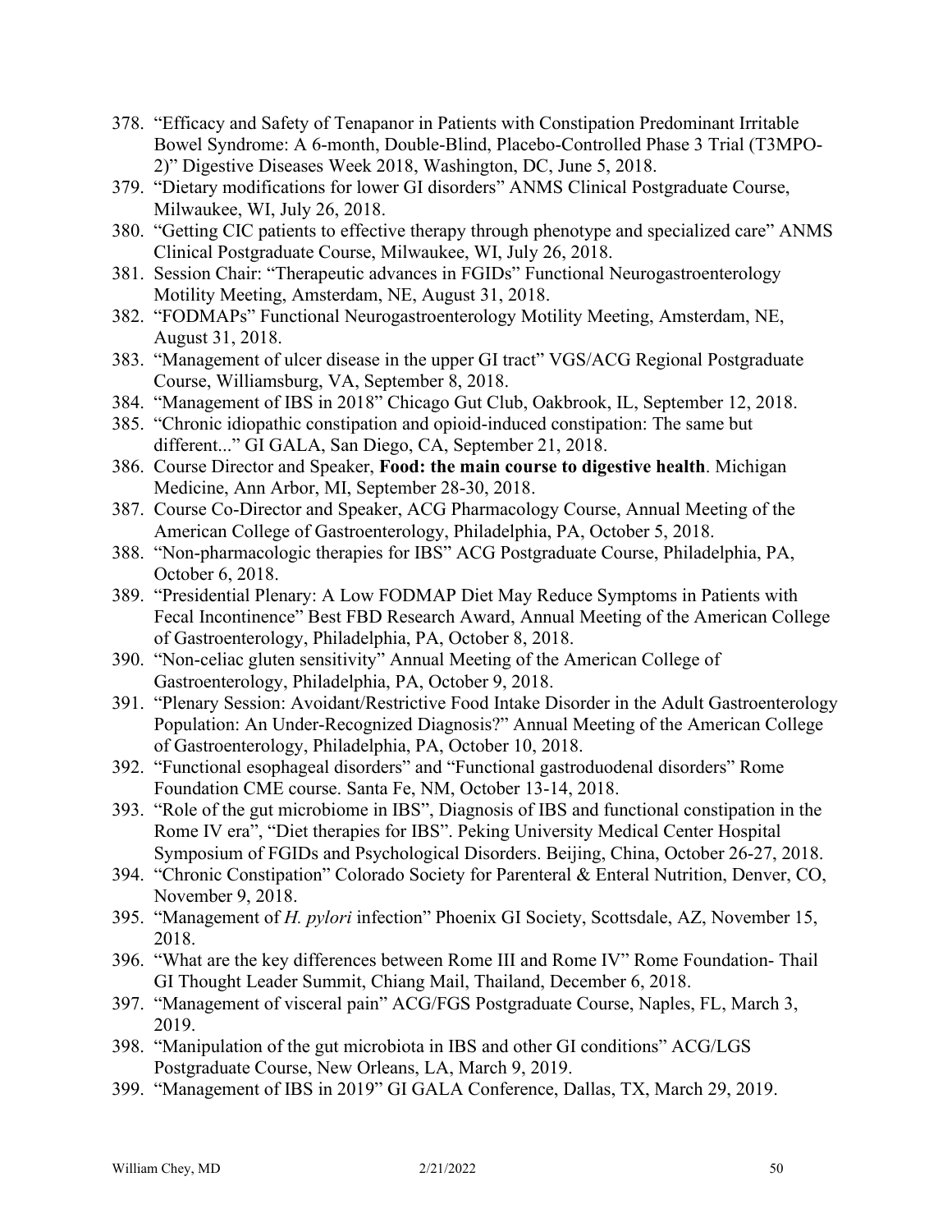378. "Efficacy and Safety of Tenapanor in Patients with Constipation Predominant Irritable Bowel Syndrome: A 6-month, Double-Blind, Placebo-Controlled Phase 3 Trial (T3MPO-2)" Digestive Diseases Week 2018, Washington, DC, June 5, 2018.
379. "Dietary modifications for lower GI disorders" ANMS Clinical Postgraduate Course, Milwaukee, WI, July 26, 2018.
380. "Getting CIC patients to effective therapy through phenotype and specialized care" ANMS Clinical Postgraduate Course, Milwaukee, WI, July 26, 2018.
381. Session Chair: "Therapeutic advances in FGIDs" Functional Neurogastroenterology Motility Meeting, Amsterdam, NE, August 31, 2018.
382. "FODMAPs" Functional Neurogastroenterology Motility Meeting, Amsterdam, NE, August 31, 2018.
383. "Management of ulcer disease in the upper GI tract" VGS/ACG Regional Postgraduate Course, Williamsburg, VA, September 8, 2018.
384. "Management of IBS in 2018" Chicago Gut Club, Oakbrook, IL, September 12, 2018.
385. "Chronic idiopathic constipation and opioid-induced constipation: The same but different..." GI GALA, San Diego, CA, September 21, 2018.
386. Course Director and Speaker, **Food: the main course to digestive health**. Michigan Medicine, Ann Arbor, MI, September 28-30, 2018.
387. Course Co-Director and Speaker, ACG Pharmacology Course, Annual Meeting of the American College of Gastroenterology, Philadelphia, PA, October 5, 2018.
388. "Non-pharmacologic therapies for IBS" ACG Postgraduate Course, Philadelphia, PA, October 6, 2018.
389. "Presidential Plenary: A Low FODMAP Diet May Reduce Symptoms in Patients with Fecal Incontinence" Best FBD Research Award, Annual Meeting of the American College of Gastroenterology, Philadelphia, PA, October 8, 2018.
390. "Non-celiac gluten sensitivity" Annual Meeting of the American College of Gastroenterology, Philadelphia, PA, October 9, 2018.
391. "Plenary Session: Avoidant/Restrictive Food Intake Disorder in the Adult Gastroenterology Population: An Under-Recognized Diagnosis?" Annual Meeting of the American College of Gastroenterology, Philadelphia, PA, October 10, 2018.
392. "Functional esophageal disorders" and "Functional gastroduodenal disorders" Rome Foundation CME course. Santa Fe, NM, October 13-14, 2018.
393. "Role of the gut microbiome in IBS", Diagnosis of IBS and functional constipation in the Rome IV era", "Diet therapies for IBS". Peking University Medical Center Hospital Symposium of FGIDs and Psychological Disorders. Beijing, China, October 26-27, 2018.
394. "Chronic Constipation" Colorado Society for Parenteral & Enteral Nutrition, Denver, CO, November 9, 2018.
395. "Management of *H. pylori* infection" Phoenix GI Society, Scottsdale, AZ, November 15, 2018.
396. "What are the key differences between Rome III and Rome IV" Rome Foundation- Thail GI Thought Leader Summit, Chiang Mail, Thailand, December 6, 2018.
397. "Management of visceral pain" ACG/FGS Postgraduate Course, Naples, FL, March 3, 2019.
398. "Manipulation of the gut microbiota in IBS and other GI conditions" ACG/LGS Postgraduate Course, New Orleans, LA, March 9, 2019.
399. "Management of IBS in 2019" GI GALA Conference, Dallas, TX, March 29, 2019.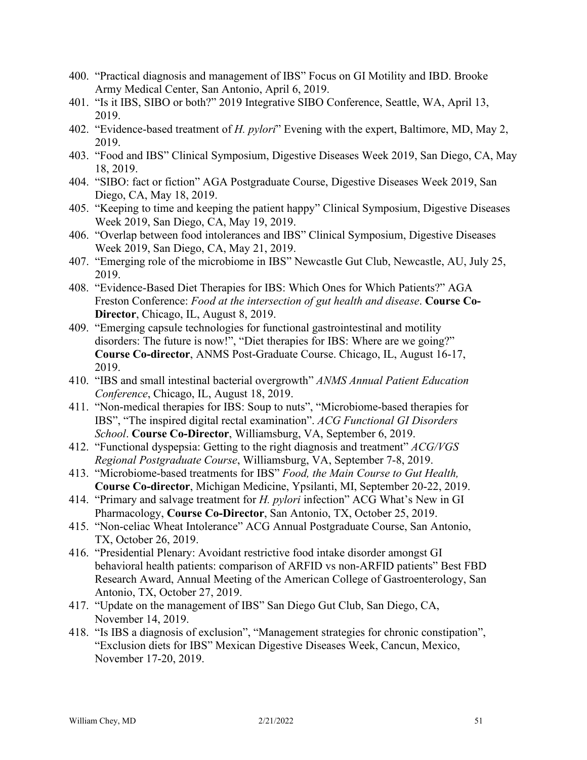400. "Practical diagnosis and management of IBS" Focus on GI Motility and IBD. Brooke Army Medical Center, San Antonio, April 6, 2019.
401. "Is it IBS, SIBO or both?" 2019 Integrative SIBO Conference, Seattle, WA, April 13, 2019.
402. "Evidence-based treatment of *H. pylori*" Evening with the expert, Baltimore, MD, May 2, 2019.
403. "Food and IBS" Clinical Symposium, Digestive Diseases Week 2019, San Diego, CA, May 18, 2019.
404. "SIBO: fact or fiction" AGA Postgraduate Course, Digestive Diseases Week 2019, San Diego, CA, May 18, 2019.
405. "Keeping to time and keeping the patient happy" Clinical Symposium, Digestive Diseases Week 2019, San Diego, CA, May 19, 2019.
406. "Overlap between food intolerances and IBS" Clinical Symposium, Digestive Diseases Week 2019, San Diego, CA, May 21, 2019.
407. "Emerging role of the microbiome in IBS" Newcastle Gut Club, Newcastle, AU, July 25, 2019.
408. "Evidence-Based Diet Therapies for IBS: Which Ones for Which Patients?" AGA Freston Conference: *Food at the intersection of gut health and disease*. **Course Co-Director**, Chicago, IL, August 8, 2019.
409. "Emerging capsule technologies for functional gastrointestinal and motility disorders: The future is now!", "Diet therapies for IBS: Where are we going?" **Course Co-director**, ANMS Post-Graduate Course. Chicago, IL, August 16-17, 2019.
410. "IBS and small intestinal bacterial overgrowth" *ANMS Annual Patient Education Conference*, Chicago, IL, August 18, 2019.
411. "Non-medical therapies for IBS: Soup to nuts", "Microbiome-based therapies for IBS", "The inspired digital rectal examination". *ACG Functional GI Disorders School*. **Course Co-Director**, Williamsburg, VA, September 6, 2019.
412. "Functional dyspepsia: Getting to the right diagnosis and treatment" *ACG/VGS Regional Postgraduate Course*, Williamsburg, VA, September 7-8, 2019.
413. "Microbiome-based treatments for IBS" *Food, the Main Course to Gut Health,* **Course Co-director**, Michigan Medicine, Ypsilanti, MI, September 20-22, 2019.
414. "Primary and salvage treatment for *H. pylori* infection" ACG What's New in GI Pharmacology, **Course Co-Director**, San Antonio, TX, October 25, 2019.
415. "Non-celiac Wheat Intolerance" ACG Annual Postgraduate Course, San Antonio, TX, October 26, 2019.
416. "Presidential Plenary: Avoidant restrictive food intake disorder amongst GI behavioral health patients: comparison of ARFID vs non-ARFID patients" Best FBD Research Award, Annual Meeting of the American College of Gastroenterology, San Antonio, TX, October 27, 2019.
417. "Update on the management of IBS" San Diego Gut Club, San Diego, CA, November 14, 2019.
418. "Is IBS a diagnosis of exclusion", "Management strategies for chronic constipation", "Exclusion diets for IBS" Mexican Digestive Diseases Week, Cancun, Mexico, November 17-20, 2019.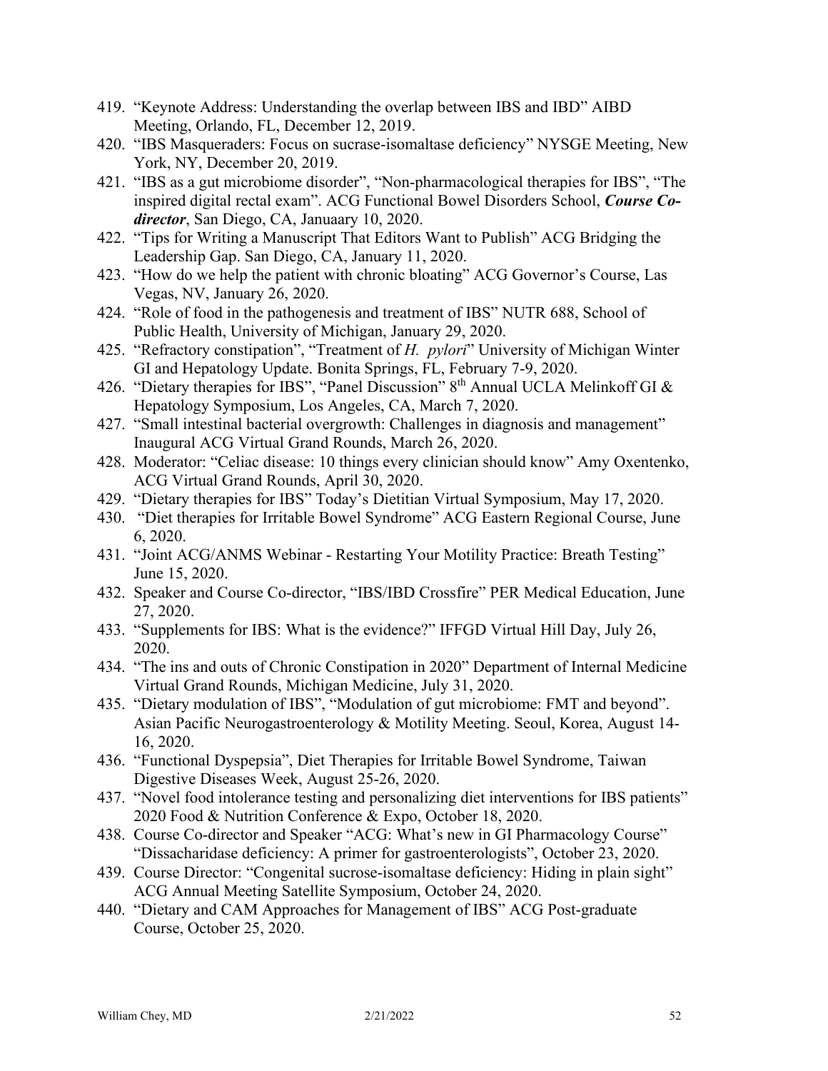419. "Keynote Address: Understanding the overlap between IBS and IBD" AIBD Meeting, Orlando, FL, December 12, 2019.
420. "IBS Masqueraders: Focus on sucrase-isomaltase deficiency" NYSGE Meeting, New York, NY, December 20, 2019.
421. "IBS as a gut microbiome disorder", "Non-pharmacological therapies for IBS", "The inspired digital rectal exam". ACG Functional Bowel Disorders School, ***Course Co-director***, San Diego, CA, Januaary 10, 2020.
422. "Tips for Writing a Manuscript That Editors Want to Publish" ACG Bridging the Leadership Gap. San Diego, CA, January 11, 2020.
423. "How do we help the patient with chronic bloating" ACG Governor's Course, Las Vegas, NV, January 26, 2020.
424. "Role of food in the pathogenesis and treatment of IBS" NUTR 688, School of Public Health, University of Michigan, January 29, 2020.
425. "Refractory constipation", "Treatment of *H. pylori*" University of Michigan Winter GI and Hepatology Update. Bonita Springs, FL, February 7-9, 2020.
426. "Dietary therapies for IBS", "Panel Discussion" 8th Annual UCLA Melinkoff GI & Hepatology Symposium, Los Angeles, CA, March 7, 2020.
427. "Small intestinal bacterial overgrowth: Challenges in diagnosis and management" Inaugural ACG Virtual Grand Rounds, March 26, 2020.
428. Moderator: "Celiac disease: 10 things every clinician should know" Amy Oxentenko, ACG Virtual Grand Rounds, April 30, 2020.
429. "Dietary therapies for IBS" Today's Dietitian Virtual Symposium, May 17, 2020.
430. "Diet therapies for Irritable Bowel Syndrome" ACG Eastern Regional Course, June 6, 2020.
431. "Joint ACG/ANMS Webinar - Restarting Your Motility Practice: Breath Testing" June 15, 2020.
432. Speaker and Course Co-director, "IBS/IBD Crossfire" PER Medical Education, June 27, 2020.
433. "Supplements for IBS: What is the evidence?" IFFGD Virtual Hill Day, July 26, 2020.
434. "The ins and outs of Chronic Constipation in 2020" Department of Internal Medicine Virtual Grand Rounds, Michigan Medicine, July 31, 2020.
435. "Dietary modulation of IBS", "Modulation of gut microbiome: FMT and beyond". Asian Pacific Neurogastroenterology & Motility Meeting. Seoul, Korea, August 14-16, 2020.
436. "Functional Dyspepsia", Diet Therapies for Irritable Bowel Syndrome, Taiwan Digestive Diseases Week, August 25-26, 2020.
437. "Novel food intolerance testing and personalizing diet interventions for IBS patients" 2020 Food & Nutrition Conference & Expo, October 18, 2020.
438. Course Co-director and Speaker "ACG: What's new in GI Pharmacology Course" "Dissacharidase deficiency: A primer for gastroenterologists", October 23, 2020.
439. Course Director: "Congenital sucrose-isomaltase deficiency: Hiding in plain sight" ACG Annual Meeting Satellite Symposium, October 24, 2020.
440. "Dietary and CAM Approaches for Management of IBS" ACG Post-graduate Course, October 25, 2020.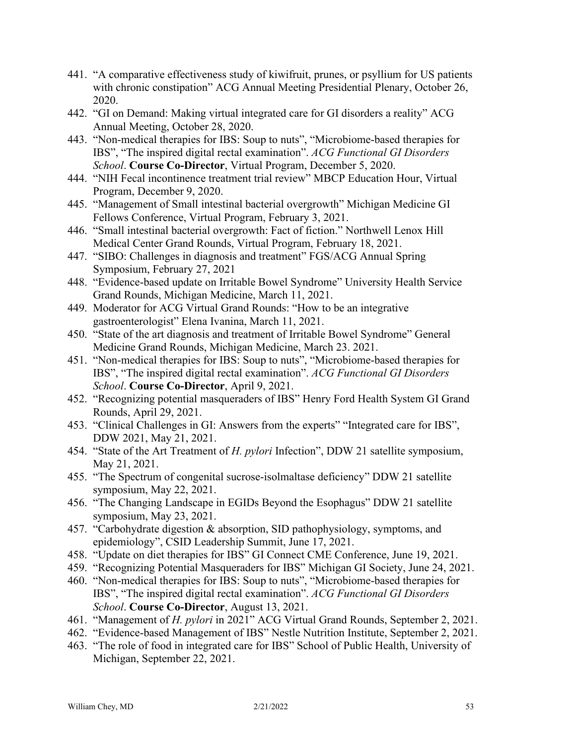441. "A comparative effectiveness study of kiwifruit, prunes, or psyllium for US patients with chronic constipation" ACG Annual Meeting Presidential Plenary, October 26, 2020.
442. "GI on Demand: Making virtual integrated care for GI disorders a reality" ACG Annual Meeting, October 28, 2020.
443. "Non-medical therapies for IBS: Soup to nuts", "Microbiome-based therapies for IBS", "The inspired digital rectal examination". *ACG Functional GI Disorders School*. **Course Co-Director**, Virtual Program, December 5, 2020.
444. "NIH Fecal incontinence treatment trial review" MBCP Education Hour, Virtual Program, December 9, 2020.
445. "Management of Small intestinal bacterial overgrowth" Michigan Medicine GI Fellows Conference, Virtual Program, February 3, 2021.
446. "Small intestinal bacterial overgrowth: Fact of fiction." Northwell Lenox Hill Medical Center Grand Rounds, Virtual Program, February 18, 2021.
447. "SIBO: Challenges in diagnosis and treatment" FGS/ACG Annual Spring Symposium, February 27, 2021
448. "Evidence-based update on Irritable Bowel Syndrome" University Health Service Grand Rounds, Michigan Medicine, March 11, 2021.
449. Moderator for ACG Virtual Grand Rounds: "How to be an integrative gastroenterologist" Elena Ivanina, March 11, 2021.
450. "State of the art diagnosis and treatment of Irritable Bowel Syndrome" General Medicine Grand Rounds, Michigan Medicine, March 23. 2021.
451. "Non-medical therapies for IBS: Soup to nuts", "Microbiome-based therapies for IBS", "The inspired digital rectal examination". *ACG Functional GI Disorders School*. **Course Co-Director**, April 9, 2021.
452. "Recognizing potential masqueraders of IBS" Henry Ford Health System GI Grand Rounds, April 29, 2021.
453. "Clinical Challenges in GI: Answers from the experts" "Integrated care for IBS", DDW 2021, May 21, 2021.
454. "State of the Art Treatment of *H. pylori* Infection", DDW 21 satellite symposium, May 21, 2021.
455. "The Spectrum of congenital sucrose-isolmaltase deficiency" DDW 21 satellite symposium, May 22, 2021.
456. "The Changing Landscape in EGIDs Beyond the Esophagus" DDW 21 satellite symposium, May 23, 2021.
457. "Carbohydrate digestion & absorption, SID pathophysiology, symptoms, and epidemiology", CSID Leadership Summit, June 17, 2021.
458. "Update on diet therapies for IBS" GI Connect CME Conference, June 19, 2021.
459. "Recognizing Potential Masqueraders for IBS" Michigan GI Society, June 24, 2021.
460. "Non-medical therapies for IBS: Soup to nuts", "Microbiome-based therapies for IBS", "The inspired digital rectal examination". *ACG Functional GI Disorders School*. **Course Co-Director**, August 13, 2021.
461. "Management of *H. pylori* in 2021" ACG Virtual Grand Rounds, September 2, 2021.
462. "Evidence-based Management of IBS" Nestle Nutrition Institute, September 2, 2021.
463. "The role of food in integrated care for IBS" School of Public Health, University of Michigan, September 22, 2021.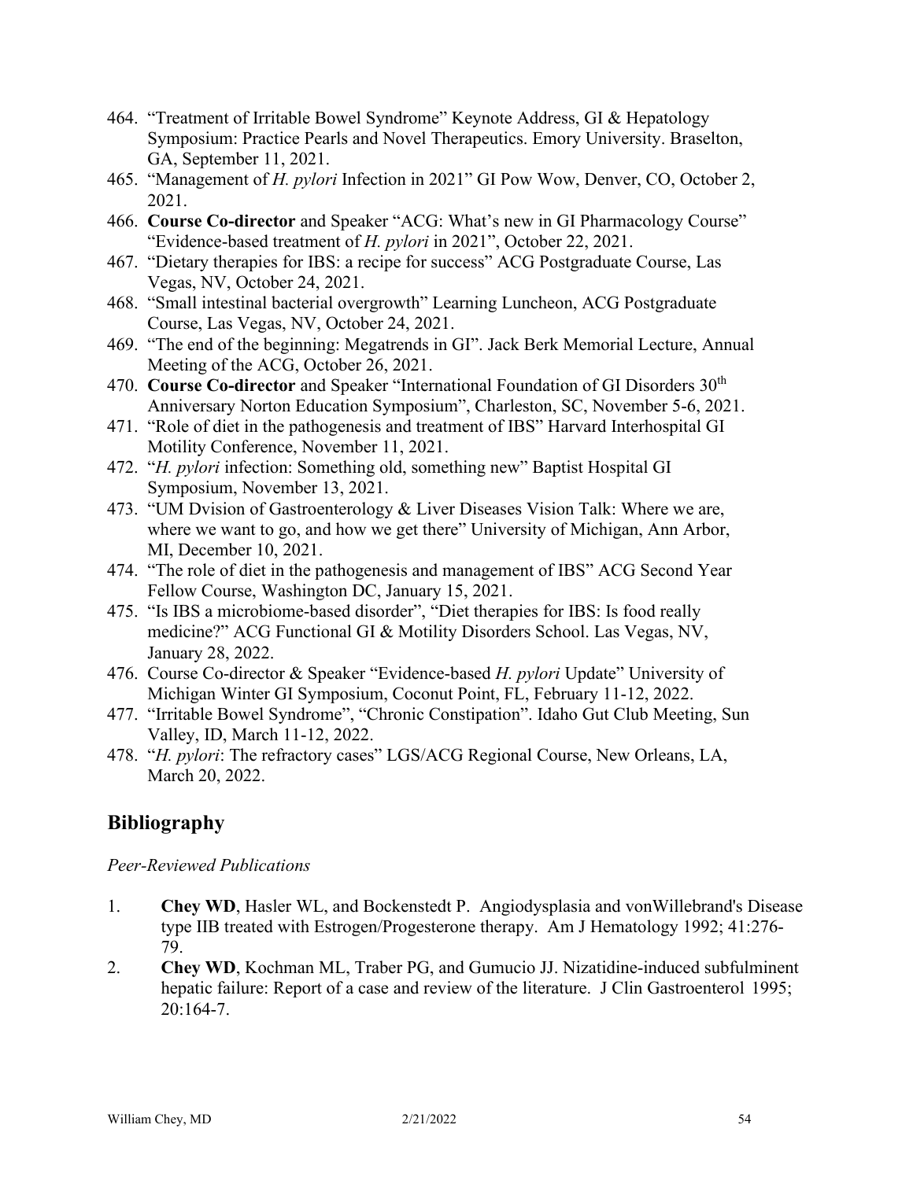464. "Treatment of Irritable Bowel Syndrome" Keynote Address, GI & Hepatology Symposium: Practice Pearls and Novel Therapeutics. Emory University. Braselton, GA, September 11, 2021.
465. "Management of *H. pylori* Infection in 2021" GI Pow Wow, Denver, CO, October 2, 2021.
466. **Course Co-director** and Speaker "ACG: What's new in GI Pharmacology Course" "Evidence-based treatment of *H. pylori* in 2021", October 22, 2021.
467. "Dietary therapies for IBS: a recipe for success" ACG Postgraduate Course, Las Vegas, NV, October 24, 2021.
468. "Small intestinal bacterial overgrowth" Learning Luncheon, ACG Postgraduate Course, Las Vegas, NV, October 24, 2021.
469. "The end of the beginning: Megatrends in GI". Jack Berk Memorial Lecture, Annual Meeting of the ACG, October 26, 2021.
470. **Course Co-director** and Speaker "International Foundation of GI Disorders 30th Anniversary Norton Education Symposium", Charleston, SC, November 5-6, 2021.
471. "Role of diet in the pathogenesis and treatment of IBS" Harvard Interhospital GI Motility Conference, November 11, 2021.
472. "*H. pylori* infection: Something old, something new" Baptist Hospital GI Symposium, November 13, 2021.
473. "UM Dvision of Gastroenterology & Liver Diseases Vision Talk: Where we are, where we want to go, and how we get there" University of Michigan, Ann Arbor, MI, December 10, 2021.
474. "The role of diet in the pathogenesis and management of IBS" ACG Second Year Fellow Course, Washington DC, January 15, 2021.
475. "Is IBS a microbiome-based disorder", "Diet therapies for IBS: Is food really medicine?" ACG Functional GI & Motility Disorders School. Las Vegas, NV, January 28, 2022.
476. Course Co-director & Speaker "Evidence-based *H. pylori* Update" University of Michigan Winter GI Symposium, Coconut Point, FL, February 11-12, 2022.
477. "Irritable Bowel Syndrome", "Chronic Constipation". Idaho Gut Club Meeting, Sun Valley, ID, March 11-12, 2022.
478. "*H. pylori*: The refractory cases" LGS/ACG Regional Course, New Orleans, LA, March 20, 2022.

## Bibliography

*Peer-Reviewed Publications*

1. **Chey WD**, Hasler WL, and Bockenstedt P. Angiodysplasia and vonWillebrand's Disease type IIB treated with Estrogen/Progesterone therapy. Am J Hematology 1992; 41:276-79.
2. **Chey WD**, Kochman ML, Traber PG, and Gumucio JJ. Nizatidine-induced subfulminent hepatic failure: Report of a case and review of the literature. J Clin Gastroenterol 1995; 20:164-7.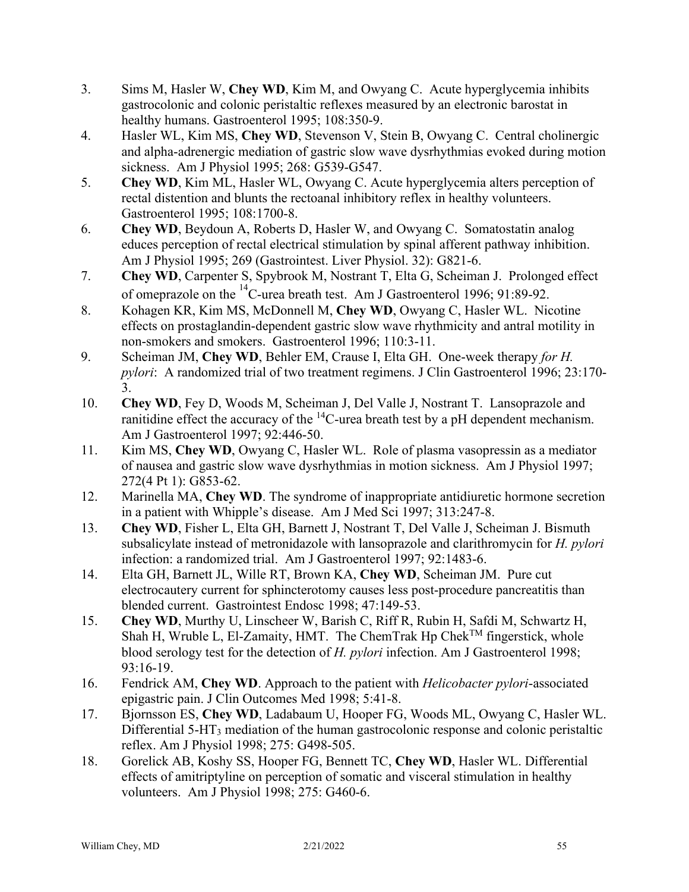3. Sims M, Hasler W, **Chey WD**, Kim M, and Owyang C. Acute hyperglycemia inhibits gastrocolonic and colonic peristaltic reflexes measured by an electronic barostat in healthy humans. Gastroenterol 1995; 108:350-9.
4. Hasler WL, Kim MS, **Chey WD**, Stevenson V, Stein B, Owyang C. Central cholinergic and alpha-adrenergic mediation of gastric slow wave dysrhythmias evoked during motion sickness. Am J Physiol 1995; 268: G539-G547.
5. **Chey WD**, Kim ML, Hasler WL, Owyang C. Acute hyperglycemia alters perception of rectal distention and blunts the rectoanal inhibitory reflex in healthy volunteers. Gastroenterol 1995; 108:1700-8.
6. **Chey WD**, Beydoun A, Roberts D, Hasler W, and Owyang C. Somatostatin analog educes perception of rectal electrical stimulation by spinal afferent pathway inhibition. Am J Physiol 1995; 269 (Gastrointest. Liver Physiol. 32): G821-6.
7. **Chey WD**, Carpenter S, Spybrook M, Nostrant T, Elta G, Scheiman J. Prolonged effect of omeprazole on the $^{14}$C-urea breath test. Am J Gastroenterol 1996; 91:89-92.
8. Kohagen KR, Kim MS, McDonnell M, **Chey WD**, Owyang C, Hasler WL. Nicotine effects on prostaglandin-dependent gastric slow wave rhythmicity and antral motility in non-smokers and smokers. Gastroenterol 1996; 110:3-11.
9. Scheiman JM, **Chey WD**, Behler EM, Crause I, Elta GH. One-week therapy *for H. pylori*: A randomized trial of two treatment regimens. J Clin Gastroenterol 1996; 23:170-3.
10. **Chey WD**, Fey D, Woods M, Scheiman J, Del Valle J, Nostrant T. Lansoprazole and ranitidine effect the accuracy of the $^{14}$C-urea breath test by a pH dependent mechanism. Am J Gastroenterol 1997; 92:446-50.
11. Kim MS, **Chey WD**, Owyang C, Hasler WL. Role of plasma vasopressin as a mediator of nausea and gastric slow wave dysrhythmias in motion sickness. Am J Physiol 1997; 272(4 Pt 1): G853-62.
12. Marinella MA, **Chey WD**. The syndrome of inappropriate antidiuretic hormone secretion in a patient with Whipple's disease. Am J Med Sci 1997; 313:247-8.
13. **Chey WD**, Fisher L, Elta GH, Barnett J, Nostrant T, Del Valle J, Scheiman J. Bismuth subsalicylate instead of metronidazole with lansoprazole and clarithromycin for *H. pylori* infection: a randomized trial. Am J Gastroenterol 1997; 92:1483-6.
14. Elta GH, Barnett JL, Wille RT, Brown KA, **Chey WD**, Scheiman JM. Pure cut electrocautery current for sphincterotomy causes less post-procedure pancreatitis than blended current. Gastrointest Endosc 1998; 47:149-53.
15. **Chey WD**, Murthy U, Linscheer W, Barish C, Riff R, Rubin H, Safdi M, Schwartz H, Shah H, Wruble L, El-Zamaity, HMT. The ChemTrak Hp Chek$^{TM}$ fingerstick, whole blood serology test for the detection of *H. pylori* infection. Am J Gastroenterol 1998; 93:16-19.
16. Fendrick AM, **Chey WD**. Approach to the patient with *Helicobacter pylori*-associated epigastric pain. J Clin Outcomes Med 1998; 5:41-8.
17. Bjornsson ES, **Chey WD**, Ladabaum U, Hooper FG, Woods ML, Owyang C, Hasler WL. Differential 5-HT$_3$ mediation of the human gastrocolonic response and colonic peristaltic reflex. Am J Physiol 1998; 275: G498-505.
18. Gorelick AB, Koshy SS, Hooper FG, Bennett TC, **Chey WD**, Hasler WL. Differential effects of amitriptyline on perception of somatic and visceral stimulation in healthy volunteers. Am J Physiol 1998; 275: G460-6.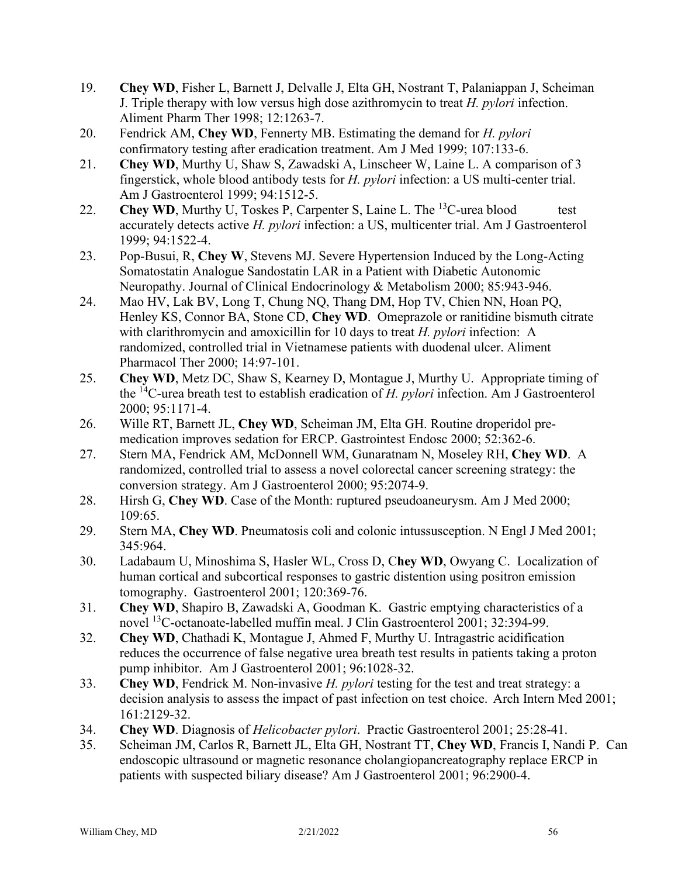19. **Chey WD**, Fisher L, Barnett J, Delvalle J, Elta GH, Nostrant T, Palaniappan J, Scheiman J. Triple therapy with low versus high dose azithromycin to treat *H. pylori* infection. Aliment Pharm Ther 1998; 12:1263-7.
20. Fendrick AM, **Chey WD**, Fennerty MB. Estimating the demand for *H. pylori* confirmatory testing after eradication treatment. Am J Med 1999; 107:133-6.
21. **Chey WD**, Murthy U, Shaw S, Zawadski A, Linscheer W, Laine L. A comparison of 3 fingerstick, whole blood antibody tests for *H. pylori* infection: a US multi-center trial. Am J Gastroenterol 1999; 94:1512-5.
22. **Chey WD**, Murthy U, Toskes P, Carpenter S, Laine L. The $^{13}$C-urea blood test accurately detects active *H. pylori* infection: a US, multicenter trial. Am J Gastroenterol 1999; 94:1522-4.
23. Pop-Busui, R, **Chey W**, Stevens MJ. Severe Hypertension Induced by the Long-Acting Somatostatin Analogue Sandostatin LAR in a Patient with Diabetic Autonomic Neuropathy. Journal of Clinical Endocrinology & Metabolism 2000; 85:943-946.
24. Mao HV, Lak BV, Long T, Chung NQ, Thang DM, Hop TV, Chien NN, Hoan PQ, Henley KS, Connor BA, Stone CD, **Chey WD**. Omeprazole or ranitidine bismuth citrate with clarithromycin and amoxicillin for 10 days to treat *H. pylori* infection: A randomized, controlled trial in Vietnamese patients with duodenal ulcer. Aliment Pharmacol Ther 2000; 14:97-101.
25. **Chey WD**, Metz DC, Shaw S, Kearney D, Montague J, Murthy U. Appropriate timing of the $^{14}$C-urea breath test to establish eradication of *H. pylori* infection. Am J Gastroenterol 2000; 95:1171-4.
26. Wille RT, Barnett JL, **Chey WD**, Scheiman JM, Elta GH. Routine droperidol pre-medication improves sedation for ERCP. Gastrointest Endosc 2000; 52:362-6.
27. Stern MA, Fendrick AM, McDonnell WM, Gunaratnam N, Moseley RH, **Chey WD**. A randomized, controlled trial to assess a novel colorectal cancer screening strategy: the conversion strategy. Am J Gastroenterol 2000; 95:2074-9.
28. Hirsh G, **Chey WD**. Case of the Month: ruptured pseudoaneurysm. Am J Med 2000; 109:65.
29. Stern MA, **Chey WD**. Pneumatosis coli and colonic intussusception. N Engl J Med 2001; 345:964.
30. Ladabaum U, Minoshima S, Hasler WL, Cross D, C**hey WD**, Owyang C. Localization of human cortical and subcortical responses to gastric distention using positron emission tomography. Gastroenterol 2001; 120:369-76.
31. **Chey WD**, Shapiro B, Zawadski A, Goodman K. Gastric emptying characteristics of a novel $^{13}$C-octanoate-labelled muffin meal. J Clin Gastroenterol 2001; 32:394-99.
32. **Chey WD**, Chathadi K, Montague J, Ahmed F, Murthy U. Intragastric acidification reduces the occurrence of false negative urea breath test results in patients taking a proton pump inhibitor. Am J Gastroenterol 2001; 96:1028-32.
33. **Chey WD**, Fendrick M. Non-invasive *H. pylori* testing for the test and treat strategy: a decision analysis to assess the impact of past infection on test choice. Arch Intern Med 2001; 161:2129-32.
34. **Chey WD**. Diagnosis of *Helicobacter pylori*. Practic Gastroenterol 2001; 25:28-41.
35. Scheiman JM, Carlos R, Barnett JL, Elta GH, Nostrant TT, **Chey WD**, Francis I, Nandi P. Can endoscopic ultrasound or magnetic resonance cholangiopancreatography replace ERCP in patients with suspected biliary disease? Am J Gastroenterol 2001; 96:2900-4.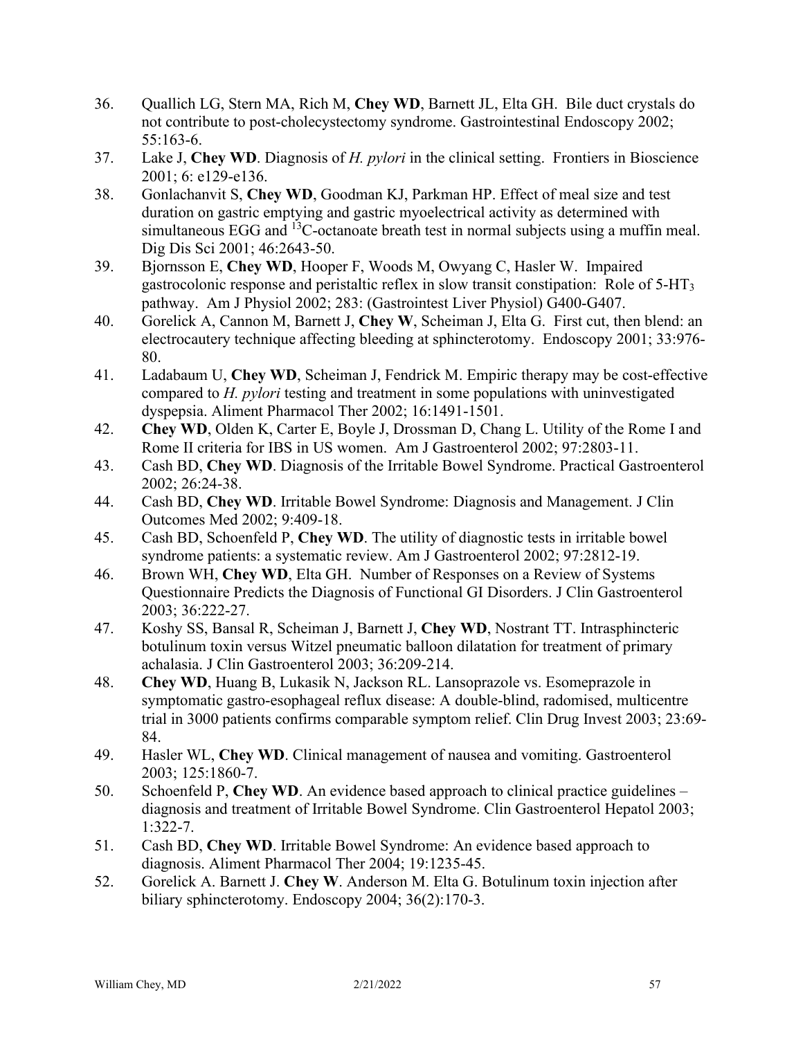36. Quallich LG, Stern MA, Rich M, **Chey WD**, Barnett JL, Elta GH. Bile duct crystals do not contribute to post-cholecystectomy syndrome. Gastrointestinal Endoscopy 2002; 55:163-6.
37. Lake J, **Chey WD**. Diagnosis of *H. pylori* in the clinical setting. Frontiers in Bioscience 2001; 6: e129-e136.
38. Gonlachanvit S, **Chey WD**, Goodman KJ, Parkman HP. Effect of meal size and test duration on gastric emptying and gastric myoelectrical activity as determined with simultaneous EGG and $^{13}$C-octanoate breath test in normal subjects using a muffin meal. Dig Dis Sci 2001; 46:2643-50.
39. Bjornsson E, **Chey WD**, Hooper F, Woods M, Owyang C, Hasler W. Impaired gastrocolonic response and peristaltic reflex in slow transit constipation: Role of 5-$HT_3$ pathway. Am J Physiol 2002; 283: (Gastrointest Liver Physiol) G400-G407.
40. Gorelick A, Cannon M, Barnett J, **Chey W**, Scheiman J, Elta G. First cut, then blend: an electrocautery technique affecting bleeding at sphincterotomy. Endoscopy 2001; 33:976-80.
41. Ladabaum U, **Chey WD**, Scheiman J, Fendrick M. Empiric therapy may be cost-effective compared to *H. pylori* testing and treatment in some populations with uninvestigated dyspepsia. Aliment Pharmacol Ther 2002; 16:1491-1501.
42. **Chey WD**, Olden K, Carter E, Boyle J, Drossman D, Chang L. Utility of the Rome I and Rome II criteria for IBS in US women. Am J Gastroenterol 2002; 97:2803-11.
43. Cash BD, **Chey WD**. Diagnosis of the Irritable Bowel Syndrome. Practical Gastroenterol 2002; 26:24-38.
44. Cash BD, **Chey WD**. Irritable Bowel Syndrome: Diagnosis and Management. J Clin Outcomes Med 2002; 9:409-18.
45. Cash BD, Schoenfeld P, **Chey WD**. The utility of diagnostic tests in irritable bowel syndrome patients: a systematic review. Am J Gastroenterol 2002; 97:2812-19.
46. Brown WH, **Chey WD**, Elta GH. Number of Responses on a Review of Systems Questionnaire Predicts the Diagnosis of Functional GI Disorders. J Clin Gastroenterol 2003; 36:222-27.
47. Koshy SS, Bansal R, Scheiman J, Barnett J, **Chey WD**, Nostrant TT. Intrasphincteric botulinum toxin versus Witzel pneumatic balloon dilatation for treatment of primary achalasia. J Clin Gastroenterol 2003; 36:209-214.
48. **Chey WD**, Huang B, Lukasik N, Jackson RL. Lansoprazole vs. Esomeprazole in symptomatic gastro-esophageal reflux disease: A double-blind, radomised, multicentre trial in 3000 patients confirms comparable symptom relief. Clin Drug Invest 2003; 23:69-84.
49. Hasler WL, **Chey WD**. Clinical management of nausea and vomiting. Gastroenterol 2003; 125:1860-7.
50. Schoenfeld P, **Chey WD**. An evidence based approach to clinical practice guidelines – diagnosis and treatment of Irritable Bowel Syndrome. Clin Gastroenterol Hepatol 2003; 1:322-7.
51. Cash BD, **Chey WD**. Irritable Bowel Syndrome: An evidence based approach to diagnosis. Aliment Pharmacol Ther 2004; 19:1235-45.
52. Gorelick A. Barnett J. **Chey W**. Anderson M. Elta G. Botulinum toxin injection after biliary sphincterotomy. Endoscopy 2004; 36(2):170-3.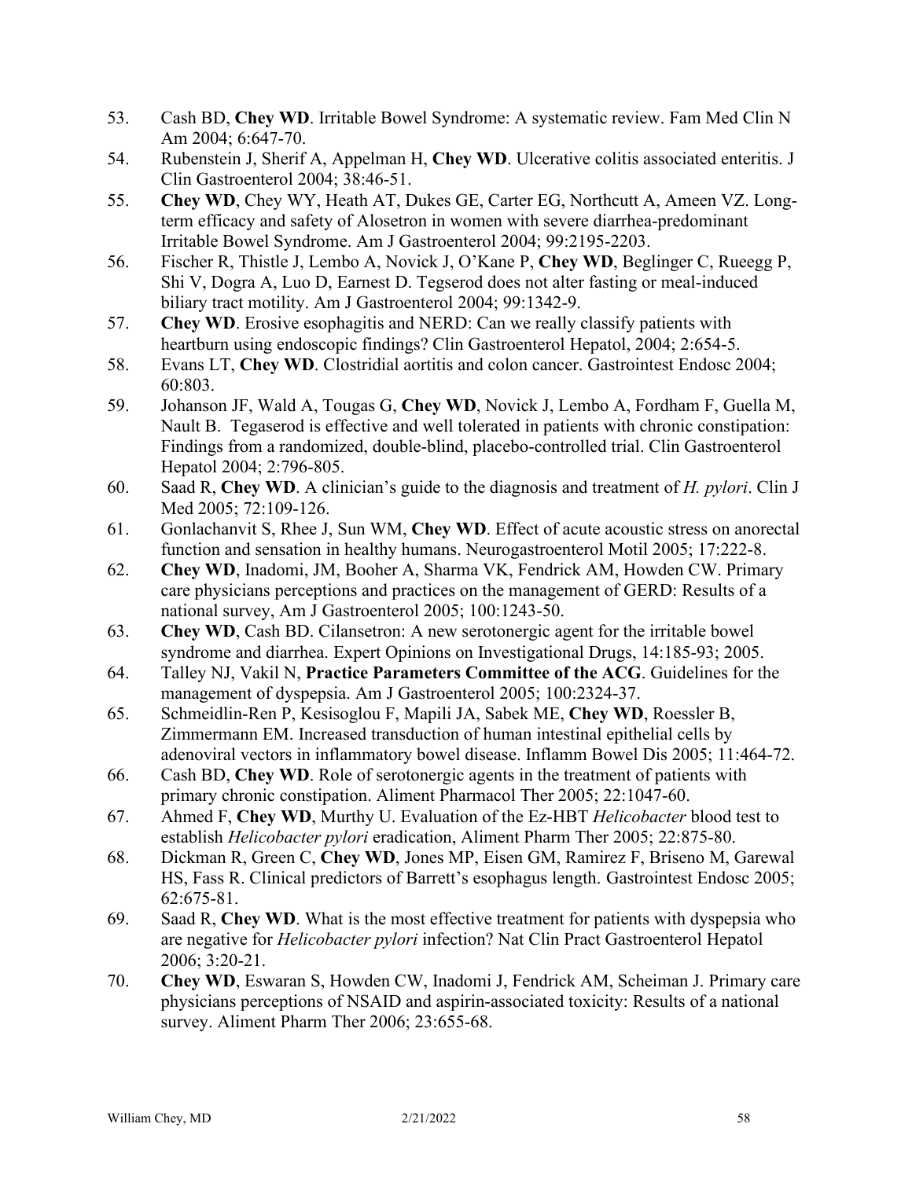53. Cash BD, **Chey WD**. Irritable Bowel Syndrome: A systematic review. Fam Med Clin N Am 2004; 6:647-70.
54. Rubenstein J, Sherif A, Appelman H, **Chey WD**. Ulcerative colitis associated enteritis. J Clin Gastroenterol 2004; 38:46-51.
55. **Chey WD**, Chey WY, Heath AT, Dukes GE, Carter EG, Northcutt A, Ameen VZ. Long-term efficacy and safety of Alosetron in women with severe diarrhea-predominant Irritable Bowel Syndrome. Am J Gastroenterol 2004; 99:2195-2203.
56. Fischer R, Thistle J, Lembo A, Novick J, O'Kane P, **Chey WD**, Beglinger C, Rueegg P, Shi V, Dogra A, Luo D, Earnest D. Tegserod does not alter fasting or meal-induced biliary tract motility. Am J Gastroenterol 2004; 99:1342-9.
57. **Chey WD**. Erosive esophagitis and NERD: Can we really classify patients with heartburn using endoscopic findings? Clin Gastroenterol Hepatol, 2004; 2:654-5.
58. Evans LT, **Chey WD**. Clostridial aortitis and colon cancer. Gastrointest Endosc 2004; 60:803.
59. Johanson JF, Wald A, Tougas G, **Chey WD**, Novick J, Lembo A, Fordham F, Guella M, Nault B. Tegaserod is effective and well tolerated in patients with chronic constipation: Findings from a randomized, double-blind, placebo-controlled trial. Clin Gastroenterol Hepatol 2004; 2:796-805.
60. Saad R, **Chey WD**. A clinician's guide to the diagnosis and treatment of *H. pylori*. Clin J Med 2005; 72:109-126.
61. Gonlachanvit S, Rhee J, Sun WM, **Chey WD**. Effect of acute acoustic stress on anorectal function and sensation in healthy humans. Neurogastroenterol Motil 2005; 17:222-8.
62. **Chey WD**, Inadomi, JM, Booher A, Sharma VK, Fendrick AM, Howden CW. Primary care physicians perceptions and practices on the management of GERD: Results of a national survey, Am J Gastroenterol 2005; 100:1243-50.
63. **Chey WD**, Cash BD. Cilansetron: A new serotonergic agent for the irritable bowel syndrome and diarrhea. Expert Opinions on Investigational Drugs, 14:185-93; 2005.
64. Talley NJ, Vakil N, **Practice Parameters Committee of the ACG**. Guidelines for the management of dyspepsia. Am J Gastroenterol 2005; 100:2324-37.
65. Schmeidlin-Ren P, Kesisoglou F, Mapili JA, Sabek ME, **Chey WD**, Roessler B, Zimmermann EM. Increased transduction of human intestinal epithelial cells by adenoviral vectors in inflammatory bowel disease. Inflamm Bowel Dis 2005; 11:464-72.
66. Cash BD, **Chey WD**. Role of serotonergic agents in the treatment of patients with primary chronic constipation. Aliment Pharmacol Ther 2005; 22:1047-60.
67. Ahmed F, **Chey WD**, Murthy U. Evaluation of the Ez-HBT *Helicobacter* blood test to establish *Helicobacter pylori* eradication, Aliment Pharm Ther 2005; 22:875-80.
68. Dickman R, Green C, **Chey WD**, Jones MP, Eisen GM, Ramirez F, Briseno M, Garewal HS, Fass R. Clinical predictors of Barrett's esophagus length. Gastrointest Endosc 2005; 62:675-81.
69. Saad R, **Chey WD**. What is the most effective treatment for patients with dyspepsia who are negative for *Helicobacter pylori* infection? Nat Clin Pract Gastroenterol Hepatol 2006; 3:20-21.
70. **Chey WD**, Eswaran S, Howden CW, Inadomi J, Fendrick AM, Scheiman J. Primary care physicians perceptions of NSAID and aspirin-associated toxicity: Results of a national survey. Aliment Pharm Ther 2006; 23:655-68.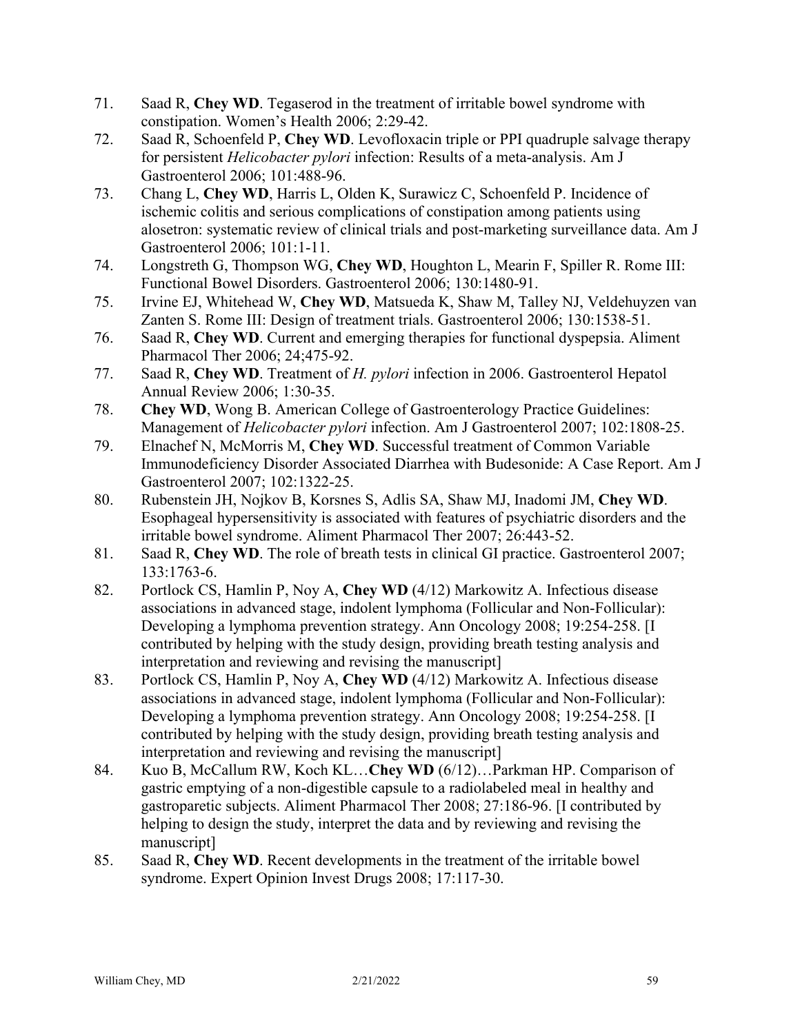71. Saad R, **Chey WD**. Tegaserod in the treatment of irritable bowel syndrome with constipation. Women's Health 2006; 2:29-42.
72. Saad R, Schoenfeld P, **Chey WD**. Levofloxacin triple or PPI quadruple salvage therapy for persistent *Helicobacter pylori* infection: Results of a meta-analysis. Am J Gastroenterol 2006; 101:488-96.
73. Chang L, **Chey WD**, Harris L, Olden K, Surawicz C, Schoenfeld P. Incidence of ischemic colitis and serious complications of constipation among patients using alosetron: systematic review of clinical trials and post-marketing surveillance data. Am J Gastroenterol 2006; 101:1-11.
74. Longstreth G, Thompson WG, **Chey WD**, Houghton L, Mearin F, Spiller R. Rome III: Functional Bowel Disorders. Gastroenterol 2006; 130:1480-91.
75. Irvine EJ, Whitehead W, **Chey WD**, Matsueda K, Shaw M, Talley NJ, Veldehuyzen van Zanten S. Rome III: Design of treatment trials. Gastroenterol 2006; 130:1538-51.
76. Saad R, **Chey WD**. Current and emerging therapies for functional dyspepsia. Aliment Pharmacol Ther 2006; 24;475-92.
77. Saad R, **Chey WD**. Treatment of *H. pylori* infection in 2006. Gastroenterol Hepatol Annual Review 2006; 1:30-35.
78. **Chey WD**, Wong B. American College of Gastroenterology Practice Guidelines: Management of *Helicobacter pylori* infection. Am J Gastroenterol 2007; 102:1808-25.
79. Elnachef N, McMorris M, **Chey WD**. Successful treatment of Common Variable Immunodeficiency Disorder Associated Diarrhea with Budesonide: A Case Report. Am J Gastroenterol 2007; 102:1322-25.
80. Rubenstein JH, Nojkov B, Korsnes S, Adlis SA, Shaw MJ, Inadomi JM, **Chey WD**. Esophageal hypersensitivity is associated with features of psychiatric disorders and the irritable bowel syndrome. Aliment Pharmacol Ther 2007; 26:443-52.
81. Saad R, **Chey WD**. The role of breath tests in clinical GI practice. Gastroenterol 2007; 133:1763-6.
82. Portlock CS, Hamlin P, Noy A, **Chey WD** (4/12) Markowitz A. Infectious disease associations in advanced stage, indolent lymphoma (Follicular and Non-Follicular): Developing a lymphoma prevention strategy. Ann Oncology 2008; 19:254-258. [I contributed by helping with the study design, providing breath testing analysis and interpretation and reviewing and revising the manuscript]
83. Portlock CS, Hamlin P, Noy A, **Chey WD** (4/12) Markowitz A. Infectious disease associations in advanced stage, indolent lymphoma (Follicular and Non-Follicular): Developing a lymphoma prevention strategy. Ann Oncology 2008; 19:254-258. [I contributed by helping with the study design, providing breath testing analysis and interpretation and reviewing and revising the manuscript]
84. Kuo B, McCallum RW, Koch KL…**Chey WD** (6/12)…Parkman HP. Comparison of gastric emptying of a non-digestible capsule to a radiolabeled meal in healthy and gastroparetic subjects. Aliment Pharmacol Ther 2008; 27:186-96. [I contributed by helping to design the study, interpret the data and by reviewing and revising the manuscript]
85. Saad R, **Chey WD**. Recent developments in the treatment of the irritable bowel syndrome. Expert Opinion Invest Drugs 2008; 17:117-30.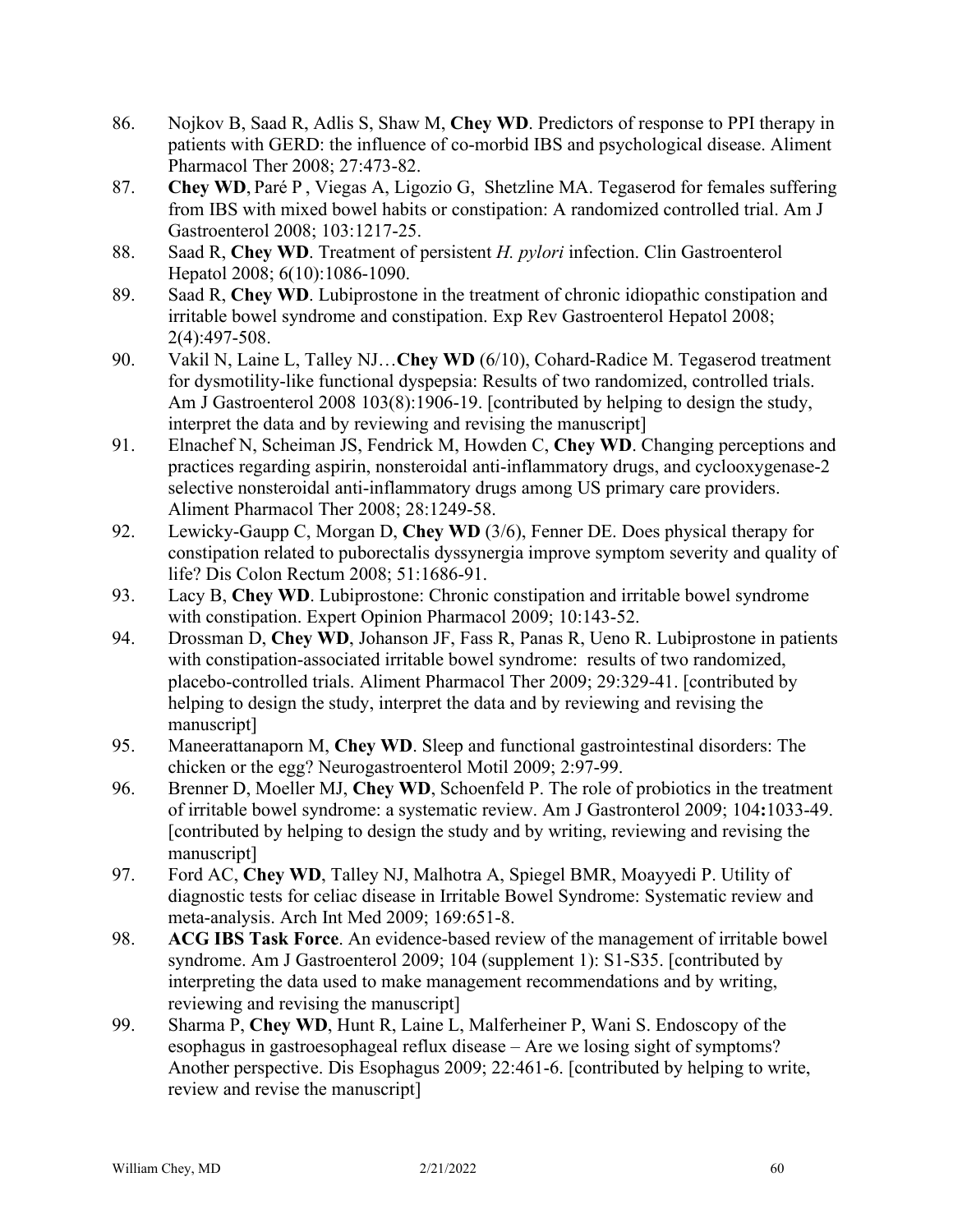86. Nojkov B, Saad R, Adlis S, Shaw M, **Chey WD**. Predictors of response to PPI therapy in patients with GERD: the influence of co-morbid IBS and psychological disease. Aliment Pharmacol Ther 2008; 27:473-82.
87. **Chey WD**, Paré P , Viegas A, Ligozio G, Shetzline MA. Tegaserod for females suffering from IBS with mixed bowel habits or constipation: A randomized controlled trial. Am J Gastroenterol 2008; 103:1217-25.
88. Saad R, **Chey WD**. Treatment of persistent *H. pylori* infection. Clin Gastroenterol Hepatol 2008; 6(10):1086-1090.
89. Saad R, **Chey WD**. Lubiprostone in the treatment of chronic idiopathic constipation and irritable bowel syndrome and constipation. Exp Rev Gastroenterol Hepatol 2008; 2(4):497-508.
90. Vakil N, Laine L, Talley NJ…**Chey WD** (6/10), Cohard-Radice M. Tegaserod treatment for dysmotility-like functional dyspepsia: Results of two randomized, controlled trials. Am J Gastroenterol 2008 103(8):1906-19. [contributed by helping to design the study, interpret the data and by reviewing and revising the manuscript]
91. Elnachef N, Scheiman JS, Fendrick M, Howden C, **Chey WD**. Changing perceptions and practices regarding aspirin, nonsteroidal anti-inflammatory drugs, and cyclooxygenase-2 selective nonsteroidal anti-inflammatory drugs among US primary care providers. Aliment Pharmacol Ther 2008; 28:1249-58.
92. Lewicky-Gaupp C, Morgan D, **Chey WD** (3/6), Fenner DE. Does physical therapy for constipation related to puborectalis dyssynergia improve symptom severity and quality of life? Dis Colon Rectum 2008; 51:1686-91.
93. Lacy B, **Chey WD**. Lubiprostone: Chronic constipation and irritable bowel syndrome with constipation. Expert Opinion Pharmacol 2009; 10:143-52.
94. Drossman D, **Chey WD**, Johanson JF, Fass R, Panas R, Ueno R. Lubiprostone in patients with constipation-associated irritable bowel syndrome: results of two randomized, placebo-controlled trials. Aliment Pharmacol Ther 2009; 29:329-41. [contributed by helping to design the study, interpret the data and by reviewing and revising the manuscript]
95. Maneerattanaporn M, **Chey WD**. Sleep and functional gastrointestinal disorders: The chicken or the egg? Neurogastroenterol Motil 2009; 2:97-99.
96. Brenner D, Moeller MJ, **Chey WD**, Schoenfeld P. The role of probiotics in the treatment of irritable bowel syndrome: a systematic review. Am J Gastronterol 2009; 104**:**1033-49. [contributed by helping to design the study and by writing, reviewing and revising the manuscript]
97. Ford AC, **Chey WD**, Talley NJ, Malhotra A, Spiegel BMR, Moayyedi P. Utility of diagnostic tests for celiac disease in Irritable Bowel Syndrome: Systematic review and meta-analysis. Arch Int Med 2009; 169:651-8.
98. **ACG IBS Task Force**. An evidence-based review of the management of irritable bowel syndrome. Am J Gastroenterol 2009; 104 (supplement 1): S1-S35. [contributed by interpreting the data used to make management recommendations and by writing, reviewing and revising the manuscript]
99. Sharma P, **Chey WD**, Hunt R, Laine L, Malferheiner P, Wani S. Endoscopy of the esophagus in gastroesophageal reflux disease – Are we losing sight of symptoms? Another perspective. Dis Esophagus 2009; 22:461-6. [contributed by helping to write, review and revise the manuscript]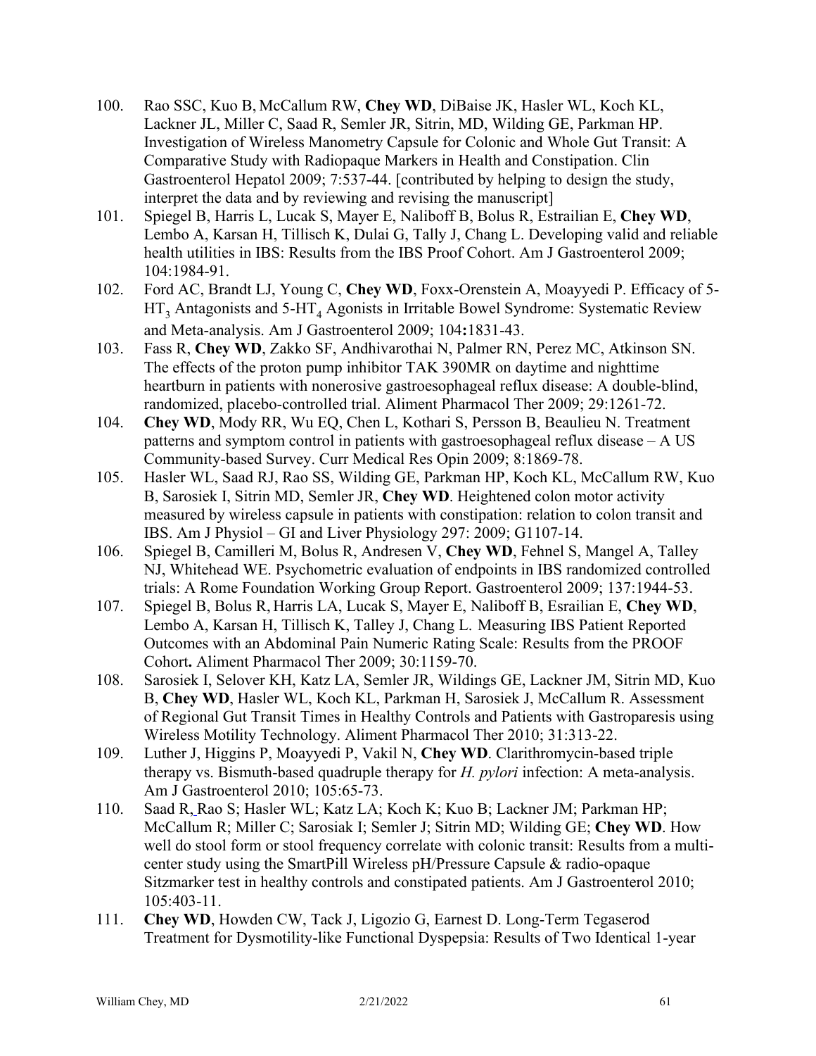100. Rao SSC, Kuo B, McCallum RW, **Chey WD**, DiBaise JK, Hasler WL, Koch KL, Lackner JL, Miller C, Saad R, Semler JR, Sitrin, MD, Wilding GE, Parkman HP. Investigation of Wireless Manometry Capsule for Colonic and Whole Gut Transit: A Comparative Study with Radiopaque Markers in Health and Constipation. Clin Gastroenterol Hepatol 2009; 7:537-44. [contributed by helping to design the study, interpret the data and by reviewing and revising the manuscript]
101. Spiegel B, Harris L, Lucak S, Mayer E, Naliboff B, Bolus R, Estrailian E, **Chey WD**, Lembo A, Karsan H, Tillisch K, Dulai G, Tally J, Chang L. Developing valid and reliable health utilities in IBS: Results from the IBS Proof Cohort. Am J Gastroenterol 2009; 104:1984-91.
102. Ford AC, Brandt LJ, Young C, **Chey WD**, Foxx-Orenstein A, Moayyedi P. Efficacy of 5-$HT_3$ Antagonists and 5-$HT_4$ Agonists in Irritable Bowel Syndrome: Systematic Review and Meta-analysis. Am J Gastroenterol 2009; 104**:**1831-43.
103. Fass R, **Chey WD**, Zakko SF, Andhivarothai N, Palmer RN, Perez MC, Atkinson SN. The effects of the proton pump inhibitor TAK 390MR on daytime and nighttime heartburn in patients with nonerosive gastroesophageal reflux disease: A double-blind, randomized, placebo-controlled trial. Aliment Pharmacol Ther 2009; 29:1261-72.
104. **Chey WD**, Mody RR, Wu EQ, Chen L, Kothari S, Persson B, Beaulieu N. Treatment patterns and symptom control in patients with gastroesophageal reflux disease – A US Community-based Survey. Curr Medical Res Opin 2009; 8:1869-78.
105. Hasler WL, Saad RJ, Rao SS, Wilding GE, Parkman HP, Koch KL, McCallum RW, Kuo B, Sarosiek I, Sitrin MD, Semler JR, **Chey WD**. Heightened colon motor activity measured by wireless capsule in patients with constipation: relation to colon transit and IBS. Am J Physiol – GI and Liver Physiology 297: 2009; G1107-14.
106. Spiegel B, Camilleri M, Bolus R, Andresen V, **Chey WD**, Fehnel S, Mangel A, Talley NJ, Whitehead WE. Psychometric evaluation of endpoints in IBS randomized controlled trials: A Rome Foundation Working Group Report. Gastroenterol 2009; 137:1944-53.
107. Spiegel B, Bolus R, Harris LA, Lucak S, Mayer E, Naliboff B, Esrailian E, **Chey WD**, Lembo A, Karsan H, Tillisch K, Talley J, Chang L. Measuring IBS Patient Reported Outcomes with an Abdominal Pain Numeric Rating Scale: Results from the PROOF Cohort**.** Aliment Pharmacol Ther 2009; 30:1159-70.
108. Sarosiek I, Selover KH, Katz LA, Semler JR, Wildings GE, Lackner JM, Sitrin MD, Kuo B, **Chey WD**, Hasler WL, Koch KL, Parkman H, Sarosiek J, McCallum R. Assessment of Regional Gut Transit Times in Healthy Controls and Patients with Gastroparesis using Wireless Motility Technology. Aliment Pharmacol Ther 2010; 31:313-22.
109. Luther J, Higgins P, Moayyedi P, Vakil N, **Chey WD**. Clarithromycin-based triple therapy vs. Bismuth-based quadruple therapy for *H. pylori* infection: A meta-analysis. Am J Gastroenterol 2010; 105:65-73.
110. Saad R, Rao S; Hasler WL; Katz LA; Koch K; Kuo B; Lackner JM; Parkman HP; McCallum R; Miller C; Sarosiak I; Semler J; Sitrin MD; Wilding GE; **Chey WD**. How well do stool form or stool frequency correlate with colonic transit: Results from a multi-center study using the SmartPill Wireless pH/Pressure Capsule & radio-opaque Sitzmarker test in healthy controls and constipated patients. Am J Gastroenterol 2010; 105:403-11.
111. **Chey WD**, Howden CW, Tack J, Ligozio G, Earnest D. Long-Term Tegaserod Treatment for Dysmotility-like Functional Dyspepsia: Results of Two Identical 1-year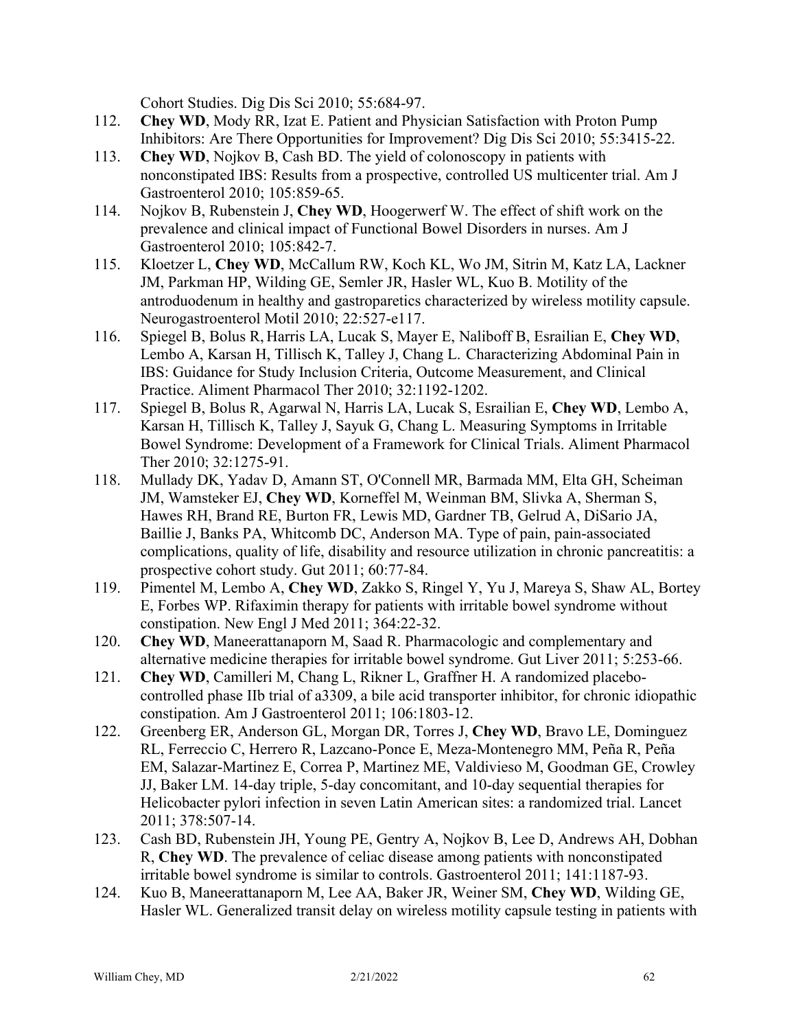Cohort Studies. Dig Dis Sci 2010; 55:684-97.

112. **Chey WD**, Mody RR, Izat E. Patient and Physician Satisfaction with Proton Pump Inhibitors: Are There Opportunities for Improvement? Dig Dis Sci 2010; 55:3415-22.
113. **Chey WD**, Nojkov B, Cash BD. The yield of colonoscopy in patients with nonconstipated IBS: Results from a prospective, controlled US multicenter trial. Am J Gastroenterol 2010; 105:859-65.
114. Nojkov B, Rubenstein J, **Chey WD**, Hoogerwerf W. The effect of shift work on the prevalence and clinical impact of Functional Bowel Disorders in nurses. Am J Gastroenterol 2010; 105:842-7.
115. Kloetzer L, **Chey WD**, McCallum RW, Koch KL, Wo JM, Sitrin M, Katz LA, Lackner JM, Parkman HP, Wilding GE, Semler JR, Hasler WL, Kuo B. Motility of the antroduodenum in healthy and gastroparetics characterized by wireless motility capsule. Neurogastroenterol Motil 2010; 22:527-e117.
116. Spiegel B, Bolus R, Harris LA, Lucak S, Mayer E, Naliboff B, Esrailian E, **Chey WD**, Lembo A, Karsan H, Tillisch K, Talley J, Chang L. Characterizing Abdominal Pain in IBS: Guidance for Study Inclusion Criteria, Outcome Measurement, and Clinical Practice. Aliment Pharmacol Ther 2010; 32:1192-1202.
117. Spiegel B, Bolus R, Agarwal N, Harris LA, Lucak S, Esrailian E, **Chey WD**, Lembo A, Karsan H, Tillisch K, Talley J, Sayuk G, Chang L. Measuring Symptoms in Irritable Bowel Syndrome: Development of a Framework for Clinical Trials. Aliment Pharmacol Ther 2010; 32:1275-91.
118. Mullady DK, Yadav D, Amann ST, O'Connell MR, Barmada MM, Elta GH, Scheiman JM, Wamsteker EJ, **Chey WD**, Korneffel M, Weinman BM, Slivka A, Sherman S, Hawes RH, Brand RE, Burton FR, Lewis MD, Gardner TB, Gelrud A, DiSario JA, Baillie J, Banks PA, Whitcomb DC, Anderson MA. Type of pain, pain-associated complications, quality of life, disability and resource utilization in chronic pancreatitis: a prospective cohort study. Gut 2011; 60:77-84.
119. Pimentel M, Lembo A, **Chey WD**, Zakko S, Ringel Y, Yu J, Mareya S, Shaw AL, Bortey E, Forbes WP. Rifaximin therapy for patients with irritable bowel syndrome without constipation. New Engl J Med 2011; 364:22-32.
120. **Chey WD**, Maneerattanaporn M, Saad R. Pharmacologic and complementary and alternative medicine therapies for irritable bowel syndrome. Gut Liver 2011; 5:253-66.
121. **Chey WD**, Camilleri M, Chang L, Rikner L, Graffner H. A randomized placebo-controlled phase IIb trial of a3309, a bile acid transporter inhibitor, for chronic idiopathic constipation. Am J Gastroenterol 2011; 106:1803-12.
122. Greenberg ER, Anderson GL, Morgan DR, Torres J, **Chey WD**, Bravo LE, Dominguez RL, Ferreccio C, Herrero R, Lazcano-Ponce E, Meza-Montenegro MM, Peña R, Peña EM, Salazar-Martinez E, Correa P, Martinez ME, Valdivieso M, Goodman GE, Crowley JJ, Baker LM. 14-day triple, 5-day concomitant, and 10-day sequential therapies for Helicobacter pylori infection in seven Latin American sites: a randomized trial. Lancet 2011; 378:507-14.
123. Cash BD, Rubenstein JH, Young PE, Gentry A, Nojkov B, Lee D, Andrews AH, Dobhan R, **Chey WD**. The prevalence of celiac disease among patients with nonconstipated irritable bowel syndrome is similar to controls. Gastroenterol 2011; 141:1187-93.
124. Kuo B, Maneerattanaporn M, Lee AA, Baker JR, Weiner SM, **Chey WD**, Wilding GE, Hasler WL. Generalized transit delay on wireless motility capsule testing in patients with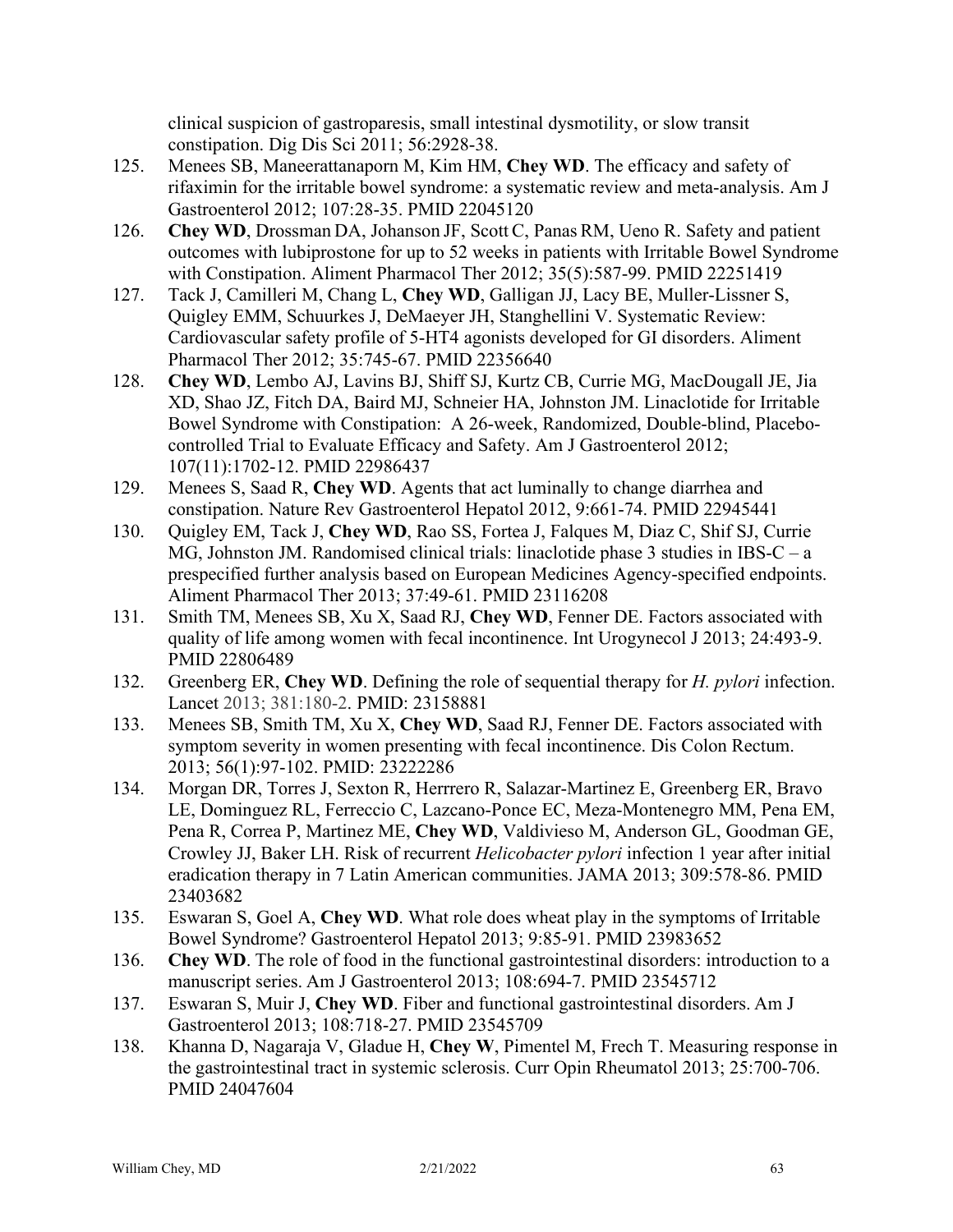clinical suspicion of gastroparesis, small intestinal dysmotility, or slow transit constipation. Dig Dis Sci 2011; 56:2928-38.

125. Menees SB, Maneerattanaporn M, Kim HM, **Chey WD**. The efficacy and safety of rifaximin for the irritable bowel syndrome: a systematic review and meta-analysis. Am J Gastroenterol 2012; 107:28-35. PMID 22045120
126. **Chey WD**, Drossman DA, Johanson JF, Scott C, Panas RM, Ueno R. Safety and patient outcomes with lubiprostone for up to 52 weeks in patients with Irritable Bowel Syndrome with Constipation. Aliment Pharmacol Ther 2012; 35(5):587-99. PMID 22251419
127. Tack J, Camilleri M, Chang L, **Chey WD**, Galligan JJ, Lacy BE, Muller-Lissner S, Quigley EMM, Schuurkes J, DeMaeyer JH, Stanghellini V. Systematic Review: Cardiovascular safety profile of 5-HT4 agonists developed for GI disorders. Aliment Pharmacol Ther 2012; 35:745-67. PMID 22356640
128. **Chey WD**, Lembo AJ, Lavins BJ, Shiff SJ, Kurtz CB, Currie MG, MacDougall JE, Jia XD, Shao JZ, Fitch DA, Baird MJ, Schneier HA, Johnston JM. Linaclotide for Irritable Bowel Syndrome with Constipation: A 26-week, Randomized, Double-blind, Placebo-controlled Trial to Evaluate Efficacy and Safety. Am J Gastroenterol 2012; 107(11):1702-12. PMID 22986437
129. Menees S, Saad R, **Chey WD**. Agents that act luminally to change diarrhea and constipation. Nature Rev Gastroenterol Hepatol 2012, 9:661-74. PMID 22945441
130. Quigley EM, Tack J, **Chey WD**, Rao SS, Fortea J, Falques M, Diaz C, Shif SJ, Currie MG, Johnston JM. Randomised clinical trials: linaclotide phase 3 studies in IBS-C – a prespecified further analysis based on European Medicines Agency-specified endpoints. Aliment Pharmacol Ther 2013; 37:49-61. PMID 23116208
131. Smith TM, Menees SB, Xu X, Saad RJ, **Chey WD**, Fenner DE. Factors associated with quality of life among women with fecal incontinence. Int Urogynecol J 2013; 24:493-9. PMID 22806489
132. Greenberg ER, **Chey WD**. Defining the role of sequential therapy for *H. pylori* infection. Lancet 2013; 381:180-2. PMID: 23158881
133. Menees SB, Smith TM, Xu X, **Chey WD**, Saad RJ, Fenner DE. Factors associated with symptom severity in women presenting with fecal incontinence. Dis Colon Rectum. 2013; 56(1):97-102. PMID: 23222286
134. Morgan DR, Torres J, Sexton R, Herrrero R, Salazar-Martinez E, Greenberg ER, Bravo LE, Dominguez RL, Ferreccio C, Lazcano-Ponce EC, Meza-Montenegro MM, Pena EM, Pena R, Correa P, Martinez ME, **Chey WD**, Valdivieso M, Anderson GL, Goodman GE, Crowley JJ, Baker LH. Risk of recurrent *Helicobacter pylori* infection 1 year after initial eradication therapy in 7 Latin American communities. JAMA 2013; 309:578-86. PMID 23403682
135. Eswaran S, Goel A, **Chey WD**. What role does wheat play in the symptoms of Irritable Bowel Syndrome? Gastroenterol Hepatol 2013; 9:85-91. PMID 23983652
136. **Chey WD**. The role of food in the functional gastrointestinal disorders: introduction to a manuscript series. Am J Gastroenterol 2013; 108:694-7. PMID 23545712
137. Eswaran S, Muir J, **Chey WD**. Fiber and functional gastrointestinal disorders. Am J Gastroenterol 2013; 108:718-27. PMID 23545709
138. Khanna D, Nagaraja V, Gladue H, **Chey W**, Pimentel M, Frech T. Measuring response in the gastrointestinal tract in systemic sclerosis. Curr Opin Rheumatol 2013; 25:700-706. PMID 24047604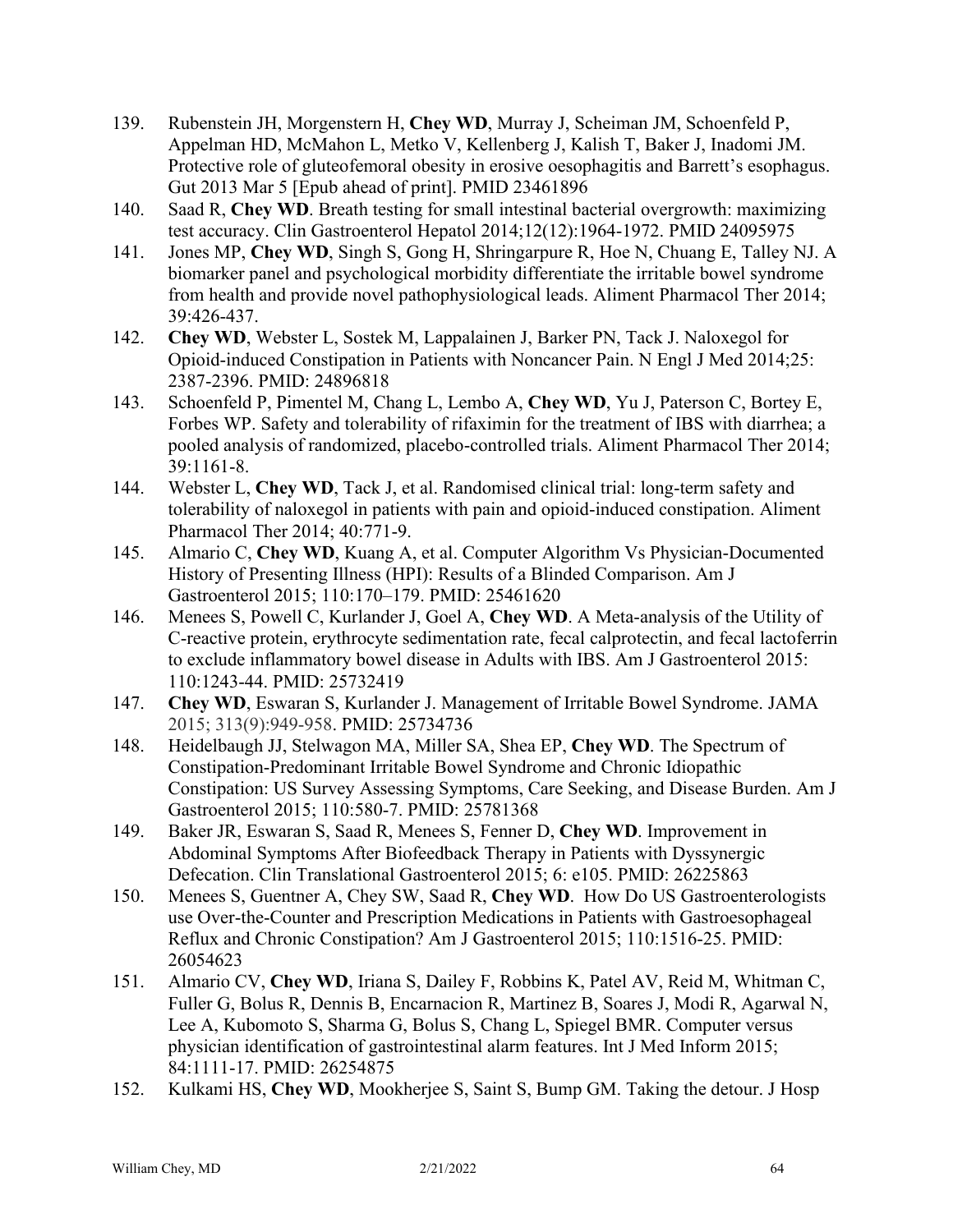139. Rubenstein JH, Morgenstern H, **Chey WD**, Murray J, Scheiman JM, Schoenfeld P, Appelman HD, McMahon L, Metko V, Kellenberg J, Kalish T, Baker J, Inadomi JM. Protective role of gluteofemoral obesity in erosive oesophagitis and Barrett's esophagus. Gut 2013 Mar 5 [Epub ahead of print]. PMID 23461896
140. Saad R, **Chey WD**. Breath testing for small intestinal bacterial overgrowth: maximizing test accuracy. Clin Gastroenterol Hepatol 2014;12(12):1964-1972. PMID 24095975
141. Jones MP, **Chey WD**, Singh S, Gong H, Shringarpure R, Hoe N, Chuang E, Talley NJ. A biomarker panel and psychological morbidity differentiate the irritable bowel syndrome from health and provide novel pathophysiological leads. Aliment Pharmacol Ther 2014; 39:426-437.
142. **Chey WD**, Webster L, Sostek M, Lappalainen J, Barker PN, Tack J. Naloxegol for Opioid-induced Constipation in Patients with Noncancer Pain. N Engl J Med 2014;25: 2387-2396. PMID: 24896818
143. Schoenfeld P, Pimentel M, Chang L, Lembo A, **Chey WD**, Yu J, Paterson C, Bortey E, Forbes WP. Safety and tolerability of rifaximin for the treatment of IBS with diarrhea; a pooled analysis of randomized, placebo-controlled trials. Aliment Pharmacol Ther 2014; 39:1161-8.
144. Webster L, **Chey WD**, Tack J, et al. Randomised clinical trial: long-term safety and tolerability of naloxegol in patients with pain and opioid-induced constipation. Aliment Pharmacol Ther 2014; 40:771-9.
145. Almario C, **Chey WD**, Kuang A, et al. Computer Algorithm Vs Physician-Documented History of Presenting Illness (HPI): Results of a Blinded Comparison. Am J Gastroenterol 2015; 110:170–179. PMID: 25461620
146. Menees S, Powell C, Kurlander J, Goel A, **Chey WD**. A Meta-analysis of the Utility of C-reactive protein, erythrocyte sedimentation rate, fecal calprotectin, and fecal lactoferrin to exclude inflammatory bowel disease in Adults with IBS. Am J Gastroenterol 2015: 110:1243-44. PMID: 25732419
147. **Chey WD**, Eswaran S, Kurlander J. Management of Irritable Bowel Syndrome. JAMA 2015; 313(9):949-958. PMID: 25734736
148. Heidelbaugh JJ, Stelwagon MA, Miller SA, Shea EP, **Chey WD**. The Spectrum of Constipation-Predominant Irritable Bowel Syndrome and Chronic Idiopathic Constipation: US Survey Assessing Symptoms, Care Seeking, and Disease Burden. Am J Gastroenterol 2015; 110:580-7. PMID: 25781368
149. Baker JR, Eswaran S, Saad R, Menees S, Fenner D, **Chey WD**. Improvement in Abdominal Symptoms After Biofeedback Therapy in Patients with Dyssynergic Defecation. Clin Translational Gastroenterol 2015; 6: e105. PMID: 26225863
150. Menees S, Guentner A, Chey SW, Saad R, **Chey WD**. How Do US Gastroenterologists use Over-the-Counter and Prescription Medications in Patients with Gastroesophageal Reflux and Chronic Constipation? Am J Gastroenterol 2015; 110:1516-25. PMID: 26054623
151. Almario CV, **Chey WD**, Iriana S, Dailey F, Robbins K, Patel AV, Reid M, Whitman C, Fuller G, Bolus R, Dennis B, Encarnacion R, Martinez B, Soares J, Modi R, Agarwal N, Lee A, Kubomoto S, Sharma G, Bolus S, Chang L, Spiegel BMR. Computer versus physician identification of gastrointestinal alarm features. Int J Med Inform 2015; 84:1111-17. PMID: 26254875
152. Kulkami HS, **Chey WD**, Mookherjee S, Saint S, Bump GM. Taking the detour. J Hosp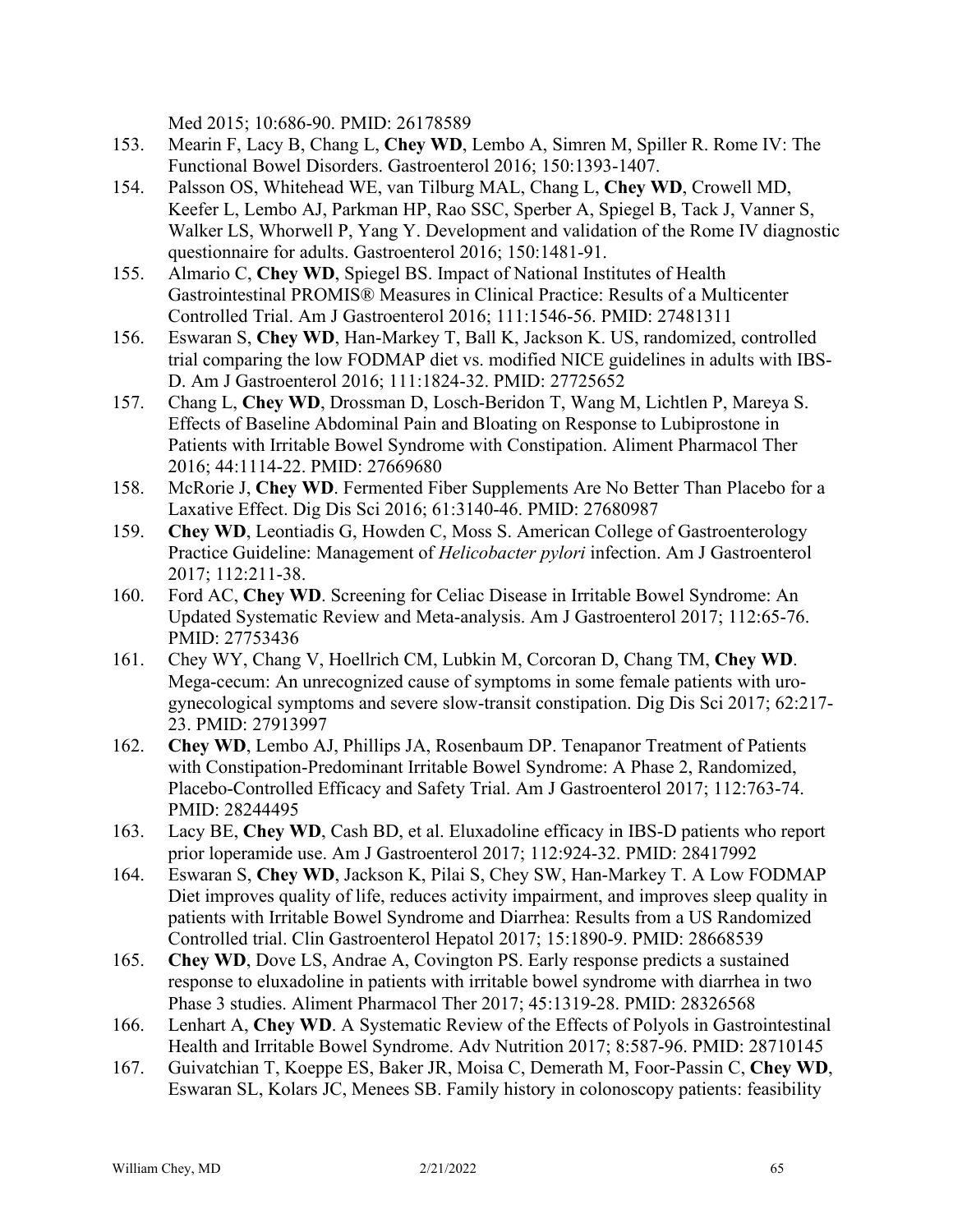Med 2015; 10:686-90. PMID: 26178589

153. Mearin F, Lacy B, Chang L, **Chey WD**, Lembo A, Simren M, Spiller R. Rome IV: The Functional Bowel Disorders. Gastroenterol 2016; 150:1393-1407.
154. Palsson OS, Whitehead WE, van Tilburg MAL, Chang L, **Chey WD**, Crowell MD, Keefer L, Lembo AJ, Parkman HP, Rao SSC, Sperber A, Spiegel B, Tack J, Vanner S, Walker LS, Whorwell P, Yang Y. Development and validation of the Rome IV diagnostic questionnaire for adults. Gastroenterol 2016; 150:1481-91.
155. Almario C, **Chey WD**, Spiegel BS. Impact of National Institutes of Health Gastrointestinal PROMIS® Measures in Clinical Practice: Results of a Multicenter Controlled Trial. Am J Gastroenterol 2016; 111:1546-56. PMID: 27481311
156. Eswaran S, **Chey WD**, Han-Markey T, Ball K, Jackson K. US, randomized, controlled trial comparing the low FODMAP diet vs. modified NICE guidelines in adults with IBS-D. Am J Gastroenterol 2016; 111:1824-32. PMID: 27725652
157. Chang L, **Chey WD**, Drossman D, Losch-Beridon T, Wang M, Lichtlen P, Mareya S. Effects of Baseline Abdominal Pain and Bloating on Response to Lubiprostone in Patients with Irritable Bowel Syndrome with Constipation. Aliment Pharmacol Ther 2016; 44:1114-22. PMID: 27669680
158. McRorie J, **Chey WD**. Fermented Fiber Supplements Are No Better Than Placebo for a Laxative Effect. Dig Dis Sci 2016; 61:3140-46. PMID: 27680987
159. **Chey WD**, Leontiadis G, Howden C, Moss S. American College of Gastroenterology Practice Guideline: Management of *Helicobacter pylori* infection. Am J Gastroenterol 2017; 112:211-38.
160. Ford AC, **Chey WD**. Screening for Celiac Disease in Irritable Bowel Syndrome: An Updated Systematic Review and Meta-analysis. Am J Gastroenterol 2017; 112:65-76. PMID: 27753436
161. Chey WY, Chang V, Hoellrich CM, Lubkin M, Corcoran D, Chang TM, **Chey WD**. Mega-cecum: An unrecognized cause of symptoms in some female patients with uro-gynecological symptoms and severe slow-transit constipation. Dig Dis Sci 2017; 62:217-23. PMID: 27913997
162. **Chey WD**, Lembo AJ, Phillips JA, Rosenbaum DP. Tenapanor Treatment of Patients with Constipation-Predominant Irritable Bowel Syndrome: A Phase 2, Randomized, Placebo-Controlled Efficacy and Safety Trial. Am J Gastroenterol 2017; 112:763-74. PMID: 28244495
163. Lacy BE, **Chey WD**, Cash BD, et al. Eluxadoline efficacy in IBS-D patients who report prior loperamide use. Am J Gastroenterol 2017; 112:924-32. PMID: 28417992
164. Eswaran S, **Chey WD**, Jackson K, Pilai S, Chey SW, Han-Markey T. A Low FODMAP Diet improves quality of life, reduces activity impairment, and improves sleep quality in patients with Irritable Bowel Syndrome and Diarrhea: Results from a US Randomized Controlled trial. Clin Gastroenterol Hepatol 2017; 15:1890-9. PMID: 28668539
165. **Chey WD**, Dove LS, Andrae A, Covington PS. Early response predicts a sustained response to eluxadoline in patients with irritable bowel syndrome with diarrhea in two Phase 3 studies. Aliment Pharmacol Ther 2017; 45:1319-28. PMID: 28326568
166. Lenhart A, **Chey WD**. A Systematic Review of the Effects of Polyols in Gastrointestinal Health and Irritable Bowel Syndrome. Adv Nutrition 2017; 8:587-96. PMID: 28710145
167. Guivatchian T, Koeppe ES, Baker JR, Moisa C, Demerath M, Foor-Passin C, **Chey WD**, Eswaran SL, Kolars JC, Menees SB. Family history in colonoscopy patients: feasibility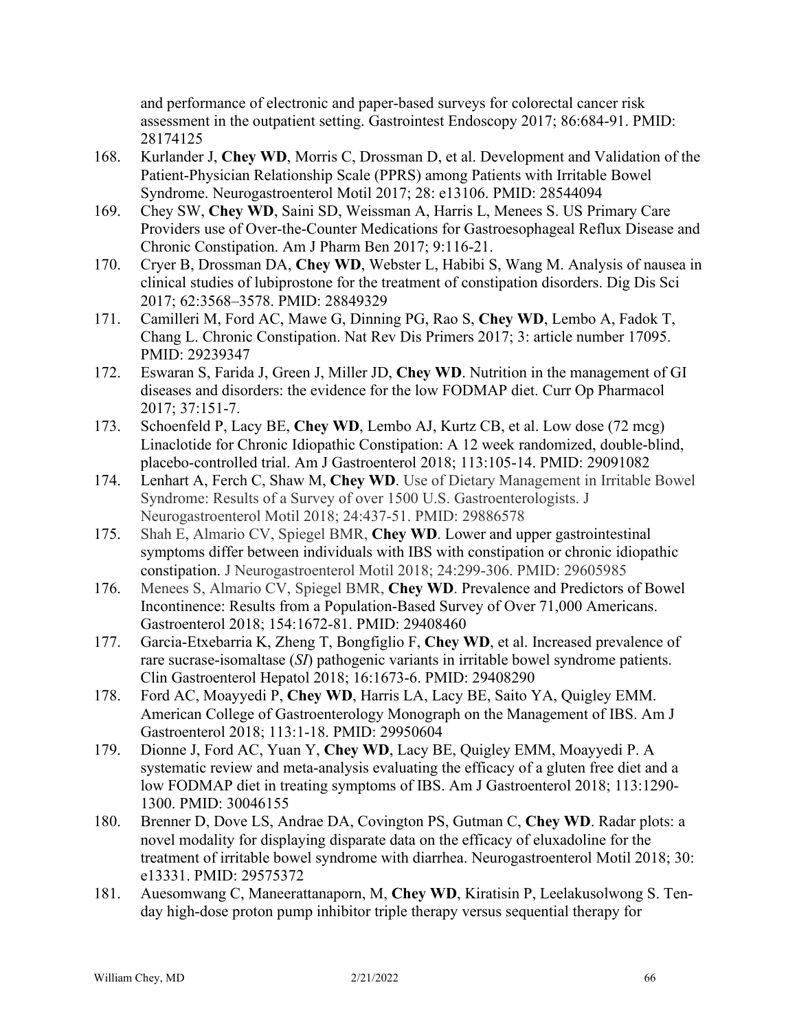and performance of electronic and paper-based surveys for colorectal cancer risk assessment in the outpatient setting. Gastrointest Endoscopy 2017; 86:684-91. PMID: 28174125

168. Kurlander J, **Chey WD**, Morris C, Drossman D, et al. Development and Validation of the Patient-Physician Relationship Scale (PPRS) among Patients with Irritable Bowel Syndrome. Neurogastroenterol Motil 2017; 28: e13106. PMID: 28544094
169. Chey SW, **Chey WD**, Saini SD, Weissman A, Harris L, Menees S. US Primary Care Providers use of Over-the-Counter Medications for Gastroesophageal Reflux Disease and Chronic Constipation. Am J Pharm Ben 2017; 9:116-21.
170. Cryer B, Drossman DA, **Chey WD**, Webster L, Habibi S, Wang M. Analysis of nausea in clinical studies of lubiprostone for the treatment of constipation disorders. Dig Dis Sci 2017; 62:3568–3578. PMID: 28849329
171. Camilleri M, Ford AC, Mawe G, Dinning PG, Rao S, **Chey WD**, Lembo A, Fadok T, Chang L. Chronic Constipation. Nat Rev Dis Primers 2017; 3: article number 17095. PMID: 29239347
172. Eswaran S, Farida J, Green J, Miller JD, **Chey WD**. Nutrition in the management of GI diseases and disorders: the evidence for the low FODMAP diet. Curr Op Pharmacol 2017; 37:151-7.
173. Schoenfeld P, Lacy BE, **Chey WD**, Lembo AJ, Kurtz CB, et al. Low dose (72 mcg) Linaclotide for Chronic Idiopathic Constipation: A 12 week randomized, double-blind, placebo-controlled trial. Am J Gastroenterol 2018; 113:105-14. PMID: 29091082
174. Lenhart A, Ferch C, Shaw M, **Chey WD**. Use of Dietary Management in Irritable Bowel Syndrome: Results of a Survey of over 1500 U.S. Gastroenterologists. J Neurogastroenterol Motil 2018; 24:437-51. PMID: 29886578
175. Shah E, Almario CV, Spiegel BMR, **Chey WD**. Lower and upper gastrointestinal symptoms differ between individuals with IBS with constipation or chronic idiopathic constipation. J Neurogastroenterol Motil 2018; 24:299-306. PMID: 29605985
176. Menees S, Almario CV, Spiegel BMR, **Chey WD**. Prevalence and Predictors of Bowel Incontinence: Results from a Population-Based Survey of Over 71,000 Americans. Gastroenterol 2018; 154:1672-81. PMID: 29408460
177. Garcia-Etxebarria K, Zheng T, Bongfiglio F, **Chey WD**, et al. Increased prevalence of rare sucrase-isomaltase (*SI*) pathogenic variants in irritable bowel syndrome patients. Clin Gastroenterol Hepatol 2018; 16:1673-6. PMID: 29408290
178. Ford AC, Moayyedi P, **Chey WD**, Harris LA, Lacy BE, Saito YA, Quigley EMM. American College of Gastroenterology Monograph on the Management of IBS. Am J Gastroenterol 2018; 113:1-18. PMID: 29950604
179. Dionne J, Ford AC, Yuan Y, **Chey WD**, Lacy BE, Quigley EMM, Moayyedi P. A systematic review and meta-analysis evaluating the efficacy of a gluten free diet and a low FODMAP diet in treating symptoms of IBS. Am J Gastroenterol 2018; 113:1290-1300. PMID: 30046155
180. Brenner D, Dove LS, Andrae DA, Covington PS, Gutman C, **Chey WD**. Radar plots: a novel modality for displaying disparate data on the efficacy of eluxadoline for the treatment of irritable bowel syndrome with diarrhea. Neurogastroenterol Motil 2018; 30: e13331. PMID: 29575372
181. Auesomwang C, Maneerattanaporn, M, **Chey WD**, Kiratisin P, Leelakusolwong S. Ten-day high-dose proton pump inhibitor triple therapy versus sequential therapy for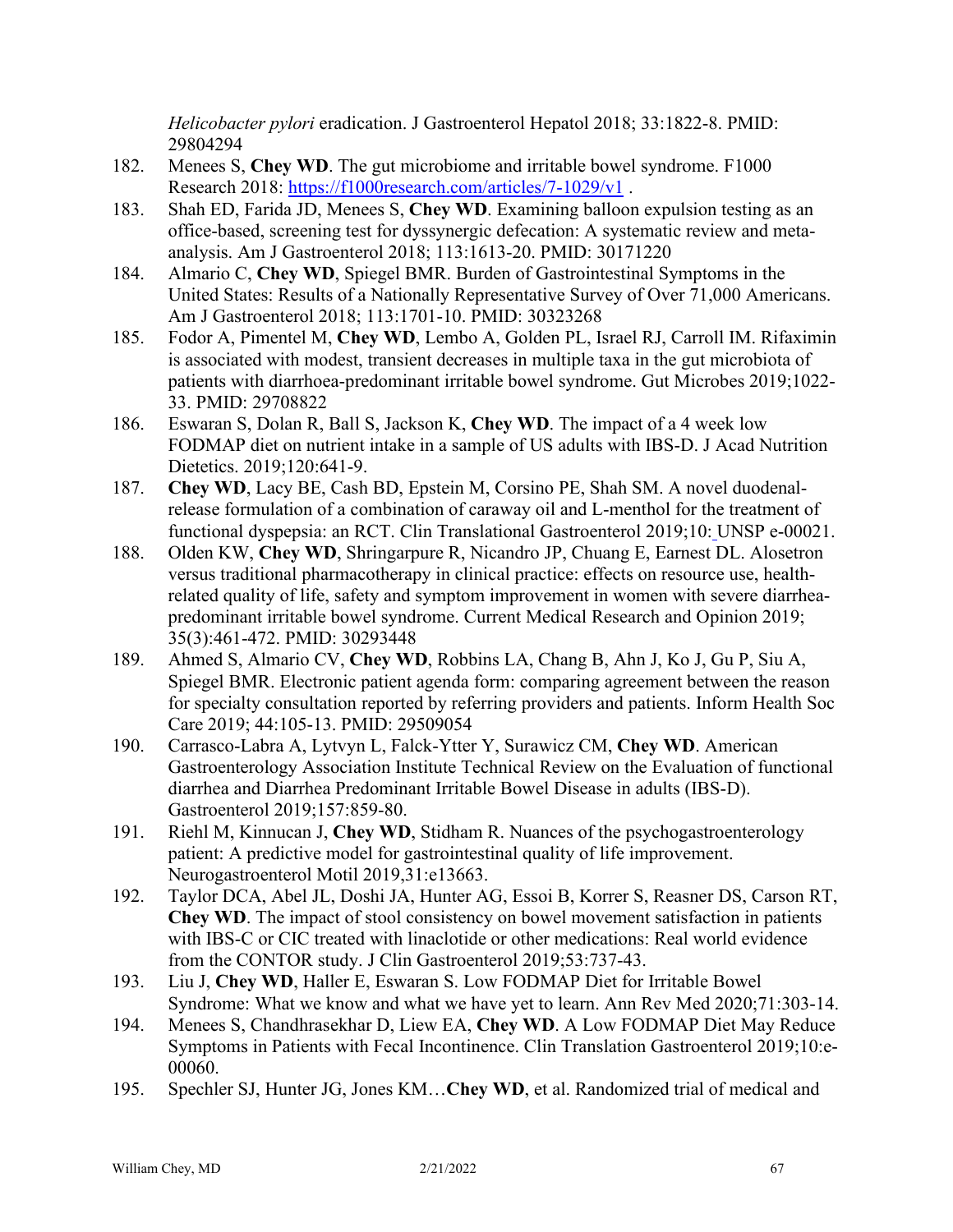*Helicobacter pylori* eradication. J Gastroenterol Hepatol 2018; 33:1822-8. PMID: 29804294

182. Menees S, **Chey WD**. The gut microbiome and irritable bowel syndrome. F1000 Research 2018: https://f1000research.com/articles/7-1029/v1 .
183. Shah ED, Farida JD, Menees S, **Chey WD**. Examining balloon expulsion testing as an office-based, screening test for dyssynergic defecation: A systematic review and meta-analysis. Am J Gastroenterol 2018; 113:1613-20. PMID: 30171220
184. Almario C, **Chey WD**, Spiegel BMR. Burden of Gastrointestinal Symptoms in the United States: Results of a Nationally Representative Survey of Over 71,000 Americans. Am J Gastroenterol 2018; 113:1701-10. PMID: 30323268
185. Fodor A, Pimentel M, **Chey WD**, Lembo A, Golden PL, Israel RJ, Carroll IM. Rifaximin is associated with modest, transient decreases in multiple taxa in the gut microbiota of patients with diarrhoea-predominant irritable bowel syndrome. Gut Microbes 2019;1022-33. PMID: 29708822
186. Eswaran S, Dolan R, Ball S, Jackson K, **Chey WD**. The impact of a 4 week low FODMAP diet on nutrient intake in a sample of US adults with IBS-D. J Acad Nutrition Dietetics. 2019;120:641-9.
187. **Chey WD**, Lacy BE, Cash BD, Epstein M, Corsino PE, Shah SM. A novel duodenal-release formulation of a combination of caraway oil and L-menthol for the treatment of functional dyspepsia: an RCT. Clin Translational Gastroenterol 2019;10: UNSP e-00021.
188. Olden KW, **Chey WD**, Shringarpure R, Nicandro JP, Chuang E, Earnest DL. Alosetron versus traditional pharmacotherapy in clinical practice: effects on resource use, health-related quality of life, safety and symptom improvement in women with severe diarrhea-predominant irritable bowel syndrome. Current Medical Research and Opinion 2019; 35(3):461-472. PMID: 30293448
189. Ahmed S, Almario CV, **Chey WD**, Robbins LA, Chang B, Ahn J, Ko J, Gu P, Siu A, Spiegel BMR. Electronic patient agenda form: comparing agreement between the reason for specialty consultation reported by referring providers and patients. Inform Health Soc Care 2019; 44:105-13. PMID: 29509054
190. Carrasco-Labra A, Lytvyn L, Falck-Ytter Y, Surawicz CM, **Chey WD**. American Gastroenterology Association Institute Technical Review on the Evaluation of functional diarrhea and Diarrhea Predominant Irritable Bowel Disease in adults (IBS-D). Gastroenterol 2019;157:859-80.
191. Riehl M, Kinnucan J, **Chey WD**, Stidham R. Nuances of the psychogastroenterology patient: A predictive model for gastrointestinal quality of life improvement. Neurogastroenterol Motil 2019,31:e13663.
192. Taylor DCA, Abel JL, Doshi JA, Hunter AG, Essoi B, Korrer S, Reasner DS, Carson RT, **Chey WD**. The impact of stool consistency on bowel movement satisfaction in patients with IBS-C or CIC treated with linaclotide or other medications: Real world evidence from the CONTOR study. J Clin Gastroenterol 2019;53:737-43.
193. Liu J, **Chey WD**, Haller E, Eswaran S. Low FODMAP Diet for Irritable Bowel Syndrome: What we know and what we have yet to learn. Ann Rev Med 2020;71:303-14.
194. Menees S, Chandhrasekhar D, Liew EA, **Chey WD**. A Low FODMAP Diet May Reduce Symptoms in Patients with Fecal Incontinence. Clin Translation Gastroenterol 2019;10:e-00060.
195. Spechler SJ, Hunter JG, Jones KM…**Chey WD**, et al. Randomized trial of medical and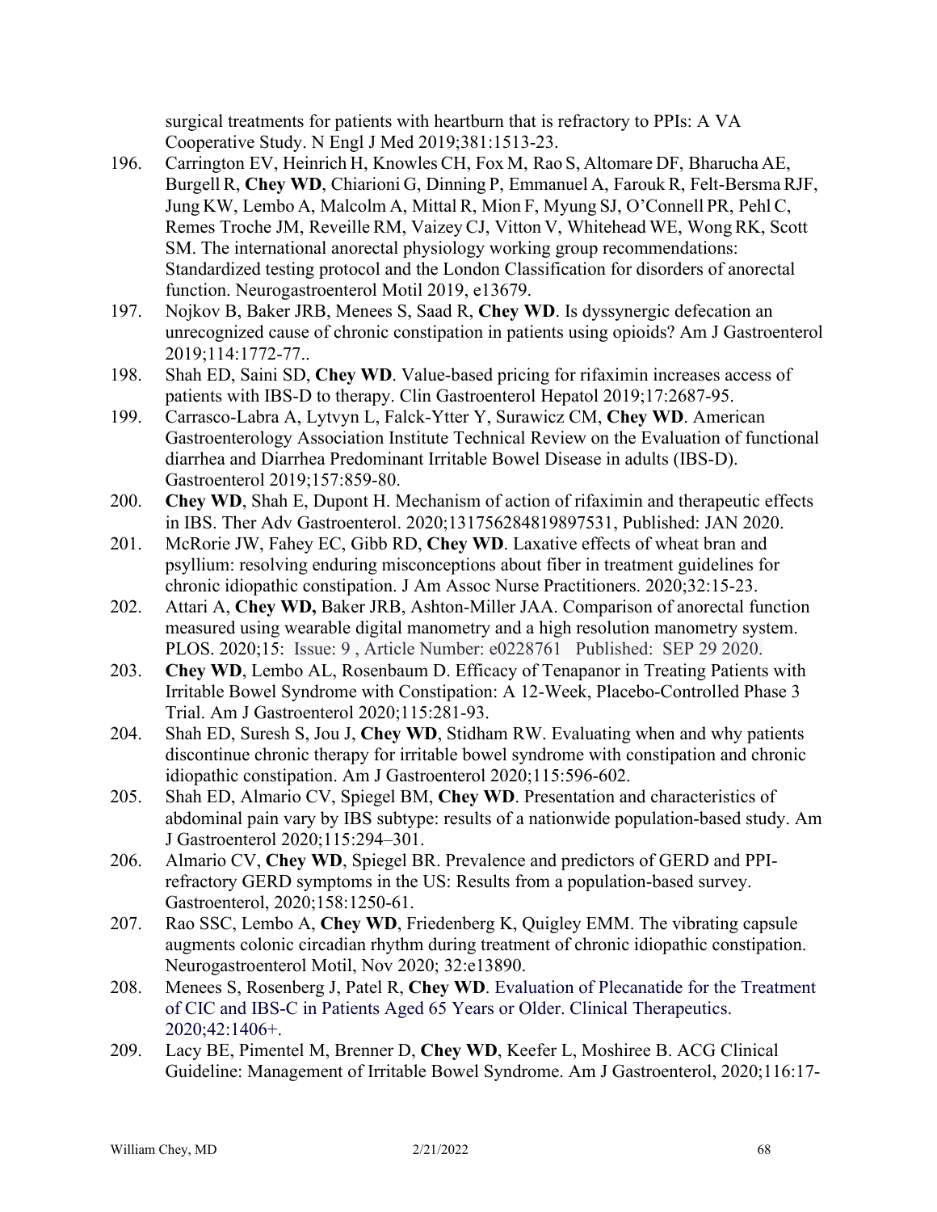surgical treatments for patients with heartburn that is refractory to PPIs: A VA Cooperative Study. N Engl J Med 2019;381:1513-23.

196. Carrington EV, Heinrich H, Knowles CH, Fox M, Rao S, Altomare DF, Bharucha AE, Burgell R, **Chey WD**, Chiarioni G, Dinning P, Emmanuel A, Farouk R, Felt-Bersma RJF, Jung KW, Lembo A, Malcolm A, Mittal R, Mion F, Myung SJ, O'Connell PR, Pehl C, Remes Troche JM, Reveille RM, Vaizey CJ, Vitton V, Whitehead WE, Wong RK, Scott SM. The international anorectal physiology working group recommendations: Standardized testing protocol and the London Classification for disorders of anorectal function. Neurogastroenterol Motil 2019, e13679.
197. Nojkov B, Baker JRB, Menees S, Saad R, **Chey WD**. Is dyssynergic defecation an unrecognized cause of chronic constipation in patients using opioids? Am J Gastroenterol 2019;114:1772-77..
198. Shah ED, Saini SD, **Chey WD**. Value-based pricing for rifaximin increases access of patients with IBS-D to therapy. Clin Gastroenterol Hepatol 2019;17:2687-95.
199. Carrasco-Labra A, Lytvyn L, Falck-Ytter Y, Surawicz CM, **Chey WD**. American Gastroenterology Association Institute Technical Review on the Evaluation of functional diarrhea and Diarrhea Predominant Irritable Bowel Disease in adults (IBS-D). Gastroenterol 2019;157:859-80.
200. **Chey WD**, Shah E, Dupont H. Mechanism of action of rifaximin and therapeutic effects in IBS. Ther Adv Gastroenterol. 2020;131756284819897531, Published: JAN 2020.
201. McRorie JW, Fahey EC, Gibb RD, **Chey WD**. Laxative effects of wheat bran and psyllium: resolving enduring misconceptions about fiber in treatment guidelines for chronic idiopathic constipation. J Am Assoc Nurse Practitioners. 2020;32:15-23.
202. Attari A, **Chey WD,** Baker JRB, Ashton-Miller JAA. Comparison of anorectal function measured using wearable digital manometry and a high resolution manometry system. PLOS. 2020;15: Issue: 9 , Article Number: e0228761 Published: SEP 29 2020.
203. **Chey WD**, Lembo AL, Rosenbaum D. Efficacy of Tenapanor in Treating Patients with Irritable Bowel Syndrome with Constipation: A 12-Week, Placebo-Controlled Phase 3 Trial. Am J Gastroenterol 2020;115:281-93.
204. Shah ED, Suresh S, Jou J, **Chey WD**, Stidham RW. Evaluating when and why patients discontinue chronic therapy for irritable bowel syndrome with constipation and chronic idiopathic constipation. Am J Gastroenterol 2020;115:596-602.
205. Shah ED, Almario CV, Spiegel BM, **Chey WD**. Presentation and characteristics of abdominal pain vary by IBS subtype: results of a nationwide population-based study. Am J Gastroenterol 2020;115:294–301.
206. Almario CV, **Chey WD**, Spiegel BR. Prevalence and predictors of GERD and PPI-refractory GERD symptoms in the US: Results from a population-based survey. Gastroenterol, 2020;158:1250-61.
207. Rao SSC, Lembo A, **Chey WD**, Friedenberg K, Quigley EMM. The vibrating capsule augments colonic circadian rhythm during treatment of chronic idiopathic constipation. Neurogastroenterol Motil, Nov 2020; 32:e13890.
208. Menees S, Rosenberg J, Patel R, **Chey WD**. Evaluation of Plecanatide for the Treatment of CIC and IBS-C in Patients Aged 65 Years or Older. Clinical Therapeutics. 2020;42:1406+.
209. Lacy BE, Pimentel M, Brenner D, **Chey WD**, Keefer L, Moshiree B. ACG Clinical Guideline: Management of Irritable Bowel Syndrome. Am J Gastroenterol, 2020;116:17-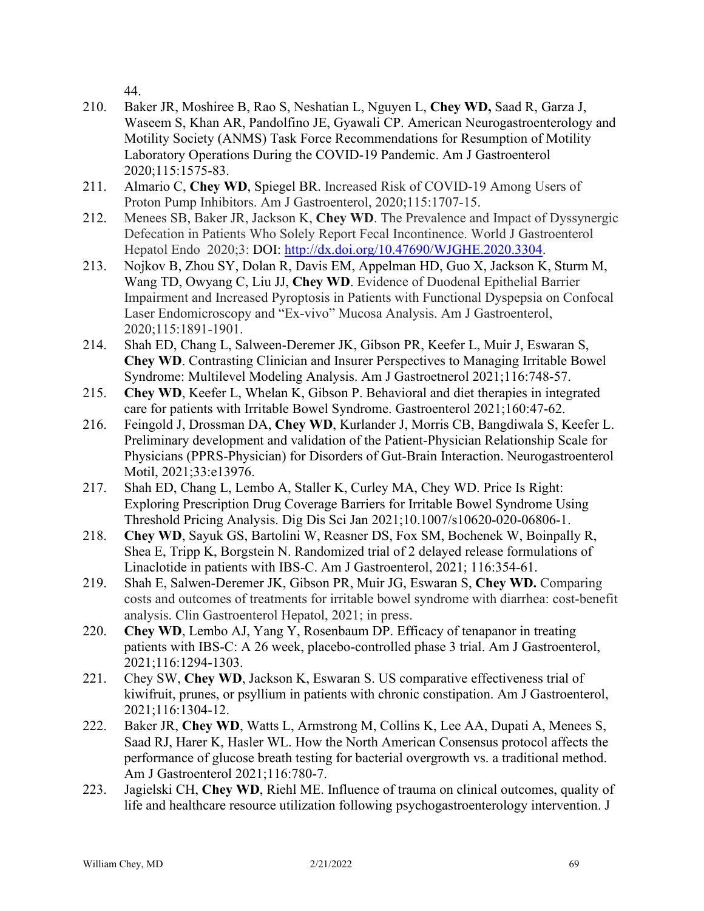44.

210. Baker JR, Moshiree B, Rao S, Neshatian L, Nguyen L, **Chey WD,** Saad R, Garza J, Waseem S, Khan AR, Pandolfino JE, Gyawali CP. American Neurogastroenterology and Motility Society (ANMS) Task Force Recommendations for Resumption of Motility Laboratory Operations During the COVID-19 Pandemic. Am J Gastroenterol 2020;115:1575-83.
211. Almario C, **Chey WD**, Spiegel BR. Increased Risk of COVID-19 Among Users of Proton Pump Inhibitors. Am J Gastroenterol, 2020;115:1707-15.
212. Menees SB, Baker JR, Jackson K, **Chey WD**. The Prevalence and Impact of Dyssynergic Defecation in Patients Who Solely Report Fecal Incontinence. World J Gastroenterol Hepatol Endo 2020;3: DOI: http://dx.doi.org/10.47690/WJGHE.2020.3304.
213. Nojkov B, Zhou SY, Dolan R, Davis EM, Appelman HD, Guo X, Jackson K, Sturm M, Wang TD, Owyang C, Liu JJ, **Chey WD**. Evidence of Duodenal Epithelial Barrier Impairment and Increased Pyroptosis in Patients with Functional Dyspepsia on Confocal Laser Endomicroscopy and "Ex-vivo" Mucosa Analysis. Am J Gastroenterol, 2020;115:1891-1901.
214. Shah ED, Chang L, Salween-Deremer JK, Gibson PR, Keefer L, Muir J, Eswaran S, **Chey WD**. Contrasting Clinician and Insurer Perspectives to Managing Irritable Bowel Syndrome: Multilevel Modeling Analysis. Am J Gastroetnerol 2021;116:748-57.
215. **Chey WD**, Keefer L, Whelan K, Gibson P. Behavioral and diet therapies in integrated care for patients with Irritable Bowel Syndrome. Gastroenterol 2021;160:47-62.
216. Feingold J, Drossman DA, **Chey WD**, Kurlander J, Morris CB, Bangdiwala S, Keefer L. Preliminary development and validation of the Patient-Physician Relationship Scale for Physicians (PPRS-Physician) for Disorders of Gut-Brain Interaction. Neurogastroenterol Motil, 2021;33:e13976.
217. Shah ED, Chang L, Lembo A, Staller K, Curley MA, Chey WD. Price Is Right: Exploring Prescription Drug Coverage Barriers for Irritable Bowel Syndrome Using Threshold Pricing Analysis. Dig Dis Sci Jan 2021;10.1007/s10620-020-06806-1.
218. **Chey WD**, Sayuk GS, Bartolini W, Reasner DS, Fox SM, Bochenek W, Boinpally R, Shea E, Tripp K, Borgstein N. Randomized trial of 2 delayed release formulations of Linaclotide in patients with IBS-C. Am J Gastroenterol, 2021; 116:354-61.
219. Shah E, Salwen-Deremer JK, Gibson PR, Muir JG, Eswaran S, **Chey WD.** Comparing costs and outcomes of treatments for irritable bowel syndrome with diarrhea: cost-benefit analysis. Clin Gastroenterol Hepatol, 2021; in press.
220. **Chey WD**, Lembo AJ, Yang Y, Rosenbaum DP. Efficacy of tenapanor in treating patients with IBS-C: A 26 week, placebo-controlled phase 3 trial. Am J Gastroenterol, 2021;116:1294-1303.
221. Chey SW, **Chey WD**, Jackson K, Eswaran S. US comparative effectiveness trial of kiwifruit, prunes, or psyllium in patients with chronic constipation. Am J Gastroenterol, 2021;116:1304-12.
222. Baker JR, **Chey WD**, Watts L, Armstrong M, Collins K, Lee AA, Dupati A, Menees S, Saad RJ, Harer K, Hasler WL. How the North American Consensus protocol affects the performance of glucose breath testing for bacterial overgrowth vs. a traditional method. Am J Gastroenterol 2021;116:780-7.
223. Jagielski CH, **Chey WD**, Riehl ME. Influence of trauma on clinical outcomes, quality of life and healthcare resource utilization following psychogastroenterology intervention. J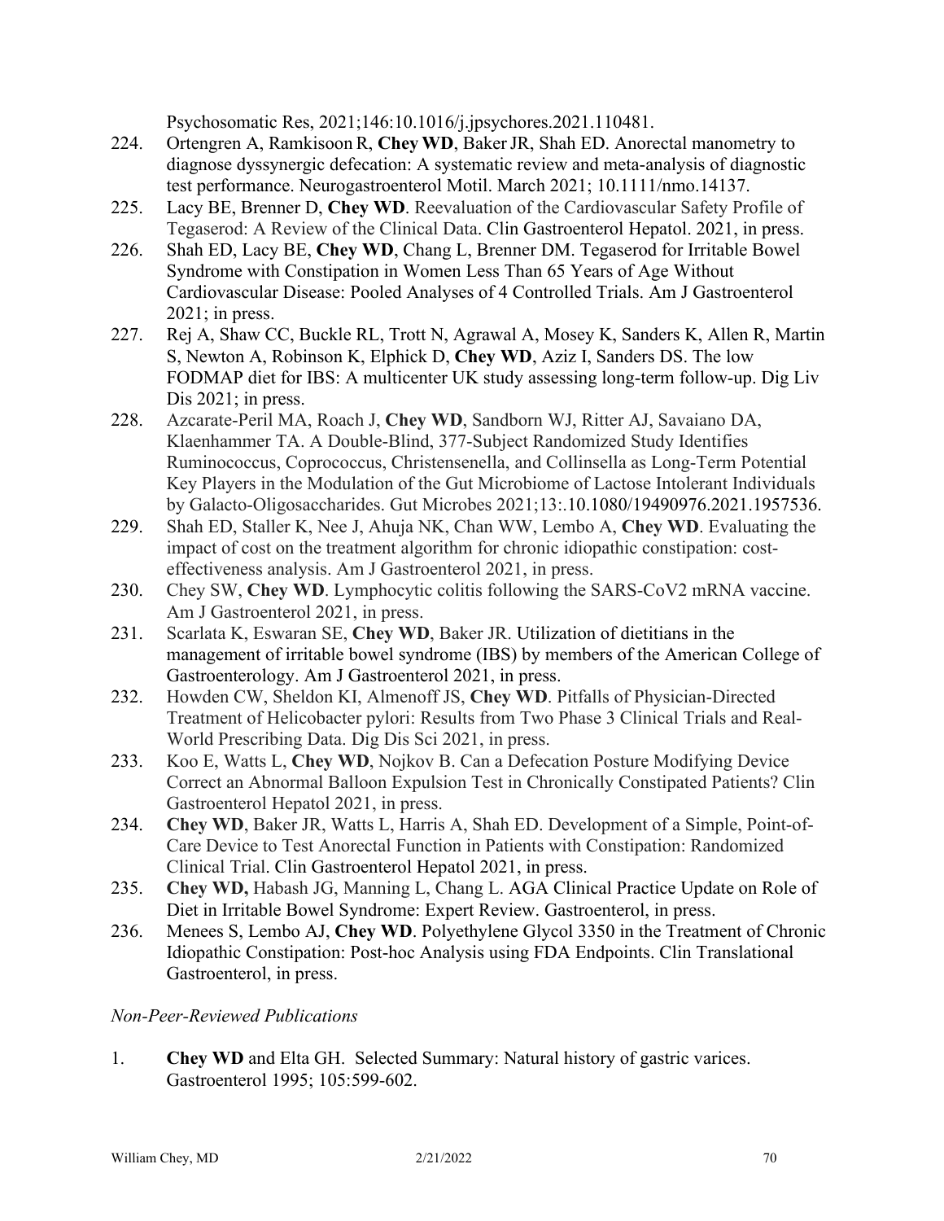Psychosomatic Res, 2021;146:10.1016/j.jpsychores.2021.110481.

224. Ortengren A, Ramkisoon R, **Chey WD**, Baker JR, Shah ED. Anorectal manometry to diagnose dyssynergic defecation: A systematic review and meta-analysis of diagnostic test performance. Neurogastroenterol Motil. March 2021; 10.1111/nmo.14137.
225. Lacy BE, Brenner D, **Chey WD**. Reevaluation of the Cardiovascular Safety Profile of Tegaserod: A Review of the Clinical Data. Clin Gastroenterol Hepatol. 2021, in press.
226. Shah ED, Lacy BE, **Chey WD**, Chang L, Brenner DM. Tegaserod for Irritable Bowel Syndrome with Constipation in Women Less Than 65 Years of Age Without Cardiovascular Disease: Pooled Analyses of 4 Controlled Trials. Am J Gastroenterol 2021; in press.
227. Rej A, Shaw CC, Buckle RL, Trott N, Agrawal A, Mosey K, Sanders K, Allen R, Martin S, Newton A, Robinson K, Elphick D, **Chey WD**, Aziz I, Sanders DS. The low FODMAP diet for IBS: A multicenter UK study assessing long-term follow-up. Dig Liv Dis 2021; in press.
228. Azcarate-Peril MA, Roach J, **Chey WD**, Sandborn WJ, Ritter AJ, Savaiano DA, Klaenhammer TA. A Double-Blind, 377-Subject Randomized Study Identifies Ruminococcus, Coprococcus, Christensenella, and Collinsella as Long-Term Potential Key Players in the Modulation of the Gut Microbiome of Lactose Intolerant Individuals by Galacto-Oligosaccharides. Gut Microbes 2021;13:.10.1080/19490976.2021.1957536.
229. Shah ED, Staller K, Nee J, Ahuja NK, Chan WW, Lembo A, **Chey WD**. Evaluating the impact of cost on the treatment algorithm for chronic idiopathic constipation: cost-effectiveness analysis. Am J Gastroenterol 2021, in press.
230. Chey SW, **Chey WD**. Lymphocytic colitis following the SARS-CoV2 mRNA vaccine. Am J Gastroenterol 2021, in press.
231. Scarlata K, Eswaran SE, **Chey WD**, Baker JR. Utilization of dietitians in the management of irritable bowel syndrome (IBS) by members of the American College of Gastroenterology. Am J Gastroenterol 2021, in press.
232. Howden CW, Sheldon KI, Almenoff JS, **Chey WD**. Pitfalls of Physician-Directed Treatment of Helicobacter pylori: Results from Two Phase 3 Clinical Trials and Real-World Prescribing Data. Dig Dis Sci 2021, in press.
233. Koo E, Watts L, **Chey WD**, Nojkov B. Can a Defecation Posture Modifying Device Correct an Abnormal Balloon Expulsion Test in Chronically Constipated Patients? Clin Gastroenterol Hepatol 2021, in press.
234. **Chey WD**, Baker JR, Watts L, Harris A, Shah ED. Development of a Simple, Point-of-Care Device to Test Anorectal Function in Patients with Constipation: Randomized Clinical Trial. Clin Gastroenterol Hepatol 2021, in press.
235. **Chey WD,** Habash JG, Manning L, Chang L. AGA Clinical Practice Update on Role of Diet in Irritable Bowel Syndrome: Expert Review. Gastroenterol, in press.
236. Menees S, Lembo AJ, **Chey WD**. Polyethylene Glycol 3350 in the Treatment of Chronic Idiopathic Constipation: Post-hoc Analysis using FDA Endpoints. Clin Translational Gastroenterol, in press.

*Non-Peer-Reviewed Publications*

1. **Chey WD** and Elta GH. Selected Summary: Natural history of gastric varices. Gastroenterol 1995; 105:599-602.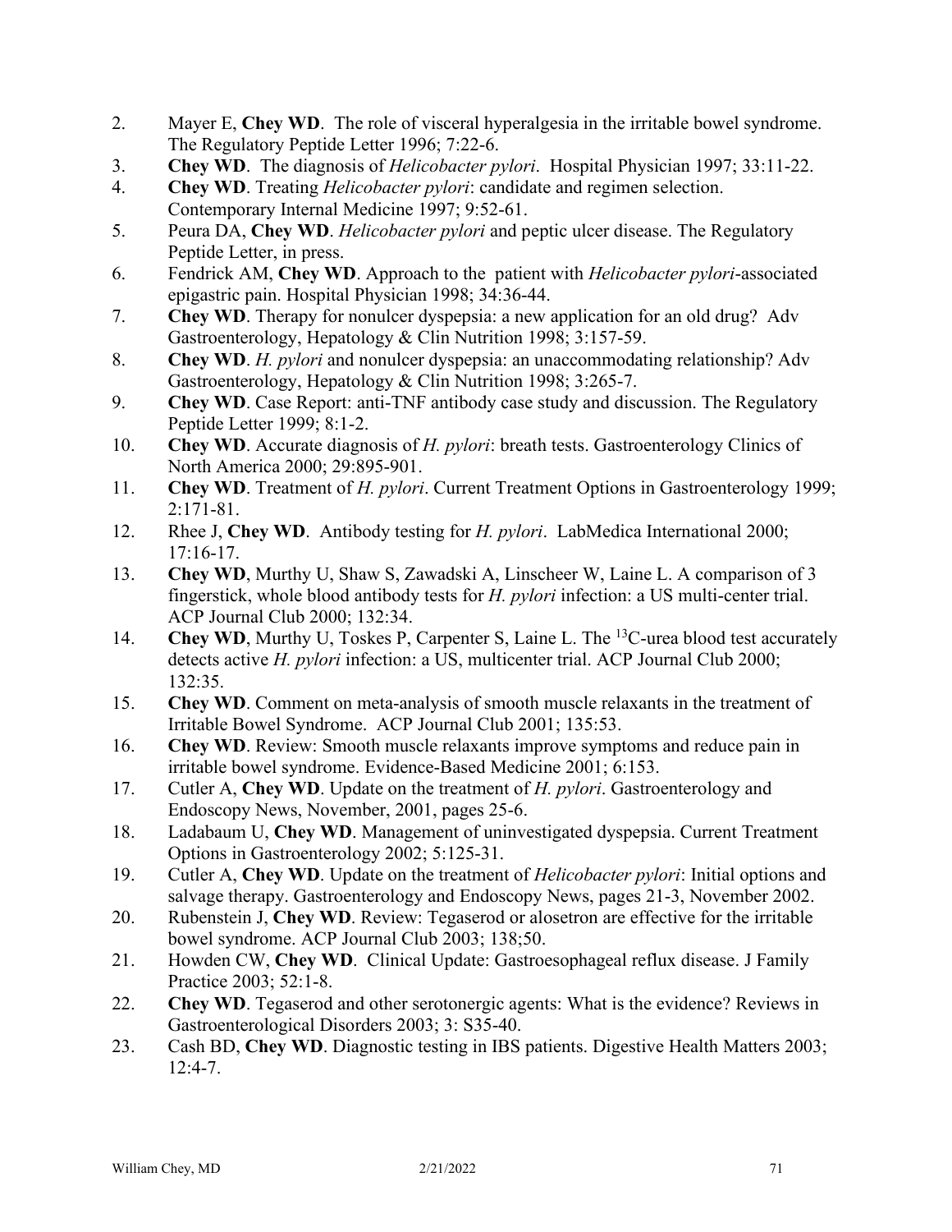2. Mayer E, **Chey WD**. The role of visceral hyperalgesia in the irritable bowel syndrome. The Regulatory Peptide Letter 1996; 7:22-6.
3. **Chey WD**. The diagnosis of *Helicobacter pylori*. Hospital Physician 1997; 33:11-22.
4. **Chey WD**. Treating *Helicobacter pylori*: candidate and regimen selection. Contemporary Internal Medicine 1997; 9:52-61.
5. Peura DA, **Chey WD**. *Helicobacter pylori* and peptic ulcer disease. The Regulatory Peptide Letter, in press.
6. Fendrick AM, **Chey WD**. Approach to the patient with *Helicobacter pylori*-associated epigastric pain. Hospital Physician 1998; 34:36-44.
7. **Chey WD**. Therapy for nonulcer dyspepsia: a new application for an old drug? Adv Gastroenterology, Hepatology & Clin Nutrition 1998; 3:157-59.
8. **Chey WD**. *H. pylori* and nonulcer dyspepsia: an unaccommodating relationship? Adv Gastroenterology, Hepatology & Clin Nutrition 1998; 3:265-7.
9. **Chey WD**. Case Report: anti-TNF antibody case study and discussion. The Regulatory Peptide Letter 1999; 8:1-2.
10. **Chey WD**. Accurate diagnosis of *H. pylori*: breath tests. Gastroenterology Clinics of North America 2000; 29:895-901.
11. **Chey WD**. Treatment of *H. pylori*. Current Treatment Options in Gastroenterology 1999; 2:171-81.
12. Rhee J, **Chey WD**. Antibody testing for *H. pylori*. LabMedica International 2000; 17:16-17.
13. **Chey WD**, Murthy U, Shaw S, Zawadski A, Linscheer W, Laine L. A comparison of 3 fingerstick, whole blood antibody tests for *H. pylori* infection: a US multi-center trial. ACP Journal Club 2000; 132:34.
14. **Chey WD**, Murthy U, Toskes P, Carpenter S, Laine L. The $^{13}$C-urea blood test accurately detects active *H. pylori* infection: a US, multicenter trial. ACP Journal Club 2000; 132:35.
15. **Chey WD**. Comment on meta-analysis of smooth muscle relaxants in the treatment of Irritable Bowel Syndrome. ACP Journal Club 2001; 135:53.
16. **Chey WD**. Review: Smooth muscle relaxants improve symptoms and reduce pain in irritable bowel syndrome. Evidence-Based Medicine 2001; 6:153.
17. Cutler A, **Chey WD**. Update on the treatment of *H. pylori*. Gastroenterology and Endoscopy News, November, 2001, pages 25-6.
18. Ladabaum U, **Chey WD**. Management of uninvestigated dyspepsia. Current Treatment Options in Gastroenterology 2002; 5:125-31.
19. Cutler A, **Chey WD**. Update on the treatment of *Helicobacter pylori*: Initial options and salvage therapy. Gastroenterology and Endoscopy News, pages 21-3, November 2002.
20. Rubenstein J, **Chey WD**. Review: Tegaserod or alosetron are effective for the irritable bowel syndrome. ACP Journal Club 2003; 138;50.
21. Howden CW, **Chey WD**. Clinical Update: Gastroesophageal reflux disease. J Family Practice 2003; 52:1-8.
22. **Chey WD**. Tegaserod and other serotonergic agents: What is the evidence? Reviews in Gastroenterological Disorders 2003; 3: S35-40.
23. Cash BD, **Chey WD**. Diagnostic testing in IBS patients. Digestive Health Matters 2003; 12:4-7.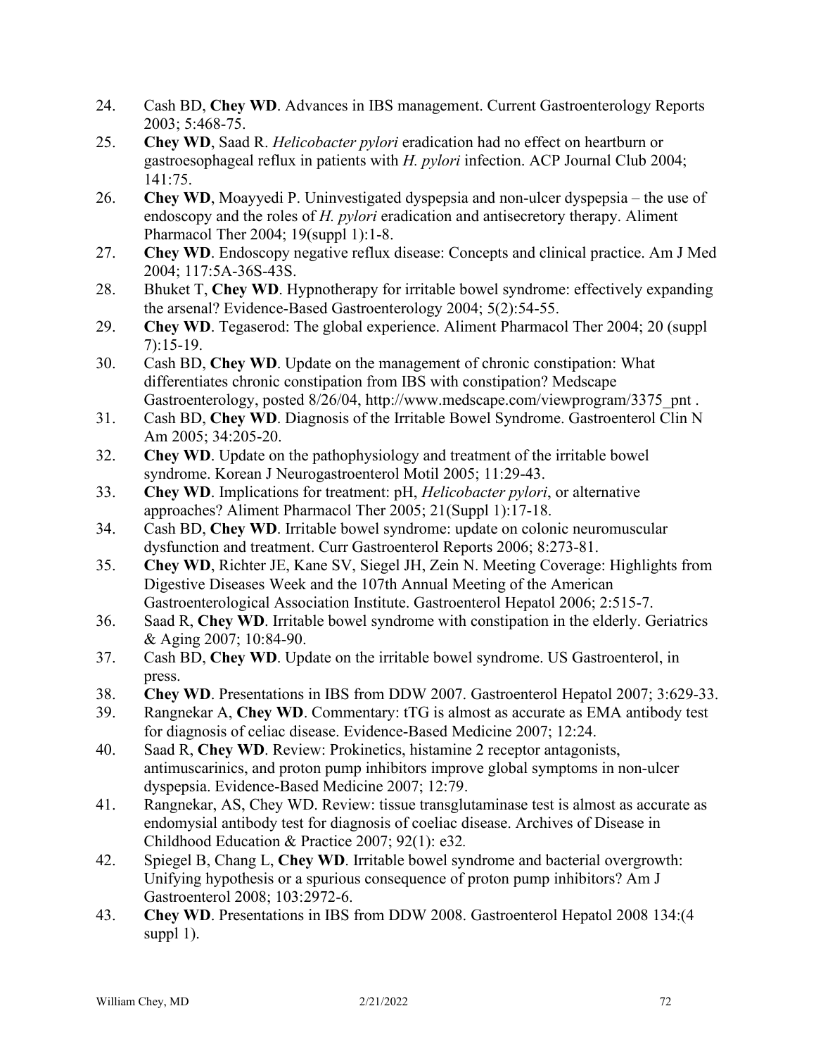24. Cash BD, **Chey WD**. Advances in IBS management. Current Gastroenterology Reports 2003; 5:468-75.
25. **Chey WD**, Saad R. *Helicobacter pylori* eradication had no effect on heartburn or gastroesophageal reflux in patients with *H. pylori* infection. ACP Journal Club 2004; 141:75.
26. **Chey WD**, Moayyedi P. Uninvestigated dyspepsia and non-ulcer dyspepsia – the use of endoscopy and the roles of *H. pylori* eradication and antisecretory therapy. Aliment Pharmacol Ther 2004; 19(suppl 1):1-8.
27. **Chey WD**. Endoscopy negative reflux disease: Concepts and clinical practice. Am J Med 2004; 117:5A-36S-43S.
28. Bhuket T, **Chey WD**. Hypnotherapy for irritable bowel syndrome: effectively expanding the arsenal? Evidence-Based Gastroenterology 2004; 5(2):54-55.
29. **Chey WD**. Tegaserod: The global experience. Aliment Pharmacol Ther 2004; 20 (suppl 7):15-19.
30. Cash BD, **Chey WD**. Update on the management of chronic constipation: What differentiates chronic constipation from IBS with constipation? Medscape Gastroenterology, posted 8/26/04, http://www.medscape.com/viewprogram/3375_pnt .
31. Cash BD, **Chey WD**. Diagnosis of the Irritable Bowel Syndrome. Gastroenterol Clin N Am 2005; 34:205-20.
32. **Chey WD**. Update on the pathophysiology and treatment of the irritable bowel syndrome. Korean J Neurogastroenterol Motil 2005; 11:29-43.
33. **Chey WD**. Implications for treatment: pH, *Helicobacter pylori*, or alternative approaches? Aliment Pharmacol Ther 2005; 21(Suppl 1):17-18.
34. Cash BD, **Chey WD**. Irritable bowel syndrome: update on colonic neuromuscular dysfunction and treatment. Curr Gastroenterol Reports 2006; 8:273-81.
35. **Chey WD**, Richter JE, Kane SV, Siegel JH, Zein N. Meeting Coverage: Highlights from Digestive Diseases Week and the 107th Annual Meeting of the American Gastroenterological Association Institute. Gastroenterol Hepatol 2006; 2:515-7.
36. Saad R, **Chey WD**. Irritable bowel syndrome with constipation in the elderly. Geriatrics & Aging 2007; 10:84-90.
37. Cash BD, **Chey WD**. Update on the irritable bowel syndrome. US Gastroenterol, in press.
38. **Chey WD**. Presentations in IBS from DDW 2007. Gastroenterol Hepatol 2007; 3:629-33.
39. Rangnekar A, **Chey WD**. Commentary: tTG is almost as accurate as EMA antibody test for diagnosis of celiac disease. Evidence-Based Medicine 2007; 12:24.
40. Saad R, **Chey WD**. Review: Prokinetics, histamine 2 receptor antagonists, antimuscarinics, and proton pump inhibitors improve global symptoms in non-ulcer dyspepsia. Evidence-Based Medicine 2007; 12:79.
41. Rangnekar, AS, Chey WD. Review: tissue transglutaminase test is almost as accurate as endomysial antibody test for diagnosis of coeliac disease. Archives of Disease in Childhood Education & Practice 2007; 92(1): e32*.*
42. Spiegel B, Chang L, **Chey WD**. Irritable bowel syndrome and bacterial overgrowth: Unifying hypothesis or a spurious consequence of proton pump inhibitors? Am J Gastroenterol 2008; 103:2972-6.
43. **Chey WD**. Presentations in IBS from DDW 2008. Gastroenterol Hepatol 2008 134:(4 suppl 1).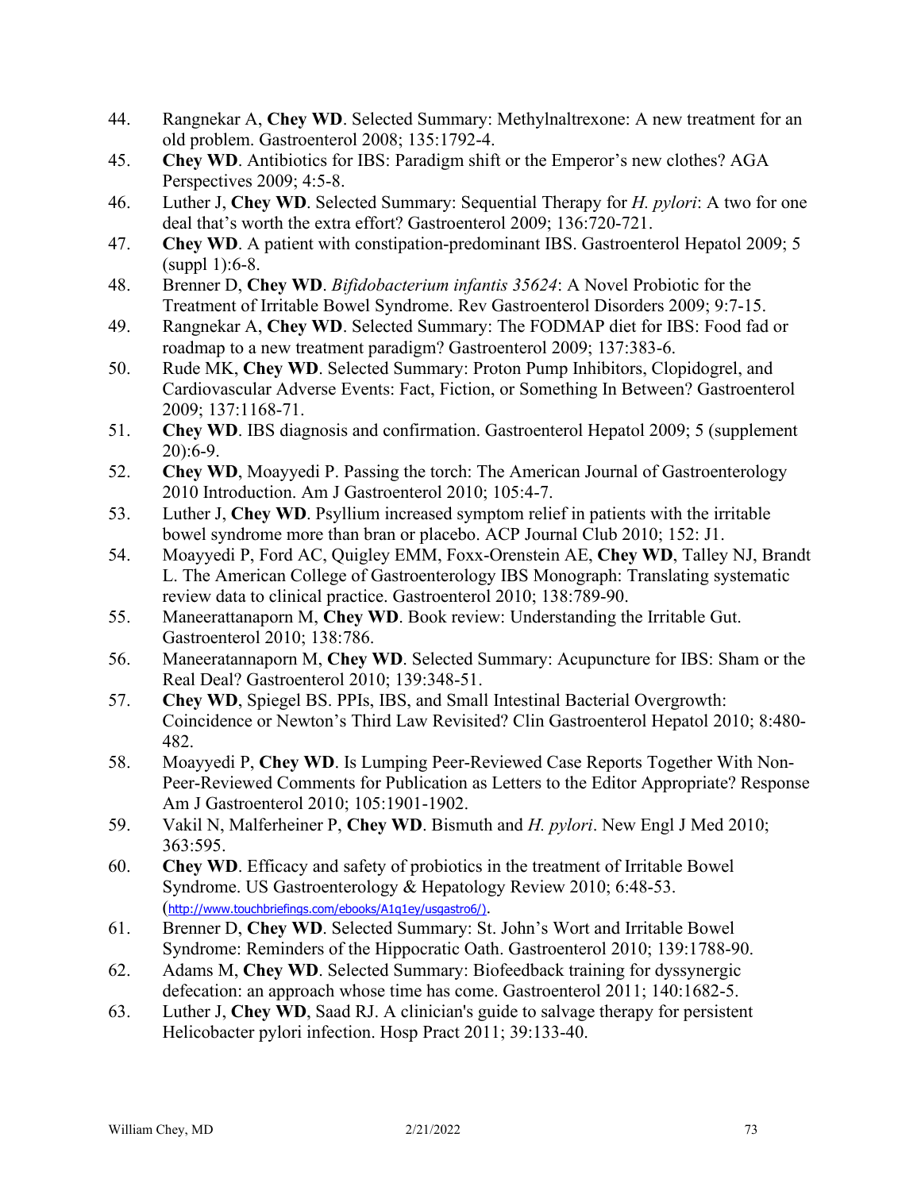44. Rangnekar A, **Chey WD**. Selected Summary: Methylnaltrexone: A new treatment for an old problem. Gastroenterol 2008; 135:1792-4.
45. **Chey WD**. Antibiotics for IBS: Paradigm shift or the Emperor's new clothes? AGA Perspectives 2009; 4:5-8.
46. Luther J, **Chey WD**. Selected Summary: Sequential Therapy for *H. pylori*: A two for one deal that's worth the extra effort? Gastroenterol 2009; 136:720-721.
47. **Chey WD**. A patient with constipation-predominant IBS. Gastroenterol Hepatol 2009; 5 (suppl 1):6-8.
48. Brenner D, **Chey WD**. *Bifidobacterium infantis 35624*: A Novel Probiotic for the Treatment of Irritable Bowel Syndrome. Rev Gastroenterol Disorders 2009; 9:7-15.
49. Rangnekar A, **Chey WD**. Selected Summary: The FODMAP diet for IBS: Food fad or roadmap to a new treatment paradigm? Gastroenterol 2009; 137:383-6.
50. Rude MK, **Chey WD**. Selected Summary: Proton Pump Inhibitors, Clopidogrel, and Cardiovascular Adverse Events: Fact, Fiction, or Something In Between? Gastroenterol 2009; 137:1168-71.
51. **Chey WD**. IBS diagnosis and confirmation. Gastroenterol Hepatol 2009; 5 (supplement 20):6-9.
52. **Chey WD**, Moayyedi P. Passing the torch: The American Journal of Gastroenterology 2010 Introduction. Am J Gastroenterol 2010; 105:4-7.
53. Luther J, **Chey WD**. Psyllium increased symptom relief in patients with the irritable bowel syndrome more than bran or placebo. ACP Journal Club 2010; 152: J1.
54. Moayyedi P, Ford AC, Quigley EMM, Foxx-Orenstein AE, **Chey WD**, Talley NJ, Brandt L. The American College of Gastroenterology IBS Monograph: Translating systematic review data to clinical practice. Gastroenterol 2010; 138:789-90.
55. Maneerattanaporn M, **Chey WD**. Book review: Understanding the Irritable Gut. Gastroenterol 2010; 138:786.
56. Maneeratannaporn M, **Chey WD**. Selected Summary: Acupuncture for IBS: Sham or the Real Deal? Gastroenterol 2010; 139:348-51.
57. **Chey WD**, Spiegel BS. PPIs, IBS, and Small Intestinal Bacterial Overgrowth: Coincidence or Newton's Third Law Revisited? Clin Gastroenterol Hepatol 2010; 8:480-482.
58. Moayyedi P, **Chey WD**. Is Lumping Peer-Reviewed Case Reports Together With Non-Peer-Reviewed Comments for Publication as Letters to the Editor Appropriate? Response Am J Gastroenterol 2010; 105:1901-1902.
59. Vakil N, Malferheiner P, **Chey WD**. Bismuth and *H. pylori*. New Engl J Med 2010; 363:595.
60. **Chey WD**. Efficacy and safety of probiotics in the treatment of Irritable Bowel Syndrome. US Gastroenterology & Hepatology Review 2010; 6:48-53. (http://www.touchbriefings.com/ebooks/A1q1ey/usgastro6/).
61. Brenner D, **Chey WD**. Selected Summary: St. John's Wort and Irritable Bowel Syndrome: Reminders of the Hippocratic Oath. Gastroenterol 2010; 139:1788-90.
62. Adams M, **Chey WD**. Selected Summary: Biofeedback training for dyssynergic defecation: an approach whose time has come. Gastroenterol 2011; 140:1682-5.
63. Luther J, **Chey WD**, Saad RJ. A clinician's guide to salvage therapy for persistent Helicobacter pylori infection. Hosp Pract 2011; 39:133-40.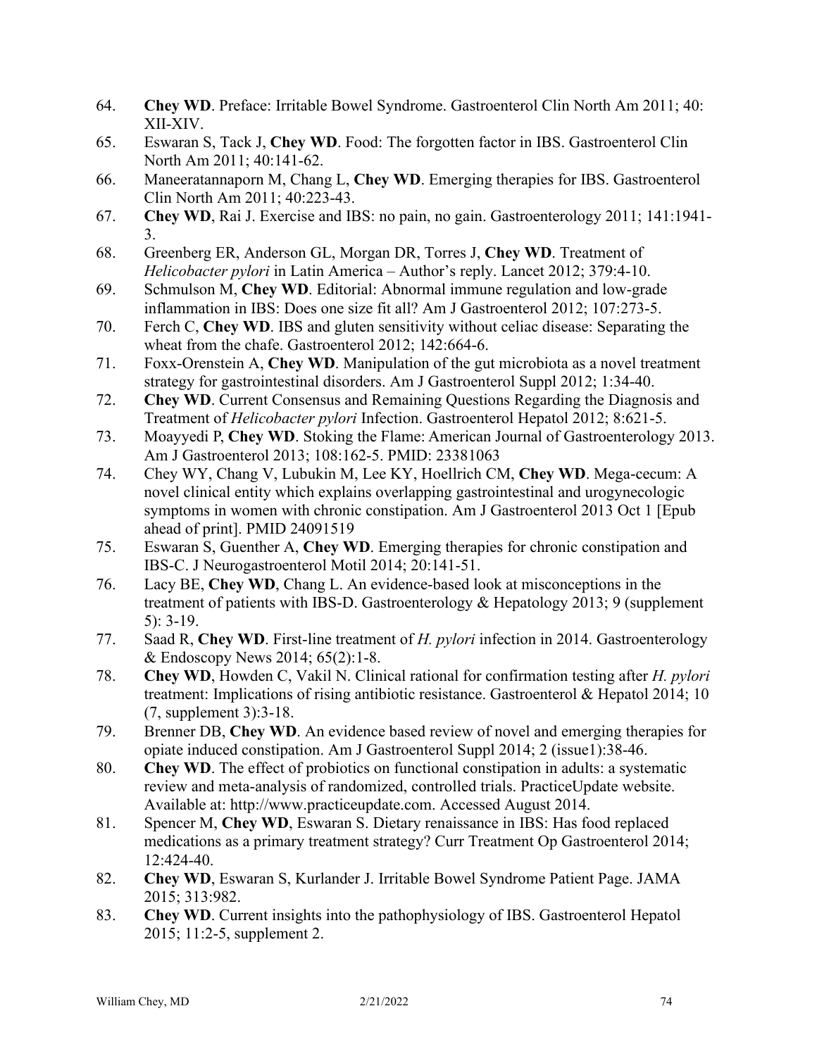64. **Chey WD**. Preface: Irritable Bowel Syndrome. Gastroenterol Clin North Am 2011; 40: XII-XIV.
65. Eswaran S, Tack J, **Chey WD**. Food: The forgotten factor in IBS. Gastroenterol Clin North Am 2011; 40:141-62.
66. Maneeratannaporn M, Chang L, **Chey WD**. Emerging therapies for IBS. Gastroenterol Clin North Am 2011; 40:223-43.
67. **Chey WD**, Rai J. Exercise and IBS: no pain, no gain. Gastroenterology 2011; 141:1941-3.
68. Greenberg ER, Anderson GL, Morgan DR, Torres J, **Chey WD**. Treatment of *Helicobacter pylori* in Latin America – Author's reply. Lancet 2012; 379:4-10.
69. Schmulson M, **Chey WD**. Editorial: Abnormal immune regulation and low-grade inflammation in IBS: Does one size fit all? Am J Gastroenterol 2012; 107:273-5.
70. Ferch C, **Chey WD**. IBS and gluten sensitivity without celiac disease: Separating the wheat from the chafe. Gastroenterol 2012; 142:664-6.
71. Foxx-Orenstein A, **Chey WD**. Manipulation of the gut microbiota as a novel treatment strategy for gastrointestinal disorders. Am J Gastroenterol Suppl 2012; 1:34-40.
72. **Chey WD**. Current Consensus and Remaining Questions Regarding the Diagnosis and Treatment of *Helicobacter pylori* Infection. Gastroenterol Hepatol 2012; 8:621-5.
73. Moayyedi P, **Chey WD**. Stoking the Flame: American Journal of Gastroenterology 2013. Am J Gastroenterol 2013; 108:162-5. PMID: 23381063
74. Chey WY, Chang V, Lubukin M, Lee KY, Hoellrich CM, **Chey WD**. Mega-cecum: A novel clinical entity which explains overlapping gastrointestinal and urogynecologic symptoms in women with chronic constipation. Am J Gastroenterol 2013 Oct 1 [Epub ahead of print]. PMID 24091519
75. Eswaran S, Guenther A, **Chey WD**. Emerging therapies for chronic constipation and IBS-C. J Neurogastroenterol Motil 2014; 20:141-51.
76. Lacy BE, **Chey WD**, Chang L. An evidence-based look at misconceptions in the treatment of patients with IBS-D. Gastroenterology & Hepatology 2013; 9 (supplement 5): 3-19.
77. Saad R, **Chey WD**. First-line treatment of *H. pylori* infection in 2014. Gastroenterology & Endoscopy News 2014; 65(2):1-8.
78. **Chey WD**, Howden C, Vakil N. Clinical rational for confirmation testing after *H. pylori* treatment: Implications of rising antibiotic resistance. Gastroenterol & Hepatol 2014; 10 (7, supplement 3):3-18.
79. Brenner DB, **Chey WD**. An evidence based review of novel and emerging therapies for opiate induced constipation. Am J Gastroenterol Suppl 2014; 2 (issue1):38-46.
80. **Chey WD**. The effect of probiotics on functional constipation in adults: a systematic review and meta-analysis of randomized, controlled trials. PracticeUpdate website. Available at: http://www.practiceupdate.com. Accessed August 2014.
81. Spencer M, **Chey WD**, Eswaran S. Dietary renaissance in IBS: Has food replaced medications as a primary treatment strategy? Curr Treatment Op Gastroenterol 2014; 12:424-40.
82. **Chey WD**, Eswaran S, Kurlander J. Irritable Bowel Syndrome Patient Page. JAMA 2015; 313:982.
83. **Chey WD**. Current insights into the pathophysiology of IBS. Gastroenterol Hepatol 2015; 11:2-5, supplement 2.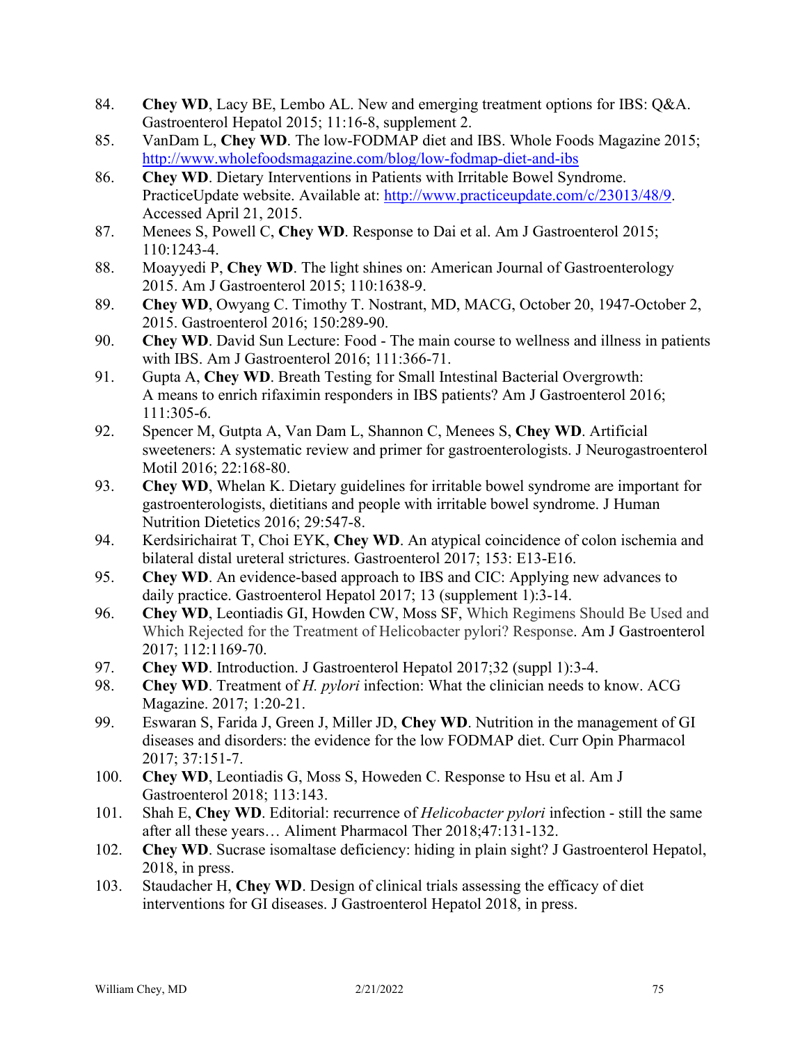84. **Chey WD**, Lacy BE, Lembo AL. New and emerging treatment options for IBS: Q&A. Gastroenterol Hepatol 2015; 11:16-8, supplement 2.
85. VanDam L, **Chey WD**. The low-FODMAP diet and IBS. Whole Foods Magazine 2015; http://www.wholefoodsmagazine.com/blog/low-fodmap-diet-and-ibs
86. **Chey WD**. Dietary Interventions in Patients with Irritable Bowel Syndrome. PracticeUpdate website. Available at: http://www.practiceupdate.com/c/23013/48/9. Accessed April 21, 2015.
87. Menees S, Powell C, **Chey WD**. Response to Dai et al. Am J Gastroenterol 2015; 110:1243-4.
88. Moayyedi P, **Chey WD**. The light shines on: American Journal of Gastroenterology 2015. Am J Gastroenterol 2015; 110:1638-9.
89. **Chey WD**, Owyang C. Timothy T. Nostrant, MD, MACG, October 20, 1947-October 2, 2015. Gastroenterol 2016; 150:289-90.
90. **Chey WD**. David Sun Lecture: Food - The main course to wellness and illness in patients with IBS. Am J Gastroenterol 2016; 111:366-71.
91. Gupta A, **Chey WD**. Breath Testing for Small Intestinal Bacterial Overgrowth: A means to enrich rifaximin responders in IBS patients? Am J Gastroenterol 2016; 111:305-6.
92. Spencer M, Gutpta A, Van Dam L, Shannon C, Menees S, **Chey WD**. Artificial sweeteners: A systematic review and primer for gastroenterologists. J Neurogastroenterol Motil 2016; 22:168-80.
93. **Chey WD**, Whelan K. Dietary guidelines for irritable bowel syndrome are important for gastroenterologists, dietitians and people with irritable bowel syndrome. J Human Nutrition Dietetics 2016; 29:547-8.
94. Kerdsirichairat T, Choi EYK, **Chey WD**. An atypical coincidence of colon ischemia and bilateral distal ureteral strictures. Gastroenterol 2017; 153: E13-E16.
95. **Chey WD**. An evidence-based approach to IBS and CIC: Applying new advances to daily practice. Gastroenterol Hepatol 2017; 13 (supplement 1):3-14.
96. **Chey WD**, Leontiadis GI, Howden CW, Moss SF, Which Regimens Should Be Used and Which Rejected for the Treatment of Helicobacter pylori? Response. Am J Gastroenterol 2017; 112:1169-70.
97. **Chey WD**. Introduction. J Gastroenterol Hepatol 2017;32 (suppl 1):3-4.
98. **Chey WD**. Treatment of *H. pylori* infection: What the clinician needs to know. ACG Magazine. 2017; 1:20-21.
99. Eswaran S, Farida J, Green J, Miller JD, **Chey WD**. Nutrition in the management of GI diseases and disorders: the evidence for the low FODMAP diet. Curr Opin Pharmacol 2017; 37:151-7.
100. **Chey WD**, Leontiadis G, Moss S, Howeden C. Response to Hsu et al. Am J Gastroenterol 2018; 113:143.
101. Shah E, **Chey WD**. Editorial: recurrence of *Helicobacter pylori* infection - still the same after all these years… Aliment Pharmacol Ther 2018;47:131-132.
102. **Chey WD**. Sucrase isomaltase deficiency: hiding in plain sight? J Gastroenterol Hepatol, 2018, in press.
103. Staudacher H, **Chey WD**. Design of clinical trials assessing the efficacy of diet interventions for GI diseases. J Gastroenterol Hepatol 2018, in press.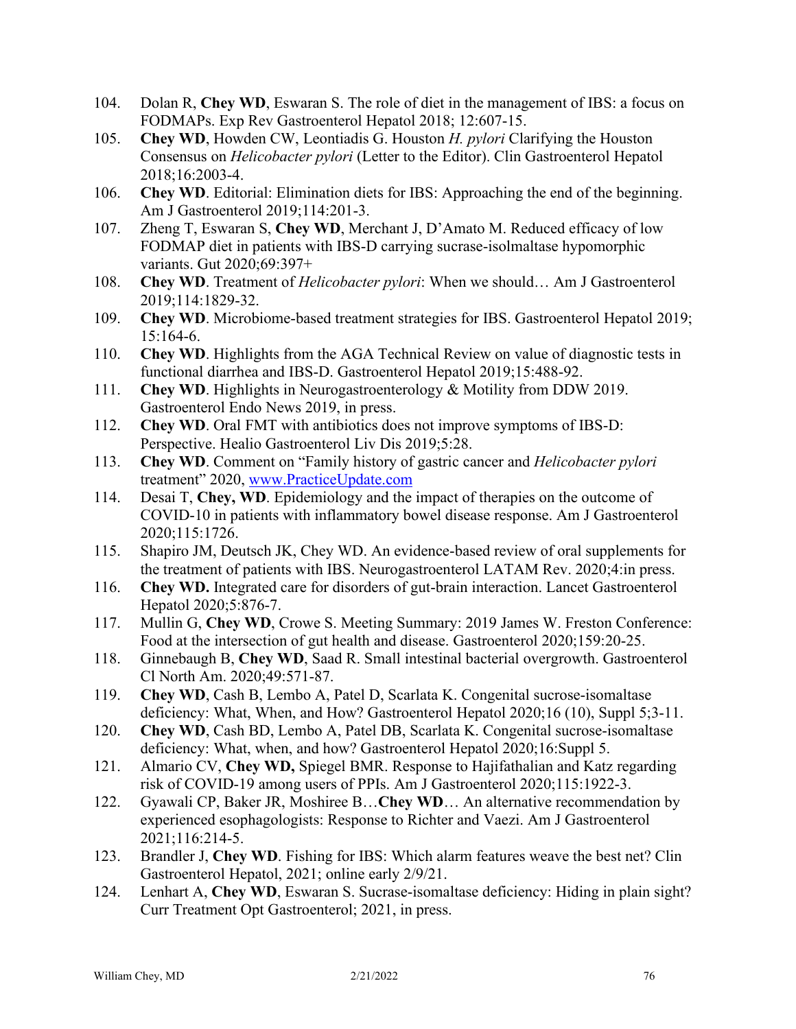104. Dolan R, **Chey WD**, Eswaran S. The role of diet in the management of IBS: a focus on FODMAPs. Exp Rev Gastroenterol Hepatol 2018; 12:607-15.
105. **Chey WD**, Howden CW, Leontiadis G. Houston *H. pylori* Clarifying the Houston Consensus on *Helicobacter pylori* (Letter to the Editor). Clin Gastroenterol Hepatol 2018;16:2003-4.
106. **Chey WD**. Editorial: Elimination diets for IBS: Approaching the end of the beginning. Am J Gastroenterol 2019;114:201-3.
107. Zheng T, Eswaran S, **Chey WD**, Merchant J, D'Amato M. Reduced efficacy of low FODMAP diet in patients with IBS-D carrying sucrase-isolmaltase hypomorphic variants. Gut 2020;69:397+
108. **Chey WD**. Treatment of *Helicobacter pylori*: When we should… Am J Gastroenterol 2019;114:1829-32.
109. **Chey WD**. Microbiome-based treatment strategies for IBS. Gastroenterol Hepatol 2019; 15:164-6.
110. **Chey WD**. Highlights from the AGA Technical Review on value of diagnostic tests in functional diarrhea and IBS-D. Gastroenterol Hepatol 2019;15:488-92.
111. **Chey WD**. Highlights in Neurogastroenterology & Motility from DDW 2019. Gastroenterol Endo News 2019, in press.
112. **Chey WD**. Oral FMT with antibiotics does not improve symptoms of IBS-D: Perspective. Healio Gastroenterol Liv Dis 2019;5:28.
113. **Chey WD**. Comment on "Family history of gastric cancer and *Helicobacter pylori* treatment" 2020, [www.PracticeUpdate.com](www.PracticeUpdate.com)
114. Desai T, **Chey, WD**. Epidemiology and the impact of therapies on the outcome of COVID-10 in patients with inflammatory bowel disease response. Am J Gastroenterol 2020;115:1726.
115. Shapiro JM, Deutsch JK, Chey WD. An evidence-based review of oral supplements for the treatment of patients with IBS. Neurogastroenterol LATAM Rev. 2020;4:in press.
116. **Chey WD.** Integrated care for disorders of gut-brain interaction. Lancet Gastroenterol Hepatol 2020;5:876-7.
117. Mullin G, **Chey WD**, Crowe S. Meeting Summary: 2019 James W. Freston Conference: Food at the intersection of gut health and disease. Gastroenterol 2020;159:20-25.
118. Ginnebaugh B, **Chey WD**, Saad R. Small intestinal bacterial overgrowth. Gastroenterol Cl North Am. 2020;49:571-87.
119. **Chey WD**, Cash B, Lembo A, Patel D, Scarlata K. Congenital sucrose-isomaltase deficiency: What, When, and How? Gastroenterol Hepatol 2020;16 (10), Suppl 5;3-11.
120. **Chey WD**, Cash BD, Lembo A, Patel DB, Scarlata K. Congenital sucrose-isomaltase deficiency: What, when, and how? Gastroenterol Hepatol 2020;16:Suppl 5.
121. Almario CV, **Chey WD,** Spiegel BMR. Response to Hajifathalian and Katz regarding risk of COVID-19 among users of PPIs. Am J Gastroenterol 2020;115:1922-3.
122. Gyawali CP, Baker JR, Moshiree B…**Chey WD**… An alternative recommendation by experienced esophagologists: Response to Richter and Vaezi. Am J Gastroenterol 2021;116:214-5.
123. Brandler J, **Chey WD**. Fishing for IBS: Which alarm features weave the best net? Clin Gastroenterol Hepatol, 2021; online early 2/9/21.
124. Lenhart A, **Chey WD**, Eswaran S. Sucrase-isomaltase deficiency: Hiding in plain sight? Curr Treatment Opt Gastroenterol; 2021, in press.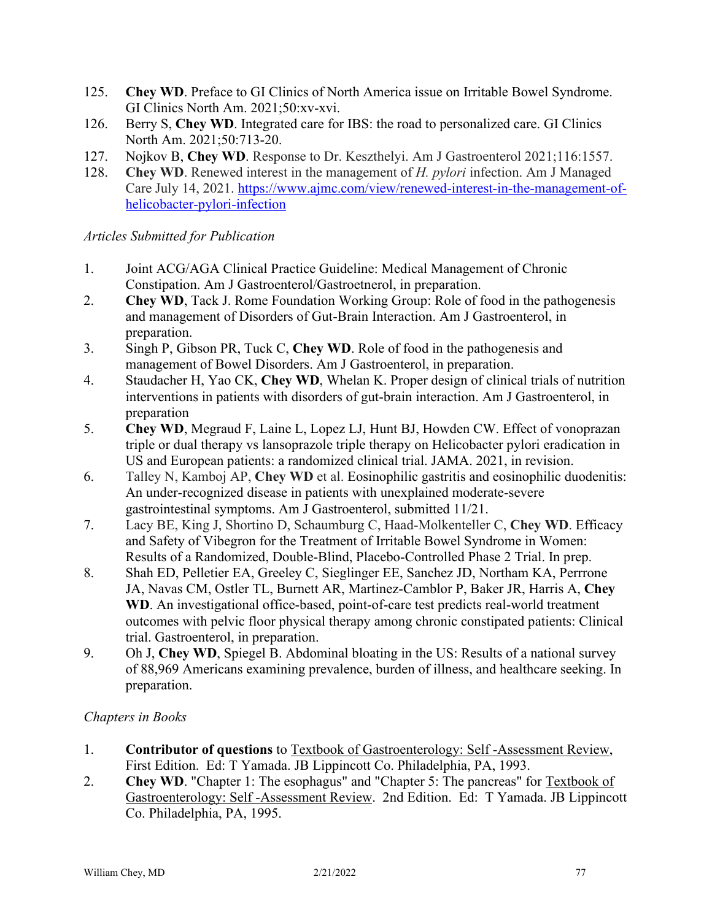125. **Chey WD**. Preface to GI Clinics of North America issue on Irritable Bowel Syndrome. GI Clinics North Am. 2021;50:xv-xvi.
126. Berry S, **Chey WD**. Integrated care for IBS: the road to personalized care. GI Clinics North Am. 2021;50:713-20.
127. Nojkov B, **Chey WD**. Response to Dr. Keszthelyi. Am J Gastroenterol 2021;116:1557.
128. **Chey WD**. Renewed interest in the management of *H. pylori* infection. Am J Managed Care July 14, 2021. [https://www.ajmc.com/view/renewed-interest-in-the-management-of-helicobacter-pylori-infection](https://www.ajmc.com/view/renewed-interest-in-the-management-of-helicobacter-pylori-infection)

*Articles Submitted for Publication*

1. Joint ACG/AGA Clinical Practice Guideline: Medical Management of Chronic Constipation. Am J Gastroenterol/Gastroetnerol, in preparation.
2. **Chey WD**, Tack J. Rome Foundation Working Group: Role of food in the pathogenesis and management of Disorders of Gut-Brain Interaction. Am J Gastroenterol, in preparation.
3. Singh P, Gibson PR, Tuck C, **Chey WD**. Role of food in the pathogenesis and management of Bowel Disorders. Am J Gastroenterol, in preparation.
4. Staudacher H, Yao CK, **Chey WD**, Whelan K. Proper design of clinical trials of nutrition interventions in patients with disorders of gut-brain interaction. Am J Gastroenterol, in preparation
5. **Chey WD**, Megraud F, Laine L, Lopez LJ, Hunt BJ, Howden CW. Effect of vonoprazan triple or dual therapy vs lansoprazole triple therapy on Helicobacter pylori eradication in US and European patients: a randomized clinical trial. JAMA. 2021, in revision.
6. Talley N, Kamboj AP, **Chey WD** et al. Eosinophilic gastritis and eosinophilic duodenitis: An under-recognized disease in patients with unexplained moderate-severe gastrointestinal symptoms. Am J Gastroenterol, submitted 11/21.
7. Lacy BE, King J, Shortino D, Schaumburg C, Haad-Molkenteller C, **Chey WD**. Efficacy and Safety of Vibegron for the Treatment of Irritable Bowel Syndrome in Women: Results of a Randomized, Double-Blind, Placebo-Controlled Phase 2 Trial. In prep.
8. Shah ED, Pelletier EA, Greeley C, Sieglinger EE, Sanchez JD, Northam KA, Perrrone JA, Navas CM, Ostler TL, Burnett AR, Martinez-Camblor P, Baker JR, Harris A, **Chey WD**. An investigational office-based, point-of-care test predicts real-world treatment outcomes with pelvic floor physical therapy among chronic constipated patients: Clinical trial. Gastroenterol, in preparation.
9. Oh J, **Chey WD**, Spiegel B. Abdominal bloating in the US: Results of a national survey of 88,969 Americans examining prevalence, burden of illness, and healthcare seeking. In preparation.

*Chapters in Books*

1. **Contributor of questions** to Textbook of Gastroenterology: Self -Assessment Review, First Edition. Ed: T Yamada. JB Lippincott Co. Philadelphia, PA, 1993.
2. **Chey WD**. "Chapter 1: The esophagus" and "Chapter 5: The pancreas" for Textbook of Gastroenterology: Self -Assessment Review. 2nd Edition. Ed: T Yamada. JB Lippincott Co. Philadelphia, PA, 1995.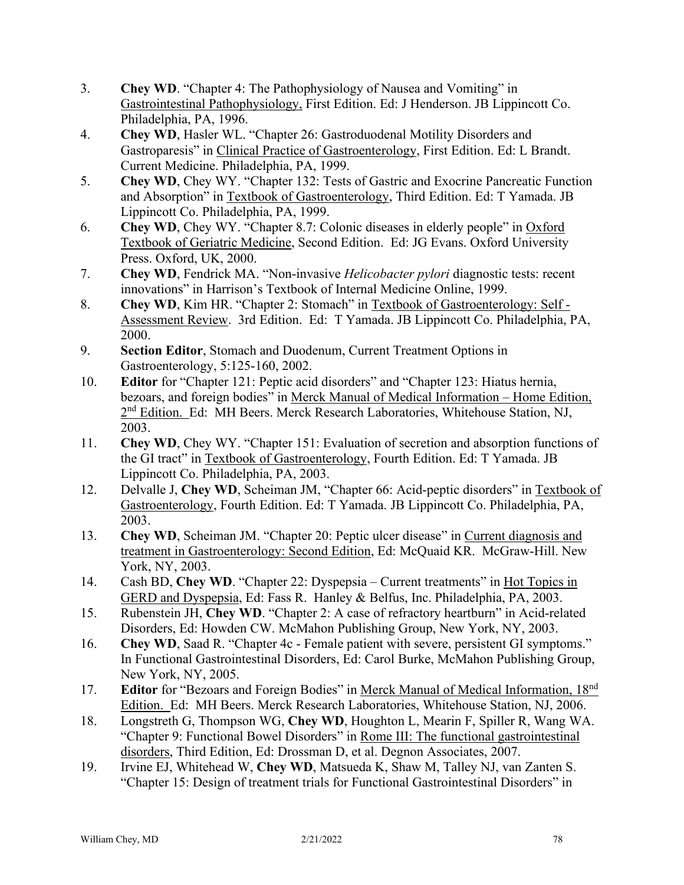3. **Chey WD**. "Chapter 4: The Pathophysiology of Nausea and Vomiting" in Gastrointestinal Pathophysiology, First Edition. Ed: J Henderson. JB Lippincott Co. Philadelphia, PA, 1996.
4. **Chey WD**, Hasler WL. "Chapter 26: Gastroduodenal Motility Disorders and Gastroparesis" in Clinical Practice of Gastroenterology, First Edition. Ed: L Brandt. Current Medicine. Philadelphia, PA, 1999.
5. **Chey WD**, Chey WY. "Chapter 132: Tests of Gastric and Exocrine Pancreatic Function and Absorption" in Textbook of Gastroenterology, Third Edition. Ed: T Yamada. JB Lippincott Co. Philadelphia, PA, 1999.
6. **Chey WD**, Chey WY. "Chapter 8.7: Colonic diseases in elderly people" in Oxford Textbook of Geriatric Medicine, Second Edition. Ed: JG Evans. Oxford University Press. Oxford, UK, 2000.
7. **Chey WD**, Fendrick MA. "Non-invasive *Helicobacter pylori* diagnostic tests: recent innovations" in Harrison's Textbook of Internal Medicine Online, 1999.
8. **Chey WD**, Kim HR. "Chapter 2: Stomach" in Textbook of Gastroenterology: Self - Assessment Review. 3rd Edition. Ed: T Yamada. JB Lippincott Co. Philadelphia, PA, 2000.
9. **Section Editor**, Stomach and Duodenum, Current Treatment Options in Gastroenterology, 5:125-160, 2002.
10. **Editor** for "Chapter 121: Peptic acid disorders" and "Chapter 123: Hiatus hernia, bezoars, and foreign bodies" in Merck Manual of Medical Information – Home Edition, 2nd Edition. Ed: MH Beers. Merck Research Laboratories, Whitehouse Station, NJ, 2003.
11. **Chey WD**, Chey WY. "Chapter 151: Evaluation of secretion and absorption functions of the GI tract" in Textbook of Gastroenterology, Fourth Edition. Ed: T Yamada. JB Lippincott Co. Philadelphia, PA, 2003.
12. Delvalle J, **Chey WD**, Scheiman JM, "Chapter 66: Acid-peptic disorders" in Textbook of Gastroenterology, Fourth Edition. Ed: T Yamada. JB Lippincott Co. Philadelphia, PA, 2003.
13. **Chey WD**, Scheiman JM. "Chapter 20: Peptic ulcer disease" in Current diagnosis and treatment in Gastroenterology: Second Edition, Ed: McQuaid KR. McGraw-Hill. New York, NY, 2003.
14. Cash BD, **Chey WD**. "Chapter 22: Dyspepsia – Current treatments" in Hot Topics in GERD and Dyspepsia, Ed: Fass R. Hanley & Belfus, Inc. Philadelphia, PA, 2003.
15. Rubenstein JH, **Chey WD**. "Chapter 2: A case of refractory heartburn" in Acid-related Disorders, Ed: Howden CW. McMahon Publishing Group, New York, NY, 2003.
16. **Chey WD**, Saad R. "Chapter 4c - Female patient with severe, persistent GI symptoms." In Functional Gastrointestinal Disorders, Ed: Carol Burke, McMahon Publishing Group, New York, NY, 2005.
17. **Editor** for "Bezoars and Foreign Bodies" in Merck Manual of Medical Information, 18th Edition. Ed: MH Beers. Merck Research Laboratories, Whitehouse Station, NJ, 2006.
18. Longstreth G, Thompson WG, **Chey WD**, Houghton L, Mearin F, Spiller R, Wang WA. "Chapter 9: Functional Bowel Disorders" in Rome III: The functional gastrointestinal disorders, Third Edition, Ed: Drossman D, et al. Degnon Associates, 2007.
19. Irvine EJ, Whitehead W, **Chey WD**, Matsueda K, Shaw M, Talley NJ, van Zanten S. "Chapter 15: Design of treatment trials for Functional Gastrointestinal Disorders" in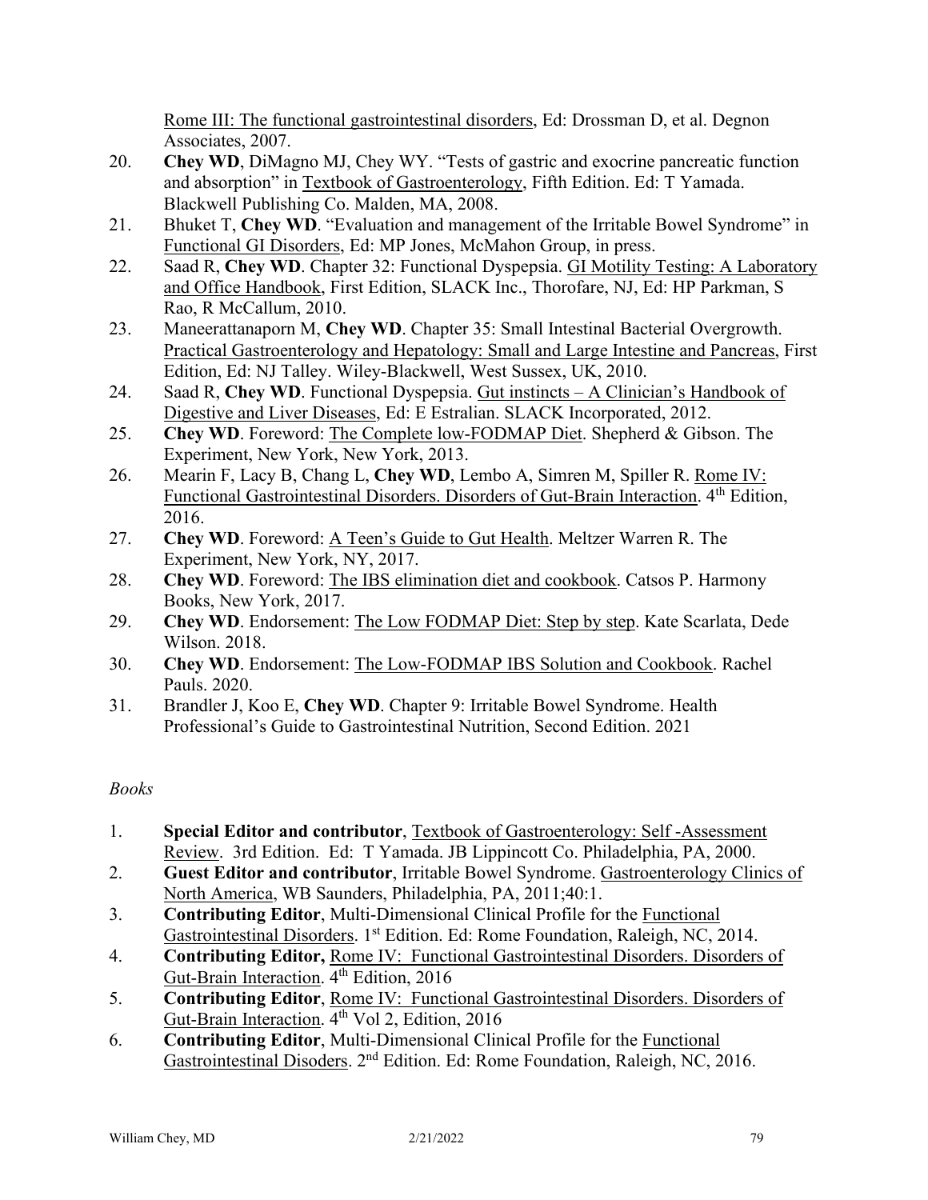Rome III: The functional gastrointestinal disorders, Ed: Drossman D, et al. Degnon Associates, 2007.

20. **Chey WD**, DiMagno MJ, Chey WY. "Tests of gastric and exocrine pancreatic function and absorption" in Textbook of Gastroenterology, Fifth Edition. Ed: T Yamada. Blackwell Publishing Co. Malden, MA, 2008.
21. Bhuket T, **Chey WD**. "Evaluation and management of the Irritable Bowel Syndrome" in Functional GI Disorders, Ed: MP Jones, McMahon Group, in press.
22. Saad R, **Chey WD**. Chapter 32: Functional Dyspepsia. GI Motility Testing: A Laboratory and Office Handbook, First Edition, SLACK Inc., Thorofare, NJ, Ed: HP Parkman, S Rao, R McCallum, 2010.
23. Maneerattanaporn M, **Chey WD**. Chapter 35: Small Intestinal Bacterial Overgrowth. Practical Gastroenterology and Hepatology: Small and Large Intestine and Pancreas, First Edition, Ed: NJ Talley. Wiley-Blackwell, West Sussex, UK, 2010.
24. Saad R, **Chey WD**. Functional Dyspepsia. Gut instincts – A Clinician's Handbook of Digestive and Liver Diseases, Ed: E Estralian. SLACK Incorporated, 2012.
25. **Chey WD**. Foreword: The Complete low-FODMAP Diet. Shepherd & Gibson. The Experiment, New York, New York, 2013.
26. Mearin F, Lacy B, Chang L, **Chey WD**, Lembo A, Simren M, Spiller R. Rome IV: Functional Gastrointestinal Disorders. Disorders of Gut-Brain Interaction. 4th Edition, 2016.
27. **Chey WD**. Foreword: A Teen's Guide to Gut Health. Meltzer Warren R. The Experiment, New York, NY, 2017.
28. **Chey WD**. Foreword: The IBS elimination diet and cookbook. Catsos P. Harmony Books, New York, 2017.
29. **Chey WD**. Endorsement: The Low FODMAP Diet: Step by step. Kate Scarlata, Dede Wilson. 2018.
30. **Chey WD**. Endorsement: The Low-FODMAP IBS Solution and Cookbook. Rachel Pauls. 2020.
31. Brandler J, Koo E, **Chey WD**. Chapter 9: Irritable Bowel Syndrome. Health Professional's Guide to Gastrointestinal Nutrition, Second Edition. 2021

*Books*

1. **Special Editor and contributor**, Textbook of Gastroenterology: Self -Assessment Review. 3rd Edition. Ed: T Yamada. JB Lippincott Co. Philadelphia, PA, 2000.
2. **Guest Editor and contributor**, Irritable Bowel Syndrome. Gastroenterology Clinics of North America, WB Saunders, Philadelphia, PA, 2011;40:1.
3. **Contributing Editor**, Multi-Dimensional Clinical Profile for the Functional Gastrointestinal Disorders. 1st Edition. Ed: Rome Foundation, Raleigh, NC, 2014.
4. **Contributing Editor,** Rome IV: Functional Gastrointestinal Disorders. Disorders of Gut-Brain Interaction. 4th Edition, 2016
5. **Contributing Editor**, Rome IV: Functional Gastrointestinal Disorders. Disorders of Gut-Brain Interaction. 4th Vol 2, Edition, 2016
6. **Contributing Editor**, Multi-Dimensional Clinical Profile for the Functional Gastrointestinal Disoders. 2nd Edition. Ed: Rome Foundation, Raleigh, NC, 2016.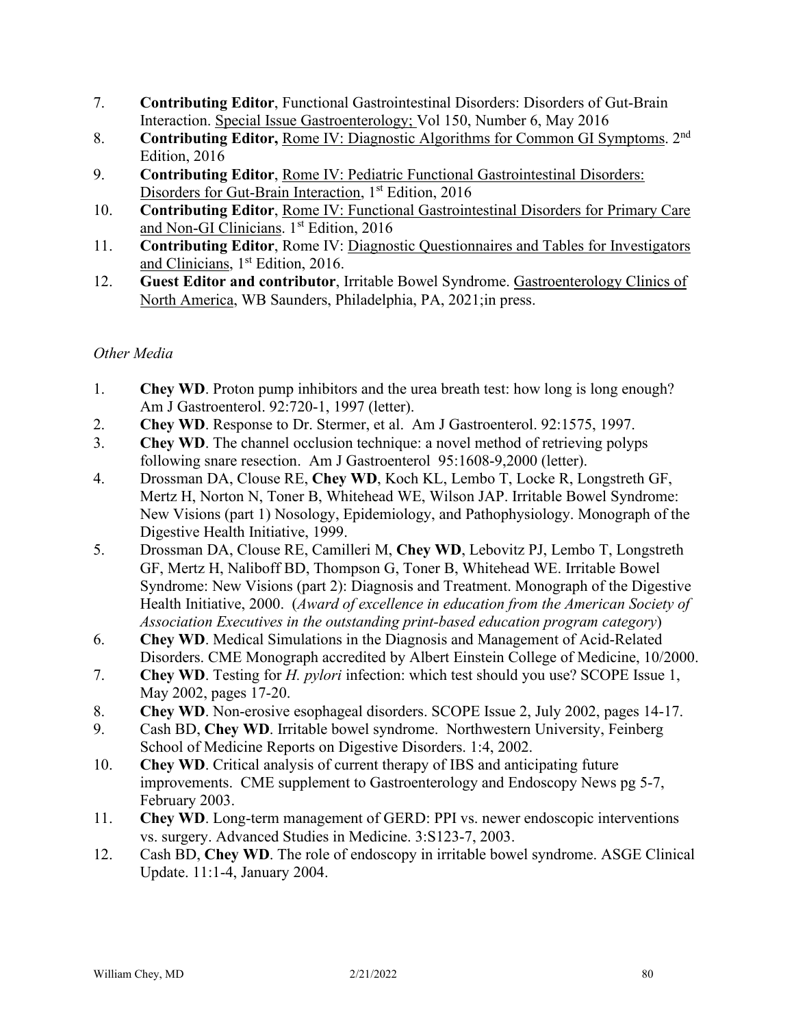7. **Contributing Editor**, Functional Gastrointestinal Disorders: Disorders of Gut-Brain Interaction. Special Issue Gastroenterology; Vol 150, Number 6, May 2016
8. **Contributing Editor,** Rome IV: Diagnostic Algorithms for Common GI Symptoms. 2nd Edition, 2016
9. **Contributing Editor**, Rome IV: Pediatric Functional Gastrointestinal Disorders: Disorders for Gut-Brain Interaction, 1st Edition, 2016
10. **Contributing Editor**, Rome IV: Functional Gastrointestinal Disorders for Primary Care and Non-GI Clinicians. 1st Edition, 2016
11. **Contributing Editor**, Rome IV: Diagnostic Questionnaires and Tables for Investigators and Clinicians, 1st Edition, 2016.
12. **Guest Editor and contributor**, Irritable Bowel Syndrome. Gastroenterology Clinics of North America, WB Saunders, Philadelphia, PA, 2021;in press.

*Other Media*

1. **Chey WD**. Proton pump inhibitors and the urea breath test: how long is long enough? Am J Gastroenterol. 92:720-1, 1997 (letter).
2. **Chey WD**. Response to Dr. Stermer, et al. Am J Gastroenterol. 92:1575, 1997.
3. **Chey WD**. The channel occlusion technique: a novel method of retrieving polyps following snare resection. Am J Gastroenterol 95:1608-9,2000 (letter).
4. Drossman DA, Clouse RE, **Chey WD**, Koch KL, Lembo T, Locke R, Longstreth GF, Mertz H, Norton N, Toner B, Whitehead WE, Wilson JAP. Irritable Bowel Syndrome: New Visions (part 1) Nosology, Epidemiology, and Pathophysiology. Monograph of the Digestive Health Initiative, 1999.
5. Drossman DA, Clouse RE, Camilleri M, **Chey WD**, Lebovitz PJ, Lembo T, Longstreth GF, Mertz H, Naliboff BD, Thompson G, Toner B, Whitehead WE. Irritable Bowel Syndrome: New Visions (part 2): Diagnosis and Treatment. Monograph of the Digestive Health Initiative, 2000. (*Award of excellence in education from the American Society of Association Executives in the outstanding print-based education program category*)
6. **Chey WD**. Medical Simulations in the Diagnosis and Management of Acid-Related Disorders. CME Monograph accredited by Albert Einstein College of Medicine, 10/2000.
7. **Chey WD**. Testing for *H. pylori* infection: which test should you use? SCOPE Issue 1, May 2002, pages 17-20.
8. **Chey WD**. Non-erosive esophageal disorders. SCOPE Issue 2, July 2002, pages 14-17.
9. Cash BD, **Chey WD**. Irritable bowel syndrome. Northwestern University, Feinberg School of Medicine Reports on Digestive Disorders. 1:4, 2002.
10. **Chey WD**. Critical analysis of current therapy of IBS and anticipating future improvements. CME supplement to Gastroenterology and Endoscopy News pg 5-7, February 2003.
11. **Chey WD**. Long-term management of GERD: PPI vs. newer endoscopic interventions vs. surgery. Advanced Studies in Medicine. 3:S123-7, 2003.
12. Cash BD, **Chey WD**. The role of endoscopy in irritable bowel syndrome. ASGE Clinical Update. 11:1-4, January 2004.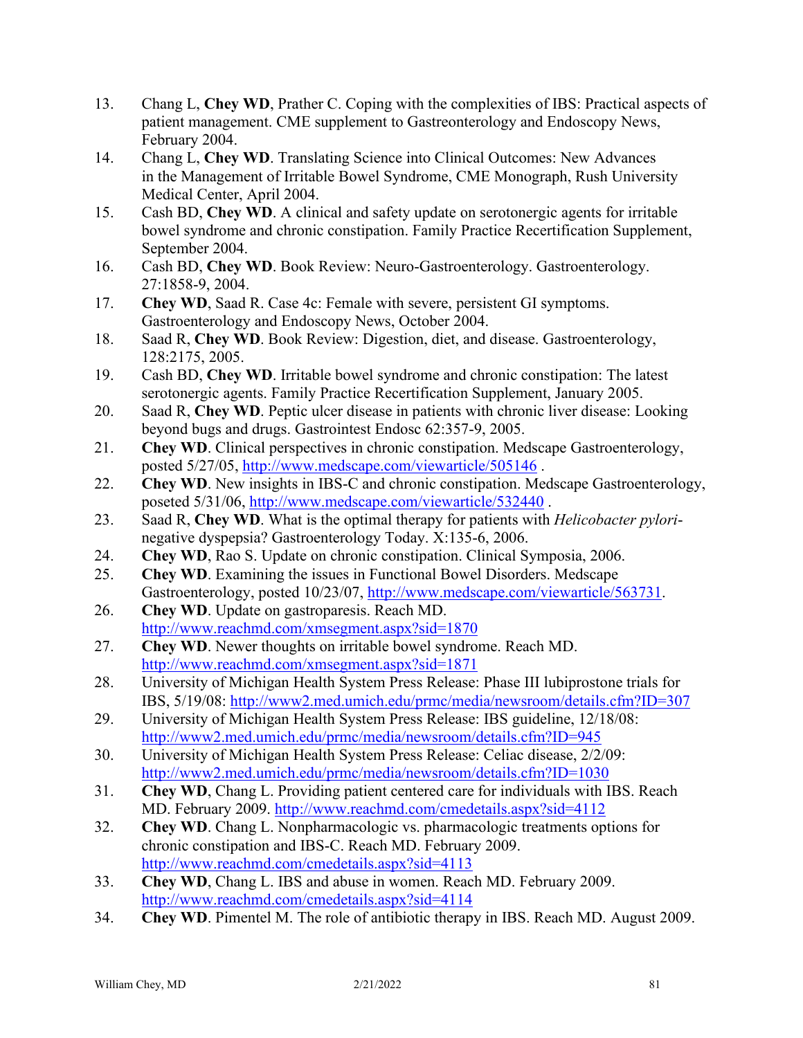13. Chang L, **Chey WD**, Prather C. Coping with the complexities of IBS: Practical aspects of patient management. CME supplement to Gastroenterology and Endoscopy News, February 2004.
14. Chang L, **Chey WD**. Translating Science into Clinical Outcomes: New Advances in the Management of Irritable Bowel Syndrome, CME Monograph, Rush University Medical Center, April 2004.
15. Cash BD, **Chey WD**. A clinical and safety update on serotonergic agents for irritable bowel syndrome and chronic constipation. Family Practice Recertification Supplement, September 2004.
16. Cash BD, **Chey WD**. Book Review: Neuro-Gastroenterology. Gastroenterology. 27:1858-9, 2004.
17. **Chey WD**, Saad R. Case 4c: Female with severe, persistent GI symptoms. Gastroenterology and Endoscopy News, October 2004.
18. Saad R, **Chey WD**. Book Review: Digestion, diet, and disease. Gastroenterology, 128:2175, 2005.
19. Cash BD, **Chey WD**. Irritable bowel syndrome and chronic constipation: The latest serotonergic agents. Family Practice Recertification Supplement, January 2005.
20. Saad R, **Chey WD**. Peptic ulcer disease in patients with chronic liver disease: Looking beyond bugs and drugs. Gastrointest Endosc 62:357-9, 2005.
21. **Chey WD**. Clinical perspectives in chronic constipation. Medscape Gastroenterology, posted 5/27/05, http://www.medscape.com/viewarticle/505146 .
22. **Chey WD**. New insights in IBS-C and chronic constipation. Medscape Gastroenterology, poseted 5/31/06, http://www.medscape.com/viewarticle/532440 .
23. Saad R, **Chey WD**. What is the optimal therapy for patients with *Helicobacter pylori*-negative dyspepsia? Gastroenterology Today. X:135-6, 2006.
24. **Chey WD**, Rao S. Update on chronic constipation. Clinical Symposia, 2006.
25. **Chey WD**. Examining the issues in Functional Bowel Disorders. Medscape Gastroenterology, posted 10/23/07, http://www.medscape.com/viewarticle/563731.
26. **Chey WD**. Update on gastroparesis. Reach MD. http://www.reachmd.com/xmsegment.aspx?sid=1870
27. **Chey WD**. Newer thoughts on irritable bowel syndrome. Reach MD. http://www.reachmd.com/xmsegment.aspx?sid=1871
28. University of Michigan Health System Press Release: Phase III lubiprostone trials for IBS, 5/19/08: http://www2.med.umich.edu/prmc/media/newsroom/details.cfm?ID=307
29. University of Michigan Health System Press Release: IBS guideline, 12/18/08: http://www2.med.umich.edu/prmc/media/newsroom/details.cfm?ID=945
30. University of Michigan Health System Press Release: Celiac disease, 2/2/09: http://www2.med.umich.edu/prmc/media/newsroom/details.cfm?ID=1030
31. **Chey WD**, Chang L. Providing patient centered care for individuals with IBS. Reach MD. February 2009. http://www.reachmd.com/cmedetails.aspx?sid=4112
32. **Chey WD**. Chang L. Nonpharmacologic vs. pharmacologic treatments options for chronic constipation and IBS-C. Reach MD. February 2009. http://www.reachmd.com/cmedetails.aspx?sid=4113
33. **Chey WD**, Chang L. IBS and abuse in women. Reach MD. February 2009. http://www.reachmd.com/cmedetails.aspx?sid=4114
34. **Chey WD**. Pimentel M. The role of antibiotic therapy in IBS. Reach MD. August 2009.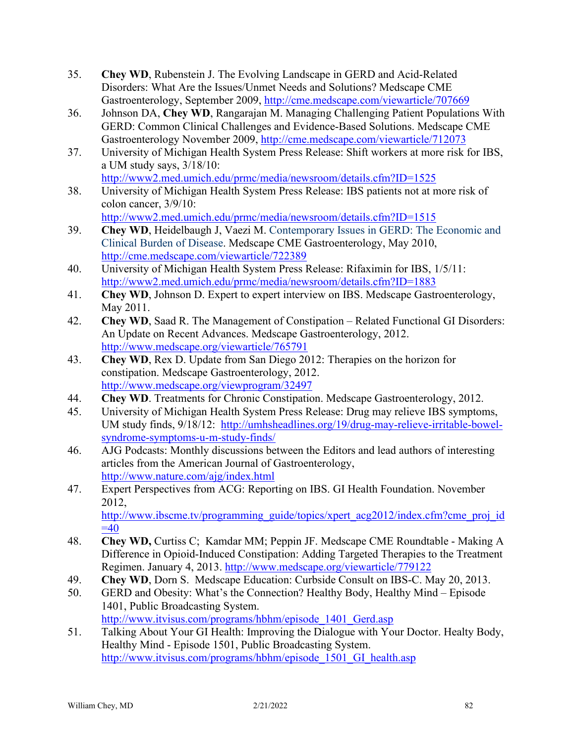35. **Chey WD**, Rubenstein J. The Evolving Landscape in GERD and Acid-Related Disorders: What Are the Issues/Unmet Needs and Solutions? Medscape CME Gastroenterology, September 2009, http://cme.medscape.com/viewarticle/707669
36. Johnson DA, **Chey WD**, Rangarajan M. Managing Challenging Patient Populations With GERD: Common Clinical Challenges and Evidence-Based Solutions. Medscape CME Gastroenterology November 2009, http://cme.medscape.com/viewarticle/712073
37. University of Michigan Health System Press Release: Shift workers at more risk for IBS, a UM study says, 3/18/10: http://www2.med.umich.edu/prmc/media/newsroom/details.cfm?ID=1525
38. University of Michigan Health System Press Release: IBS patients not at more risk of colon cancer, 3/9/10: http://www2.med.umich.edu/prmc/media/newsroom/details.cfm?ID=1515
39. **Chey WD**, Heidelbaugh J, Vaezi M. Contemporary Issues in GERD: The Economic and Clinical Burden of Disease. Medscape CME Gastroenterology, May 2010, http://cme.medscape.com/viewarticle/722389
40. University of Michigan Health System Press Release: Rifaximin for IBS, 1/5/11: http://www2.med.umich.edu/prmc/media/newsroom/details.cfm?ID=1883
41. **Chey WD**, Johnson D. Expert to expert interview on IBS. Medscape Gastroenterology, May 2011.
42. **Chey WD**, Saad R. The Management of Constipation – Related Functional GI Disorders: An Update on Recent Advances. Medscape Gastroenterology, 2012. http://www.medscape.org/viewarticle/765791
43. **Chey WD**, Rex D. Update from San Diego 2012: Therapies on the horizon for constipation. Medscape Gastroenterology, 2012. http://www.medscape.org/viewprogram/32497
44. **Chey WD**. Treatments for Chronic Constipation. Medscape Gastroenterology, 2012.
45. University of Michigan Health System Press Release: Drug may relieve IBS symptoms, UM study finds, 9/18/12: http://umhsheadlines.org/19/drug-may-relieve-irritable-bowel-syndrome-symptoms-u-m-study-finds/
46. AJG Podcasts: Monthly discussions between the Editors and lead authors of interesting articles from the American Journal of Gastroenterology, http://www.nature.com/ajg/index.html
47. Expert Perspectives from ACG: Reporting on IBS. GI Health Foundation. November 2012, http://www.ibscme.tv/programming_guide/topics/xpert_acg2012/index.cfm?cme_proj_id=40
48. **Chey WD,** Curtiss C; Kamdar MM; Peppin JF. Medscape CME Roundtable - Making A Difference in Opioid-Induced Constipation: Adding Targeted Therapies to the Treatment Regimen. January 4, 2013. http://www.medscape.org/viewarticle/779122
49. **Chey WD**, Dorn S. Medscape Education: Curbside Consult on IBS-C. May 20, 2013.
50. GERD and Obesity: What's the Connection? Healthy Body, Healthy Mind – Episode 1401, Public Broadcasting System. http://www.itvisus.com/programs/hbhm/episode_1401_Gerd.asp
51. Talking About Your GI Health: Improving the Dialogue with Your Doctor. Healty Body, Healthy Mind - Episode 1501, Public Broadcasting System. http://www.itvisus.com/programs/hbhm/episode_1501_GI_health.asp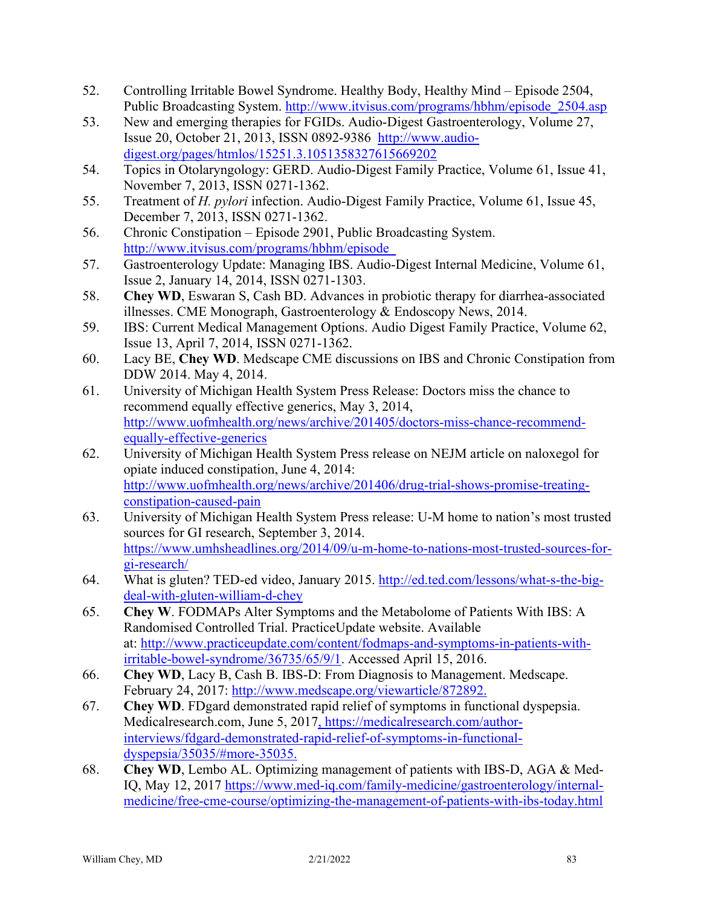52. Controlling Irritable Bowel Syndrome. Healthy Body, Healthy Mind – Episode 2504, Public Broadcasting System. http://www.itvisus.com/programs/hbhm/episode_2504.asp
53. New and emerging therapies for FGIDs. Audio-Digest Gastroenterology, Volume 27, Issue 20, October 21, 2013, ISSN 0892-9386 http://www.audio-digest.org/pages/htmlos/15251.3.1051358327615669202
54. Topics in Otolaryngology: GERD. Audio-Digest Family Practice, Volume 61, Issue 41, November 7, 2013, ISSN 0271-1362.
55. Treatment of *H. pylori* infection. Audio-Digest Family Practice, Volume 61, Issue 45, December 7, 2013, ISSN 0271-1362.
56. Chronic Constipation – Episode 2901, Public Broadcasting System. http://www.itvisus.com/programs/hbhm/episode
57. Gastroenterology Update: Managing IBS. Audio-Digest Internal Medicine, Volume 61, Issue 2, January 14, 2014, ISSN 0271-1303.
58. **Chey WD**, Eswaran S, Cash BD. Advances in probiotic therapy for diarrhea-associated illnesses. CME Monograph, Gastroenterology & Endoscopy News, 2014.
59. IBS: Current Medical Management Options. Audio Digest Family Practice, Volume 62, Issue 13, April 7, 2014, ISSN 0271-1362.
60. Lacy BE, **Chey WD**. Medscape CME discussions on IBS and Chronic Constipation from DDW 2014. May 4, 2014.
61. University of Michigan Health System Press Release: Doctors miss the chance to recommend equally effective generics, May 3, 2014, http://www.uofmhealth.org/news/archive/201405/doctors-miss-chance-recommend-equally-effective-generics
62. University of Michigan Health System Press release on NEJM article on naloxegol for opiate induced constipation, June 4, 2014: http://www.uofmhealth.org/news/archive/201406/drug-trial-shows-promise-treating-constipation-caused-pain
63. University of Michigan Health System Press release: U-M home to nation's most trusted sources for GI research, September 3, 2014. https://www.umhsheadlines.org/2014/09/u-m-home-to-nations-most-trusted-sources-for-gi-research/
64. What is gluten? TED-ed video, January 2015. http://ed.ted.com/lessons/what-s-the-big-deal-with-gluten-william-d-chey
65. **Chey W**. FODMAPs Alter Symptoms and the Metabolome of Patients With IBS: A Randomised Controlled Trial. PracticeUpdate website. Available at: http://www.practiceupdate.com/content/fodmaps-and-symptoms-in-patients-with-irritable-bowel-syndrome/36735/65/9/1. Accessed April 15, 2016.
66. **Chey WD**, Lacy B, Cash B. IBS-D: From Diagnosis to Management. Medscape. February 24, 2017: http://www.medscape.org/viewarticle/872892.
67. **Chey WD**. FDgard demonstrated rapid relief of symptoms in functional dyspepsia. Medicalresearch.com, June 5, 2017, https://medicalresearch.com/author-interviews/fdgard-demonstrated-rapid-relief-of-symptoms-in-functional-dyspepsia/35035/#more-35035.
68. **Chey WD**, Lembo AL. Optimizing management of patients with IBS-D, AGA & Med-IQ, May 12, 2017 https://www.med-iq.com/family-medicine/gastroenterology/internal-medicine/free-cme-course/optimizing-the-management-of-patients-with-ibs-today.html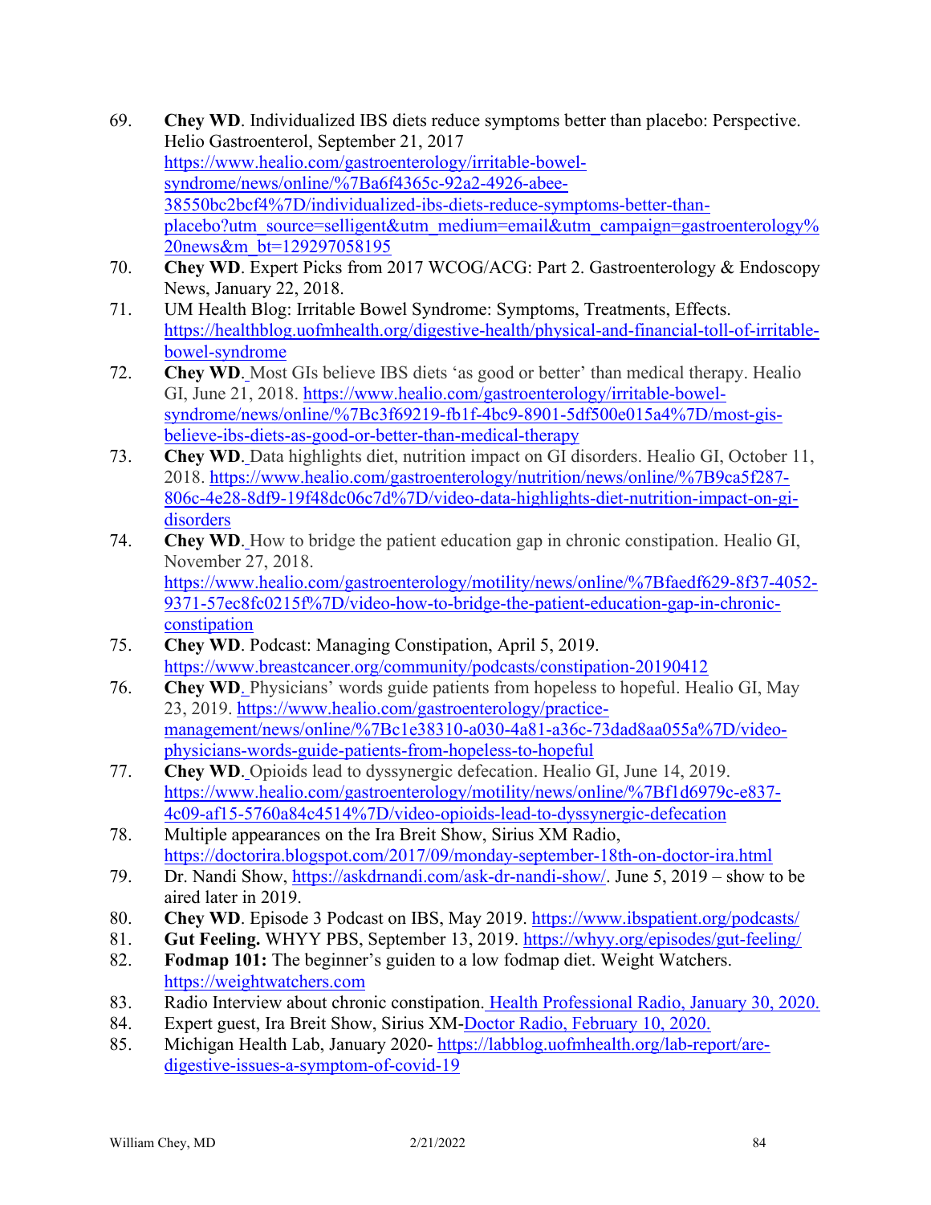69. **Chey WD**. Individualized IBS diets reduce symptoms better than placebo: Perspective. Helio Gastroenterol, September 21, 2017 https://www.healio.com/gastroenterology/irritable-bowel-syndrome/news/online/%7Ba6f4365c-92a2-4926-abee-38550bc2bcf4%7D/individualized-ibs-diets-reduce-symptoms-better-than-placebo?utm_source=selligent&utm_medium=email&utm_campaign=gastroenterology%20news&m_bt=129297058195
70. **Chey WD**. Expert Picks from 2017 WCOG/ACG: Part 2. Gastroenterology & Endoscopy News, January 22, 2018.
71. UM Health Blog: Irritable Bowel Syndrome: Symptoms, Treatments, Effects. https://healthblog.uofmhealth.org/digestive-health/physical-and-financial-toll-of-irritable-bowel-syndrome
72. **Chey WD**. Most GIs believe IBS diets 'as good or better' than medical therapy. Healio GI, June 21, 2018. https://www.healio.com/gastroenterology/irritable-bowel-syndrome/news/online/%7Bc3f69219-fb1f-4bc9-8901-5df500e015a4%7D/most-gis-believe-ibs-diets-as-good-or-better-than-medical-therapy
73. **Chey WD**. Data highlights diet, nutrition impact on GI disorders. Healio GI, October 11, 2018. https://www.healio.com/gastroenterology/nutrition/news/online/%7B9ca5f287-806c-4e28-8df9-19f48dc06c7d%7D/video-data-highlights-diet-nutrition-impact-on-gi-disorders
74. **Chey WD**. How to bridge the patient education gap in chronic constipation. Healio GI, November 27, 2018. https://www.healio.com/gastroenterology/motility/news/online/%7Bfaedf629-8f37-4052-9371-57ec8fc0215f%7D/video-how-to-bridge-the-patient-education-gap-in-chronic-constipation
75. **Chey WD**. Podcast: Managing Constipation, April 5, 2019. https://www.breastcancer.org/community/podcasts/constipation-20190412
76. **Chey WD**. Physicians' words guide patients from hopeless to hopeful. Healio GI, May 23, 2019. https://www.healio.com/gastroenterology/practice-management/news/online/%7Bc1e38310-a030-4a81-a36c-73dad8aa055a%7D/video-physicians-words-guide-patients-from-hopeless-to-hopeful
77. **Chey WD**. Opioids lead to dyssynergic defecation. Healio GI, June 14, 2019. https://www.healio.com/gastroenterology/motility/news/online/%7Bf1d6979c-e837-4c09-af15-5760a84c4514%7D/video-opioids-lead-to-dyssynergic-defecation
78. Multiple appearances on the Ira Breit Show, Sirius XM Radio, https://doctorira.blogspot.com/2017/09/monday-september-18th-on-doctor-ira.html
79. Dr. Nandi Show, https://askdrnandi.com/ask-dr-nandi-show/. June 5, 2019 – show to be aired later in 2019.
80. **Chey WD**. Episode 3 Podcast on IBS, May 2019. https://www.ibspatient.org/podcasts/
81. **Gut Feeling.** WHYY PBS, September 13, 2019. https://whyy.org/episodes/gut-feeling/
82. **Fodmap 101:** The beginner's guiden to a low fodmap diet. Weight Watchers. https://weightwatchers.com
83. Radio Interview about chronic constipation. Health Professional Radio, January 30, 2020.
84. Expert guest, Ira Breit Show, Sirius XM-Doctor Radio, February 10, 2020.
85. Michigan Health Lab, January 2020- https://labblog.uofmhealth.org/lab-report/are-digestive-issues-a-symptom-of-covid-19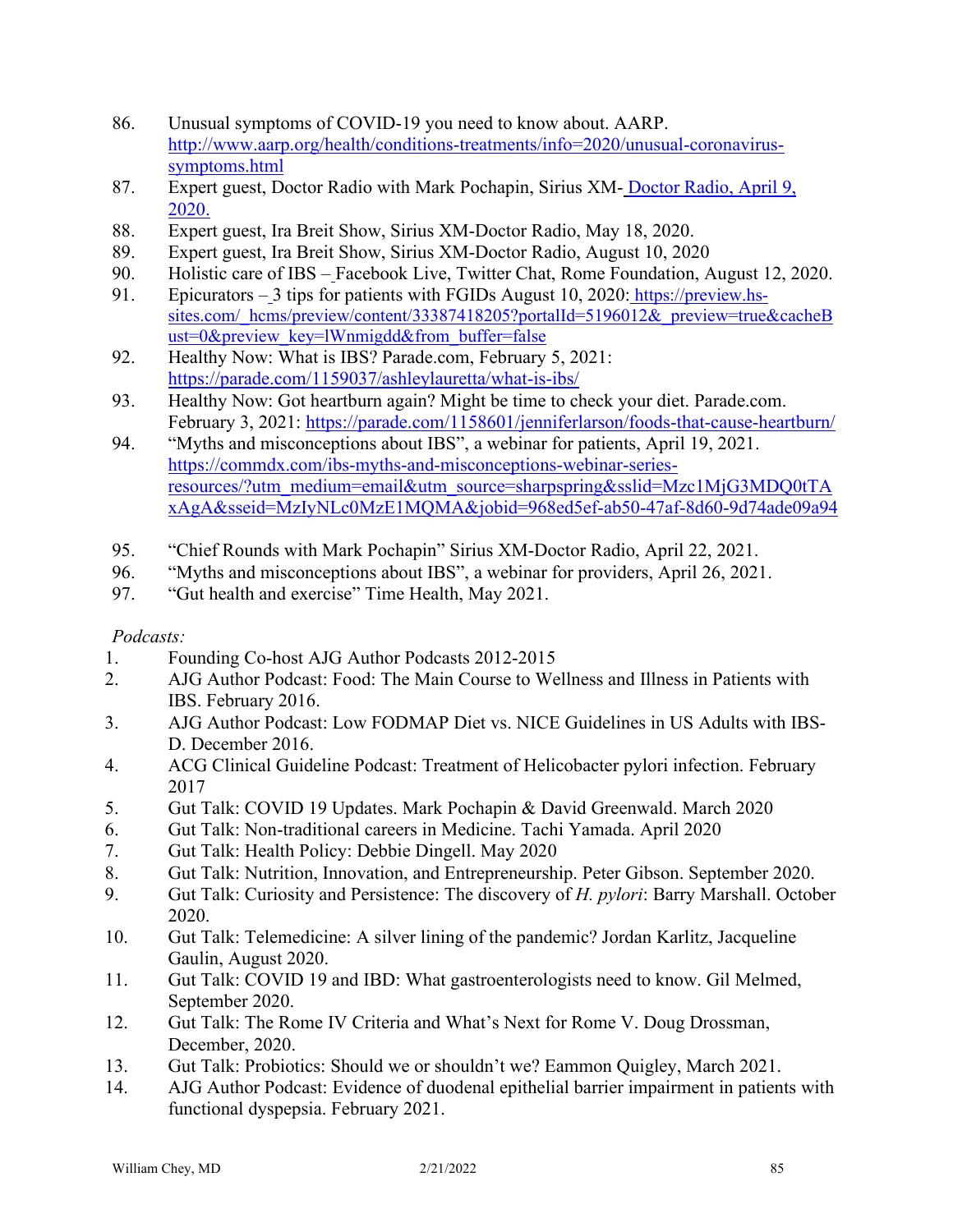86. Unusual symptoms of COVID-19 you need to know about. AARP. http://www.aarp.org/health/conditions-treatments/info=2020/unusual-coronavirus-symptoms.html
87. Expert guest, Doctor Radio with Mark Pochapin, Sirius XM- Doctor Radio, April 9, 2020.
88. Expert guest, Ira Breit Show, Sirius XM-Doctor Radio, May 18, 2020.
89. Expert guest, Ira Breit Show, Sirius XM-Doctor Radio, August 10, 2020
90. Holistic care of IBS – Facebook Live, Twitter Chat, Rome Foundation, August 12, 2020.
91. Epicurators – 3 tips for patients with FGIDs August 10, 2020: https://preview.hs-sites.com/_hcms/preview/content/33387418205?portalId=5196012&_preview=true&cacheBust=0&preview_key=lWnmigdd&from_buffer=false
92. Healthy Now: What is IBS? Parade.com, February 5, 2021: https://parade.com/1159037/ashleylauretta/what-is-ibs/
93. Healthy Now: Got heartburn again? Might be time to check your diet. Parade.com. February 3, 2021: https://parade.com/1158601/jenniferlarson/foods-that-cause-heartburn/
94. "Myths and misconceptions about IBS", a webinar for patients, April 19, 2021. https://commdx.com/ibs-myths-and-misconceptions-webinar-series-resources/?utm_medium=email&utm_source=sharpspring&sslid=Mzc1MjG3MDQ0tTAxAgA&sseid=MzIyNLc0MzE1MQMA&jobid=968ed5ef-ab50-47af-8d60-9d74ade09a94
95. "Chief Rounds with Mark Pochapin" Sirius XM-Doctor Radio, April 22, 2021.
96. "Myths and misconceptions about IBS", a webinar for providers, April 26, 2021.
97. "Gut health and exercise" Time Health, May 2021.

*Podcasts:*

1. Founding Co-host AJG Author Podcasts 2012-2015
2. AJG Author Podcast: Food: The Main Course to Wellness and Illness in Patients with IBS. February 2016.
3. AJG Author Podcast: Low FODMAP Diet vs. NICE Guidelines in US Adults with IBS-D. December 2016.
4. ACG Clinical Guideline Podcast: Treatment of Helicobacter pylori infection. February 2017
5. Gut Talk: COVID 19 Updates. Mark Pochapin & David Greenwald. March 2020
6. Gut Talk: Non-traditional careers in Medicine. Tachi Yamada. April 2020
7. Gut Talk: Health Policy: Debbie Dingell. May 2020
8. Gut Talk: Nutrition, Innovation, and Entrepreneurship. Peter Gibson. September 2020.
9. Gut Talk: Curiosity and Persistence: The discovery of *H. pylori*: Barry Marshall. October 2020.
10. Gut Talk: Telemedicine: A silver lining of the pandemic? Jordan Karlitz, Jacqueline Gaulin, August 2020.
11. Gut Talk: COVID 19 and IBD: What gastroenterologists need to know. Gil Melmed, September 2020.
12. Gut Talk: The Rome IV Criteria and What's Next for Rome V. Doug Drossman, December, 2020.
13. Gut Talk: Probiotics: Should we or shouldn't we? Eammon Quigley, March 2021.
14. AJG Author Podcast: Evidence of duodenal epithelial barrier impairment in patients with functional dyspepsia. February 2021.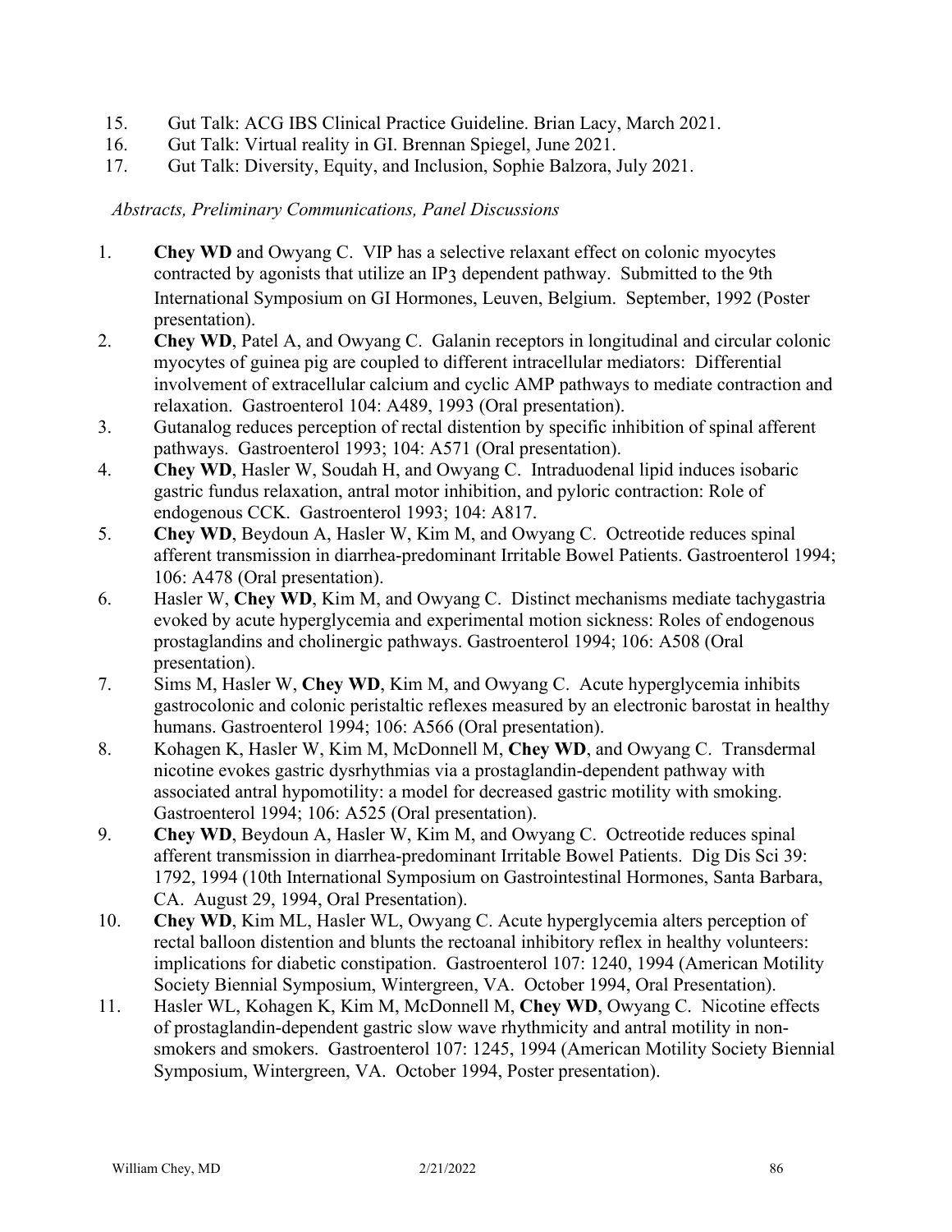15. Gut Talk: ACG IBS Clinical Practice Guideline. Brian Lacy, March 2021.
16. Gut Talk: Virtual reality in GI. Brennan Spiegel, June 2021.
17. Gut Talk: Diversity, Equity, and Inclusion, Sophie Balzora, July 2021.

*Abstracts, Preliminary Communications, Panel Discussions*

1. **Chey WD** and Owyang C. VIP has a selective relaxant effect on colonic myocytes contracted by agonists that utilize an $IP_3$ dependent pathway. Submitted to the 9th International Symposium on GI Hormones, Leuven, Belgium. September, 1992 (Poster presentation).
2. **Chey WD**, Patel A, and Owyang C. Galanin receptors in longitudinal and circular colonic myocytes of guinea pig are coupled to different intracellular mediators: Differential involvement of extracellular calcium and cyclic AMP pathways to mediate contraction and relaxation. Gastroenterol 104: A489, 1993 (Oral presentation).
3. Gutanalog reduces perception of rectal distention by specific inhibition of spinal afferent pathways. Gastroenterol 1993; 104: A571 (Oral presentation).
4. **Chey WD**, Hasler W, Soudah H, and Owyang C. Intraduodenal lipid induces isobaric gastric fundus relaxation, antral motor inhibition, and pyloric contraction: Role of endogenous CCK. Gastroenterol 1993; 104: A817.
5. **Chey WD**, Beydoun A, Hasler W, Kim M, and Owyang C. Octreotide reduces spinal afferent transmission in diarrhea-predominant Irritable Bowel Patients. Gastroenterol 1994; 106: A478 (Oral presentation).
6. Hasler W, **Chey WD**, Kim M, and Owyang C. Distinct mechanisms mediate tachygastria evoked by acute hyperglycemia and experimental motion sickness: Roles of endogenous prostaglandins and cholinergic pathways. Gastroenterol 1994; 106: A508 (Oral presentation).
7. Sims M, Hasler W, **Chey WD**, Kim M, and Owyang C. Acute hyperglycemia inhibits gastrocolonic and colonic peristaltic reflexes measured by an electronic barostat in healthy humans. Gastroenterol 1994; 106: A566 (Oral presentation).
8. Kohagen K, Hasler W, Kim M, McDonnell M, **Chey WD**, and Owyang C. Transdermal nicotine evokes gastric dysrhythmias via a prostaglandin-dependent pathway with associated antral hypomotility: a model for decreased gastric motility with smoking. Gastroenterol 1994; 106: A525 (Oral presentation).
9. **Chey WD**, Beydoun A, Hasler W, Kim M, and Owyang C. Octreotide reduces spinal afferent transmission in diarrhea-predominant Irritable Bowel Patients. Dig Dis Sci 39: 1792, 1994 (10th International Symposium on Gastrointestinal Hormones, Santa Barbara, CA. August 29, 1994, Oral Presentation).
10. **Chey WD**, Kim ML, Hasler WL, Owyang C. Acute hyperglycemia alters perception of rectal balloon distention and blunts the rectoanal inhibitory reflex in healthy volunteers: implications for diabetic constipation. Gastroenterol 107: 1240, 1994 (American Motility Society Biennial Symposium, Wintergreen, VA. October 1994, Oral Presentation).
11. Hasler WL, Kohagen K, Kim M, McDonnell M, **Chey WD**, Owyang C. Nicotine effects of prostaglandin-dependent gastric slow wave rhythmicity and antral motility in non-smokers and smokers. Gastroenterol 107: 1245, 1994 (American Motility Society Biennial Symposium, Wintergreen, VA. October 1994, Poster presentation).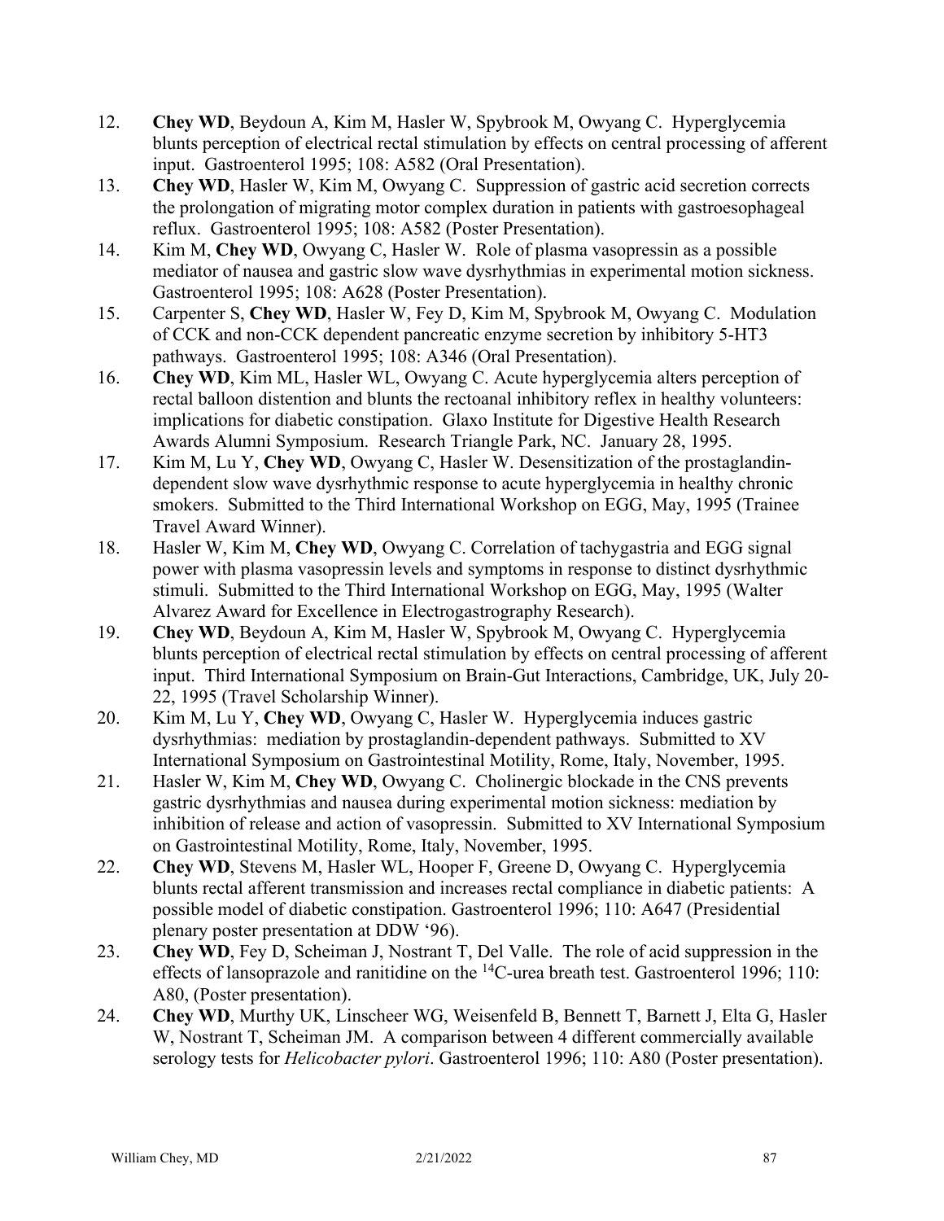12. **Chey WD**, Beydoun A, Kim M, Hasler W, Spybrook M, Owyang C. Hyperglycemia blunts perception of electrical rectal stimulation by effects on central processing of afferent input. Gastroenterol 1995; 108: A582 (Oral Presentation).
13. **Chey WD**, Hasler W, Kim M, Owyang C. Suppression of gastric acid secretion corrects the prolongation of migrating motor complex duration in patients with gastroesophageal reflux. Gastroenterol 1995; 108: A582 (Poster Presentation).
14. Kim M, **Chey WD**, Owyang C, Hasler W. Role of plasma vasopressin as a possible mediator of nausea and gastric slow wave dysrhythmias in experimental motion sickness. Gastroenterol 1995; 108: A628 (Poster Presentation).
15. Carpenter S, **Chey WD**, Hasler W, Fey D, Kim M, Spybrook M, Owyang C. Modulation of CCK and non-CCK dependent pancreatic enzyme secretion by inhibitory 5-HT3 pathways. Gastroenterol 1995; 108: A346 (Oral Presentation).
16. **Chey WD**, Kim ML, Hasler WL, Owyang C. Acute hyperglycemia alters perception of rectal balloon distention and blunts the rectoanal inhibitory reflex in healthy volunteers: implications for diabetic constipation. Glaxo Institute for Digestive Health Research Awards Alumni Symposium. Research Triangle Park, NC. January 28, 1995.
17. Kim M, Lu Y, **Chey WD**, Owyang C, Hasler W. Desensitization of the prostaglandin-dependent slow wave dysrhythmic response to acute hyperglycemia in healthy chronic smokers. Submitted to the Third International Workshop on EGG, May, 1995 (Trainee Travel Award Winner).
18. Hasler W, Kim M, **Chey WD**, Owyang C. Correlation of tachygastria and EGG signal power with plasma vasopressin levels and symptoms in response to distinct dysrhythmic stimuli. Submitted to the Third International Workshop on EGG, May, 1995 (Walter Alvarez Award for Excellence in Electrogastrography Research).
19. **Chey WD**, Beydoun A, Kim M, Hasler W, Spybrook M, Owyang C. Hyperglycemia blunts perception of electrical rectal stimulation by effects on central processing of afferent input. Third International Symposium on Brain-Gut Interactions, Cambridge, UK, July 20-22, 1995 (Travel Scholarship Winner).
20. Kim M, Lu Y, **Chey WD**, Owyang C, Hasler W. Hyperglycemia induces gastric dysrhythmias: mediation by prostaglandin-dependent pathways. Submitted to XV International Symposium on Gastrointestinal Motility, Rome, Italy, November, 1995.
21. Hasler W, Kim M, **Chey WD**, Owyang C. Cholinergic blockade in the CNS prevents gastric dysrhythmias and nausea during experimental motion sickness: mediation by inhibition of release and action of vasopressin. Submitted to XV International Symposium on Gastrointestinal Motility, Rome, Italy, November, 1995.
22. **Chey WD**, Stevens M, Hasler WL, Hooper F, Greene D, Owyang C. Hyperglycemia blunts rectal afferent transmission and increases rectal compliance in diabetic patients: A possible model of diabetic constipation. Gastroenterol 1996; 110: A647 (Presidential plenary poster presentation at DDW '96).
23. **Chey WD**, Fey D, Scheiman J, Nostrant T, Del Valle. The role of acid suppression in the effects of lansoprazole and ranitidine on the $^{14}$C-urea breath test. Gastroenterol 1996; 110: A80, (Poster presentation).
24. **Chey WD**, Murthy UK, Linscheer WG, Weisenfeld B, Bennett T, Barnett J, Elta G, Hasler W, Nostrant T, Scheiman JM. A comparison between 4 different commercially available serology tests for *Helicobacter pylori*. Gastroenterol 1996; 110: A80 (Poster presentation).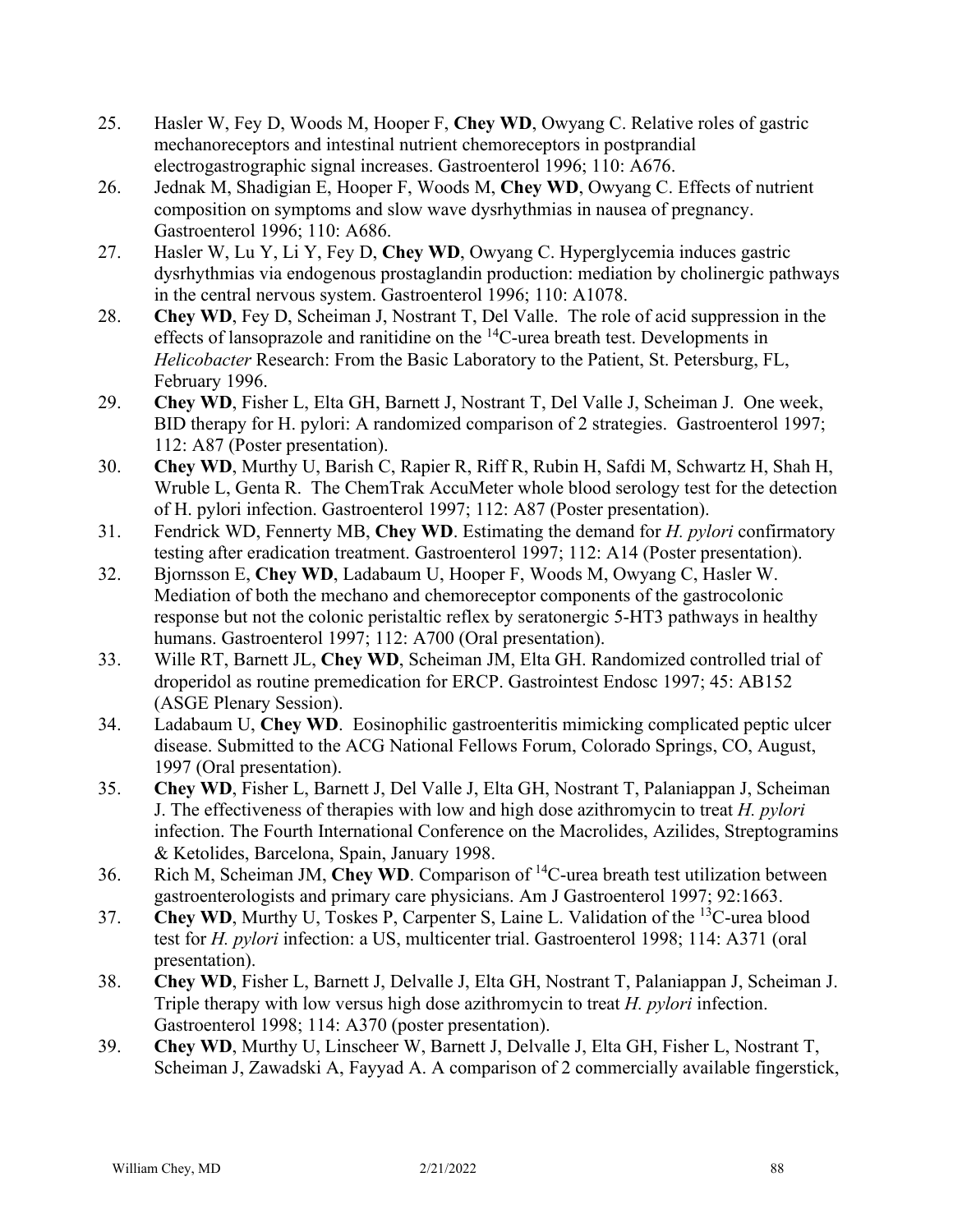25. Hasler W, Fey D, Woods M, Hooper F, **Chey WD**, Owyang C. Relative roles of gastric mechanoreceptors and intestinal nutrient chemoreceptors in postprandial electrogastrographic signal increases. Gastroenterol 1996; 110: A676.
26. Jednak M, Shadigian E, Hooper F, Woods M, **Chey WD**, Owyang C. Effects of nutrient composition on symptoms and slow wave dysrhythmias in nausea of pregnancy. Gastroenterol 1996; 110: A686.
27. Hasler W, Lu Y, Li Y, Fey D, **Chey WD**, Owyang C. Hyperglycemia induces gastric dysrhythmias via endogenous prostaglandin production: mediation by cholinergic pathways in the central nervous system. Gastroenterol 1996; 110: A1078.
28. **Chey WD**, Fey D, Scheiman J, Nostrant T, Del Valle. The role of acid suppression in the effects of lansoprazole and ranitidine on the $^{14}C$-urea breath test. Developments in *Helicobacter* Research: From the Basic Laboratory to the Patient, St. Petersburg, FL, February 1996.
29. **Chey WD**, Fisher L, Elta GH, Barnett J, Nostrant T, Del Valle J, Scheiman J. One week, BID therapy for H. pylori: A randomized comparison of 2 strategies. Gastroenterol 1997; 112: A87 (Poster presentation).
30. **Chey WD**, Murthy U, Barish C, Rapier R, Riff R, Rubin H, Safdi M, Schwartz H, Shah H, Wruble L, Genta R. The ChemTrak AccuMeter whole blood serology test for the detection of H. pylori infection. Gastroenterol 1997; 112: A87 (Poster presentation).
31. Fendrick WD, Fennerty MB, **Chey WD**. Estimating the demand for *H. pylori* confirmatory testing after eradication treatment. Gastroenterol 1997; 112: A14 (Poster presentation).
32. Bjornsson E, **Chey WD**, Ladabaum U, Hooper F, Woods M, Owyang C, Hasler W. Mediation of both the mechano and chemoreceptor components of the gastrocolonic response but not the colonic peristaltic reflex by seratonergic 5-HT3 pathways in healthy humans. Gastroenterol 1997; 112: A700 (Oral presentation).
33. Wille RT, Barnett JL, **Chey WD**, Scheiman JM, Elta GH. Randomized controlled trial of droperidol as routine premedication for ERCP. Gastrointest Endosc 1997; 45: AB152 (ASGE Plenary Session).
34. Ladabaum U, **Chey WD**. Eosinophilic gastroenteritis mimicking complicated peptic ulcer disease. Submitted to the ACG National Fellows Forum, Colorado Springs, CO, August, 1997 (Oral presentation).
35. **Chey WD**, Fisher L, Barnett J, Del Valle J, Elta GH, Nostrant T, Palaniappan J, Scheiman J. The effectiveness of therapies with low and high dose azithromycin to treat *H. pylori* infection. The Fourth International Conference on the Macrolides, Azilides, Streptogramins & Ketolides, Barcelona, Spain, January 1998.
36. Rich M, Scheiman JM, **Chey WD**. Comparison of $^{14}C$-urea breath test utilization between gastroenterologists and primary care physicians. Am J Gastroenterol 1997; 92:1663.
37. **Chey WD**, Murthy U, Toskes P, Carpenter S, Laine L. Validation of the $^{13}C$-urea blood test for *H. pylori* infection: a US, multicenter trial. Gastroenterol 1998; 114: A371 (oral presentation).
38. **Chey WD**, Fisher L, Barnett J, Delvalle J, Elta GH, Nostrant T, Palaniappan J, Scheiman J. Triple therapy with low versus high dose azithromycin to treat *H. pylori* infection. Gastroenterol 1998; 114: A370 (poster presentation).
39. **Chey WD**, Murthy U, Linscheer W, Barnett J, Delvalle J, Elta GH, Fisher L, Nostrant T, Scheiman J, Zawadski A, Fayyad A. A comparison of 2 commercially available fingerstick,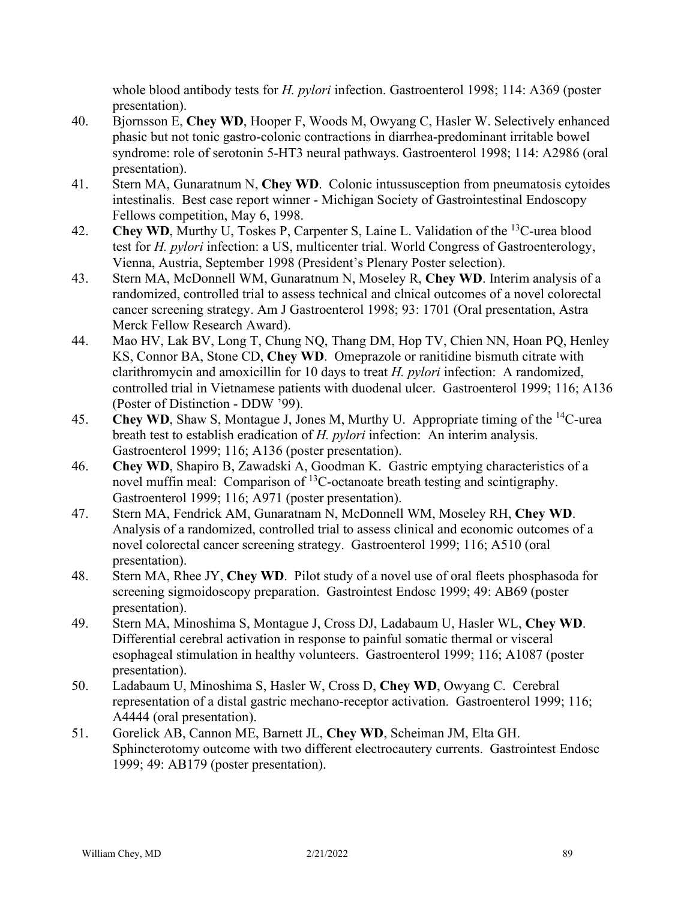whole blood antibody tests for *H. pylori* infection. Gastroenterol 1998; 114: A369 (poster presentation).

40. Bjornsson E, **Chey WD**, Hooper F, Woods M, Owyang C, Hasler W. Selectively enhanced phasic but not tonic gastro-colonic contractions in diarrhea-predominant irritable bowel syndrome: role of serotonin 5-HT3 neural pathways. Gastroenterol 1998; 114: A2986 (oral presentation).
41. Stern MA, Gunaratnum N, **Chey WD**. Colonic intussusception from pneumatosis cytoides intestinalis. Best case report winner - Michigan Society of Gastrointestinal Endoscopy Fellows competition, May 6, 1998.
42. **Chey WD**, Murthy U, Toskes P, Carpenter S, Laine L. Validation of the $^{13}$C-urea blood test for *H. pylori* infection: a US, multicenter trial. World Congress of Gastroenterology, Vienna, Austria, September 1998 (President's Plenary Poster selection).
43. Stern MA, McDonnell WM, Gunaratnum N, Moseley R, **Chey WD**. Interim analysis of a randomized, controlled trial to assess technical and clnical outcomes of a novel colorectal cancer screening strategy. Am J Gastroenterol 1998; 93: 1701 (Oral presentation, Astra Merck Fellow Research Award).
44. Mao HV, Lak BV, Long T, Chung NQ, Thang DM, Hop TV, Chien NN, Hoan PQ, Henley KS, Connor BA, Stone CD, **Chey WD**. Omeprazole or ranitidine bismuth citrate with clarithromycin and amoxicillin for 10 days to treat *H. pylori* infection: A randomized, controlled trial in Vietnamese patients with duodenal ulcer. Gastroenterol 1999; 116; A136 (Poster of Distinction - DDW '99).
45. **Chey WD**, Shaw S, Montague J, Jones M, Murthy U. Appropriate timing of the $^{14}$C-urea breath test to establish eradication of *H. pylori* infection: An interim analysis. Gastroenterol 1999; 116; A136 (poster presentation).
46. **Chey WD**, Shapiro B, Zawadski A, Goodman K. Gastric emptying characteristics of a novel muffin meal: Comparison of $^{13}$C-octanoate breath testing and scintigraphy. Gastroenterol 1999; 116; A971 (poster presentation).
47. Stern MA, Fendrick AM, Gunaratnam N, McDonnell WM, Moseley RH, **Chey WD**. Analysis of a randomized, controlled trial to assess clinical and economic outcomes of a novel colorectal cancer screening strategy. Gastroenterol 1999; 116; A510 (oral presentation).
48. Stern MA, Rhee JY, **Chey WD**. Pilot study of a novel use of oral fleets phosphasoda for screening sigmoidoscopy preparation. Gastrointest Endosc 1999; 49: AB69 (poster presentation).
49. Stern MA, Minoshima S, Montague J, Cross DJ, Ladabaum U, Hasler WL, **Chey WD**. Differential cerebral activation in response to painful somatic thermal or visceral esophageal stimulation in healthy volunteers. Gastroenterol 1999; 116; A1087 (poster presentation).
50. Ladabaum U, Minoshima S, Hasler W, Cross D, **Chey WD**, Owyang C. Cerebral representation of a distal gastric mechano-receptor activation. Gastroenterol 1999; 116; A4444 (oral presentation).
51. Gorelick AB, Cannon ME, Barnett JL, **Chey WD**, Scheiman JM, Elta GH. Sphincterotomy outcome with two different electrocautery currents. Gastrointest Endosc 1999; 49: AB179 (poster presentation).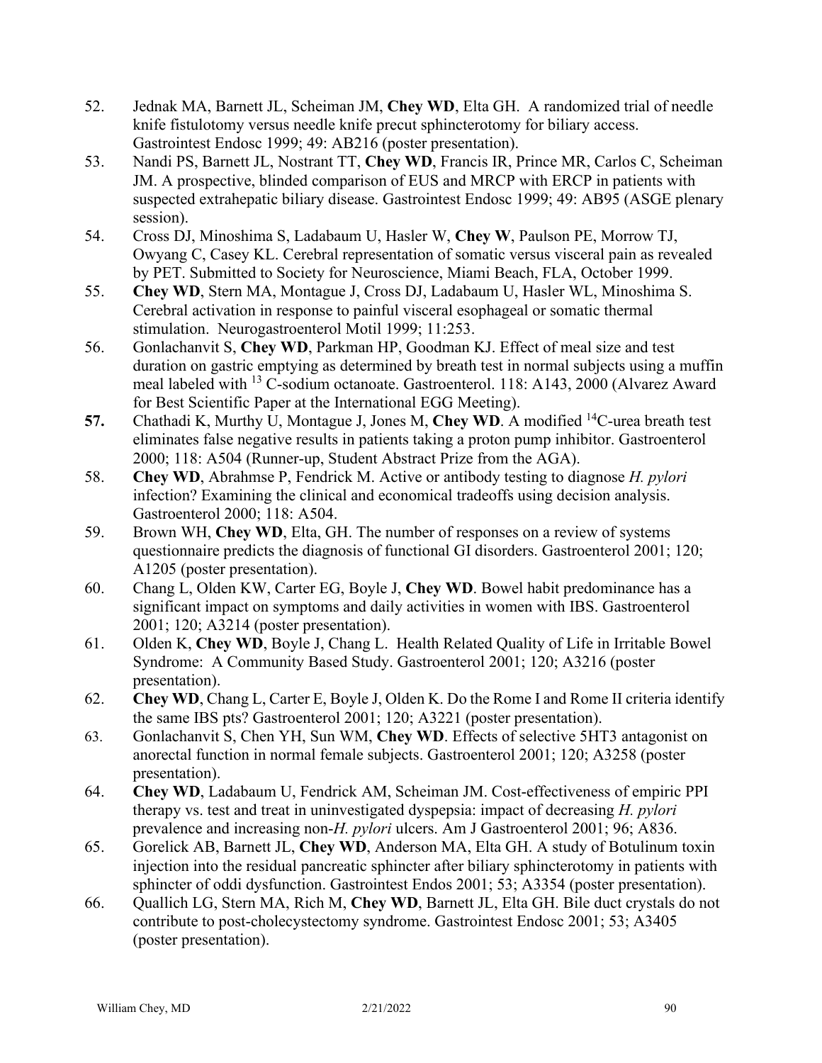52. Jednak MA, Barnett JL, Scheiman JM, **Chey WD**, Elta GH. A randomized trial of needle knife fistulotomy versus needle knife precut sphincterotomy for biliary access. Gastrointest Endosc 1999; 49: AB216 (poster presentation).
53. Nandi PS, Barnett JL, Nostrant TT, **Chey WD**, Francis IR, Prince MR, Carlos C, Scheiman JM. A prospective, blinded comparison of EUS and MRCP with ERCP in patients with suspected extrahepatic biliary disease. Gastrointest Endosc 1999; 49: AB95 (ASGE plenary session).
54. Cross DJ, Minoshima S, Ladabaum U, Hasler W, **Chey W**, Paulson PE, Morrow TJ, Owyang C, Casey KL. Cerebral representation of somatic versus visceral pain as revealed by PET. Submitted to Society for Neuroscience, Miami Beach, FLA, October 1999.
55. **Chey WD**, Stern MA, Montague J, Cross DJ, Ladabaum U, Hasler WL, Minoshima S. Cerebral activation in response to painful visceral esophageal or somatic thermal stimulation. Neurogastroenterol Motil 1999; 11:253.
56. Gonlachanvit S, **Chey WD**, Parkman HP, Goodman KJ. Effect of meal size and test duration on gastric emptying as determined by breath test in normal subjects using a muffin meal labeled with $^{13}$C-sodium octanoate. Gastroenterol. 118: A143, 2000 (Alvarez Award for Best Scientific Paper at the International EGG Meeting).
57. Chathadi K, Murthy U, Montague J, Jones M, **Chey WD**. A modified $^{14}$C-urea breath test eliminates false negative results in patients taking a proton pump inhibitor. Gastroenterol 2000; 118: A504 (Runner-up, Student Abstract Prize from the AGA).
58. **Chey WD**, Abrahmse P, Fendrick M. Active or antibody testing to diagnose *H. pylori* infection? Examining the clinical and economical tradeoffs using decision analysis. Gastroenterol 2000; 118: A504.
59. Brown WH, **Chey WD**, Elta, GH. The number of responses on a review of systems questionnaire predicts the diagnosis of functional GI disorders. Gastroenterol 2001; 120; A1205 (poster presentation).
60. Chang L, Olden KW, Carter EG, Boyle J, **Chey WD**. Bowel habit predominance has a significant impact on symptoms and daily activities in women with IBS. Gastroenterol 2001; 120; A3214 (poster presentation).
61. Olden K, **Chey WD**, Boyle J, Chang L. Health Related Quality of Life in Irritable Bowel Syndrome: A Community Based Study. Gastroenterol 2001; 120; A3216 (poster presentation).
62. **Chey WD**, Chang L, Carter E, Boyle J, Olden K. Do the Rome I and Rome II criteria identify the same IBS pts? Gastroenterol 2001; 120; A3221 (poster presentation).
63. Gonlachanvit S, Chen YH, Sun WM, **Chey WD**. Effects of selective 5HT3 antagonist on anorectal function in normal female subjects. Gastroenterol 2001; 120; A3258 (poster presentation).
64. **Chey WD**, Ladabaum U, Fendrick AM, Scheiman JM. Cost-effectiveness of empiric PPI therapy vs. test and treat in uninvestigated dyspepsia: impact of decreasing *H. pylori* prevalence and increasing non-*H. pylori* ulcers. Am J Gastroenterol 2001; 96; A836.
65. Gorelick AB, Barnett JL, **Chey WD**, Anderson MA, Elta GH. A study of Botulinum toxin injection into the residual pancreatic sphincter after biliary sphincterotomy in patients with sphincter of oddi dysfunction. Gastrointest Endos 2001; 53; A3354 (poster presentation).
66. Quallich LG, Stern MA, Rich M, **Chey WD**, Barnett JL, Elta GH. Bile duct crystals do not contribute to post-cholecystectomy syndrome. Gastrointest Endosc 2001; 53; A3405 (poster presentation).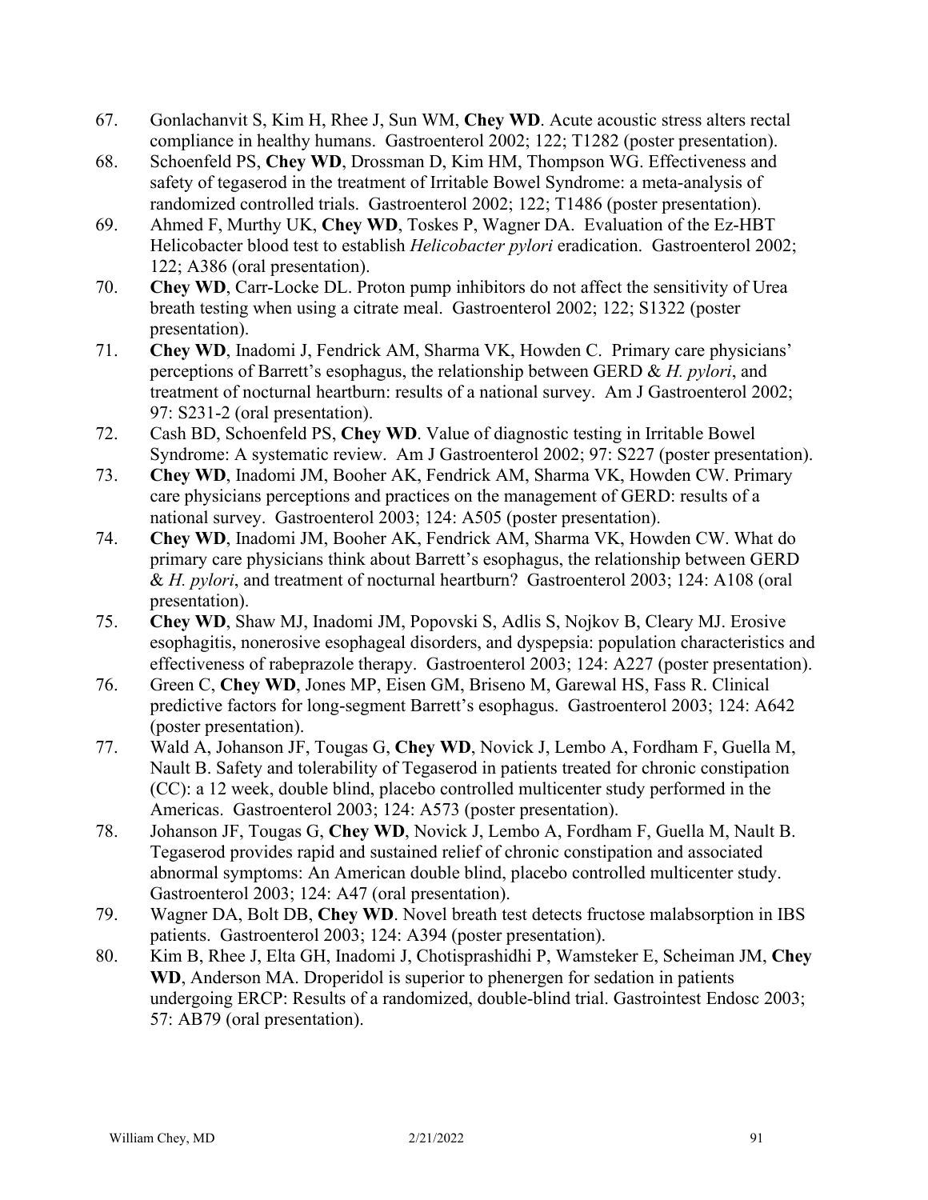67. Gonlachanvit S, Kim H, Rhee J, Sun WM, **Chey WD**. Acute acoustic stress alters rectal compliance in healthy humans. Gastroenterol 2002; 122; T1282 (poster presentation).
68. Schoenfeld PS, **Chey WD**, Drossman D, Kim HM, Thompson WG. Effectiveness and safety of tegaserod in the treatment of Irritable Bowel Syndrome: a meta-analysis of randomized controlled trials. Gastroenterol 2002; 122; T1486 (poster presentation).
69. Ahmed F, Murthy UK, **Chey WD**, Toskes P, Wagner DA. Evaluation of the Ez-HBT Helicobacter blood test to establish *Helicobacter pylori* eradication. Gastroenterol 2002; 122; A386 (oral presentation).
70. **Chey WD**, Carr-Locke DL. Proton pump inhibitors do not affect the sensitivity of Urea breath testing when using a citrate meal. Gastroenterol 2002; 122; S1322 (poster presentation).
71. **Chey WD**, Inadomi J, Fendrick AM, Sharma VK, Howden C. Primary care physicians' perceptions of Barrett's esophagus, the relationship between GERD & *H. pylori*, and treatment of nocturnal heartburn: results of a national survey. Am J Gastroenterol 2002; 97: S231-2 (oral presentation).
72. Cash BD, Schoenfeld PS, **Chey WD**. Value of diagnostic testing in Irritable Bowel Syndrome: A systematic review. Am J Gastroenterol 2002; 97: S227 (poster presentation).
73. **Chey WD**, Inadomi JM, Booher AK, Fendrick AM, Sharma VK, Howden CW. Primary care physicians perceptions and practices on the management of GERD: results of a national survey. Gastroenterol 2003; 124: A505 (poster presentation).
74. **Chey WD**, Inadomi JM, Booher AK, Fendrick AM, Sharma VK, Howden CW. What do primary care physicians think about Barrett's esophagus, the relationship between GERD & *H. pylori*, and treatment of nocturnal heartburn? Gastroenterol 2003; 124: A108 (oral presentation).
75. **Chey WD**, Shaw MJ, Inadomi JM, Popovski S, Adlis S, Nojkov B, Cleary MJ. Erosive esophagitis, nonerosive esophageal disorders, and dyspepsia: population characteristics and effectiveness of rabeprazole therapy. Gastroenterol 2003; 124: A227 (poster presentation).
76. Green C, **Chey WD**, Jones MP, Eisen GM, Briseno M, Garewal HS, Fass R. Clinical predictive factors for long-segment Barrett's esophagus. Gastroenterol 2003; 124: A642 (poster presentation).
77. Wald A, Johanson JF, Tougas G, **Chey WD**, Novick J, Lembo A, Fordham F, Guella M, Nault B. Safety and tolerability of Tegaserod in patients treated for chronic constipation (CC): a 12 week, double blind, placebo controlled multicenter study performed in the Americas. Gastroenterol 2003; 124: A573 (poster presentation).
78. Johanson JF, Tougas G, **Chey WD**, Novick J, Lembo A, Fordham F, Guella M, Nault B. Tegaserod provides rapid and sustained relief of chronic constipation and associated abnormal symptoms: An American double blind, placebo controlled multicenter study. Gastroenterol 2003; 124: A47 (oral presentation).
79. Wagner DA, Bolt DB, **Chey WD**. Novel breath test detects fructose malabsorption in IBS patients. Gastroenterol 2003; 124: A394 (poster presentation).
80. Kim B, Rhee J, Elta GH, Inadomi J, Chotisprashidhi P, Wamsteker E, Scheiman JM, **Chey WD**, Anderson MA. Droperidol is superior to phenergen for sedation in patients undergoing ERCP: Results of a randomized, double-blind trial. Gastrointest Endosc 2003; 57: AB79 (oral presentation).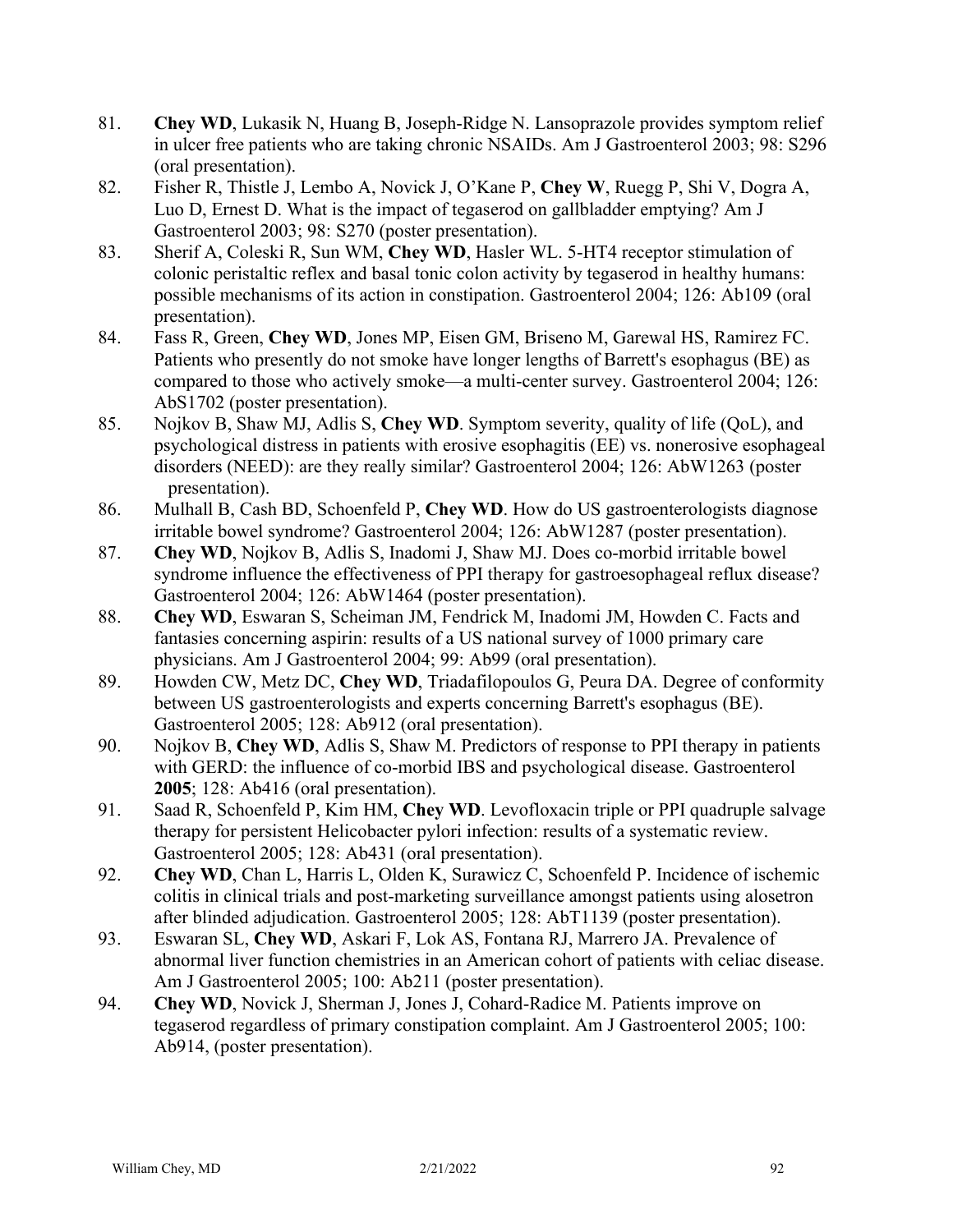81. **Chey WD**, Lukasik N, Huang B, Joseph-Ridge N. Lansoprazole provides symptom relief in ulcer free patients who are taking chronic NSAIDs. Am J Gastroenterol 2003; 98: S296 (oral presentation).
82. Fisher R, Thistle J, Lembo A, Novick J, O'Kane P, **Chey W**, Ruegg P, Shi V, Dogra A, Luo D, Ernest D. What is the impact of tegaserod on gallbladder emptying? Am J Gastroenterol 2003; 98: S270 (poster presentation).
83. Sherif A, Coleski R, Sun WM, **Chey WD**, Hasler WL. 5-HT4 receptor stimulation of colonic peristaltic reflex and basal tonic colon activity by tegaserod in healthy humans: possible mechanisms of its action in constipation. Gastroenterol 2004; 126: Ab109 (oral presentation).
84. Fass R, Green, **Chey WD**, Jones MP, Eisen GM, Briseno M, Garewal HS, Ramirez FC. Patients who presently do not smoke have longer lengths of Barrett's esophagus (BE) as compared to those who actively smoke—a multi-center survey. Gastroenterol 2004; 126: AbS1702 (poster presentation).
85. Nojkov B, Shaw MJ, Adlis S, **Chey WD**. Symptom severity, quality of life (QoL), and psychological distress in patients with erosive esophagitis (EE) vs. nonerosive esophageal disorders (NEED): are they really similar? Gastroenterol 2004; 126: AbW1263 (poster presentation).
86. Mulhall B, Cash BD, Schoenfeld P, **Chey WD**. How do US gastroenterologists diagnose irritable bowel syndrome? Gastroenterol 2004; 126: AbW1287 (poster presentation).
87. **Chey WD**, Nojkov B, Adlis S, Inadomi J, Shaw MJ. Does co-morbid irritable bowel syndrome influence the effectiveness of PPI therapy for gastroesophageal reflux disease? Gastroenterol 2004; 126: AbW1464 (poster presentation).
88. **Chey WD**, Eswaran S, Scheiman JM, Fendrick M, Inadomi JM, Howden C. Facts and fantasies concerning aspirin: results of a US national survey of 1000 primary care physicians. Am J Gastroenterol 2004; 99: Ab99 (oral presentation).
89. Howden CW, Metz DC, **Chey WD**, Triadafilopoulos G, Peura DA. Degree of conformity between US gastroenterologists and experts concerning Barrett's esophagus (BE). Gastroenterol 2005; 128: Ab912 (oral presentation).
90. Nojkov B, **Chey WD**, Adlis S, Shaw M. Predictors of response to PPI therapy in patients with GERD: the influence of co-morbid IBS and psychological disease. Gastroenterol **2005**; 128: Ab416 (oral presentation).
91. Saad R, Schoenfeld P, Kim HM, **Chey WD**. Levofloxacin triple or PPI quadruple salvage therapy for persistent Helicobacter pylori infection: results of a systematic review. Gastroenterol 2005; 128: Ab431 (oral presentation).
92. **Chey WD**, Chan L, Harris L, Olden K, Surawicz C, Schoenfeld P. Incidence of ischemic colitis in clinical trials and post-marketing surveillance amongst patients using alosetron after blinded adjudication. Gastroenterol 2005; 128: AbT1139 (poster presentation).
93. Eswaran SL, **Chey WD**, Askari F, Lok AS, Fontana RJ, Marrero JA. Prevalence of abnormal liver function chemistries in an American cohort of patients with celiac disease. Am J Gastroenterol 2005; 100: Ab211 (poster presentation).
94. **Chey WD**, Novick J, Sherman J, Jones J, Cohard-Radice M. Patients improve on tegaserod regardless of primary constipation complaint. Am J Gastroenterol 2005; 100: Ab914, (poster presentation).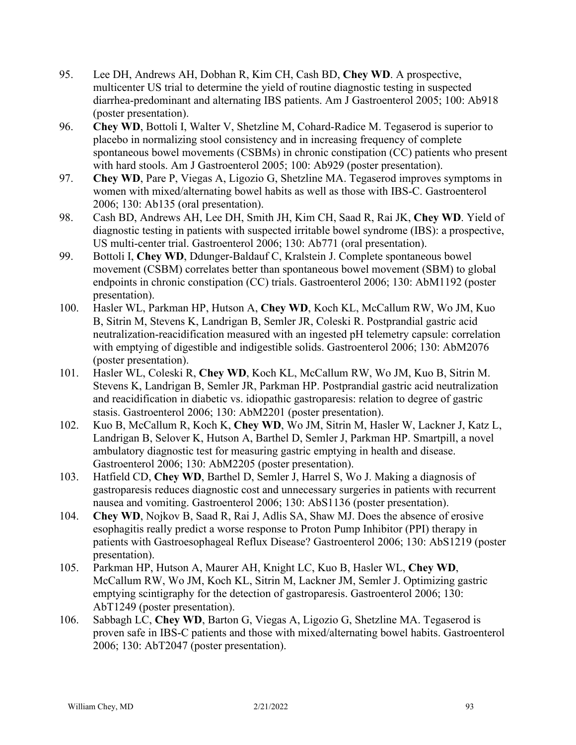95. Lee DH, Andrews AH, Dobhan R, Kim CH, Cash BD, **Chey WD**. A prospective, multicenter US trial to determine the yield of routine diagnostic testing in suspected diarrhea-predominant and alternating IBS patients. Am J Gastroenterol 2005; 100: Ab918 (poster presentation).
96. **Chey WD**, Bottoli I, Walter V, Shetzline M, Cohard-Radice M. Tegaserod is superior to placebo in normalizing stool consistency and in increasing frequency of complete spontaneous bowel movements (CSBMs) in chronic constipation (CC) patients who present with hard stools. Am J Gastroenterol 2005; 100: Ab929 (poster presentation).
97. **Chey WD**, Pare P, Viegas A, Ligozio G, Shetzline MA. Tegaserod improves symptoms in women with mixed/alternating bowel habits as well as those with IBS-C. Gastroenterol 2006; 130: Ab135 (oral presentation).
98. Cash BD, Andrews AH, Lee DH, Smith JH, Kim CH, Saad R, Rai JK, **Chey WD**. Yield of diagnostic testing in patients with suspected irritable bowel syndrome (IBS): a prospective, US multi-center trial. Gastroenterol 2006; 130: Ab771 (oral presentation).
99. Bottoli I, **Chey WD**, Ddunger-Baldauf C, Kralstein J. Complete spontaneous bowel movement (CSBM) correlates better than spontaneous bowel movement (SBM) to global endpoints in chronic constipation (CC) trials. Gastroenterol 2006; 130: AbM1192 (poster presentation).
100. Hasler WL, Parkman HP, Hutson A, **Chey WD**, Koch KL, McCallum RW, Wo JM, Kuo B, Sitrin M, Stevens K, Landrigan B, Semler JR, Coleski R. Postprandial gastric acid neutralization-reacidification measured with an ingested pH telemetry capsule: correlation with emptying of digestible and indigestible solids. Gastroenterol 2006; 130: AbM2076 (poster presentation).
101. Hasler WL, Coleski R, **Chey WD**, Koch KL, McCallum RW, Wo JM, Kuo B, Sitrin M. Stevens K, Landrigan B, Semler JR, Parkman HP. Postprandial gastric acid neutralization and reacidification in diabetic vs. idiopathic gastroparesis: relation to degree of gastric stasis. Gastroenterol 2006; 130: AbM2201 (poster presentation).
102. Kuo B, McCallum R, Koch K, **Chey WD**, Wo JM, Sitrin M, Hasler W, Lackner J, Katz L, Landrigan B, Selover K, Hutson A, Barthel D, Semler J, Parkman HP. Smartpill, a novel ambulatory diagnostic test for measuring gastric emptying in health and disease. Gastroenterol 2006; 130: AbM2205 (poster presentation).
103. Hatfield CD, **Chey WD**, Barthel D, Semler J, Harrel S, Wo J. Making a diagnosis of gastroparesis reduces diagnostic cost and unnecessary surgeries in patients with recurrent nausea and vomiting. Gastroenterol 2006; 130: AbS1136 (poster presentation).
104. **Chey WD**, Nojkov B, Saad R, Rai J, Adlis SA, Shaw MJ. Does the absence of erosive esophagitis really predict a worse response to Proton Pump Inhibitor (PPI) therapy in patients with Gastroesophageal Reflux Disease? Gastroenterol 2006; 130: AbS1219 (poster presentation).
105. Parkman HP, Hutson A, Maurer AH, Knight LC, Kuo B, Hasler WL, **Chey WD**, McCallum RW, Wo JM, Koch KL, Sitrin M, Lackner JM, Semler J. Optimizing gastric emptying scintigraphy for the detection of gastroparesis. Gastroenterol 2006; 130: AbT1249 (poster presentation).
106. Sabbagh LC, **Chey WD**, Barton G, Viegas A, Ligozio G, Shetzline MA. Tegaserod is proven safe in IBS-C patients and those with mixed/alternating bowel habits. Gastroenterol 2006; 130: AbT2047 (poster presentation).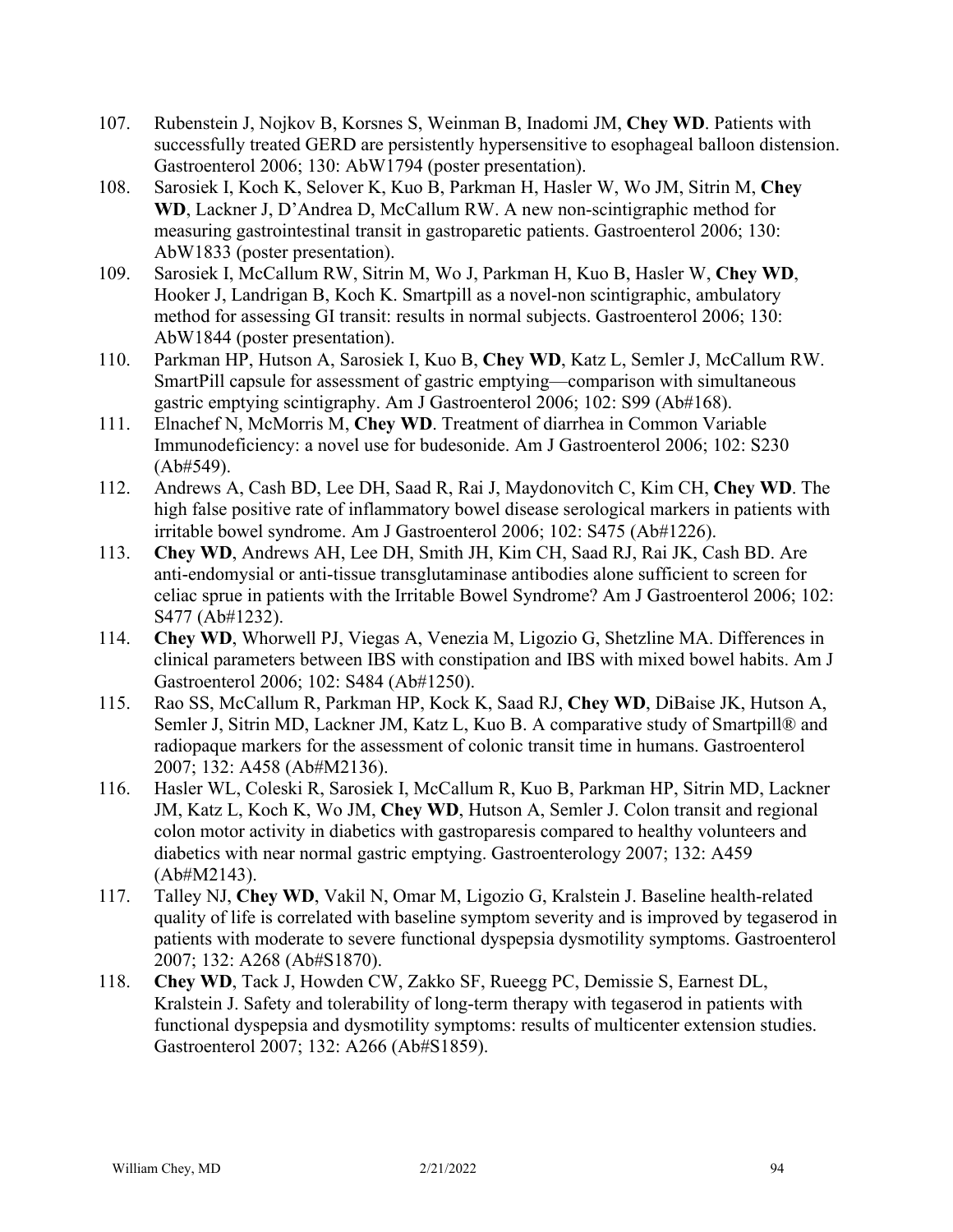107. Rubenstein J, Nojkov B, Korsnes S, Weinman B, Inadomi JM, **Chey WD**. Patients with successfully treated GERD are persistently hypersensitive to esophageal balloon distension. Gastroenterol 2006; 130: AbW1794 (poster presentation).
108. Sarosiek I, Koch K, Selover K, Kuo B, Parkman H, Hasler W, Wo JM, Sitrin M, **Chey WD**, Lackner J, D'Andrea D, McCallum RW. A new non-scintigraphic method for measuring gastrointestinal transit in gastroparetic patients. Gastroenterol 2006; 130: AbW1833 (poster presentation).
109. Sarosiek I, McCallum RW, Sitrin M, Wo J, Parkman H, Kuo B, Hasler W, **Chey WD**, Hooker J, Landrigan B, Koch K. Smartpill as a novel-non scintigraphic, ambulatory method for assessing GI transit: results in normal subjects. Gastroenterol 2006; 130: AbW1844 (poster presentation).
110. Parkman HP, Hutson A, Sarosiek I, Kuo B, **Chey WD**, Katz L, Semler J, McCallum RW. SmartPill capsule for assessment of gastric emptying—comparison with simultaneous gastric emptying scintigraphy. Am J Gastroenterol 2006; 102: S99 (Ab#168).
111. Elnachef N, McMorris M, **Chey WD**. Treatment of diarrhea in Common Variable Immunodeficiency: a novel use for budesonide. Am J Gastroenterol 2006; 102: S230 (Ab#549).
112. Andrews A, Cash BD, Lee DH, Saad R, Rai J, Maydonovitch C, Kim CH, **Chey WD**. The high false positive rate of inflammatory bowel disease serological markers in patients with irritable bowel syndrome. Am J Gastroenterol 2006; 102: S475 (Ab#1226).
113. **Chey WD**, Andrews AH, Lee DH, Smith JH, Kim CH, Saad RJ, Rai JK, Cash BD. Are anti-endomysial or anti-tissue transglutaminase antibodies alone sufficient to screen for celiac sprue in patients with the Irritable Bowel Syndrome? Am J Gastroenterol 2006; 102: S477 (Ab#1232).
114. **Chey WD**, Whorwell PJ, Viegas A, Venezia M, Ligozio G, Shetzline MA. Differences in clinical parameters between IBS with constipation and IBS with mixed bowel habits. Am J Gastroenterol 2006; 102: S484 (Ab#1250).
115. Rao SS, McCallum R, Parkman HP, Kock K, Saad RJ, **Chey WD**, DiBaise JK, Hutson A, Semler J, Sitrin MD, Lackner JM, Katz L, Kuo B. A comparative study of Smartpill® and radiopaque markers for the assessment of colonic transit time in humans. Gastroenterol 2007; 132: A458 (Ab#M2136).
116. Hasler WL, Coleski R, Sarosiek I, McCallum R, Kuo B, Parkman HP, Sitrin MD, Lackner JM, Katz L, Koch K, Wo JM, **Chey WD**, Hutson A, Semler J. Colon transit and regional colon motor activity in diabetics with gastroparesis compared to healthy volunteers and diabetics with near normal gastric emptying. Gastroenterology 2007; 132: A459 (Ab#M2143).
117. Talley NJ, **Chey WD**, Vakil N, Omar M, Ligozio G, Kralstein J. Baseline health-related quality of life is correlated with baseline symptom severity and is improved by tegaserod in patients with moderate to severe functional dyspepsia dysmotility symptoms. Gastroenterol 2007; 132: A268 (Ab#S1870).
118. **Chey WD**, Tack J, Howden CW, Zakko SF, Rueegg PC, Demissie S, Earnest DL, Kralstein J. Safety and tolerability of long-term therapy with tegaserod in patients with functional dyspepsia and dysmotility symptoms: results of multicenter extension studies. Gastroenterol 2007; 132: A266 (Ab#S1859).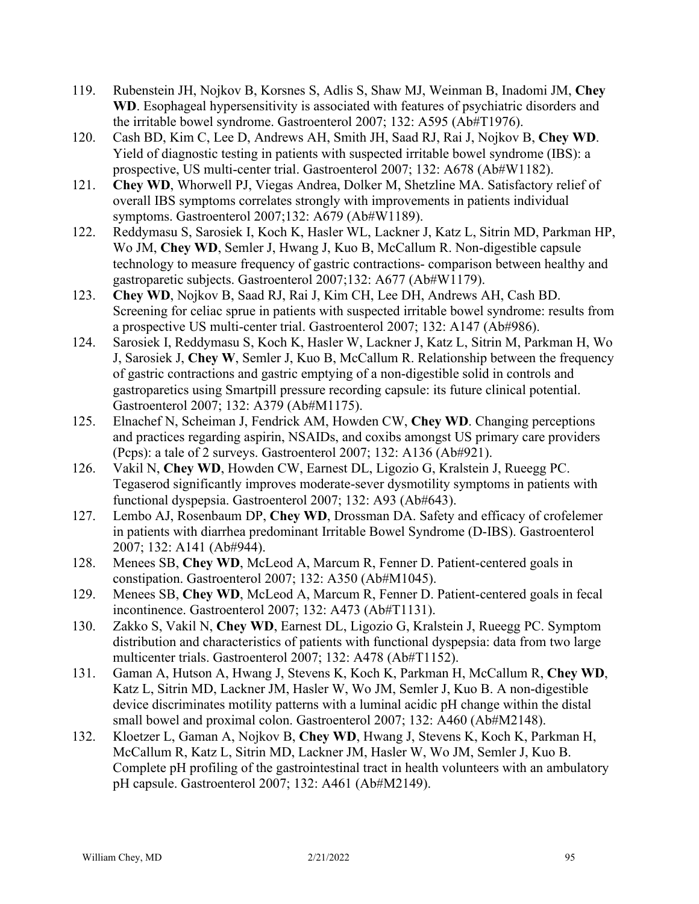119. Rubenstein JH, Nojkov B, Korsnes S, Adlis S, Shaw MJ, Weinman B, Inadomi JM, **Chey WD**. Esophageal hypersensitivity is associated with features of psychiatric disorders and the irritable bowel syndrome. Gastroenterol 2007; 132: A595 (Ab#T1976).
120. Cash BD, Kim C, Lee D, Andrews AH, Smith JH, Saad RJ, Rai J, Nojkov B, **Chey WD**. Yield of diagnostic testing in patients with suspected irritable bowel syndrome (IBS): a prospective, US multi-center trial. Gastroenterol 2007; 132: A678 (Ab#W1182).
121. **Chey WD**, Whorwell PJ, Viegas Andrea, Dolker M, Shetzline MA. Satisfactory relief of overall IBS symptoms correlates strongly with improvements in patients individual symptoms. Gastroenterol 2007;132: A679 (Ab#W1189).
122. Reddymasu S, Sarosiek I, Koch K, Hasler WL, Lackner J, Katz L, Sitrin MD, Parkman HP, Wo JM, **Chey WD**, Semler J, Hwang J, Kuo B, McCallum R. Non-digestible capsule technology to measure frequency of gastric contractions- comparison between healthy and gastroparetic subjects. Gastroenterol 2007;132: A677 (Ab#W1179).
123. **Chey WD**, Nojkov B, Saad RJ, Rai J, Kim CH, Lee DH, Andrews AH, Cash BD. Screening for celiac sprue in patients with suspected irritable bowel syndrome: results from a prospective US multi-center trial. Gastroenterol 2007; 132: A147 (Ab#986).
124. Sarosiek I, Reddymasu S, Koch K, Hasler W, Lackner J, Katz L, Sitrin M, Parkman H, Wo J, Sarosiek J, **Chey W**, Semler J, Kuo B, McCallum R. Relationship between the frequency of gastric contractions and gastric emptying of a non-digestible solid in controls and gastroparetics using Smartpill pressure recording capsule: its future clinical potential. Gastroenterol 2007; 132: A379 (Ab#M1175).
125. Elnachef N, Scheiman J, Fendrick AM, Howden CW, **Chey WD**. Changing perceptions and practices regarding aspirin, NSAIDs, and coxibs amongst US primary care providers (Pcps): a tale of 2 surveys. Gastroenterol 2007; 132: A136 (Ab#921).
126. Vakil N, **Chey WD**, Howden CW, Earnest DL, Ligozio G, Kralstein J, Rueegg PC. Tegaserod significantly improves moderate-sever dysmotility symptoms in patients with functional dyspepsia. Gastroenterol 2007; 132: A93 (Ab#643).
127. Lembo AJ, Rosenbaum DP, **Chey WD**, Drossman DA. Safety and efficacy of crofelemer in patients with diarrhea predominant Irritable Bowel Syndrome (D-IBS). Gastroenterol 2007; 132: A141 (Ab#944).
128. Menees SB, **Chey WD**, McLeod A, Marcum R, Fenner D. Patient-centered goals in constipation. Gastroenterol 2007; 132: A350 (Ab#M1045).
129. Menees SB, **Chey WD**, McLeod A, Marcum R, Fenner D. Patient-centered goals in fecal incontinence. Gastroenterol 2007; 132: A473 (Ab#T1131).
130. Zakko S, Vakil N, **Chey WD**, Earnest DL, Ligozio G, Kralstein J, Rueegg PC. Symptom distribution and characteristics of patients with functional dyspepsia: data from two large multicenter trials. Gastroenterol 2007; 132: A478 (Ab#T1152).
131. Gaman A, Hutson A, Hwang J, Stevens K, Koch K, Parkman H, McCallum R, **Chey WD**, Katz L, Sitrin MD, Lackner JM, Hasler W, Wo JM, Semler J, Kuo B. A non-digestible device discriminates motility patterns with a luminal acidic pH change within the distal small bowel and proximal colon. Gastroenterol 2007; 132: A460 (Ab#M2148).
132. Kloetzer L, Gaman A, Nojkov B, **Chey WD**, Hwang J, Stevens K, Koch K, Parkman H, McCallum R, Katz L, Sitrin MD, Lackner JM, Hasler W, Wo JM, Semler J, Kuo B. Complete pH profiling of the gastrointestinal tract in health volunteers with an ambulatory pH capsule. Gastroenterol 2007; 132: A461 (Ab#M2149).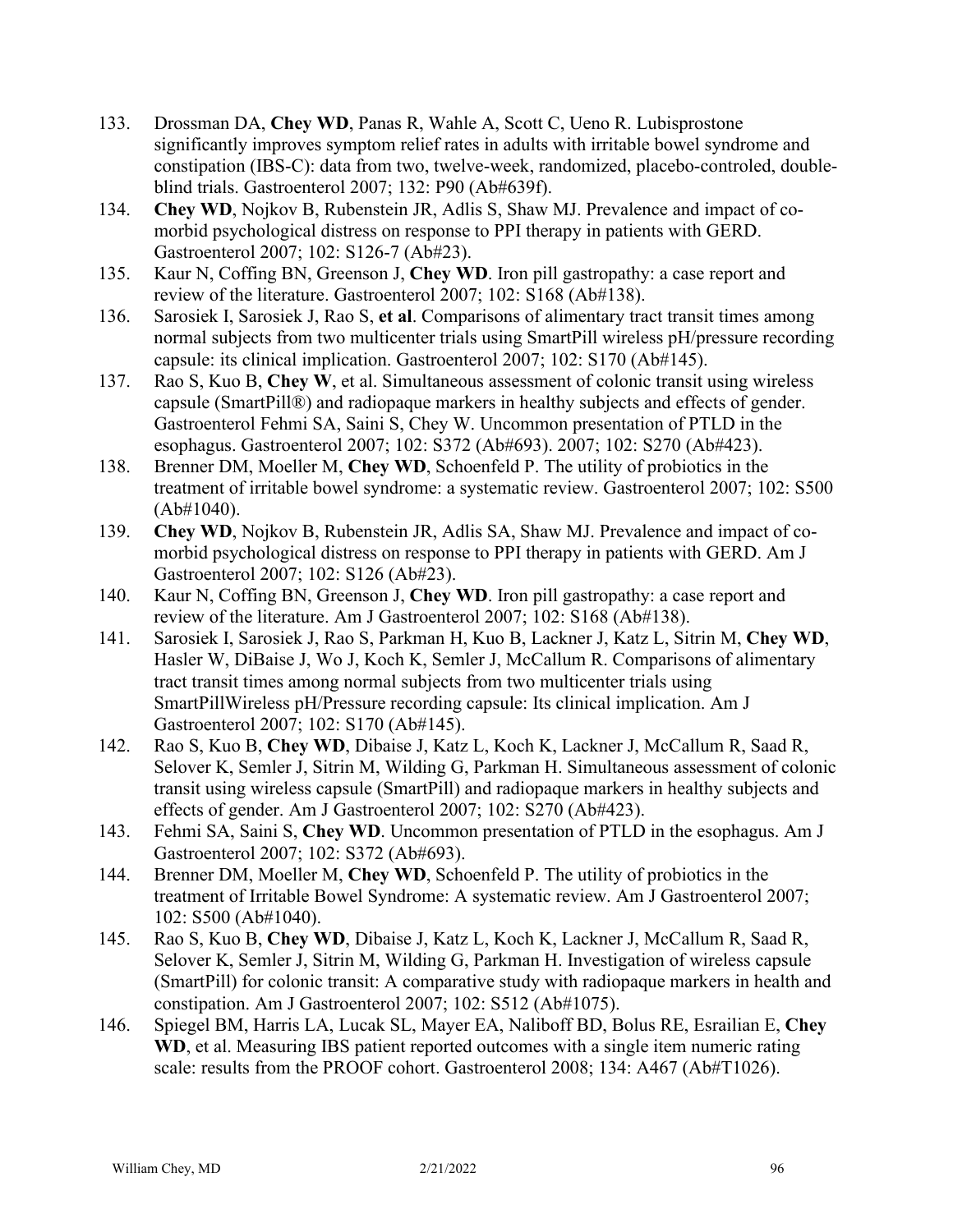133. Drossman DA, **Chey WD**, Panas R, Wahle A, Scott C, Ueno R. Lubisprostone significantly improves symptom relief rates in adults with irritable bowel syndrome and constipation (IBS-C): data from two, twelve-week, randomized, placebo-controled, double-blind trials. Gastroenterol 2007; 132: P90 (Ab#639f).
134. **Chey WD**, Nojkov B, Rubenstein JR, Adlis S, Shaw MJ. Prevalence and impact of co-morbid psychological distress on response to PPI therapy in patients with GERD. Gastroenterol 2007; 102: S126-7 (Ab#23).
135. Kaur N, Coffing BN, Greenson J, **Chey WD**. Iron pill gastropathy: a case report and review of the literature. Gastroenterol 2007; 102: S168 (Ab#138).
136. Sarosiek I, Sarosiek J, Rao S, **et al**. Comparisons of alimentary tract transit times among normal subjects from two multicenter trials using SmartPill wireless pH/pressure recording capsule: its clinical implication. Gastroenterol 2007; 102: S170 (Ab#145).
137. Rao S, Kuo B, **Chey W**, et al. Simultaneous assessment of colonic transit using wireless capsule (SmartPill®) and radiopaque markers in healthy subjects and effects of gender. Gastroenterol Fehmi SA, Saini S, Chey W. Uncommon presentation of PTLD in the esophagus. Gastroenterol 2007; 102: S372 (Ab#693). 2007; 102: S270 (Ab#423).
138. Brenner DM, Moeller M, **Chey WD**, Schoenfeld P. The utility of probiotics in the treatment of irritable bowel syndrome: a systematic review. Gastroenterol 2007; 102: S500 (Ab#1040).
139. **Chey WD**, Nojkov B, Rubenstein JR, Adlis SA, Shaw MJ. Prevalence and impact of co-morbid psychological distress on response to PPI therapy in patients with GERD. Am J Gastroenterol 2007; 102: S126 (Ab#23).
140. Kaur N, Coffing BN, Greenson J, **Chey WD**. Iron pill gastropathy: a case report and review of the literature. Am J Gastroenterol 2007; 102: S168 (Ab#138).
141. Sarosiek I, Sarosiek J, Rao S, Parkman H, Kuo B, Lackner J, Katz L, Sitrin M, **Chey WD**, Hasler W, DiBaise J, Wo J, Koch K, Semler J, McCallum R. Comparisons of alimentary tract transit times among normal subjects from two multicenter trials using SmartPillWireless pH/Pressure recording capsule: Its clinical implication. Am J Gastroenterol 2007; 102: S170 (Ab#145).
142. Rao S, Kuo B, **Chey WD**, Dibaise J, Katz L, Koch K, Lackner J, McCallum R, Saad R, Selover K, Semler J, Sitrin M, Wilding G, Parkman H. Simultaneous assessment of colonic transit using wireless capsule (SmartPill) and radiopaque markers in healthy subjects and effects of gender. Am J Gastroenterol 2007; 102: S270 (Ab#423).
143. Fehmi SA, Saini S, **Chey WD**. Uncommon presentation of PTLD in the esophagus. Am J Gastroenterol 2007; 102: S372 (Ab#693).
144. Brenner DM, Moeller M, **Chey WD**, Schoenfeld P. The utility of probiotics in the treatment of Irritable Bowel Syndrome: A systematic review. Am J Gastroenterol 2007; 102: S500 (Ab#1040).
145. Rao S, Kuo B, **Chey WD**, Dibaise J, Katz L, Koch K, Lackner J, McCallum R, Saad R, Selover K, Semler J, Sitrin M, Wilding G, Parkman H. Investigation of wireless capsule (SmartPill) for colonic transit: A comparative study with radiopaque markers in health and constipation. Am J Gastroenterol 2007; 102: S512 (Ab#1075).
146. Spiegel BM, Harris LA, Lucak SL, Mayer EA, Naliboff BD, Bolus RE, Esrailian E, **Chey WD**, et al. Measuring IBS patient reported outcomes with a single item numeric rating scale: results from the PROOF cohort. Gastroenterol 2008; 134: A467 (Ab#T1026).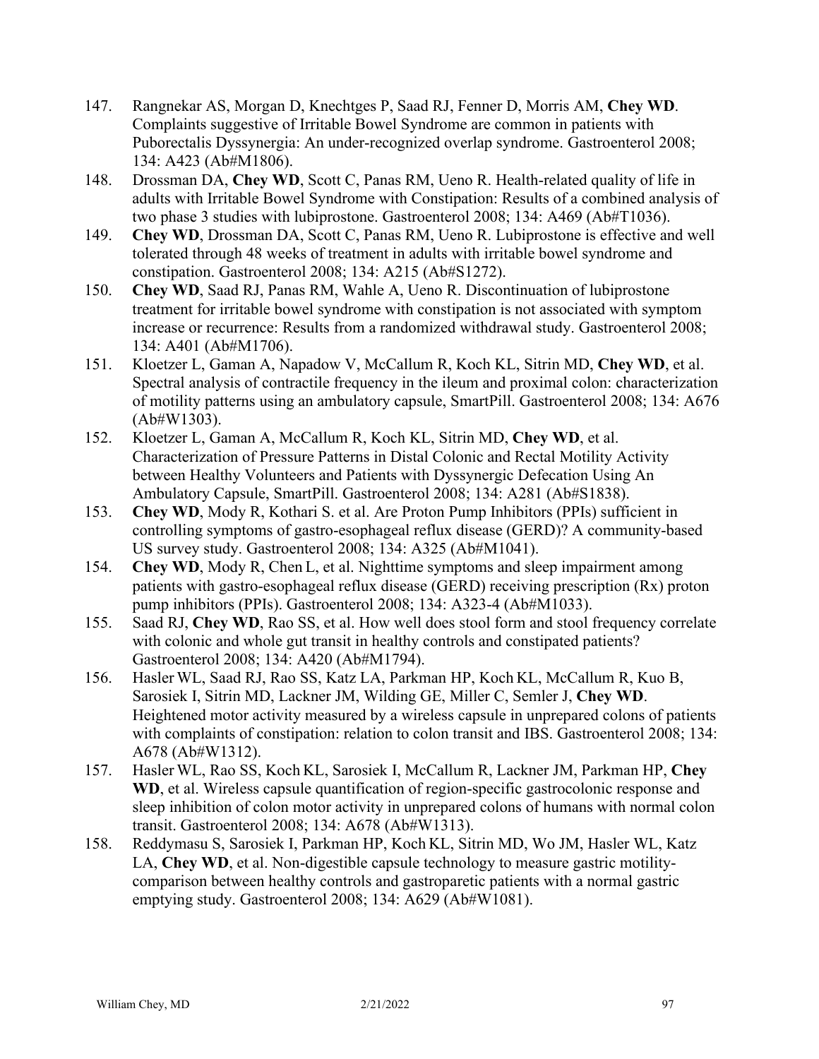147. Rangnekar AS, Morgan D, Knechtges P, Saad RJ, Fenner D, Morris AM, **Chey WD**. Complaints suggestive of Irritable Bowel Syndrome are common in patients with Puborectalis Dyssynergia: An under-recognized overlap syndrome. Gastroenterol 2008; 134: A423 (Ab#M1806).
148. Drossman DA, **Chey WD**, Scott C, Panas RM, Ueno R. Health-related quality of life in adults with Irritable Bowel Syndrome with Constipation: Results of a combined analysis of two phase 3 studies with lubiprostone. Gastroenterol 2008; 134: A469 (Ab#T1036).
149. **Chey WD**, Drossman DA, Scott C, Panas RM, Ueno R. Lubiprostone is effective and well tolerated through 48 weeks of treatment in adults with irritable bowel syndrome and constipation. Gastroenterol 2008; 134: A215 (Ab#S1272).
150. **Chey WD**, Saad RJ, Panas RM, Wahle A, Ueno R. Discontinuation of lubiprostone treatment for irritable bowel syndrome with constipation is not associated with symptom increase or recurrence: Results from a randomized withdrawal study. Gastroenterol 2008; 134: A401 (Ab#M1706).
151. Kloetzer L, Gaman A, Napadow V, McCallum R, Koch KL, Sitrin MD, **Chey WD**, et al. Spectral analysis of contractile frequency in the ileum and proximal colon: characterization of motility patterns using an ambulatory capsule, SmartPill. Gastroenterol 2008; 134: A676 (Ab#W1303).
152. Kloetzer L, Gaman A, McCallum R, Koch KL, Sitrin MD, **Chey WD**, et al. Characterization of Pressure Patterns in Distal Colonic and Rectal Motility Activity between Healthy Volunteers and Patients with Dyssynergic Defecation Using An Ambulatory Capsule, SmartPill. Gastroenterol 2008; 134: A281 (Ab#S1838).
153. **Chey WD**, Mody R, Kothari S. et al. Are Proton Pump Inhibitors (PPIs) sufficient in controlling symptoms of gastro-esophageal reflux disease (GERD)? A community-based US survey study. Gastroenterol 2008; 134: A325 (Ab#M1041).
154. **Chey WD**, Mody R, Chen L, et al. Nighttime symptoms and sleep impairment among patients with gastro-esophageal reflux disease (GERD) receiving prescription (Rx) proton pump inhibitors (PPIs). Gastroenterol 2008; 134: A323-4 (Ab#M1033).
155. Saad RJ, **Chey WD**, Rao SS, et al. How well does stool form and stool frequency correlate with colonic and whole gut transit in healthy controls and constipated patients? Gastroenterol 2008; 134: A420 (Ab#M1794).
156. Hasler WL, Saad RJ, Rao SS, Katz LA, Parkman HP, Koch KL, McCallum R, Kuo B, Sarosiek I, Sitrin MD, Lackner JM, Wilding GE, Miller C, Semler J, **Chey WD**. Heightened motor activity measured by a wireless capsule in unprepared colons of patients with complaints of constipation: relation to colon transit and IBS. Gastroenterol 2008; 134: A678 (Ab#W1312).
157. Hasler WL, Rao SS, Koch KL, Sarosiek I, McCallum R, Lackner JM, Parkman HP, **Chey WD**, et al. Wireless capsule quantification of region-specific gastrocolonic response and sleep inhibition of colon motor activity in unprepared colons of humans with normal colon transit. Gastroenterol 2008; 134: A678 (Ab#W1313).
158. Reddymasu S, Sarosiek I, Parkman HP, Koch KL, Sitrin MD, Wo JM, Hasler WL, Katz LA, **Chey WD**, et al. Non-digestible capsule technology to measure gastric motility-comparison between healthy controls and gastroparetic patients with a normal gastric emptying study. Gastroenterol 2008; 134: A629 (Ab#W1081).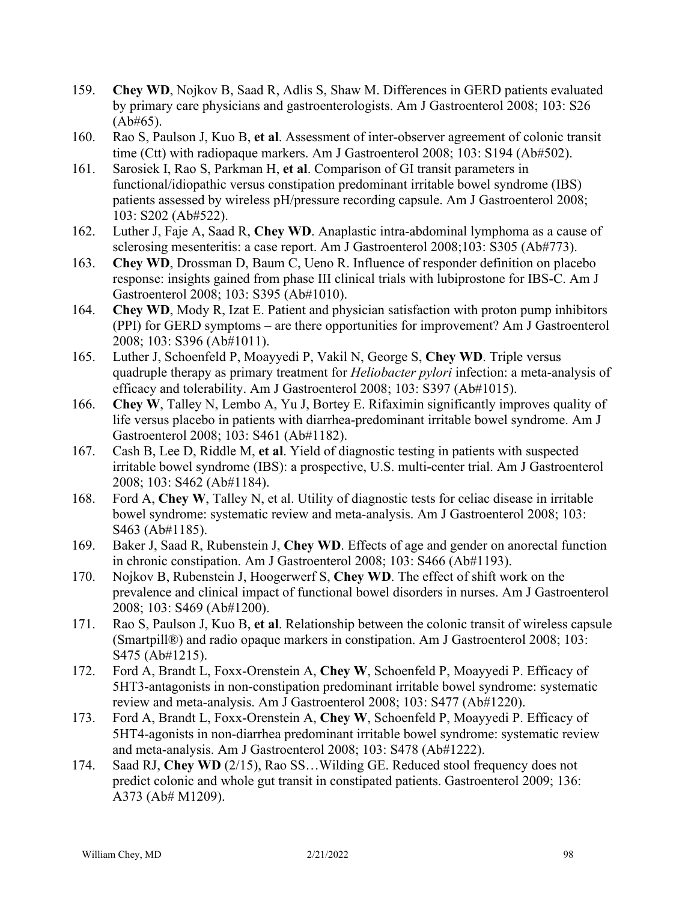159. **Chey WD**, Nojkov B, Saad R, Adlis S, Shaw M. Differences in GERD patients evaluated by primary care physicians and gastroenterologists. Am J Gastroenterol 2008; 103: S26 (Ab#65).
160. Rao S, Paulson J, Kuo B, **et al**. Assessment of inter-observer agreement of colonic transit time (Ctt) with radiopaque markers. Am J Gastroenterol 2008; 103: S194 (Ab#502).
161. Sarosiek I, Rao S, Parkman H, **et al**. Comparison of GI transit parameters in functional/idiopathic versus constipation predominant irritable bowel syndrome (IBS) patients assessed by wireless pH/pressure recording capsule. Am J Gastroenterol 2008; 103: S202 (Ab#522).
162. Luther J, Faje A, Saad R, **Chey WD**. Anaplastic intra-abdominal lymphoma as a cause of sclerosing mesenteritis: a case report. Am J Gastroenterol 2008;103: S305 (Ab#773).
163. **Chey WD**, Drossman D, Baum C, Ueno R. Influence of responder definition on placebo response: insights gained from phase III clinical trials with lubiprostone for IBS-C. Am J Gastroenterol 2008; 103: S395 (Ab#1010).
164. **Chey WD**, Mody R, Izat E. Patient and physician satisfaction with proton pump inhibitors (PPI) for GERD symptoms – are there opportunities for improvement? Am J Gastroenterol 2008; 103: S396 (Ab#1011).
165. Luther J, Schoenfeld P, Moayyedi P, Vakil N, George S, **Chey WD**. Triple versus quadruple therapy as primary treatment for *Heliobacter pylori* infection: a meta-analysis of efficacy and tolerability. Am J Gastroenterol 2008; 103: S397 (Ab#1015).
166. **Chey W**, Talley N, Lembo A, Yu J, Bortey E. Rifaximin significantly improves quality of life versus placebo in patients with diarrhea-predominant irritable bowel syndrome. Am J Gastroenterol 2008; 103: S461 (Ab#1182).
167. Cash B, Lee D, Riddle M, **et al**. Yield of diagnostic testing in patients with suspected irritable bowel syndrome (IBS): a prospective, U.S. multi-center trial. Am J Gastroenterol 2008; 103: S462 (Ab#1184).
168. Ford A, **Chey W**, Talley N, et al. Utility of diagnostic tests for celiac disease in irritable bowel syndrome: systematic review and meta-analysis. Am J Gastroenterol 2008; 103: S463 (Ab#1185).
169. Baker J, Saad R, Rubenstein J, **Chey WD**. Effects of age and gender on anorectal function in chronic constipation. Am J Gastroenterol 2008; 103: S466 (Ab#1193).
170. Nojkov B, Rubenstein J, Hoogerwerf S, **Chey WD**. The effect of shift work on the prevalence and clinical impact of functional bowel disorders in nurses. Am J Gastroenterol 2008; 103: S469 (Ab#1200).
171. Rao S, Paulson J, Kuo B, **et al**. Relationship between the colonic transit of wireless capsule (Smartpill®) and radio opaque markers in constipation. Am J Gastroenterol 2008; 103: S475 (Ab#1215).
172. Ford A, Brandt L, Foxx-Orenstein A, **Chey W**, Schoenfeld P, Moayyedi P. Efficacy of 5HT3-antagonists in non-constipation predominant irritable bowel syndrome: systematic review and meta-analysis. Am J Gastroenterol 2008; 103: S477 (Ab#1220).
173. Ford A, Brandt L, Foxx-Orenstein A, **Chey W**, Schoenfeld P, Moayyedi P. Efficacy of 5HT4-agonists in non-diarrhea predominant irritable bowel syndrome: systematic review and meta-analysis. Am J Gastroenterol 2008; 103: S478 (Ab#1222).
174. Saad RJ, **Chey WD** (2/15), Rao SS…Wilding GE. Reduced stool frequency does not predict colonic and whole gut transit in constipated patients. Gastroenterol 2009; 136: A373 (Ab# M1209).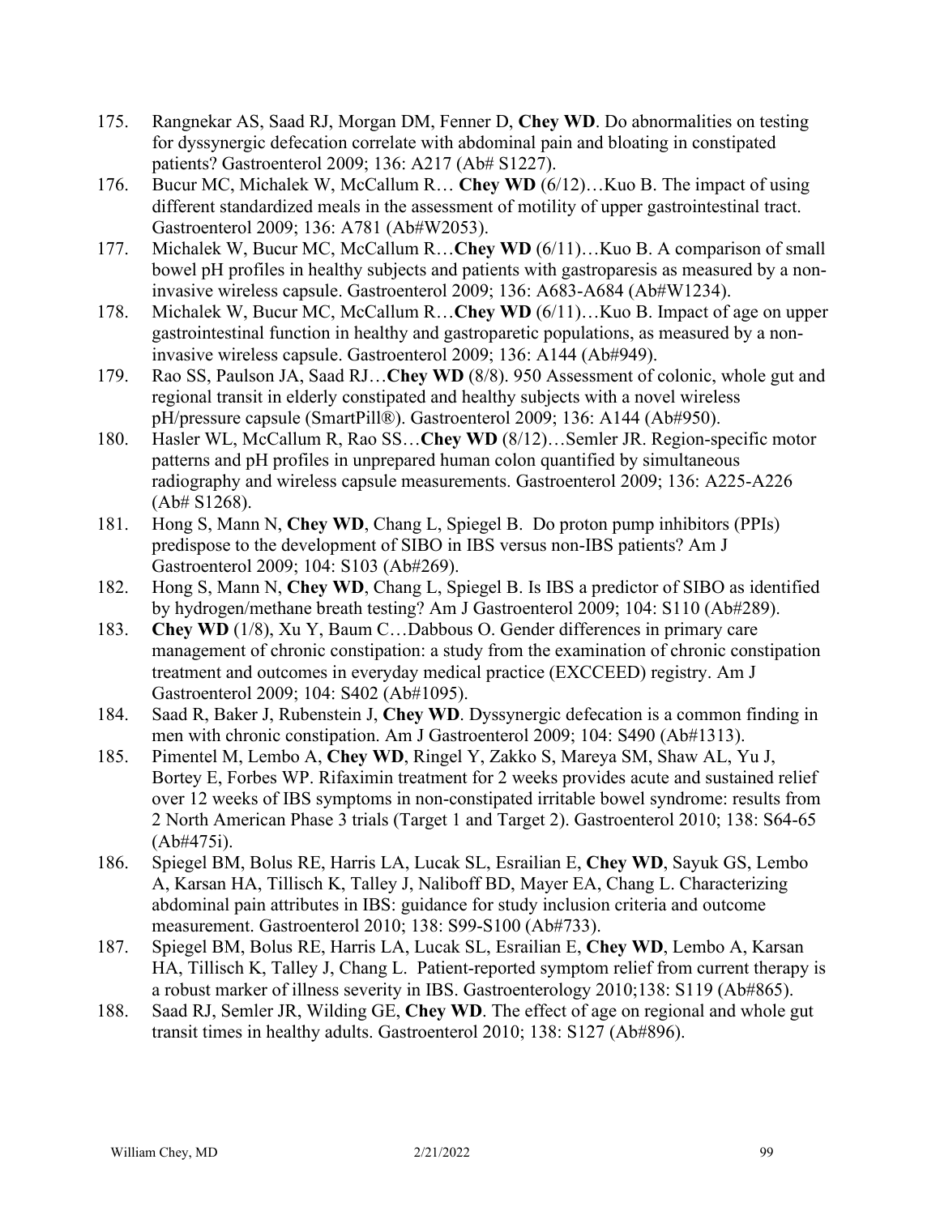175. Rangnekar AS, Saad RJ, Morgan DM, Fenner D, **Chey WD**. Do abnormalities on testing for dyssynergic defecation correlate with abdominal pain and bloating in constipated patients? Gastroenterol 2009; 136: A217 (Ab# S1227).
176. Bucur MC, Michalek W, McCallum R… **Chey WD** (6/12)…Kuo B. The impact of using different standardized meals in the assessment of motility of upper gastrointestinal tract. Gastroenterol 2009; 136: A781 (Ab#W2053).
177. Michalek W, Bucur MC, McCallum R…**Chey WD** (6/11)…Kuo B. A comparison of small bowel pH profiles in healthy subjects and patients with gastroparesis as measured by a non-invasive wireless capsule. Gastroenterol 2009; 136: A683-A684 (Ab#W1234).
178. Michalek W, Bucur MC, McCallum R…**Chey WD** (6/11)…Kuo B. Impact of age on upper gastrointestinal function in healthy and gastroparetic populations, as measured by a non-invasive wireless capsule. Gastroenterol 2009; 136: A144 (Ab#949).
179. Rao SS, Paulson JA, Saad RJ…**Chey WD** (8/8). 950 Assessment of colonic, whole gut and regional transit in elderly constipated and healthy subjects with a novel wireless pH/pressure capsule (SmartPill®). Gastroenterol 2009; 136: A144 (Ab#950).
180. Hasler WL, McCallum R, Rao SS…**Chey WD** (8/12)…Semler JR. Region-specific motor patterns and pH profiles in unprepared human colon quantified by simultaneous radiography and wireless capsule measurements. Gastroenterol 2009; 136: A225-A226 (Ab# S1268).
181. Hong S, Mann N, **Chey WD**, Chang L, Spiegel B. Do proton pump inhibitors (PPIs) predispose to the development of SIBO in IBS versus non-IBS patients? Am J Gastroenterol 2009; 104: S103 (Ab#269).
182. Hong S, Mann N, **Chey WD**, Chang L, Spiegel B. Is IBS a predictor of SIBO as identified by hydrogen/methane breath testing? Am J Gastroenterol 2009; 104: S110 (Ab#289).
183. **Chey WD** (1/8), Xu Y, Baum C…Dabbous O. Gender differences in primary care management of chronic constipation: a study from the examination of chronic constipation treatment and outcomes in everyday medical practice (EXCCEED) registry. Am J Gastroenterol 2009; 104: S402 (Ab#1095).
184. Saad R, Baker J, Rubenstein J, **Chey WD**. Dyssynergic defecation is a common finding in men with chronic constipation. Am J Gastroenterol 2009; 104: S490 (Ab#1313).
185. Pimentel M, Lembo A, **Chey WD**, Ringel Y, Zakko S, Mareya SM, Shaw AL, Yu J, Bortey E, Forbes WP. Rifaximin treatment for 2 weeks provides acute and sustained relief over 12 weeks of IBS symptoms in non-constipated irritable bowel syndrome: results from 2 North American Phase 3 trials (Target 1 and Target 2). Gastroenterol 2010; 138: S64-65 (Ab#475i).
186. Spiegel BM, Bolus RE, Harris LA, Lucak SL, Esrailian E, **Chey WD**, Sayuk GS, Lembo A, Karsan HA, Tillisch K, Talley J, Naliboff BD, Mayer EA, Chang L. Characterizing abdominal pain attributes in IBS: guidance for study inclusion criteria and outcome measurement. Gastroenterol 2010; 138: S99-S100 (Ab#733).
187. Spiegel BM, Bolus RE, Harris LA, Lucak SL, Esrailian E, **Chey WD**, Lembo A, Karsan HA, Tillisch K, Talley J, Chang L. Patient-reported symptom relief from current therapy is a robust marker of illness severity in IBS. Gastroenterology 2010;138: S119 (Ab#865).
188. Saad RJ, Semler JR, Wilding GE, **Chey WD**. The effect of age on regional and whole gut transit times in healthy adults. Gastroenterol 2010; 138: S127 (Ab#896).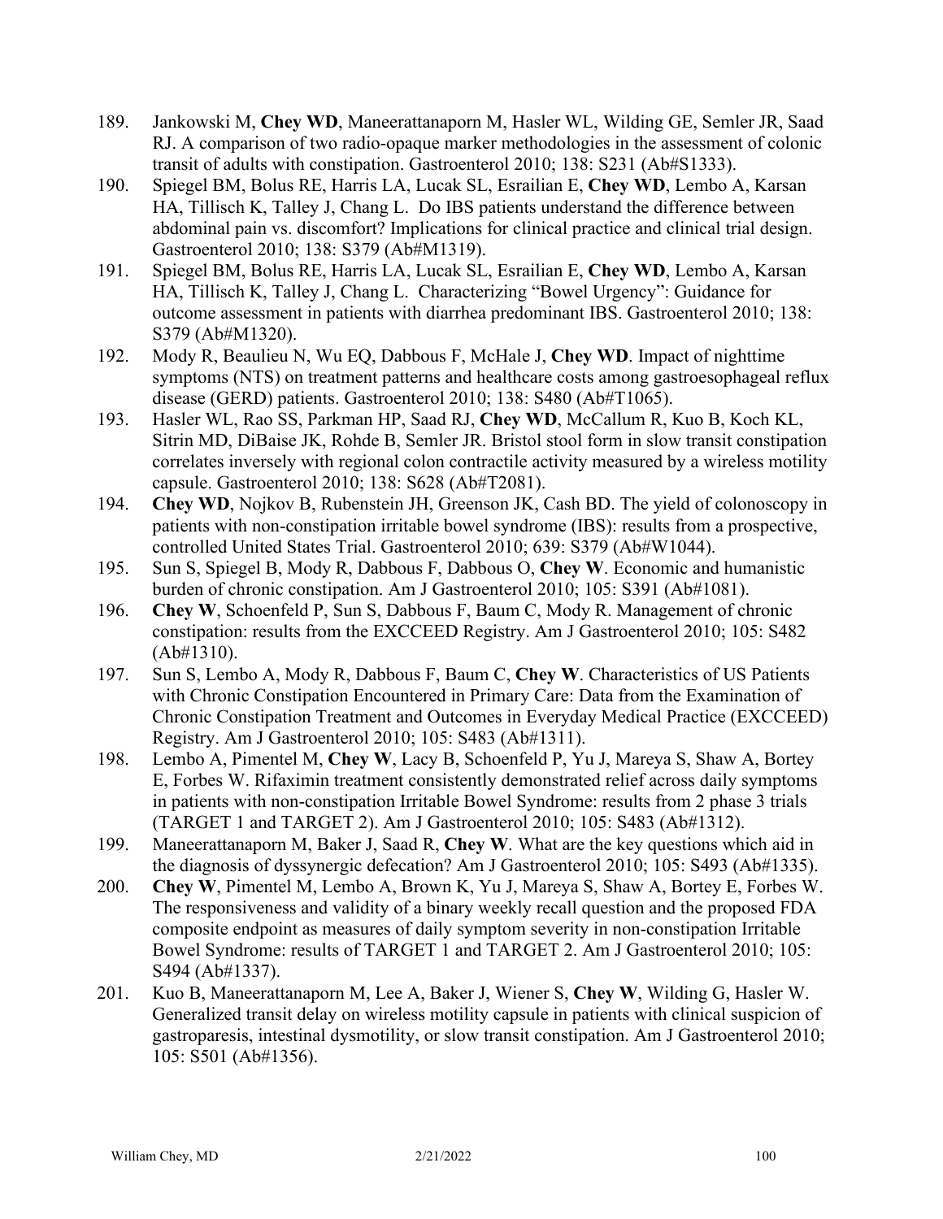189. Jankowski M, **Chey WD**, Maneerattanaporn M, Hasler WL, Wilding GE, Semler JR, Saad RJ. A comparison of two radio-opaque marker methodologies in the assessment of colonic transit of adults with constipation. Gastroenterol 2010; 138: S231 (Ab#S1333).
190. Spiegel BM, Bolus RE, Harris LA, Lucak SL, Esrailian E, **Chey WD**, Lembo A, Karsan HA, Tillisch K, Talley J, Chang L. Do IBS patients understand the difference between abdominal pain vs. discomfort? Implications for clinical practice and clinical trial design. Gastroenterol 2010; 138: S379 (Ab#M1319).
191. Spiegel BM, Bolus RE, Harris LA, Lucak SL, Esrailian E, **Chey WD**, Lembo A, Karsan HA, Tillisch K, Talley J, Chang L. Characterizing "Bowel Urgency": Guidance for outcome assessment in patients with diarrhea predominant IBS. Gastroenterol 2010; 138: S379 (Ab#M1320).
192. Mody R, Beaulieu N, Wu EQ, Dabbous F, McHale J, **Chey WD**. Impact of nighttime symptoms (NTS) on treatment patterns and healthcare costs among gastroesophageal reflux disease (GERD) patients. Gastroenterol 2010; 138: S480 (Ab#T1065).
193. Hasler WL, Rao SS, Parkman HP, Saad RJ, **Chey WD**, McCallum R, Kuo B, Koch KL, Sitrin MD, DiBaise JK, Rohde B, Semler JR. Bristol stool form in slow transit constipation correlates inversely with regional colon contractile activity measured by a wireless motility capsule. Gastroenterol 2010; 138: S628 (Ab#T2081).
194. **Chey WD**, Nojkov B, Rubenstein JH, Greenson JK, Cash BD. The yield of colonoscopy in patients with non-constipation irritable bowel syndrome (IBS): results from a prospective, controlled United States Trial. Gastroenterol 2010; 639: S379 (Ab#W1044).
195. Sun S, Spiegel B, Mody R, Dabbous F, Dabbous O, **Chey W**. Economic and humanistic burden of chronic constipation. Am J Gastroenterol 2010; 105: S391 (Ab#1081).
196. **Chey W**, Schoenfeld P, Sun S, Dabbous F, Baum C, Mody R. Management of chronic constipation: results from the EXCCEED Registry. Am J Gastroenterol 2010; 105: S482 (Ab#1310).
197. Sun S, Lembo A, Mody R, Dabbous F, Baum C, **Chey W**. Characteristics of US Patients with Chronic Constipation Encountered in Primary Care: Data from the Examination of Chronic Constipation Treatment and Outcomes in Everyday Medical Practice (EXCCEED) Registry. Am J Gastroenterol 2010; 105: S483 (Ab#1311).
198. Lembo A, Pimentel M, **Chey W**, Lacy B, Schoenfeld P, Yu J, Mareya S, Shaw A, Bortey E, Forbes W. Rifaximin treatment consistently demonstrated relief across daily symptoms in patients with non-constipation Irritable Bowel Syndrome: results from 2 phase 3 trials (TARGET 1 and TARGET 2). Am J Gastroenterol 2010; 105: S483 (Ab#1312).
199. Maneerattanaporn M, Baker J, Saad R, **Chey W**. What are the key questions which aid in the diagnosis of dyssynergic defecation? Am J Gastroenterol 2010; 105: S493 (Ab#1335).
200. **Chey W**, Pimentel M, Lembo A, Brown K, Yu J, Mareya S, Shaw A, Bortey E, Forbes W. The responsiveness and validity of a binary weekly recall question and the proposed FDA composite endpoint as measures of daily symptom severity in non-constipation Irritable Bowel Syndrome: results of TARGET 1 and TARGET 2. Am J Gastroenterol 2010; 105: S494 (Ab#1337).
201. Kuo B, Maneerattanaporn M, Lee A, Baker J, Wiener S, **Chey W**, Wilding G, Hasler W. Generalized transit delay on wireless motility capsule in patients with clinical suspicion of gastroparesis, intestinal dysmotility, or slow transit constipation. Am J Gastroenterol 2010; 105: S501 (Ab#1356).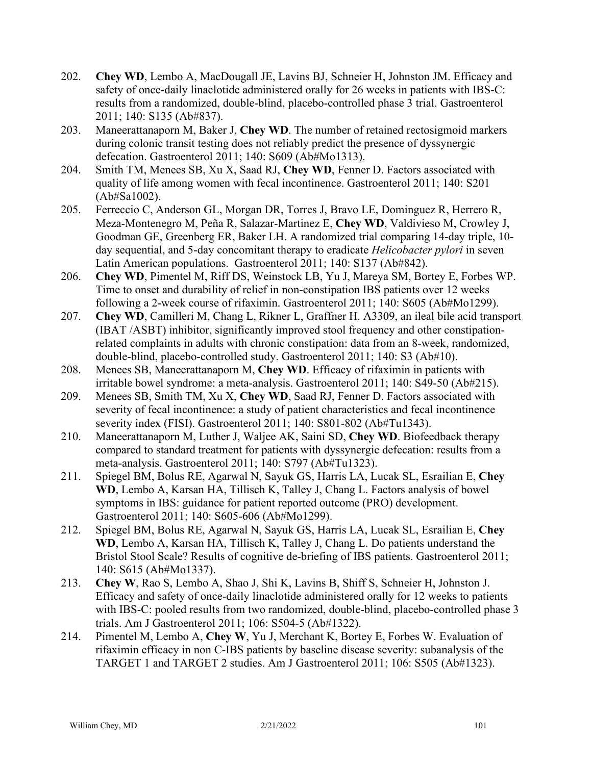202. **Chey WD**, Lembo A, MacDougall JE, Lavins BJ, Schneier H, Johnston JM. Efficacy and safety of once-daily linaclotide administered orally for 26 weeks in patients with IBS-C: results from a randomized, double-blind, placebo-controlled phase 3 trial. Gastroenterol 2011; 140: S135 (Ab#837).
203. Maneerattanaporn M, Baker J, **Chey WD**. The number of retained rectosigmoid markers during colonic transit testing does not reliably predict the presence of dyssynergic defecation. Gastroenterol 2011; 140: S609 (Ab#Mo1313).
204. Smith TM, Menees SB, Xu X, Saad RJ, **Chey WD**, Fenner D. Factors associated with quality of life among women with fecal incontinence. Gastroenterol 2011; 140: S201 (Ab#Sa1002).
205. Ferreccio C, Anderson GL, Morgan DR, Torres J, Bravo LE, Dominguez R, Herrero R, Meza-Montenegro M, Peña R, Salazar-Martinez E, **Chey WD**, Valdivieso M, Crowley J, Goodman GE, Greenberg ER, Baker LH. A randomized trial comparing 14-day triple, 10-day sequential, and 5-day concomitant therapy to eradicate *Helicobacter pylori* in seven Latin American populations. Gastroenterol 2011; 140: S137 (Ab#842).
206. **Chey WD**, Pimentel M, Riff DS, Weinstock LB, Yu J, Mareya SM, Bortey E, Forbes WP. Time to onset and durability of relief in non-constipation IBS patients over 12 weeks following a 2-week course of rifaximin. Gastroenterol 2011; 140: S605 (Ab#Mo1299).
207. **Chey WD**, Camilleri M, Chang L, Rikner L, Graffner H. A3309, an ileal bile acid transport (IBAT /ASBT) inhibitor, significantly improved stool frequency and other constipation-related complaints in adults with chronic constipation: data from an 8-week, randomized, double-blind, placebo-controlled study. Gastroenterol 2011; 140: S3 (Ab#10).
208. Menees SB, Maneerattanaporn M, **Chey WD**. Efficacy of rifaximin in patients with irritable bowel syndrome: a meta-analysis. Gastroenterol 2011; 140: S49-50 (Ab#215).
209. Menees SB, Smith TM, Xu X, **Chey WD**, Saad RJ, Fenner D. Factors associated with severity of fecal incontinence: a study of patient characteristics and fecal incontinence severity index (FISI). Gastroenterol 2011; 140: S801-802 (Ab#Tu1343).
210. Maneerattanaporn M, Luther J, Waljee AK, Saini SD, **Chey WD**. Biofeedback therapy compared to standard treatment for patients with dyssynergic defecation: results from a meta-analysis. Gastroenterol 2011; 140: S797 (Ab#Tu1323).
211. Spiegel BM, Bolus RE, Agarwal N, Sayuk GS, Harris LA, Lucak SL, Esrailian E, **Chey WD**, Lembo A, Karsan HA, Tillisch K, Talley J, Chang L. Factors analysis of bowel symptoms in IBS: guidance for patient reported outcome (PRO) development. Gastroenterol 2011; 140: S605-606 (Ab#Mo1299).
212. Spiegel BM, Bolus RE, Agarwal N, Sayuk GS, Harris LA, Lucak SL, Esrailian E, **Chey WD**, Lembo A, Karsan HA, Tillisch K, Talley J, Chang L. Do patients understand the Bristol Stool Scale? Results of cognitive de-briefing of IBS patients. Gastroenterol 2011; 140: S615 (Ab#Mo1337).
213. **Chey W**, Rao S, Lembo A, Shao J, Shi K, Lavins B, Shiff S, Schneier H, Johnston J. Efficacy and safety of once-daily linaclotide administered orally for 12 weeks to patients with IBS-C: pooled results from two randomized, double-blind, placebo-controlled phase 3 trials. Am J Gastroenterol 2011; 106: S504-5 (Ab#1322).
214. Pimentel M, Lembo A, **Chey W**, Yu J, Merchant K, Bortey E, Forbes W. Evaluation of rifaximin efficacy in non C-IBS patients by baseline disease severity: subanalysis of the TARGET 1 and TARGET 2 studies. Am J Gastroenterol 2011; 106: S505 (Ab#1323).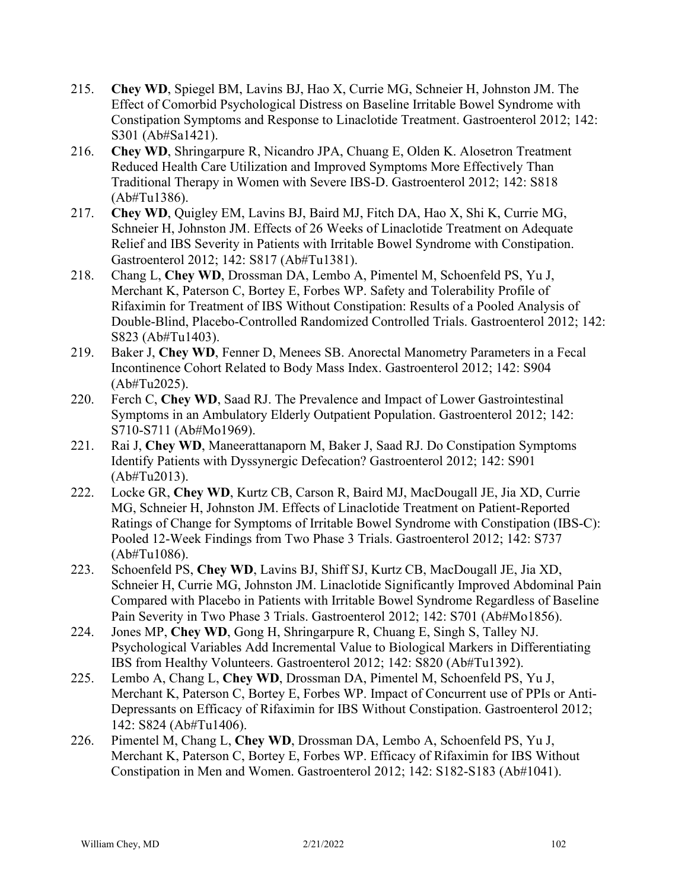215. **Chey WD**, Spiegel BM, Lavins BJ, Hao X, Currie MG, Schneier H, Johnston JM. The Effect of Comorbid Psychological Distress on Baseline Irritable Bowel Syndrome with Constipation Symptoms and Response to Linaclotide Treatment. Gastroenterol 2012; 142: S301 (Ab#Sa1421).
216. **Chey WD**, Shringarpure R, Nicandro JPA, Chuang E, Olden K. Alosetron Treatment Reduced Health Care Utilization and Improved Symptoms More Effectively Than Traditional Therapy in Women with Severe IBS-D. Gastroenterol 2012; 142: S818 (Ab#Tu1386).
217. **Chey WD**, Quigley EM, Lavins BJ, Baird MJ, Fitch DA, Hao X, Shi K, Currie MG, Schneier H, Johnston JM. Effects of 26 Weeks of Linaclotide Treatment on Adequate Relief and IBS Severity in Patients with Irritable Bowel Syndrome with Constipation. Gastroenterol 2012; 142: S817 (Ab#Tu1381).
218. Chang L, **Chey WD**, Drossman DA, Lembo A, Pimentel M, Schoenfeld PS, Yu J, Merchant K, Paterson C, Bortey E, Forbes WP. Safety and Tolerability Profile of Rifaximin for Treatment of IBS Without Constipation: Results of a Pooled Analysis of Double-Blind, Placebo-Controlled Randomized Controlled Trials. Gastroenterol 2012; 142: S823 (Ab#Tu1403).
219. Baker J, **Chey WD**, Fenner D, Menees SB. Anorectal Manometry Parameters in a Fecal Incontinence Cohort Related to Body Mass Index. Gastroenterol 2012; 142: S904 (Ab#Tu2025).
220. Ferch C, **Chey WD**, Saad RJ. The Prevalence and Impact of Lower Gastrointestinal Symptoms in an Ambulatory Elderly Outpatient Population. Gastroenterol 2012; 142: S710-S711 (Ab#Mo1969).
221. Rai J, **Chey WD**, Maneerattanaporn M, Baker J, Saad RJ. Do Constipation Symptoms Identify Patients with Dyssynergic Defecation? Gastroenterol 2012; 142: S901 (Ab#Tu2013).
222. Locke GR, **Chey WD**, Kurtz CB, Carson R, Baird MJ, MacDougall JE, Jia XD, Currie MG, Schneier H, Johnston JM. Effects of Linaclotide Treatment on Patient-Reported Ratings of Change for Symptoms of Irritable Bowel Syndrome with Constipation (IBS-C): Pooled 12-Week Findings from Two Phase 3 Trials. Gastroenterol 2012; 142: S737 (Ab#Tu1086).
223. Schoenfeld PS, **Chey WD**, Lavins BJ, Shiff SJ, Kurtz CB, MacDougall JE, Jia XD, Schneier H, Currie MG, Johnston JM. Linaclotide Significantly Improved Abdominal Pain Compared with Placebo in Patients with Irritable Bowel Syndrome Regardless of Baseline Pain Severity in Two Phase 3 Trials. Gastroenterol 2012; 142: S701 (Ab#Mo1856).
224. Jones MP, **Chey WD**, Gong H, Shringarpure R, Chuang E, Singh S, Talley NJ. Psychological Variables Add Incremental Value to Biological Markers in Differentiating IBS from Healthy Volunteers. Gastroenterol 2012; 142: S820 (Ab#Tu1392).
225. Lembo A, Chang L, **Chey WD**, Drossman DA, Pimentel M, Schoenfeld PS, Yu J, Merchant K, Paterson C, Bortey E, Forbes WP. Impact of Concurrent use of PPIs or Anti-Depressants on Efficacy of Rifaximin for IBS Without Constipation. Gastroenterol 2012; 142: S824 (Ab#Tu1406).
226. Pimentel M, Chang L, **Chey WD**, Drossman DA, Lembo A, Schoenfeld PS, Yu J, Merchant K, Paterson C, Bortey E, Forbes WP. Efficacy of Rifaximin for IBS Without Constipation in Men and Women. Gastroenterol 2012; 142: S182-S183 (Ab#1041).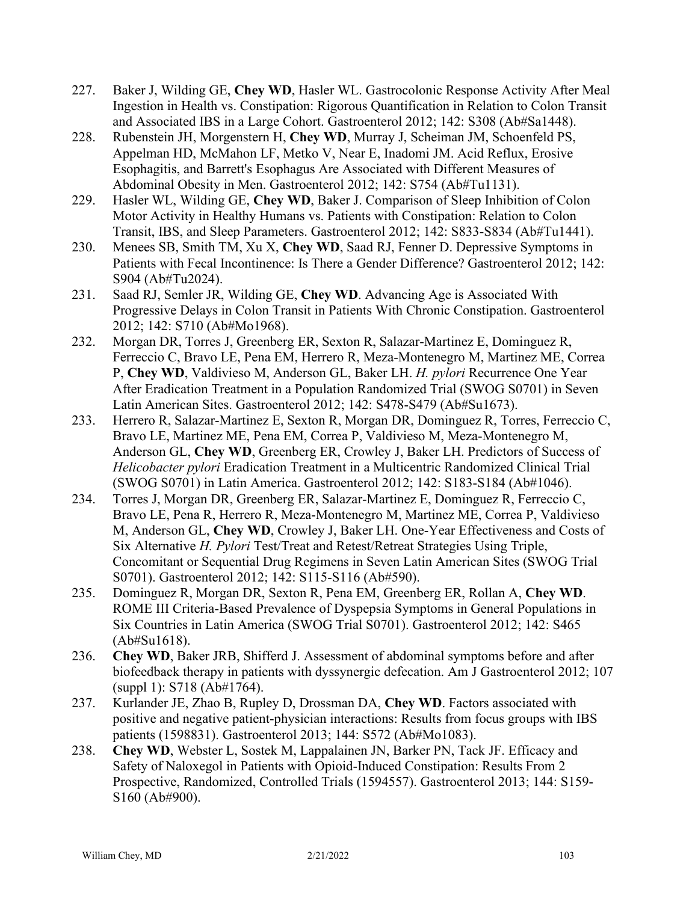227. Baker J, Wilding GE, **Chey WD**, Hasler WL. Gastrocolonic Response Activity After Meal Ingestion in Health vs. Constipation: Rigorous Quantification in Relation to Colon Transit and Associated IBS in a Large Cohort. Gastroenterol 2012; 142: S308 (Ab#Sa1448).
228. Rubenstein JH, Morgenstern H, **Chey WD**, Murray J, Scheiman JM, Schoenfeld PS, Appelman HD, McMahon LF, Metko V, Near E, Inadomi JM. Acid Reflux, Erosive Esophagitis, and Barrett's Esophagus Are Associated with Different Measures of Abdominal Obesity in Men. Gastroenterol 2012; 142: S754 (Ab#Tu1131).
229. Hasler WL, Wilding GE, **Chey WD**, Baker J. Comparison of Sleep Inhibition of Colon Motor Activity in Healthy Humans vs. Patients with Constipation: Relation to Colon Transit, IBS, and Sleep Parameters. Gastroenterol 2012; 142: S833-S834 (Ab#Tu1441).
230. Menees SB, Smith TM, Xu X, **Chey WD**, Saad RJ, Fenner D. Depressive Symptoms in Patients with Fecal Incontinence: Is There a Gender Difference? Gastroenterol 2012; 142: S904 (Ab#Tu2024).
231. Saad RJ, Semler JR, Wilding GE, **Chey WD**. Advancing Age is Associated With Progressive Delays in Colon Transit in Patients With Chronic Constipation. Gastroenterol 2012; 142: S710 (Ab#Mo1968).
232. Morgan DR, Torres J, Greenberg ER, Sexton R, Salazar-Martinez E, Dominguez R, Ferreccio C, Bravo LE, Pena EM, Herrero R, Meza-Montenegro M, Martinez ME, Correa P, **Chey WD**, Valdivieso M, Anderson GL, Baker LH. *H. pylori* Recurrence One Year After Eradication Treatment in a Population Randomized Trial (SWOG S0701) in Seven Latin American Sites. Gastroenterol 2012; 142: S478-S479 (Ab#Su1673).
233. Herrero R, Salazar-Martinez E, Sexton R, Morgan DR, Dominguez R, Torres, Ferreccio C, Bravo LE, Martinez ME, Pena EM, Correa P, Valdivieso M, Meza-Montenegro M, Anderson GL, **Chey WD**, Greenberg ER, Crowley J, Baker LH. Predictors of Success of *Helicobacter pylori* Eradication Treatment in a Multicentric Randomized Clinical Trial (SWOG S0701) in Latin America. Gastroenterol 2012; 142: S183-S184 (Ab#1046).
234. Torres J, Morgan DR, Greenberg ER, Salazar-Martinez E, Dominguez R, Ferreccio C, Bravo LE, Pena R, Herrero R, Meza-Montenegro M, Martinez ME, Correa P, Valdivieso M, Anderson GL, **Chey WD**, Crowley J, Baker LH. One-Year Effectiveness and Costs of Six Alternative *H. Pylori* Test/Treat and Retest/Retreat Strategies Using Triple, Concomitant or Sequential Drug Regimens in Seven Latin American Sites (SWOG Trial S0701). Gastroenterol 2012; 142: S115-S116 (Ab#590).
235. Dominguez R, Morgan DR, Sexton R, Pena EM, Greenberg ER, Rollan A, **Chey WD**. ROME III Criteria-Based Prevalence of Dyspepsia Symptoms in General Populations in Six Countries in Latin America (SWOG Trial S0701). Gastroenterol 2012; 142: S465 (Ab#Su1618).
236. **Chey WD**, Baker JRB, Shifferd J. Assessment of abdominal symptoms before and after biofeedback therapy in patients with dyssynergic defecation. Am J Gastroenterol 2012; 107 (suppl 1): S718 (Ab#1764).
237. Kurlander JE, Zhao B, Rupley D, Drossman DA, **Chey WD**. Factors associated with positive and negative patient-physician interactions: Results from focus groups with IBS patients (1598831). Gastroenterol 2013; 144: S572 (Ab#Mo1083).
238. **Chey WD**, Webster L, Sostek M, Lappalainen JN, Barker PN, Tack JF. Efficacy and Safety of Naloxegol in Patients with Opioid-Induced Constipation: Results From 2 Prospective, Randomized, Controlled Trials (1594557). Gastroenterol 2013; 144: S159-S160 (Ab#900).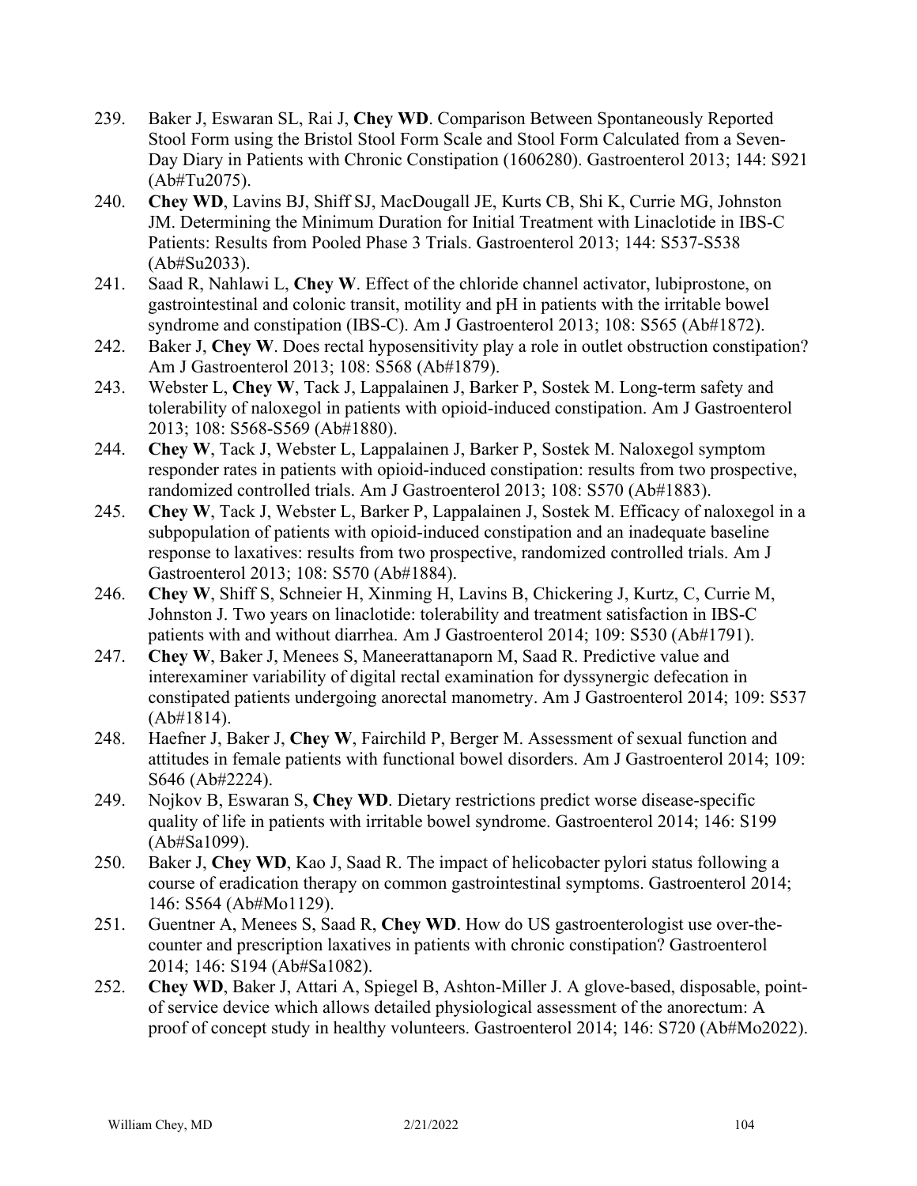239. Baker J, Eswaran SL, Rai J, **Chey WD**. Comparison Between Spontaneously Reported Stool Form using the Bristol Stool Form Scale and Stool Form Calculated from a Seven-Day Diary in Patients with Chronic Constipation (1606280). Gastroenterol 2013; 144: S921 (Ab#Tu2075).
240. **Chey WD**, Lavins BJ, Shiff SJ, MacDougall JE, Kurts CB, Shi K, Currie MG, Johnston JM. Determining the Minimum Duration for Initial Treatment with Linaclotide in IBS-C Patients: Results from Pooled Phase 3 Trials. Gastroenterol 2013; 144: S537-S538 (Ab#Su2033).
241. Saad R, Nahlawi L, **Chey W**. Effect of the chloride channel activator, lubiprostone, on gastrointestinal and colonic transit, motility and pH in patients with the irritable bowel syndrome and constipation (IBS-C). Am J Gastroenterol 2013; 108: S565 (Ab#1872).
242. Baker J, **Chey W**. Does rectal hyposensitivity play a role in outlet obstruction constipation? Am J Gastroenterol 2013; 108: S568 (Ab#1879).
243. Webster L, **Chey W**, Tack J, Lappalainen J, Barker P, Sostek M. Long-term safety and tolerability of naloxegol in patients with opioid-induced constipation. Am J Gastroenterol 2013; 108: S568-S569 (Ab#1880).
244. **Chey W**, Tack J, Webster L, Lappalainen J, Barker P, Sostek M. Naloxegol symptom responder rates in patients with opioid-induced constipation: results from two prospective, randomized controlled trials. Am J Gastroenterol 2013; 108: S570 (Ab#1883).
245. **Chey W**, Tack J, Webster L, Barker P, Lappalainen J, Sostek M. Efficacy of naloxegol in a subpopulation of patients with opioid-induced constipation and an inadequate baseline response to laxatives: results from two prospective, randomized controlled trials. Am J Gastroenterol 2013; 108: S570 (Ab#1884).
246. **Chey W**, Shiff S, Schneier H, Xinming H, Lavins B, Chickering J, Kurtz, C, Currie M, Johnston J. Two years on linaclotide: tolerability and treatment satisfaction in IBS-C patients with and without diarrhea. Am J Gastroenterol 2014; 109: S530 (Ab#1791).
247. **Chey W**, Baker J, Menees S, Maneerattanaporn M, Saad R. Predictive value and interexaminer variability of digital rectal examination for dyssynergic defecation in constipated patients undergoing anorectal manometry. Am J Gastroenterol 2014; 109: S537 (Ab#1814).
248. Haefner J, Baker J, **Chey W**, Fairchild P, Berger M. Assessment of sexual function and attitudes in female patients with functional bowel disorders. Am J Gastroenterol 2014; 109: S646 (Ab#2224).
249. Nojkov B, Eswaran S, **Chey WD**. Dietary restrictions predict worse disease-specific quality of life in patients with irritable bowel syndrome. Gastroenterol 2014; 146: S199 (Ab#Sa1099).
250. Baker J, **Chey WD**, Kao J, Saad R. The impact of helicobacter pylori status following a course of eradication therapy on common gastrointestinal symptoms. Gastroenterol 2014; 146: S564 (Ab#Mo1129).
251. Guentner A, Menees S, Saad R, **Chey WD**. How do US gastroenterologist use over-the-counter and prescription laxatives in patients with chronic constipation? Gastroenterol 2014; 146: S194 (Ab#Sa1082).
252. **Chey WD**, Baker J, Attari A, Spiegel B, Ashton-Miller J. A glove-based, disposable, point-of service device which allows detailed physiological assessment of the anorectum: A proof of concept study in healthy volunteers. Gastroenterol 2014; 146: S720 (Ab#Mo2022).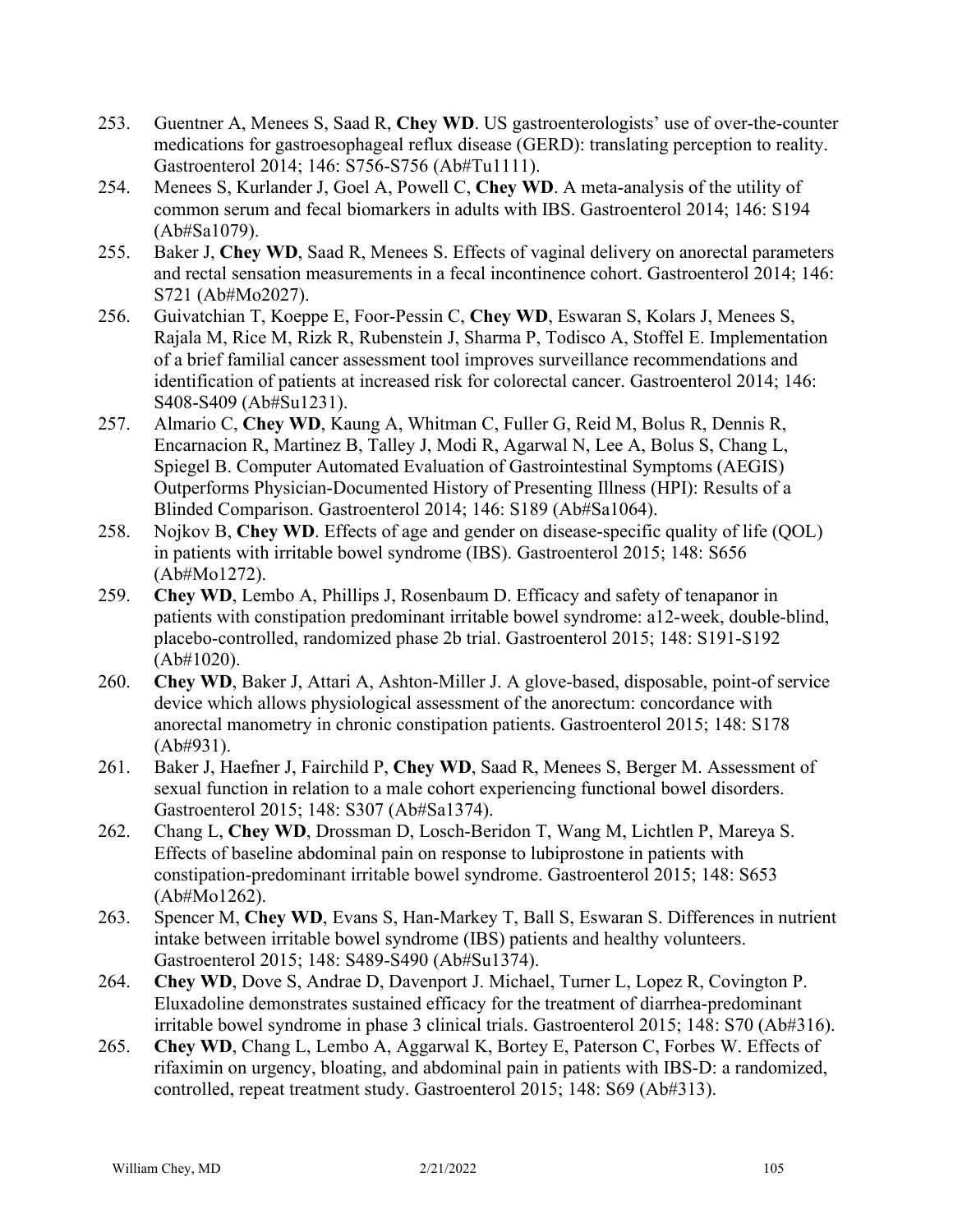253. Guentner A, Menees S, Saad R, **Chey WD**. US gastroenterologists' use of over-the-counter medications for gastroesophageal reflux disease (GERD): translating perception to reality. Gastroenterol 2014; 146: S756-S756 (Ab#Tu1111).
254. Menees S, Kurlander J, Goel A, Powell C, **Chey WD**. A meta-analysis of the utility of common serum and fecal biomarkers in adults with IBS. Gastroenterol 2014; 146: S194 (Ab#Sa1079).
255. Baker J, **Chey WD**, Saad R, Menees S. Effects of vaginal delivery on anorectal parameters and rectal sensation measurements in a fecal incontinence cohort. Gastroenterol 2014; 146: S721 (Ab#Mo2027).
256. Guivatchian T, Koeppe E, Foor-Pessin C, **Chey WD**, Eswaran S, Kolars J, Menees S, Rajala M, Rice M, Rizk R, Rubenstein J, Sharma P, Todisco A, Stoffel E. Implementation of a brief familial cancer assessment tool improves surveillance recommendations and identification of patients at increased risk for colorectal cancer. Gastroenterol 2014; 146: S408-S409 (Ab#Su1231).
257. Almario C, **Chey WD**, Kaung A, Whitman C, Fuller G, Reid M, Bolus R, Dennis R, Encarnacion R, Martinez B, Talley J, Modi R, Agarwal N, Lee A, Bolus S, Chang L, Spiegel B. Computer Automated Evaluation of Gastrointestinal Symptoms (AEGIS) Outperforms Physician-Documented History of Presenting Illness (HPI): Results of a Blinded Comparison. Gastroenterol 2014; 146: S189 (Ab#Sa1064).
258. Nojkov B, **Chey WD**. Effects of age and gender on disease-specific quality of life (QOL) in patients with irritable bowel syndrome (IBS). Gastroenterol 2015; 148: S656 (Ab#Mo1272).
259. **Chey WD**, Lembo A, Phillips J, Rosenbaum D. Efficacy and safety of tenapanor in patients with constipation predominant irritable bowel syndrome: a12-week, double-blind, placebo-controlled, randomized phase 2b trial. Gastroenterol 2015; 148: S191-S192 (Ab#1020).
260. **Chey WD**, Baker J, Attari A, Ashton-Miller J. A glove-based, disposable, point-of service device which allows physiological assessment of the anorectum: concordance with anorectal manometry in chronic constipation patients. Gastroenterol 2015; 148: S178 (Ab#931).
261. Baker J, Haefner J, Fairchild P, **Chey WD**, Saad R, Menees S, Berger M. Assessment of sexual function in relation to a male cohort experiencing functional bowel disorders. Gastroenterol 2015; 148: S307 (Ab#Sa1374).
262. Chang L, **Chey WD**, Drossman D, Losch-Beridon T, Wang M, Lichtlen P, Mareya S. Effects of baseline abdominal pain on response to lubiprostone in patients with constipation-predominant irritable bowel syndrome. Gastroenterol 2015; 148: S653 (Ab#Mo1262).
263. Spencer M, **Chey WD**, Evans S, Han-Markey T, Ball S, Eswaran S. Differences in nutrient intake between irritable bowel syndrome (IBS) patients and healthy volunteers. Gastroenterol 2015; 148: S489-S490 (Ab#Su1374).
264. **Chey WD**, Dove S, Andrae D, Davenport J. Michael, Turner L, Lopez R, Covington P. Eluxadoline demonstrates sustained efficacy for the treatment of diarrhea-predominant irritable bowel syndrome in phase 3 clinical trials. Gastroenterol 2015; 148: S70 (Ab#316).
265. **Chey WD**, Chang L, Lembo A, Aggarwal K, Bortey E, Paterson C, Forbes W. Effects of rifaximin on urgency, bloating, and abdominal pain in patients with IBS-D: a randomized, controlled, repeat treatment study. Gastroenterol 2015; 148: S69 (Ab#313).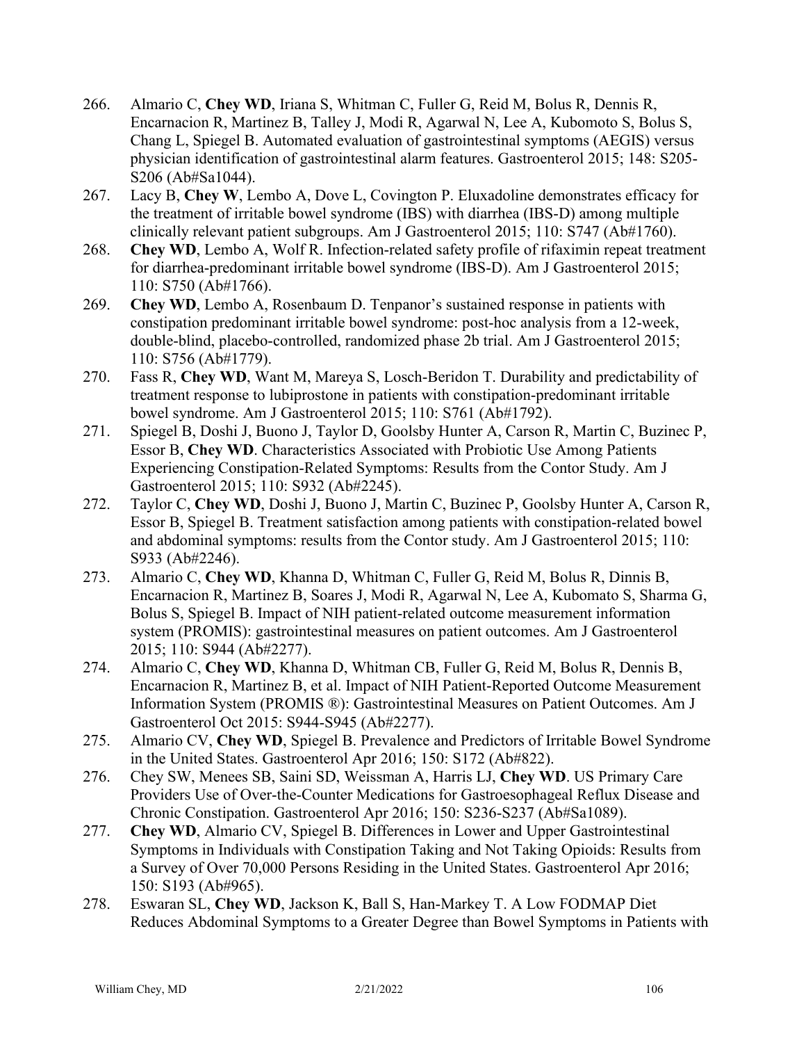266. Almario C, **Chey WD**, Iriana S, Whitman C, Fuller G, Reid M, Bolus R, Dennis R, Encarnacion R, Martinez B, Talley J, Modi R, Agarwal N, Lee A, Kubomoto S, Bolus S, Chang L, Spiegel B. Automated evaluation of gastrointestinal symptoms (AEGIS) versus physician identification of gastrointestinal alarm features. Gastroenterol 2015; 148: S205-S206 (Ab#Sa1044).
267. Lacy B, **Chey W**, Lembo A, Dove L, Covington P. Eluxadoline demonstrates efficacy for the treatment of irritable bowel syndrome (IBS) with diarrhea (IBS-D) among multiple clinically relevant patient subgroups. Am J Gastroenterol 2015; 110: S747 (Ab#1760).
268. **Chey WD**, Lembo A, Wolf R. Infection-related safety profile of rifaximin repeat treatment for diarrhea-predominant irritable bowel syndrome (IBS-D). Am J Gastroenterol 2015; 110: S750 (Ab#1766).
269. **Chey WD**, Lembo A, Rosenbaum D. Tenpanor's sustained response in patients with constipation predominant irritable bowel syndrome: post-hoc analysis from a 12-week, double-blind, placebo-controlled, randomized phase 2b trial. Am J Gastroenterol 2015; 110: S756 (Ab#1779).
270. Fass R, **Chey WD**, Want M, Mareya S, Losch-Beridon T. Durability and predictability of treatment response to lubiprostone in patients with constipation-predominant irritable bowel syndrome. Am J Gastroenterol 2015; 110: S761 (Ab#1792).
271. Spiegel B, Doshi J, Buono J, Taylor D, Goolsby Hunter A, Carson R, Martin C, Buzinec P, Essor B, **Chey WD**. Characteristics Associated with Probiotic Use Among Patients Experiencing Constipation-Related Symptoms: Results from the Contor Study. Am J Gastroenterol 2015; 110: S932 (Ab#2245).
272. Taylor C, **Chey WD**, Doshi J, Buono J, Martin C, Buzinec P, Goolsby Hunter A, Carson R, Essor B, Spiegel B. Treatment satisfaction among patients with constipation-related bowel and abdominal symptoms: results from the Contor study. Am J Gastroenterol 2015; 110: S933 (Ab#2246).
273. Almario C, **Chey WD**, Khanna D, Whitman C, Fuller G, Reid M, Bolus R, Dinnis B, Encarnacion R, Martinez B, Soares J, Modi R, Agarwal N, Lee A, Kubomato S, Sharma G, Bolus S, Spiegel B. Impact of NIH patient-related outcome measurement information system (PROMIS): gastrointestinal measures on patient outcomes. Am J Gastroenterol 2015; 110: S944 (Ab#2277).
274. Almario C, **Chey WD**, Khanna D, Whitman CB, Fuller G, Reid M, Bolus R, Dennis B, Encarnacion R, Martinez B, et al. Impact of NIH Patient-Reported Outcome Measurement Information System (PROMIS ®): Gastrointestinal Measures on Patient Outcomes. Am J Gastroenterol Oct 2015: S944-S945 (Ab#2277).
275. Almario CV, **Chey WD**, Spiegel B. Prevalence and Predictors of Irritable Bowel Syndrome in the United States. Gastroenterol Apr 2016; 150: S172 (Ab#822).
276. Chey SW, Menees SB, Saini SD, Weissman A, Harris LJ, **Chey WD**. US Primary Care Providers Use of Over-the-Counter Medications for Gastroesophageal Reflux Disease and Chronic Constipation. Gastroenterol Apr 2016; 150: S236-S237 (Ab#Sa1089).
277. **Chey WD**, Almario CV, Spiegel B. Differences in Lower and Upper Gastrointestinal Symptoms in Individuals with Constipation Taking and Not Taking Opioids: Results from a Survey of Over 70,000 Persons Residing in the United States. Gastroenterol Apr 2016; 150: S193 (Ab#965).
278. Eswaran SL, **Chey WD**, Jackson K, Ball S, Han-Markey T. A Low FODMAP Diet Reduces Abdominal Symptoms to a Greater Degree than Bowel Symptoms in Patients with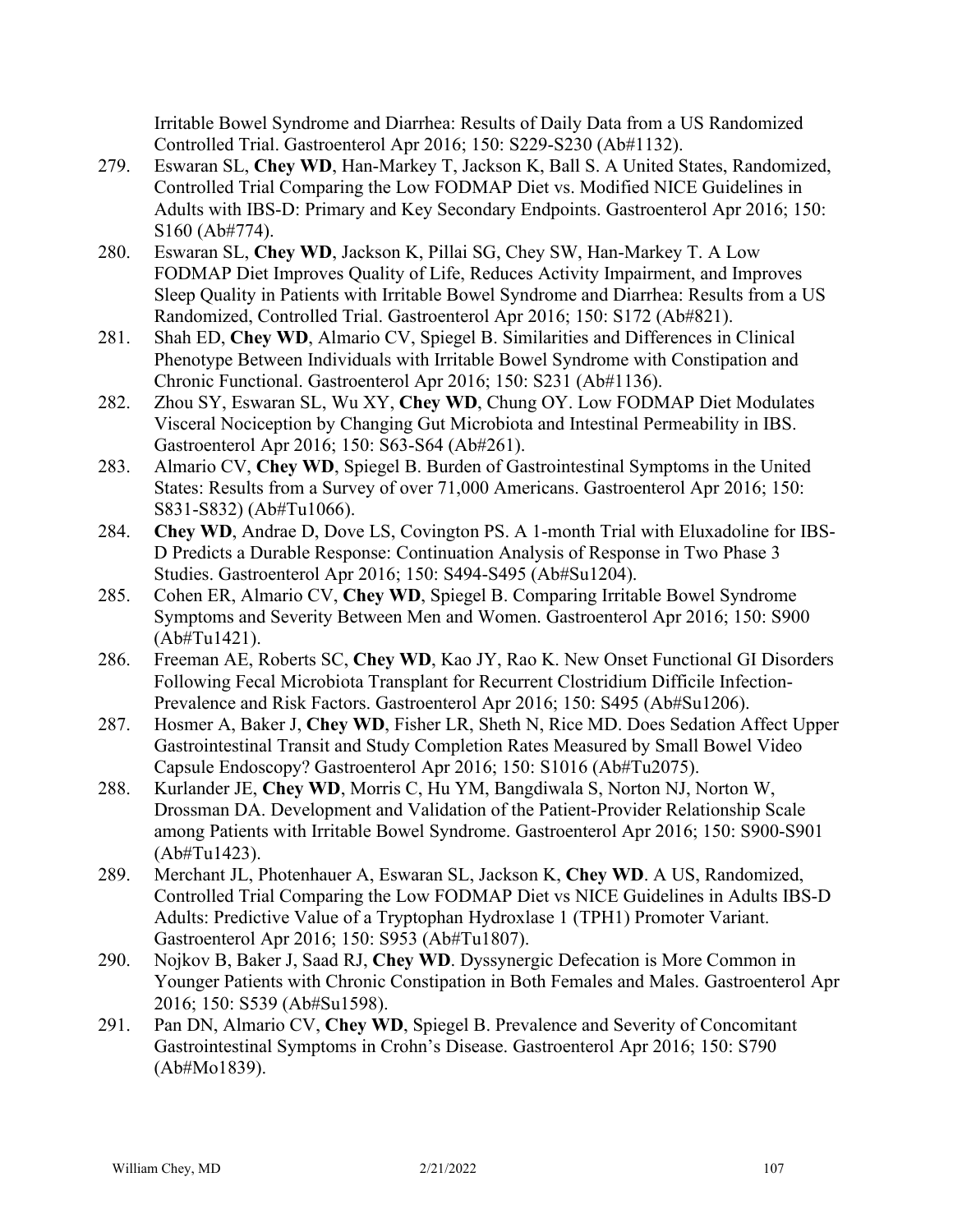Irritable Bowel Syndrome and Diarrhea: Results of Daily Data from a US Randomized Controlled Trial. Gastroenterol Apr 2016; 150: S229-S230 (Ab#1132).

279. Eswaran SL, **Chey WD**, Han-Markey T, Jackson K, Ball S. A United States, Randomized, Controlled Trial Comparing the Low FODMAP Diet vs. Modified NICE Guidelines in Adults with IBS-D: Primary and Key Secondary Endpoints. Gastroenterol Apr 2016; 150: S160 (Ab#774).
280. Eswaran SL, **Chey WD**, Jackson K, Pillai SG, Chey SW, Han-Markey T. A Low FODMAP Diet Improves Quality of Life, Reduces Activity Impairment, and Improves Sleep Quality in Patients with Irritable Bowel Syndrome and Diarrhea: Results from a US Randomized, Controlled Trial. Gastroenterol Apr 2016; 150: S172 (Ab#821).
281. Shah ED, **Chey WD**, Almario CV, Spiegel B. Similarities and Differences in Clinical Phenotype Between Individuals with Irritable Bowel Syndrome with Constipation and Chronic Functional. Gastroenterol Apr 2016; 150: S231 (Ab#1136).
282. Zhou SY, Eswaran SL, Wu XY, **Chey WD**, Chung OY. Low FODMAP Diet Modulates Visceral Nociception by Changing Gut Microbiota and Intestinal Permeability in IBS. Gastroenterol Apr 2016; 150: S63-S64 (Ab#261).
283. Almario CV, **Chey WD**, Spiegel B. Burden of Gastrointestinal Symptoms in the United States: Results from a Survey of over 71,000 Americans. Gastroenterol Apr 2016; 150: S831-S832) (Ab#Tu1066).
284. **Chey WD**, Andrae D, Dove LS, Covington PS. A 1-month Trial with Eluxadoline for IBS-D Predicts a Durable Response: Continuation Analysis of Response in Two Phase 3 Studies. Gastroenterol Apr 2016; 150: S494-S495 (Ab#Su1204).
285. Cohen ER, Almario CV, **Chey WD**, Spiegel B. Comparing Irritable Bowel Syndrome Symptoms and Severity Between Men and Women. Gastroenterol Apr 2016; 150: S900 (Ab#Tu1421).
286. Freeman AE, Roberts SC, **Chey WD**, Kao JY, Rao K. New Onset Functional GI Disorders Following Fecal Microbiota Transplant for Recurrent Clostridium Difficile Infection-Prevalence and Risk Factors. Gastroenterol Apr 2016; 150: S495 (Ab#Su1206).
287. Hosmer A, Baker J, **Chey WD**, Fisher LR, Sheth N, Rice MD. Does Sedation Affect Upper Gastrointestinal Transit and Study Completion Rates Measured by Small Bowel Video Capsule Endoscopy? Gastroenterol Apr 2016; 150: S1016 (Ab#Tu2075).
288. Kurlander JE, **Chey WD**, Morris C, Hu YM, Bangdiwala S, Norton NJ, Norton W, Drossman DA. Development and Validation of the Patient-Provider Relationship Scale among Patients with Irritable Bowel Syndrome. Gastroenterol Apr 2016; 150: S900-S901 (Ab#Tu1423).
289. Merchant JL, Photenhauer A, Eswaran SL, Jackson K, **Chey WD**. A US, Randomized, Controlled Trial Comparing the Low FODMAP Diet vs NICE Guidelines in Adults IBS-D Adults: Predictive Value of a Tryptophan Hydroxlase 1 (TPH1) Promoter Variant. Gastroenterol Apr 2016; 150: S953 (Ab#Tu1807).
290. Nojkov B, Baker J, Saad RJ, **Chey WD**. Dyssynergic Defecation is More Common in Younger Patients with Chronic Constipation in Both Females and Males. Gastroenterol Apr 2016; 150: S539 (Ab#Su1598).
291. Pan DN, Almario CV, **Chey WD**, Spiegel B. Prevalence and Severity of Concomitant Gastrointestinal Symptoms in Crohn's Disease. Gastroenterol Apr 2016; 150: S790 (Ab#Mo1839).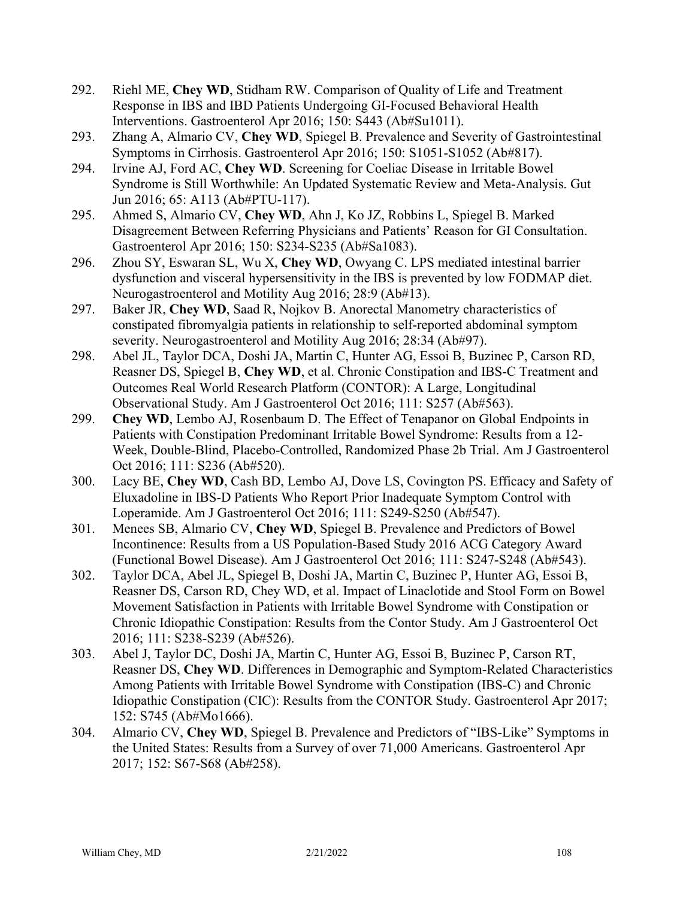292. Riehl ME, **Chey WD**, Stidham RW. Comparison of Quality of Life and Treatment Response in IBS and IBD Patients Undergoing GI-Focused Behavioral Health Interventions. Gastroenterol Apr 2016; 150: S443 (Ab#Su1011).
293. Zhang A, Almario CV, **Chey WD**, Spiegel B. Prevalence and Severity of Gastrointestinal Symptoms in Cirrhosis. Gastroenterol Apr 2016; 150: S1051-S1052 (Ab#817).
294. Irvine AJ, Ford AC, **Chey WD**. Screening for Coeliac Disease in Irritable Bowel Syndrome is Still Worthwhile: An Updated Systematic Review and Meta-Analysis. Gut Jun 2016; 65: A113 (Ab#PTU-117).
295. Ahmed S, Almario CV, **Chey WD**, Ahn J, Ko JZ, Robbins L, Spiegel B. Marked Disagreement Between Referring Physicians and Patients' Reason for GI Consultation. Gastroenterol Apr 2016; 150: S234-S235 (Ab#Sa1083).
296. Zhou SY, Eswaran SL, Wu X, **Chey WD**, Owyang C. LPS mediated intestinal barrier dysfunction and visceral hypersensitivity in the IBS is prevented by low FODMAP diet. Neurogastroenterol and Motility Aug 2016; 28:9 (Ab#13).
297. Baker JR, **Chey WD**, Saad R, Nojkov B. Anorectal Manometry characteristics of constipated fibromyalgia patients in relationship to self-reported abdominal symptom severity. Neurogastroenterol and Motility Aug 2016; 28:34 (Ab#97).
298. Abel JL, Taylor DCA, Doshi JA, Martin C, Hunter AG, Essoi B, Buzinec P, Carson RD, Reasner DS, Spiegel B, **Chey WD**, et al. Chronic Constipation and IBS-C Treatment and Outcomes Real World Research Platform (CONTOR): A Large, Longitudinal Observational Study. Am J Gastroenterol Oct 2016; 111: S257 (Ab#563).
299. **Chey WD**, Lembo AJ, Rosenbaum D. The Effect of Tenapanor on Global Endpoints in Patients with Constipation Predominant Irritable Bowel Syndrome: Results from a 12-Week, Double-Blind, Placebo-Controlled, Randomized Phase 2b Trial. Am J Gastroenterol Oct 2016; 111: S236 (Ab#520).
300. Lacy BE, **Chey WD**, Cash BD, Lembo AJ, Dove LS, Covington PS. Efficacy and Safety of Eluxadoline in IBS-D Patients Who Report Prior Inadequate Symptom Control with Loperamide. Am J Gastroenterol Oct 2016; 111: S249-S250 (Ab#547).
301. Menees SB, Almario CV, **Chey WD**, Spiegel B. Prevalence and Predictors of Bowel Incontinence: Results from a US Population-Based Study 2016 ACG Category Award (Functional Bowel Disease). Am J Gastroenterol Oct 2016; 111: S247-S248 (Ab#543).
302. Taylor DCA, Abel JL, Spiegel B, Doshi JA, Martin C, Buzinec P, Hunter AG, Essoi B, Reasner DS, Carson RD, Chey WD, et al. Impact of Linaclotide and Stool Form on Bowel Movement Satisfaction in Patients with Irritable Bowel Syndrome with Constipation or Chronic Idiopathic Constipation: Results from the Contor Study. Am J Gastroenterol Oct 2016; 111: S238-S239 (Ab#526).
303. Abel J, Taylor DC, Doshi JA, Martin C, Hunter AG, Essoi B, Buzinec P, Carson RT, Reasner DS, **Chey WD**. Differences in Demographic and Symptom-Related Characteristics Among Patients with Irritable Bowel Syndrome with Constipation (IBS-C) and Chronic Idiopathic Constipation (CIC): Results from the CONTOR Study. Gastroenterol Apr 2017; 152: S745 (Ab#Mo1666).
304. Almario CV, **Chey WD**, Spiegel B. Prevalence and Predictors of "IBS-Like" Symptoms in the United States: Results from a Survey of over 71,000 Americans. Gastroenterol Apr 2017; 152: S67-S68 (Ab#258).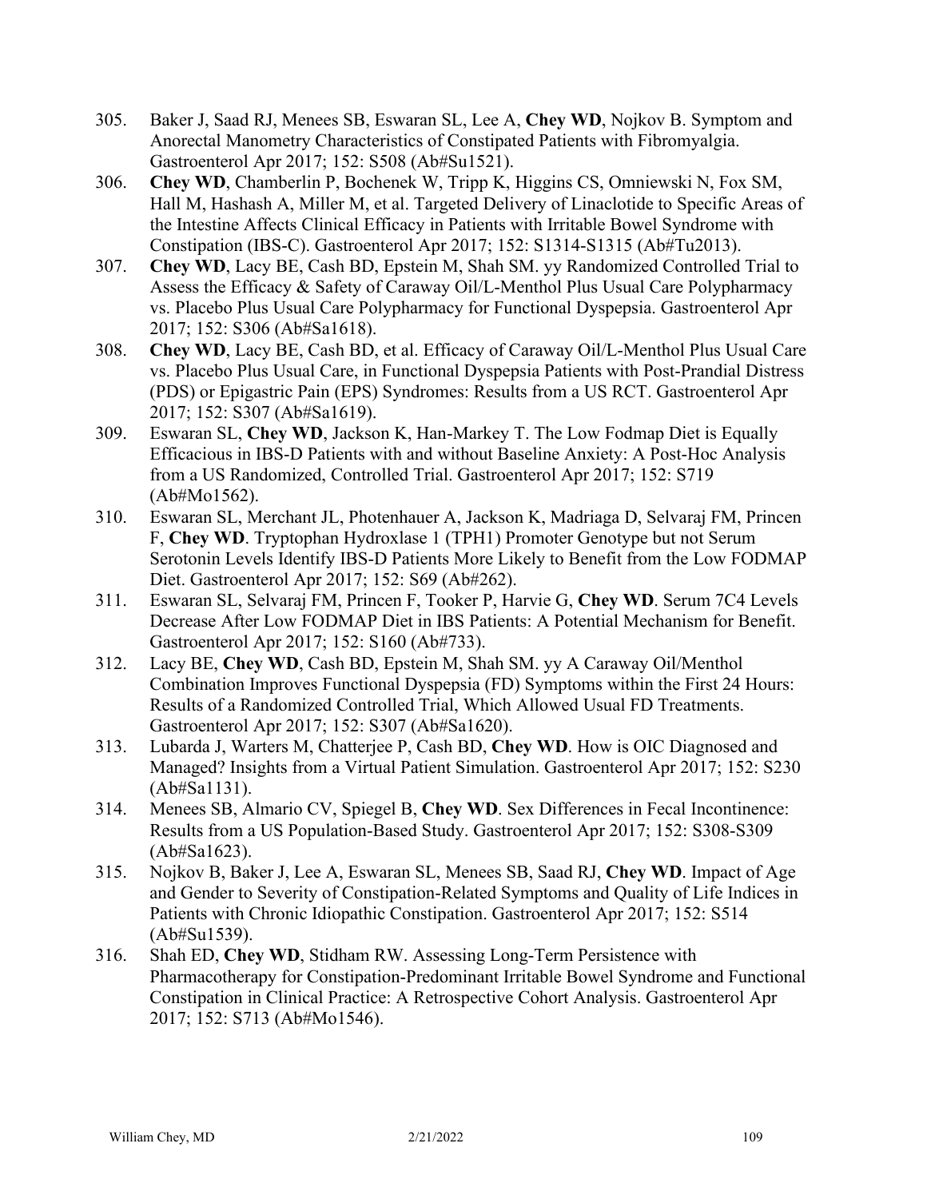305. Baker J, Saad RJ, Menees SB, Eswaran SL, Lee A, **Chey WD**, Nojkov B. Symptom and Anorectal Manometry Characteristics of Constipated Patients with Fibromyalgia. Gastroenterol Apr 2017; 152: S508 (Ab#Su1521).
306. **Chey WD**, Chamberlin P, Bochenek W, Tripp K, Higgins CS, Omniewski N, Fox SM, Hall M, Hashash A, Miller M, et al. Targeted Delivery of Linaclotide to Specific Areas of the Intestine Affects Clinical Efficacy in Patients with Irritable Bowel Syndrome with Constipation (IBS-C). Gastroenterol Apr 2017; 152: S1314-S1315 (Ab#Tu2013).
307. **Chey WD**, Lacy BE, Cash BD, Epstein M, Shah SM. yy Randomized Controlled Trial to Assess the Efficacy & Safety of Caraway Oil/L-Menthol Plus Usual Care Polypharmacy vs. Placebo Plus Usual Care Polypharmacy for Functional Dyspepsia. Gastroenterol Apr 2017; 152: S306 (Ab#Sa1618).
308. **Chey WD**, Lacy BE, Cash BD, et al. Efficacy of Caraway Oil/L-Menthol Plus Usual Care vs. Placebo Plus Usual Care, in Functional Dyspepsia Patients with Post-Prandial Distress (PDS) or Epigastric Pain (EPS) Syndromes: Results from a US RCT. Gastroenterol Apr 2017; 152: S307 (Ab#Sa1619).
309. Eswaran SL, **Chey WD**, Jackson K, Han-Markey T. The Low Fodmap Diet is Equally Efficacious in IBS-D Patients with and without Baseline Anxiety: A Post-Hoc Analysis from a US Randomized, Controlled Trial. Gastroenterol Apr 2017; 152: S719 (Ab#Mo1562).
310. Eswaran SL, Merchant JL, Photenhauer A, Jackson K, Madriaga D, Selvaraj FM, Princen F, **Chey WD**. Tryptophan Hydroxlase 1 (TPH1) Promoter Genotype but not Serum Serotonin Levels Identify IBS-D Patients More Likely to Benefit from the Low FODMAP Diet. Gastroenterol Apr 2017; 152: S69 (Ab#262).
311. Eswaran SL, Selvaraj FM, Princen F, Tooker P, Harvie G, **Chey WD**. Serum 7C4 Levels Decrease After Low FODMAP Diet in IBS Patients: A Potential Mechanism for Benefit. Gastroenterol Apr 2017; 152: S160 (Ab#733).
312. Lacy BE, **Chey WD**, Cash BD, Epstein M, Shah SM. yy A Caraway Oil/Menthol Combination Improves Functional Dyspepsia (FD) Symptoms within the First 24 Hours: Results of a Randomized Controlled Trial, Which Allowed Usual FD Treatments. Gastroenterol Apr 2017; 152: S307 (Ab#Sa1620).
313. Lubarda J, Warters M, Chatterjee P, Cash BD, **Chey WD**. How is OIC Diagnosed and Managed? Insights from a Virtual Patient Simulation. Gastroenterol Apr 2017; 152: S230 (Ab#Sa1131).
314. Menees SB, Almario CV, Spiegel B, **Chey WD**. Sex Differences in Fecal Incontinence: Results from a US Population-Based Study. Gastroenterol Apr 2017; 152: S308-S309 (Ab#Sa1623).
315. Nojkov B, Baker J, Lee A, Eswaran SL, Menees SB, Saad RJ, **Chey WD**. Impact of Age and Gender to Severity of Constipation-Related Symptoms and Quality of Life Indices in Patients with Chronic Idiopathic Constipation. Gastroenterol Apr 2017; 152: S514 (Ab#Su1539).
316. Shah ED, **Chey WD**, Stidham RW. Assessing Long-Term Persistence with Pharmacotherapy for Constipation-Predominant Irritable Bowel Syndrome and Functional Constipation in Clinical Practice: A Retrospective Cohort Analysis. Gastroenterol Apr 2017; 152: S713 (Ab#Mo1546).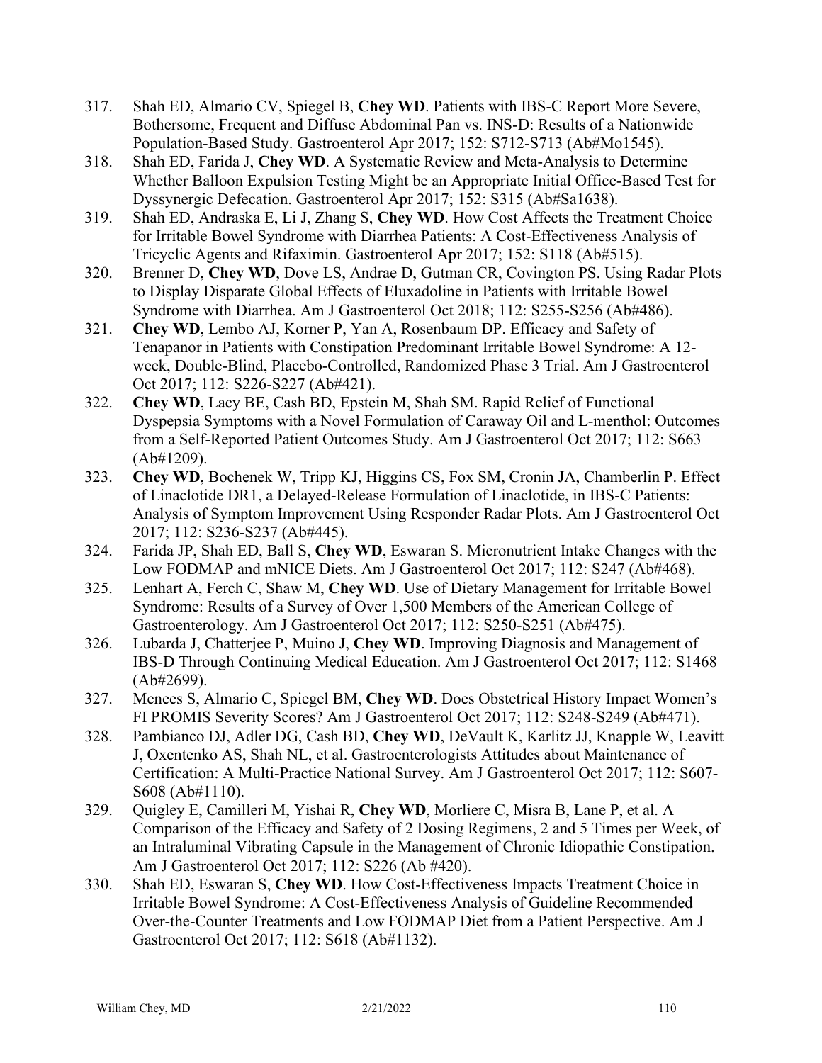317. Shah ED, Almario CV, Spiegel B, **Chey WD**. Patients with IBS-C Report More Severe, Bothersome, Frequent and Diffuse Abdominal Pan vs. INS-D: Results of a Nationwide Population-Based Study. Gastroenterol Apr 2017; 152: S712-S713 (Ab#Mo1545).
318. Shah ED, Farida J, **Chey WD**. A Systematic Review and Meta-Analysis to Determine Whether Balloon Expulsion Testing Might be an Appropriate Initial Office-Based Test for Dyssynergic Defecation. Gastroenterol Apr 2017; 152: S315 (Ab#Sa1638).
319. Shah ED, Andraska E, Li J, Zhang S, **Chey WD**. How Cost Affects the Treatment Choice for Irritable Bowel Syndrome with Diarrhea Patients: A Cost-Effectiveness Analysis of Tricyclic Agents and Rifaximin. Gastroenterol Apr 2017; 152: S118 (Ab#515).
320. Brenner D, **Chey WD**, Dove LS, Andrae D, Gutman CR, Covington PS. Using Radar Plots to Display Disparate Global Effects of Eluxadoline in Patients with Irritable Bowel Syndrome with Diarrhea. Am J Gastroenterol Oct 2018; 112: S255-S256 (Ab#486).
321. **Chey WD**, Lembo AJ, Korner P, Yan A, Rosenbaum DP. Efficacy and Safety of Tenapanor in Patients with Constipation Predominant Irritable Bowel Syndrome: A 12-week, Double-Blind, Placebo-Controlled, Randomized Phase 3 Trial. Am J Gastroenterol Oct 2017; 112: S226-S227 (Ab#421).
322. **Chey WD**, Lacy BE, Cash BD, Epstein M, Shah SM. Rapid Relief of Functional Dyspepsia Symptoms with a Novel Formulation of Caraway Oil and L-menthol: Outcomes from a Self-Reported Patient Outcomes Study. Am J Gastroenterol Oct 2017; 112: S663 (Ab#1209).
323. **Chey WD**, Bochenek W, Tripp KJ, Higgins CS, Fox SM, Cronin JA, Chamberlin P. Effect of Linaclotide DR1, a Delayed-Release Formulation of Linaclotide, in IBS-C Patients: Analysis of Symptom Improvement Using Responder Radar Plots. Am J Gastroenterol Oct 2017; 112: S236-S237 (Ab#445).
324. Farida JP, Shah ED, Ball S, **Chey WD**, Eswaran S. Micronutrient Intake Changes with the Low FODMAP and mNICE Diets. Am J Gastroenterol Oct 2017; 112: S247 (Ab#468).
325. Lenhart A, Ferch C, Shaw M, **Chey WD**. Use of Dietary Management for Irritable Bowel Syndrome: Results of a Survey of Over 1,500 Members of the American College of Gastroenterology. Am J Gastroenterol Oct 2017; 112: S250-S251 (Ab#475).
326. Lubarda J, Chatterjee P, Muino J, **Chey WD**. Improving Diagnosis and Management of IBS-D Through Continuing Medical Education. Am J Gastroenterol Oct 2017; 112: S1468 (Ab#2699).
327. Menees S, Almario C, Spiegel BM, **Chey WD**. Does Obstetrical History Impact Women's FI PROMIS Severity Scores? Am J Gastroenterol Oct 2017; 112: S248-S249 (Ab#471).
328. Pambianco DJ, Adler DG, Cash BD, **Chey WD**, DeVault K, Karlitz JJ, Knapple W, Leavitt J, Oxentenko AS, Shah NL, et al. Gastroenterologists Attitudes about Maintenance of Certification: A Multi-Practice National Survey. Am J Gastroenterol Oct 2017; 112: S607-S608 (Ab#1110).
329. Quigley E, Camilleri M, Yishai R, **Chey WD**, Morliere C, Misra B, Lane P, et al. A Comparison of the Efficacy and Safety of 2 Dosing Regimens, 2 and 5 Times per Week, of an Intraluminal Vibrating Capsule in the Management of Chronic Idiopathic Constipation. Am J Gastroenterol Oct 2017; 112: S226 (Ab #420).
330. Shah ED, Eswaran S, **Chey WD**. How Cost-Effectiveness Impacts Treatment Choice in Irritable Bowel Syndrome: A Cost-Effectiveness Analysis of Guideline Recommended Over-the-Counter Treatments and Low FODMAP Diet from a Patient Perspective. Am J Gastroenterol Oct 2017; 112: S618 (Ab#1132).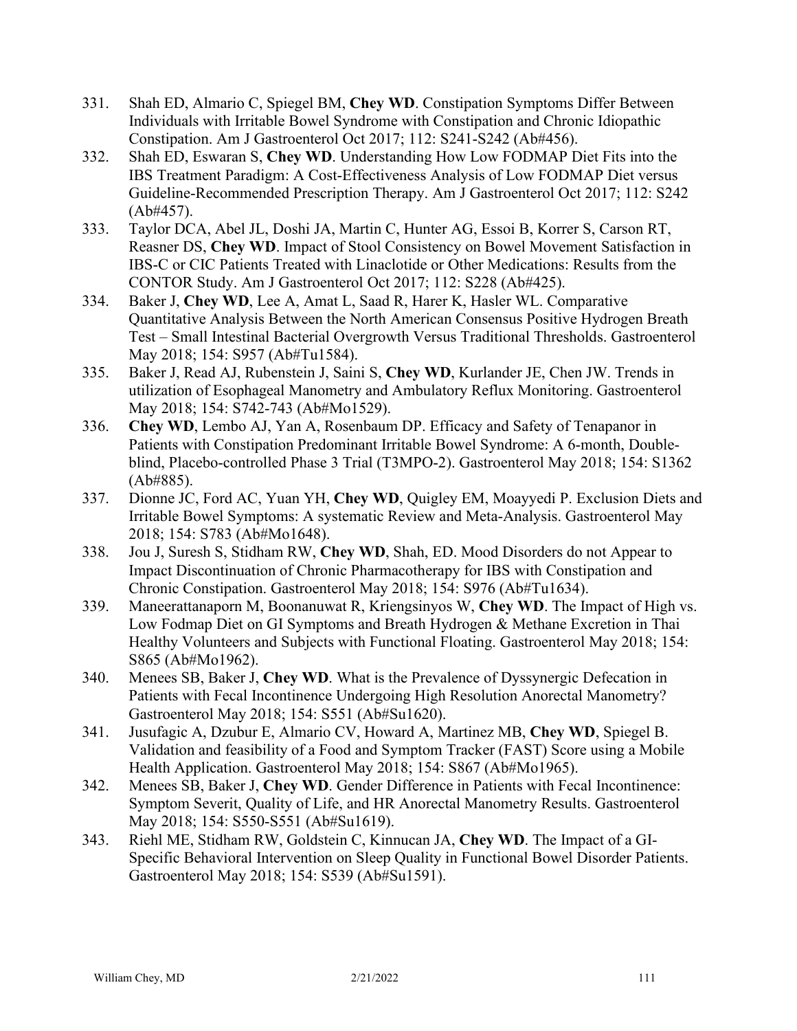331. Shah ED, Almario C, Spiegel BM, **Chey WD**. Constipation Symptoms Differ Between Individuals with Irritable Bowel Syndrome with Constipation and Chronic Idiopathic Constipation. Am J Gastroenterol Oct 2017; 112: S241-S242 (Ab#456).
332. Shah ED, Eswaran S, **Chey WD**. Understanding How Low FODMAP Diet Fits into the IBS Treatment Paradigm: A Cost-Effectiveness Analysis of Low FODMAP Diet versus Guideline-Recommended Prescription Therapy. Am J Gastroenterol Oct 2017; 112: S242 (Ab#457).
333. Taylor DCA, Abel JL, Doshi JA, Martin C, Hunter AG, Essoi B, Korrer S, Carson RT, Reasner DS, **Chey WD**. Impact of Stool Consistency on Bowel Movement Satisfaction in IBS-C or CIC Patients Treated with Linaclotide or Other Medications: Results from the CONTOR Study. Am J Gastroenterol Oct 2017; 112: S228 (Ab#425).
334. Baker J, **Chey WD**, Lee A, Amat L, Saad R, Harer K, Hasler WL. Comparative Quantitative Analysis Between the North American Consensus Positive Hydrogen Breath Test – Small Intestinal Bacterial Overgrowth Versus Traditional Thresholds. Gastroenterol May 2018; 154: S957 (Ab#Tu1584).
335. Baker J, Read AJ, Rubenstein J, Saini S, **Chey WD**, Kurlander JE, Chen JW. Trends in utilization of Esophageal Manometry and Ambulatory Reflux Monitoring. Gastroenterol May 2018; 154: S742-743 (Ab#Mo1529).
336. **Chey WD**, Lembo AJ, Yan A, Rosenbaum DP. Efficacy and Safety of Tenapanor in Patients with Constipation Predominant Irritable Bowel Syndrome: A 6-month, Double-blind, Placebo-controlled Phase 3 Trial (T3MPO-2). Gastroenterol May 2018; 154: S1362 (Ab#885).
337. Dionne JC, Ford AC, Yuan YH, **Chey WD**, Quigley EM, Moayyedi P. Exclusion Diets and Irritable Bowel Symptoms: A systematic Review and Meta-Analysis. Gastroenterol May 2018; 154: S783 (Ab#Mo1648).
338. Jou J, Suresh S, Stidham RW, **Chey WD**, Shah, ED. Mood Disorders do not Appear to Impact Discontinuation of Chronic Pharmacotherapy for IBS with Constipation and Chronic Constipation. Gastroenterol May 2018; 154: S976 (Ab#Tu1634).
339. Maneerattanaporn M, Boonanuwat R, Kriengsinyos W, **Chey WD**. The Impact of High vs. Low Fodmap Diet on GI Symptoms and Breath Hydrogen & Methane Excretion in Thai Healthy Volunteers and Subjects with Functional Floating. Gastroenterol May 2018; 154: S865 (Ab#Mo1962).
340. Menees SB, Baker J, **Chey WD**. What is the Prevalence of Dyssynergic Defecation in Patients with Fecal Incontinence Undergoing High Resolution Anorectal Manometry? Gastroenterol May 2018; 154: S551 (Ab#Su1620).
341. Jusufagic A, Dzubur E, Almario CV, Howard A, Martinez MB, **Chey WD**, Spiegel B. Validation and feasibility of a Food and Symptom Tracker (FAST) Score using a Mobile Health Application. Gastroenterol May 2018; 154: S867 (Ab#Mo1965).
342. Menees SB, Baker J, **Chey WD**. Gender Difference in Patients with Fecal Incontinence: Symptom Severit, Quality of Life, and HR Anorectal Manometry Results. Gastroenterol May 2018; 154: S550-S551 (Ab#Su1619).
343. Riehl ME, Stidham RW, Goldstein C, Kinnucan JA, **Chey WD**. The Impact of a GI-Specific Behavioral Intervention on Sleep Quality in Functional Bowel Disorder Patients. Gastroenterol May 2018; 154: S539 (Ab#Su1591).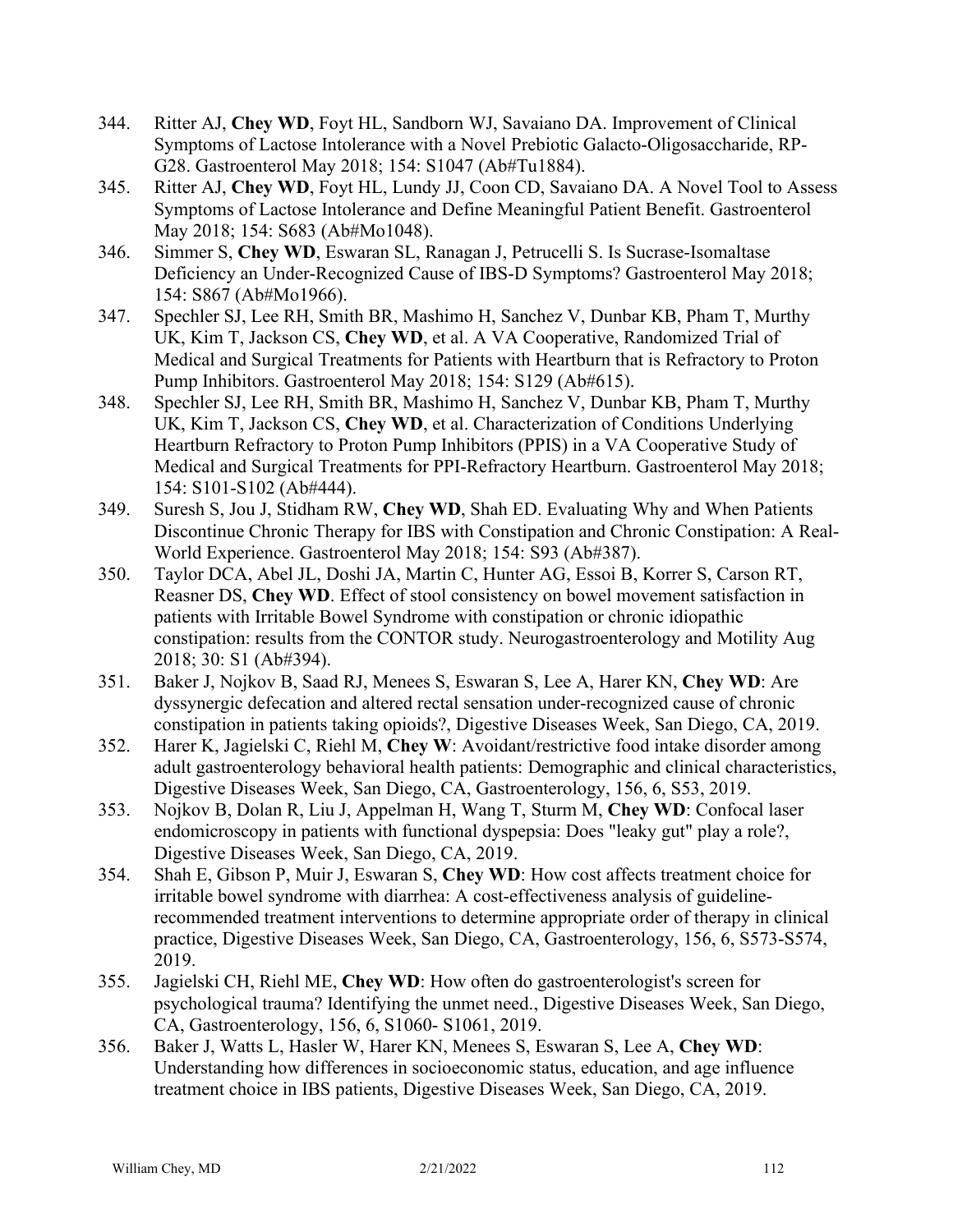344. Ritter AJ, **Chey WD**, Foyt HL, Sandborn WJ, Savaiano DA. Improvement of Clinical Symptoms of Lactose Intolerance with a Novel Prebiotic Galacto-Oligosaccharide, RP-G28. Gastroenterol May 2018; 154: S1047 (Ab#Tu1884).
345. Ritter AJ, **Chey WD**, Foyt HL, Lundy JJ, Coon CD, Savaiano DA. A Novel Tool to Assess Symptoms of Lactose Intolerance and Define Meaningful Patient Benefit. Gastroenterol May 2018; 154: S683 (Ab#Mo1048).
346. Simmer S, **Chey WD**, Eswaran SL, Ranagan J, Petrucelli S. Is Sucrase-Isomaltase Deficiency an Under-Recognized Cause of IBS-D Symptoms? Gastroenterol May 2018; 154: S867 (Ab#Mo1966).
347. Spechler SJ, Lee RH, Smith BR, Mashimo H, Sanchez V, Dunbar KB, Pham T, Murthy UK, Kim T, Jackson CS, **Chey WD**, et al. A VA Cooperative, Randomized Trial of Medical and Surgical Treatments for Patients with Heartburn that is Refractory to Proton Pump Inhibitors. Gastroenterol May 2018; 154: S129 (Ab#615).
348. Spechler SJ, Lee RH, Smith BR, Mashimo H, Sanchez V, Dunbar KB, Pham T, Murthy UK, Kim T, Jackson CS, **Chey WD**, et al. Characterization of Conditions Underlying Heartburn Refractory to Proton Pump Inhibitors (PPIS) in a VA Cooperative Study of Medical and Surgical Treatments for PPI-Refractory Heartburn. Gastroenterol May 2018; 154: S101-S102 (Ab#444).
349. Suresh S, Jou J, Stidham RW, **Chey WD**, Shah ED. Evaluating Why and When Patients Discontinue Chronic Therapy for IBS with Constipation and Chronic Constipation: A Real-World Experience. Gastroenterol May 2018; 154: S93 (Ab#387).
350. Taylor DCA, Abel JL, Doshi JA, Martin C, Hunter AG, Essoi B, Korrer S, Carson RT, Reasner DS, **Chey WD**. Effect of stool consistency on bowel movement satisfaction in patients with Irritable Bowel Syndrome with constipation or chronic idiopathic constipation: results from the CONTOR study. Neurogastroenterology and Motility Aug 2018; 30: S1 (Ab#394).
351. Baker J, Nojkov B, Saad RJ, Menees S, Eswaran S, Lee A, Harer KN, **Chey WD**: Are dyssynergic defecation and altered rectal sensation under-recognized cause of chronic constipation in patients taking opioids?, Digestive Diseases Week, San Diego, CA, 2019.
352. Harer K, Jagielski C, Riehl M, **Chey W**: Avoidant/restrictive food intake disorder among adult gastroenterology behavioral health patients: Demographic and clinical characteristics, Digestive Diseases Week, San Diego, CA, Gastroenterology, 156, 6, S53, 2019.
353. Nojkov B, Dolan R, Liu J, Appelman H, Wang T, Sturm M, **Chey WD**: Confocal laser endomicroscopy in patients with functional dyspepsia: Does "leaky gut" play a role?, Digestive Diseases Week, San Diego, CA, 2019.
354. Shah E, Gibson P, Muir J, Eswaran S, **Chey WD**: How cost affects treatment choice for irritable bowel syndrome with diarrhea: A cost-effectiveness analysis of guideline-recommended treatment interventions to determine appropriate order of therapy in clinical practice, Digestive Diseases Week, San Diego, CA, Gastroenterology, 156, 6, S573-S574, 2019.
355. Jagielski CH, Riehl ME, **Chey WD**: How often do gastroenterologist's screen for psychological trauma? Identifying the unmet need., Digestive Diseases Week, San Diego, CA, Gastroenterology, 156, 6, S1060- S1061, 2019.
356. Baker J, Watts L, Hasler W, Harer KN, Menees S, Eswaran S, Lee A, **Chey WD**: Understanding how differences in socioeconomic status, education, and age influence treatment choice in IBS patients, Digestive Diseases Week, San Diego, CA, 2019.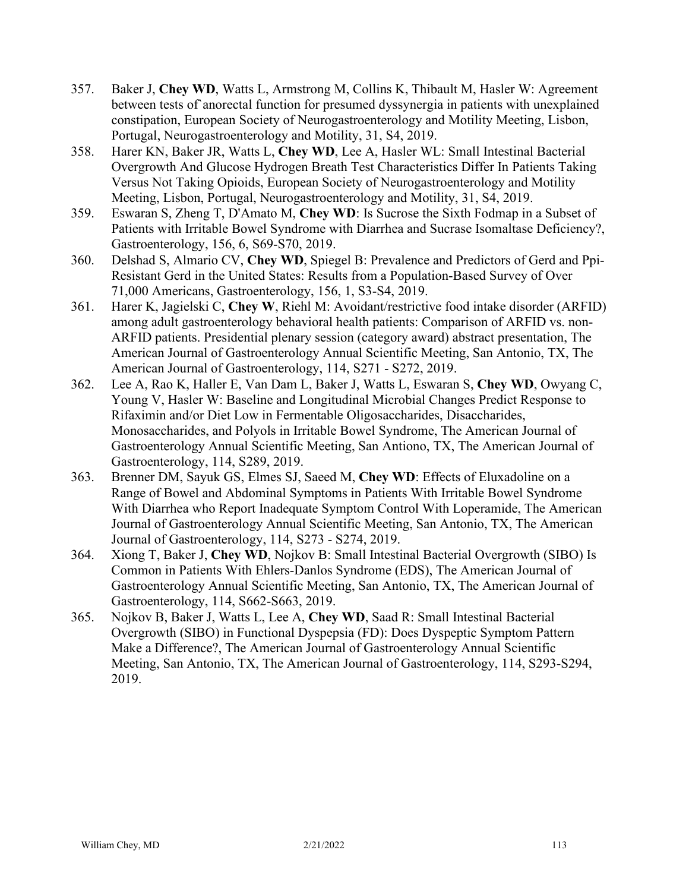357. Baker J, **Chey WD**, Watts L, Armstrong M, Collins K, Thibault M, Hasler W: Agreement between tests of anorectal function for presumed dyssynergia in patients with unexplained constipation, European Society of Neurogastroenterology and Motility Meeting, Lisbon, Portugal, Neurogastroenterology and Motility, 31, S4, 2019.
358. Harer KN, Baker JR, Watts L, **Chey WD**, Lee A, Hasler WL: Small Intestinal Bacterial Overgrowth And Glucose Hydrogen Breath Test Characteristics Differ In Patients Taking Versus Not Taking Opioids, European Society of Neurogastroenterology and Motility Meeting, Lisbon, Portugal, Neurogastroenterology and Motility, 31, S4, 2019.
359. Eswaran S, Zheng T, D'Amato M, **Chey WD**: Is Sucrose the Sixth Fodmap in a Subset of Patients with Irritable Bowel Syndrome with Diarrhea and Sucrase Isomaltase Deficiency?, Gastroenterology, 156, 6, S69-S70, 2019.
360. Delshad S, Almario CV, **Chey WD**, Spiegel B: Prevalence and Predictors of Gerd and Ppi-Resistant Gerd in the United States: Results from a Population-Based Survey of Over 71,000 Americans, Gastroenterology, 156, 1, S3-S4, 2019.
361. Harer K, Jagielski C, **Chey W**, Riehl M: Avoidant/restrictive food intake disorder (ARFID) among adult gastroenterology behavioral health patients: Comparison of ARFID vs. non-ARFID patients. Presidential plenary session (category award) abstract presentation, The American Journal of Gastroenterology Annual Scientific Meeting, San Antonio, TX, The American Journal of Gastroenterology, 114, S271 - S272, 2019.
362. Lee A, Rao K, Haller E, Van Dam L, Baker J, Watts L, Eswaran S, **Chey WD**, Owyang C, Young V, Hasler W: Baseline and Longitudinal Microbial Changes Predict Response to Rifaximin and/or Diet Low in Fermentable Oligosaccharides, Disaccharides, Monosaccharides, and Polyols in Irritable Bowel Syndrome, The American Journal of Gastroenterology Annual Scientific Meeting, San Antiono, TX, The American Journal of Gastroenterology, 114, S289, 2019.
363. Brenner DM, Sayuk GS, Elmes SJ, Saeed M, **Chey WD**: Effects of Eluxadoline on a Range of Bowel and Abdominal Symptoms in Patients With Irritable Bowel Syndrome With Diarrhea who Report Inadequate Symptom Control With Loperamide, The American Journal of Gastroenterology Annual Scientific Meeting, San Antonio, TX, The American Journal of Gastroenterology, 114, S273 - S274, 2019.
364. Xiong T, Baker J, **Chey WD**, Nojkov B: Small Intestinal Bacterial Overgrowth (SIBO) Is Common in Patients With Ehlers-Danlos Syndrome (EDS), The American Journal of Gastroenterology Annual Scientific Meeting, San Antonio, TX, The American Journal of Gastroenterology, 114, S662-S663, 2019.
365. Nojkov B, Baker J, Watts L, Lee A, **Chey WD**, Saad R: Small Intestinal Bacterial Overgrowth (SIBO) in Functional Dyspepsia (FD): Does Dyspeptic Symptom Pattern Make a Difference?, The American Journal of Gastroenterology Annual Scientific Meeting, San Antonio, TX, The American Journal of Gastroenterology, 114, S293-S294, 2019.